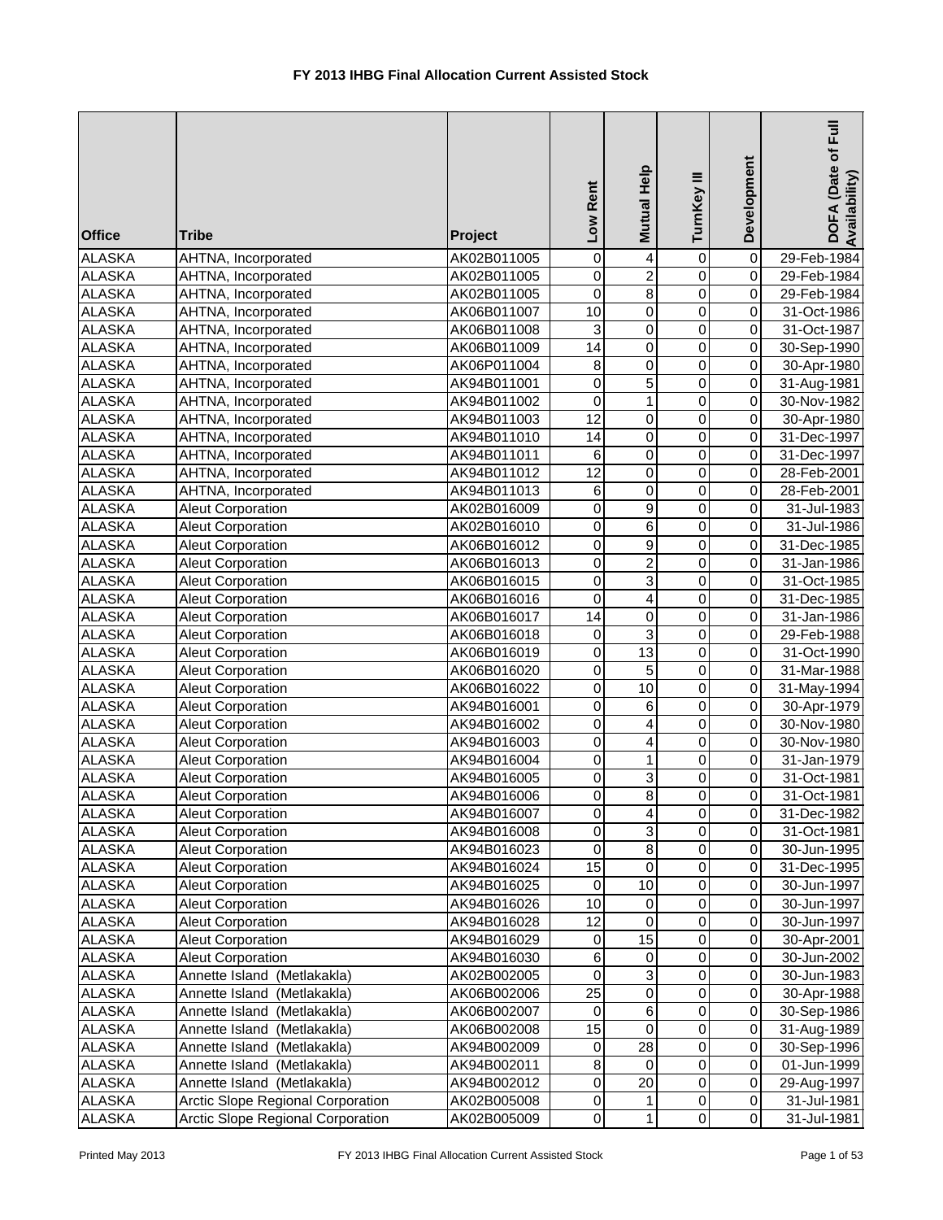# FY 2013 IHBG Final Allocation Current Assisted Stock

| Office | Tribe | Project | Low Rent | Mutual Help | TurnKey III | Development | DOFA (Date of Full Availability) |
|---|---|---|---|---|---|---|---|
| ALASKA | AHTNA, Incorporated | AK02B011005 | 0 | 4 | 0 | 0 | 29-Feb-1984 |
| ALASKA | AHTNA, Incorporated | AK02B011005 | 0 | 2 | 0 | 0 | 29-Feb-1984 |
| ALASKA | AHTNA, Incorporated | AK02B011005 | 0 | 8 | 0 | 0 | 29-Feb-1984 |
| ALASKA | AHTNA, Incorporated | AK06B011007 | 10 | 0 | 0 | 0 | 31-Oct-1986 |
| ALASKA | AHTNA, Incorporated | AK06B011008 | 3 | 0 | 0 | 0 | 31-Oct-1987 |
| ALASKA | AHTNA, Incorporated | AK06B011009 | 14 | 0 | 0 | 0 | 30-Sep-1990 |
| ALASKA | AHTNA, Incorporated | AK06P011004 | 8 | 0 | 0 | 0 | 30-Apr-1980 |
| ALASKA | AHTNA, Incorporated | AK94B011001 | 0 | 5 | 0 | 0 | 31-Aug-1981 |
| ALASKA | AHTNA, Incorporated | AK94B011002 | 0 | 1 | 0 | 0 | 30-Nov-1982 |
| ALASKA | AHTNA, Incorporated | AK94B011003 | 12 | 0 | 0 | 0 | 30-Apr-1980 |
| ALASKA | AHTNA, Incorporated | AK94B011010 | 14 | 0 | 0 | 0 | 31-Dec-1997 |
| ALASKA | AHTNA, Incorporated | AK94B011011 | 6 | 0 | 0 | 0 | 31-Dec-1997 |
| ALASKA | AHTNA, Incorporated | AK94B011012 | 12 | 0 | 0 | 0 | 28-Feb-2001 |
| ALASKA | AHTNA, Incorporated | AK94B011013 | 6 | 0 | 0 | 0 | 28-Feb-2001 |
| ALASKA | Aleut Corporation | AK02B016009 | 0 | 9 | 0 | 0 | 31-Jul-1983 |
| ALASKA | Aleut Corporation | AK02B016010 | 0 | 6 | 0 | 0 | 31-Jul-1986 |
| ALASKA | Aleut Corporation | AK06B016012 | 0 | 9 | 0 | 0 | 31-Dec-1985 |
| ALASKA | Aleut Corporation | AK06B016013 | 0 | 2 | 0 | 0 | 31-Jan-1986 |
| ALASKA | Aleut Corporation | AK06B016015 | 0 | 3 | 0 | 0 | 31-Oct-1985 |
| ALASKA | Aleut Corporation | AK06B016016 | 0 | 4 | 0 | 0 | 31-Dec-1985 |
| ALASKA | Aleut Corporation | AK06B016017 | 14 | 0 | 0 | 0 | 31-Jan-1986 |
| ALASKA | Aleut Corporation | AK06B016018 | 0 | 3 | 0 | 0 | 29-Feb-1988 |
| ALASKA | Aleut Corporation | AK06B016019 | 0 | 13 | 0 | 0 | 31-Oct-1990 |
| ALASKA | Aleut Corporation | AK06B016020 | 0 | 5 | 0 | 0 | 31-Mar-1988 |
| ALASKA | Aleut Corporation | AK06B016022 | 0 | 10 | 0 | 0 | 31-May-1994 |
| ALASKA | Aleut Corporation | AK94B016001 | 0 | 6 | 0 | 0 | 30-Apr-1979 |
| ALASKA | Aleut Corporation | AK94B016002 | 0 | 4 | 0 | 0 | 30-Nov-1980 |
| ALASKA | Aleut Corporation | AK94B016003 | 0 | 4 | 0 | 0 | 30-Nov-1980 |
| ALASKA | Aleut Corporation | AK94B016004 | 0 | 1 | 0 | 0 | 31-Jan-1979 |
| ALASKA | Aleut Corporation | AK94B016005 | 0 | 3 | 0 | 0 | 31-Oct-1981 |
| ALASKA | Aleut Corporation | AK94B016006 | 0 | 8 | 0 | 0 | 31-Oct-1981 |
| ALASKA | Aleut Corporation | AK94B016007 | 0 | 4 | 0 | 0 | 31-Dec-1982 |
| ALASKA | Aleut Corporation | AK94B016008 | 0 | 3 | 0 | 0 | 31-Oct-1981 |
| ALASKA | Aleut Corporation | AK94B016023 | 0 | 8 | 0 | 0 | 30-Jun-1995 |
| ALASKA | Aleut Corporation | AK94B016024 | 15 | 0 | 0 | 0 | 31-Dec-1995 |
| ALASKA | Aleut Corporation | AK94B016025 | 0 | 10 | 0 | 0 | 30-Jun-1997 |
| ALASKA | Aleut Corporation | AK94B016026 | 10 | 0 | 0 | 0 | 30-Jun-1997 |
| ALASKA | Aleut Corporation | AK94B016028 | 12 | 0 | 0 | 0 | 30-Jun-1997 |
| ALASKA | Aleut Corporation | AK94B016029 | 0 | 15 | 0 | 0 | 30-Apr-2001 |
| ALASKA | Aleut Corporation | AK94B016030 | 6 | 0 | 0 | 0 | 30-Jun-2002 |
| ALASKA | Annette Island (Metlakakla) | AK02B002005 | 0 | 3 | 0 | 0 | 30-Jun-1983 |
| ALASKA | Annette Island (Metlakakla) | AK06B002006 | 25 | 0 | 0 | 0 | 30-Apr-1988 |
| ALASKA | Annette Island (Metlakakla) | AK06B002007 | 0 | 6 | 0 | 0 | 30-Sep-1986 |
| ALASKA | Annette Island (Metlakakla) | AK06B002008 | 15 | 0 | 0 | 0 | 31-Aug-1989 |
| ALASKA | Annette Island (Metlakakla) | AK94B002009 | 0 | 28 | 0 | 0 | 30-Sep-1996 |
| ALASKA | Annette Island (Metlakakla) | AK94B002011 | 8 | 0 | 0 | 0 | 01-Jun-1999 |
| ALASKA | Annette Island (Metlakakla) | AK94B002012 | 0 | 20 | 0 | 0 | 29-Aug-1997 |
| ALASKA | Arctic Slope Regional Corporation | AK02B005008 | 0 | 1 | 0 | 0 | 31-Jul-1981 |
| ALASKA | Arctic Slope Regional Corporation | AK02B005009 | 0 | 1 | 0 | 0 | 31-Jul-1981 |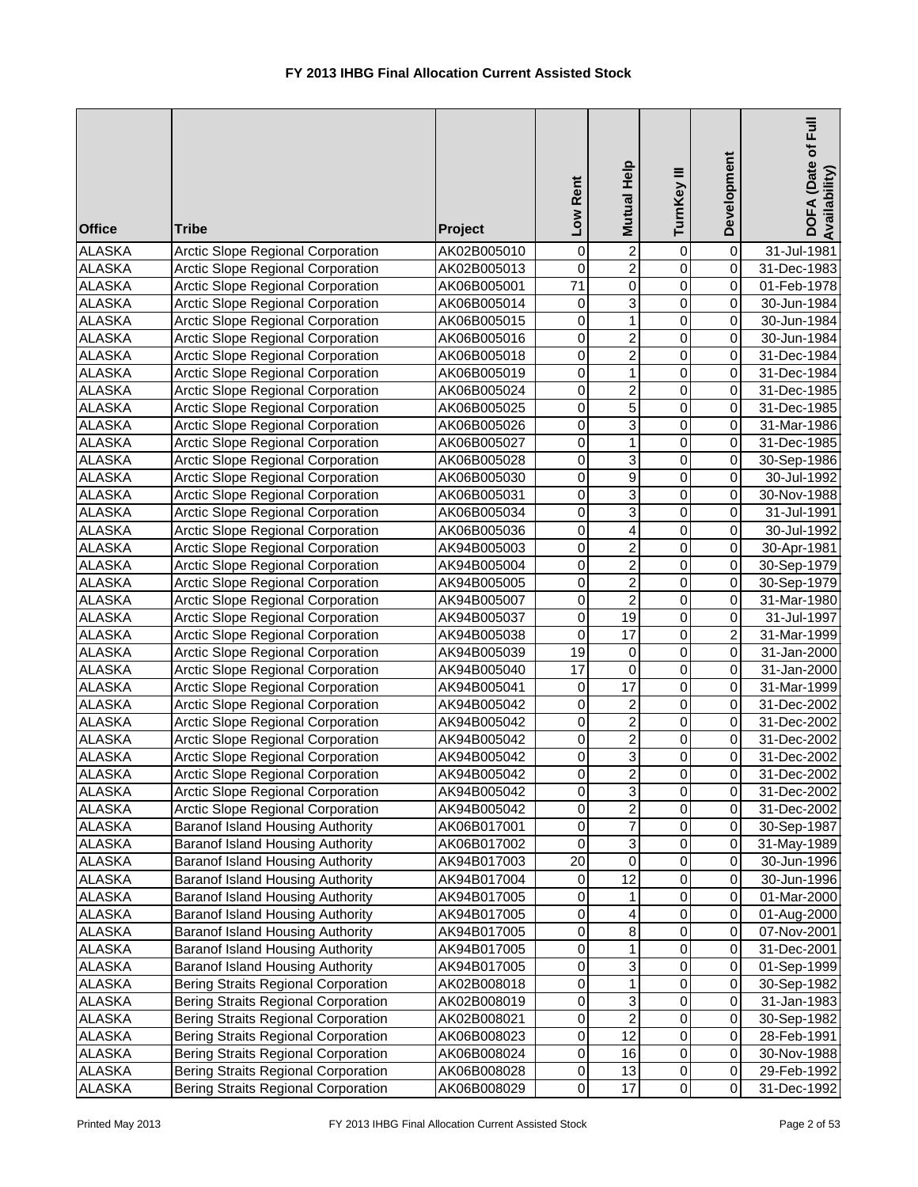# FY 2013 IHBG Final Allocation Current Assisted Stock

| Office | Tribe | Project | Low Rent | Mutual Help | TurnKey III | Development | DOFA (Date of Full Availability) |
|---|---|---|---|---|---|---|---|
| ALASKA | Arctic Slope Regional Corporation | AK02B005010 | 0 | 2 | 0 | 0 | 31-Jul-1981 |
| ALASKA | Arctic Slope Regional Corporation | AK02B005013 | 0 | 2 | 0 | 0 | 31-Dec-1983 |
| ALASKA | Arctic Slope Regional Corporation | AK06B005001 | 71 | 0 | 0 | 0 | 01-Feb-1978 |
| ALASKA | Arctic Slope Regional Corporation | AK06B005014 | 0 | 3 | 0 | 0 | 30-Jun-1984 |
| ALASKA | Arctic Slope Regional Corporation | AK06B005015 | 0 | 1 | 0 | 0 | 30-Jun-1984 |
| ALASKA | Arctic Slope Regional Corporation | AK06B005016 | 0 | 2 | 0 | 0 | 30-Jun-1984 |
| ALASKA | Arctic Slope Regional Corporation | AK06B005018 | 0 | 2 | 0 | 0 | 31-Dec-1984 |
| ALASKA | Arctic Slope Regional Corporation | AK06B005019 | 0 | 1 | 0 | 0 | 31-Dec-1984 |
| ALASKA | Arctic Slope Regional Corporation | AK06B005024 | 0 | 2 | 0 | 0 | 31-Dec-1985 |
| ALASKA | Arctic Slope Regional Corporation | AK06B005025 | 0 | 5 | 0 | 0 | 31-Dec-1985 |
| ALASKA | Arctic Slope Regional Corporation | AK06B005026 | 0 | 3 | 0 | 0 | 31-Mar-1986 |
| ALASKA | Arctic Slope Regional Corporation | AK06B005027 | 0 | 1 | 0 | 0 | 31-Dec-1985 |
| ALASKA | Arctic Slope Regional Corporation | AK06B005028 | 0 | 3 | 0 | 0 | 30-Sep-1986 |
| ALASKA | Arctic Slope Regional Corporation | AK06B005030 | 0 | 9 | 0 | 0 | 30-Jul-1992 |
| ALASKA | Arctic Slope Regional Corporation | AK06B005031 | 0 | 3 | 0 | 0 | 30-Nov-1988 |
| ALASKA | Arctic Slope Regional Corporation | AK06B005034 | 0 | 3 | 0 | 0 | 31-Jul-1991 |
| ALASKA | Arctic Slope Regional Corporation | AK06B005036 | 0 | 4 | 0 | 0 | 30-Jul-1992 |
| ALASKA | Arctic Slope Regional Corporation | AK94B005003 | 0 | 2 | 0 | 0 | 30-Apr-1981 |
| ALASKA | Arctic Slope Regional Corporation | AK94B005004 | 0 | 2 | 0 | 0 | 30-Sep-1979 |
| ALASKA | Arctic Slope Regional Corporation | AK94B005005 | 0 | 2 | 0 | 0 | 30-Sep-1979 |
| ALASKA | Arctic Slope Regional Corporation | AK94B005007 | 0 | 2 | 0 | 0 | 31-Mar-1980 |
| ALASKA | Arctic Slope Regional Corporation | AK94B005037 | 0 | 19 | 0 | 0 | 31-Jul-1997 |
| ALASKA | Arctic Slope Regional Corporation | AK94B005038 | 0 | 17 | 0 | 2 | 31-Mar-1999 |
| ALASKA | Arctic Slope Regional Corporation | AK94B005039 | 19 | 0 | 0 | 0 | 31-Jan-2000 |
| ALASKA | Arctic Slope Regional Corporation | AK94B005040 | 17 | 0 | 0 | 0 | 31-Jan-2000 |
| ALASKA | Arctic Slope Regional Corporation | AK94B005041 | 0 | 17 | 0 | 0 | 31-Mar-1999 |
| ALASKA | Arctic Slope Regional Corporation | AK94B005042 | 0 | 2 | 0 | 0 | 31-Dec-2002 |
| ALASKA | Arctic Slope Regional Corporation | AK94B005042 | 0 | 2 | 0 | 0 | 31-Dec-2002 |
| ALASKA | Arctic Slope Regional Corporation | AK94B005042 | 0 | 2 | 0 | 0 | 31-Dec-2002 |
| ALASKA | Arctic Slope Regional Corporation | AK94B005042 | 0 | 3 | 0 | 0 | 31-Dec-2002 |
| ALASKA | Arctic Slope Regional Corporation | AK94B005042 | 0 | 2 | 0 | 0 | 31-Dec-2002 |
| ALASKA | Arctic Slope Regional Corporation | AK94B005042 | 0 | 3 | 0 | 0 | 31-Dec-2002 |
| ALASKA | Arctic Slope Regional Corporation | AK94B005042 | 0 | 2 | 0 | 0 | 31-Dec-2002 |
| ALASKA | Baranof Island Housing Authority | AK06B017001 | 0 | 7 | 0 | 0 | 30-Sep-1987 |
| ALASKA | Baranof Island Housing Authority | AK06B017002 | 0 | 3 | 0 | 0 | 31-May-1989 |
| ALASKA | Baranof Island Housing Authority | AK94B017003 | 20 | 0 | 0 | 0 | 30-Jun-1996 |
| ALASKA | Baranof Island Housing Authority | AK94B017004 | 0 | 12 | 0 | 0 | 30-Jun-1996 |
| ALASKA | Baranof Island Housing Authority | AK94B017005 | 0 | 1 | 0 | 0 | 01-Mar-2000 |
| ALASKA | Baranof Island Housing Authority | AK94B017005 | 0 | 4 | 0 | 0 | 01-Aug-2000 |
| ALASKA | Baranof Island Housing Authority | AK94B017005 | 0 | 8 | 0 | 0 | 07-Nov-2001 |
| ALASKA | Baranof Island Housing Authority | AK94B017005 | 0 | 1 | 0 | 0 | 31-Dec-2001 |
| ALASKA | Baranof Island Housing Authority | AK94B017005 | 0 | 3 | 0 | 0 | 01-Sep-1999 |
| ALASKA | Bering Straits Regional Corporation | AK02B008018 | 0 | 1 | 0 | 0 | 30-Sep-1982 |
| ALASKA | Bering Straits Regional Corporation | AK02B008019 | 0 | 3 | 0 | 0 | 31-Jan-1983 |
| ALASKA | Bering Straits Regional Corporation | AK02B008021 | 0 | 2 | 0 | 0 | 30-Sep-1982 |
| ALASKA | Bering Straits Regional Corporation | AK06B008023 | 0 | 12 | 0 | 0 | 28-Feb-1991 |
| ALASKA | Bering Straits Regional Corporation | AK06B008024 | 0 | 16 | 0 | 0 | 30-Nov-1988 |
| ALASKA | Bering Straits Regional Corporation | AK06B008028 | 0 | 13 | 0 | 0 | 29-Feb-1992 |
| ALASKA | Bering Straits Regional Corporation | AK06B008029 | 0 | 17 | 0 | 0 | 31-Dec-1992 |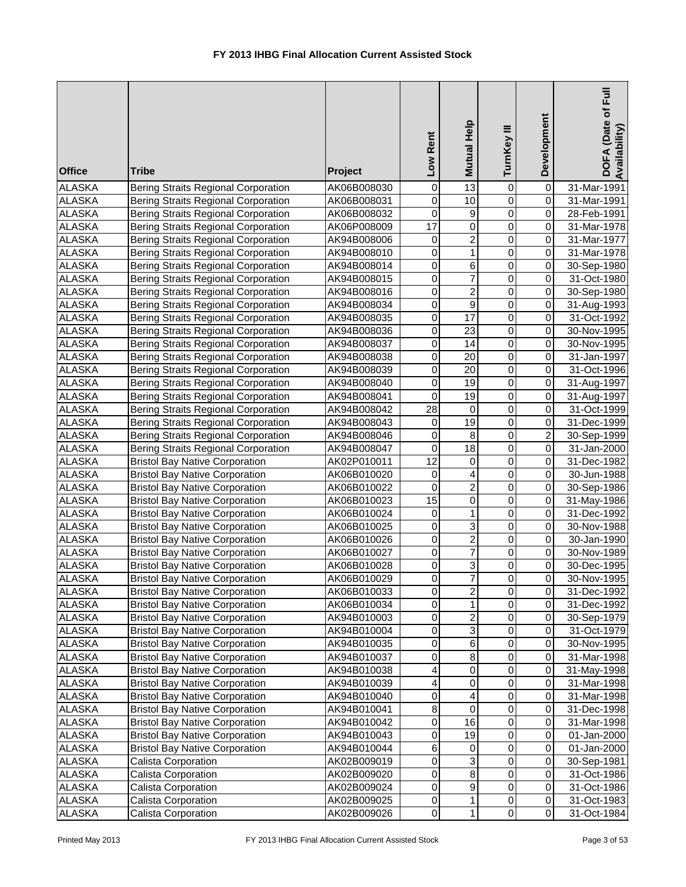# FY 2013 IHBG Final Allocation Current Assisted Stock

| Office | Tribe | Project | Low Rent | Mutual Help | TurnKey III | Development | DOFA (Date of Full Availability) |
|---|---|---|---|---|---|---|---|
| ALASKA | Bering Straits Regional Corporation | AK06B008030 | 0 | 13 | 0 | 0 | 31-Mar-1991 |
| ALASKA | Bering Straits Regional Corporation | AK06B008031 | 0 | 10 | 0 | 0 | 31-Mar-1991 |
| ALASKA | Bering Straits Regional Corporation | AK06B008032 | 0 | 9 | 0 | 0 | 28-Feb-1991 |
| ALASKA | Bering Straits Regional Corporation | AK06P008009 | 17 | 0 | 0 | 0 | 31-Mar-1978 |
| ALASKA | Bering Straits Regional Corporation | AK94B008006 | 0 | 2 | 0 | 0 | 31-Mar-1977 |
| ALASKA | Bering Straits Regional Corporation | AK94B008010 | 0 | 1 | 0 | 0 | 31-Mar-1978 |
| ALASKA | Bering Straits Regional Corporation | AK94B008014 | 0 | 6 | 0 | 0 | 30-Sep-1980 |
| ALASKA | Bering Straits Regional Corporation | AK94B008015 | 0 | 7 | 0 | 0 | 31-Oct-1980 |
| ALASKA | Bering Straits Regional Corporation | AK94B008016 | 0 | 2 | 0 | 0 | 30-Sep-1980 |
| ALASKA | Bering Straits Regional Corporation | AK94B008034 | 0 | 9 | 0 | 0 | 31-Aug-1993 |
| ALASKA | Bering Straits Regional Corporation | AK94B008035 | 0 | 17 | 0 | 0 | 31-Oct-1992 |
| ALASKA | Bering Straits Regional Corporation | AK94B008036 | 0 | 23 | 0 | 0 | 30-Nov-1995 |
| ALASKA | Bering Straits Regional Corporation | AK94B008037 | 0 | 14 | 0 | 0 | 30-Nov-1995 |
| ALASKA | Bering Straits Regional Corporation | AK94B008038 | 0 | 20 | 0 | 0 | 31-Jan-1997 |
| ALASKA | Bering Straits Regional Corporation | AK94B008039 | 0 | 20 | 0 | 0 | 31-Oct-1996 |
| ALASKA | Bering Straits Regional Corporation | AK94B008040 | 0 | 19 | 0 | 0 | 31-Aug-1997 |
| ALASKA | Bering Straits Regional Corporation | AK94B008041 | 0 | 19 | 0 | 0 | 31-Aug-1997 |
| ALASKA | Bering Straits Regional Corporation | AK94B008042 | 28 | 0 | 0 | 0 | 31-Oct-1999 |
| ALASKA | Bering Straits Regional Corporation | AK94B008043 | 0 | 19 | 0 | 0 | 31-Dec-1999 |
| ALASKA | Bering Straits Regional Corporation | AK94B008046 | 0 | 8 | 0 | 2 | 30-Sep-1999 |
| ALASKA | Bering Straits Regional Corporation | AK94B008047 | 0 | 18 | 0 | 0 | 31-Jan-2000 |
| ALASKA | Bristol Bay Native Corporation | AK02P010011 | 12 | 0 | 0 | 0 | 31-Dec-1982 |
| ALASKA | Bristol Bay Native Corporation | AK06B010020 | 0 | 4 | 0 | 0 | 30-Jun-1988 |
| ALASKA | Bristol Bay Native Corporation | AK06B010022 | 0 | 2 | 0 | 0 | 30-Sep-1986 |
| ALASKA | Bristol Bay Native Corporation | AK06B010023 | 15 | 0 | 0 | 0 | 31-May-1986 |
| ALASKA | Bristol Bay Native Corporation | AK06B010024 | 0 | 1 | 0 | 0 | 31-Dec-1992 |
| ALASKA | Bristol Bay Native Corporation | AK06B010025 | 0 | 3 | 0 | 0 | 30-Nov-1988 |
| ALASKA | Bristol Bay Native Corporation | AK06B010026 | 0 | 2 | 0 | 0 | 30-Jan-1990 |
| ALASKA | Bristol Bay Native Corporation | AK06B010027 | 0 | 7 | 0 | 0 | 30-Nov-1989 |
| ALASKA | Bristol Bay Native Corporation | AK06B010028 | 0 | 3 | 0 | 0 | 30-Dec-1995 |
| ALASKA | Bristol Bay Native Corporation | AK06B010029 | 0 | 7 | 0 | 0 | 30-Nov-1995 |
| ALASKA | Bristol Bay Native Corporation | AK06B010033 | 0 | 2 | 0 | 0 | 31-Dec-1992 |
| ALASKA | Bristol Bay Native Corporation | AK06B010034 | 0 | 1 | 0 | 0 | 31-Dec-1992 |
| ALASKA | Bristol Bay Native Corporation | AK94B010003 | 0 | 2 | 0 | 0 | 30-Sep-1979 |
| ALASKA | Bristol Bay Native Corporation | AK94B010004 | 0 | 3 | 0 | 0 | 31-Oct-1979 |
| ALASKA | Bristol Bay Native Corporation | AK94B010035 | 0 | 6 | 0 | 0 | 30-Nov-1995 |
| ALASKA | Bristol Bay Native Corporation | AK94B010037 | 0 | 8 | 0 | 0 | 31-Mar-1998 |
| ALASKA | Bristol Bay Native Corporation | AK94B010038 | 4 | 0 | 0 | 0 | 31-May-1998 |
| ALASKA | Bristol Bay Native Corporation | AK94B010039 | 4 | 0 | 0 | 0 | 31-Mar-1998 |
| ALASKA | Bristol Bay Native Corporation | AK94B010040 | 0 | 4 | 0 | 0 | 31-Mar-1998 |
| ALASKA | Bristol Bay Native Corporation | AK94B010041 | 8 | 0 | 0 | 0 | 31-Dec-1998 |
| ALASKA | Bristol Bay Native Corporation | AK94B010042 | 0 | 16 | 0 | 0 | 31-Mar-1998 |
| ALASKA | Bristol Bay Native Corporation | AK94B010043 | 0 | 19 | 0 | 0 | 01-Jan-2000 |
| ALASKA | Bristol Bay Native Corporation | AK94B010044 | 6 | 0 | 0 | 0 | 01-Jan-2000 |
| ALASKA | Calista Corporation | AK02B009019 | 0 | 3 | 0 | 0 | 30-Sep-1981 |
| ALASKA | Calista Corporation | AK02B009020 | 0 | 8 | 0 | 0 | 31-Oct-1986 |
| ALASKA | Calista Corporation | AK02B009024 | 0 | 9 | 0 | 0 | 31-Oct-1986 |
| ALASKA | Calista Corporation | AK02B009025 | 0 | 1 | 0 | 0 | 31-Oct-1983 |
| ALASKA | Calista Corporation | AK02B009026 | 0 | 1 | 0 | 0 | 31-Oct-1984 |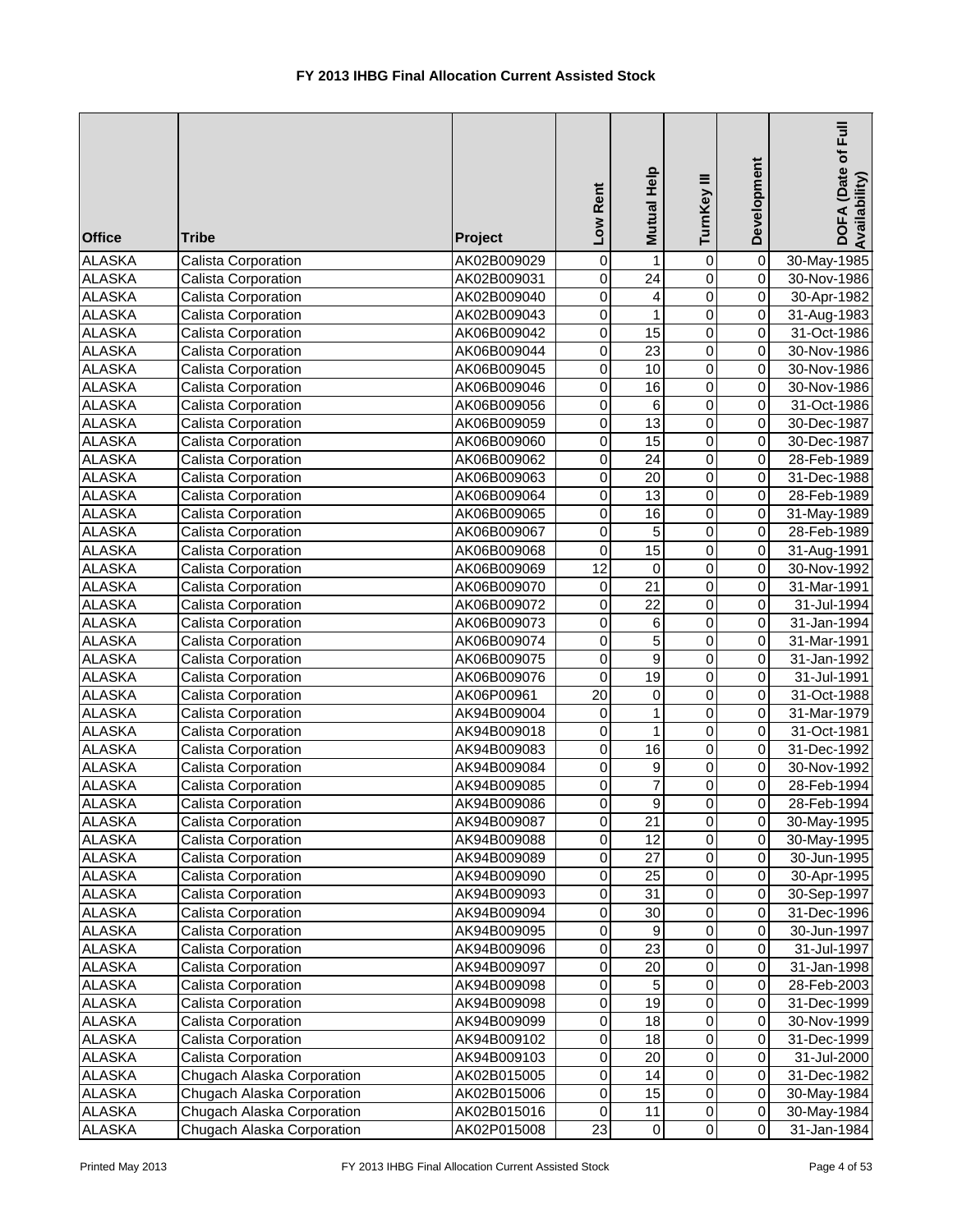# FY 2013 IHBG Final Allocation Current Assisted Stock

| Office | Tribe | Project | Low Rent | Mutual Help | TurnKey III | Development | DOFA (Date of Full Availability) |
|---|---|---|---|---|---|---|---|
| ALASKA | Calista Corporation | AK02B009029 | 0 | 1 | 0 | 0 | 30-May-1985 |
| ALASKA | Calista Corporation | AK02B009031 | 0 | 24 | 0 | 0 | 30-Nov-1986 |
| ALASKA | Calista Corporation | AK02B009040 | 0 | 4 | 0 | 0 | 30-Apr-1982 |
| ALASKA | Calista Corporation | AK02B009043 | 0 | 1 | 0 | 0 | 31-Aug-1983 |
| ALASKA | Calista Corporation | AK06B009042 | 0 | 15 | 0 | 0 | 31-Oct-1986 |
| ALASKA | Calista Corporation | AK06B009044 | 0 | 23 | 0 | 0 | 30-Nov-1986 |
| ALASKA | Calista Corporation | AK06B009045 | 0 | 10 | 0 | 0 | 30-Nov-1986 |
| ALASKA | Calista Corporation | AK06B009046 | 0 | 16 | 0 | 0 | 30-Nov-1986 |
| ALASKA | Calista Corporation | AK06B009056 | 0 | 6 | 0 | 0 | 31-Oct-1986 |
| ALASKA | Calista Corporation | AK06B009059 | 0 | 13 | 0 | 0 | 30-Dec-1987 |
| ALASKA | Calista Corporation | AK06B009060 | 0 | 15 | 0 | 0 | 30-Dec-1987 |
| ALASKA | Calista Corporation | AK06B009062 | 0 | 24 | 0 | 0 | 28-Feb-1989 |
| ALASKA | Calista Corporation | AK06B009063 | 0 | 20 | 0 | 0 | 31-Dec-1988 |
| ALASKA | Calista Corporation | AK06B009064 | 0 | 13 | 0 | 0 | 28-Feb-1989 |
| ALASKA | Calista Corporation | AK06B009065 | 0 | 16 | 0 | 0 | 31-May-1989 |
| ALASKA | Calista Corporation | AK06B009067 | 0 | 5 | 0 | 0 | 28-Feb-1989 |
| ALASKA | Calista Corporation | AK06B009068 | 0 | 15 | 0 | 0 | 31-Aug-1991 |
| ALASKA | Calista Corporation | AK06B009069 | 12 | 0 | 0 | 0 | 30-Nov-1992 |
| ALASKA | Calista Corporation | AK06B009070 | 0 | 21 | 0 | 0 | 31-Mar-1991 |
| ALASKA | Calista Corporation | AK06B009072 | 0 | 22 | 0 | 0 | 31-Jul-1994 |
| ALASKA | Calista Corporation | AK06B009073 | 0 | 6 | 0 | 0 | 31-Jan-1994 |
| ALASKA | Calista Corporation | AK06B009074 | 0 | 5 | 0 | 0 | 31-Mar-1991 |
| ALASKA | Calista Corporation | AK06B009075 | 0 | 9 | 0 | 0 | 31-Jan-1992 |
| ALASKA | Calista Corporation | AK06B009076 | 0 | 19 | 0 | 0 | 31-Jul-1991 |
| ALASKA | Calista Corporation | AK06P00961 | 20 | 0 | 0 | 0 | 31-Oct-1988 |
| ALASKA | Calista Corporation | AK94B009004 | 0 | 1 | 0 | 0 | 31-Mar-1979 |
| ALASKA | Calista Corporation | AK94B009018 | 0 | 1 | 0 | 0 | 31-Oct-1981 |
| ALASKA | Calista Corporation | AK94B009083 | 0 | 16 | 0 | 0 | 31-Dec-1992 |
| ALASKA | Calista Corporation | AK94B009084 | 0 | 9 | 0 | 0 | 30-Nov-1992 |
| ALASKA | Calista Corporation | AK94B009085 | 0 | 7 | 0 | 0 | 28-Feb-1994 |
| ALASKA | Calista Corporation | AK94B009086 | 0 | 9 | 0 | 0 | 28-Feb-1994 |
| ALASKA | Calista Corporation | AK94B009087 | 0 | 21 | 0 | 0 | 30-May-1995 |
| ALASKA | Calista Corporation | AK94B009088 | 0 | 12 | 0 | 0 | 30-May-1995 |
| ALASKA | Calista Corporation | AK94B009089 | 0 | 27 | 0 | 0 | 30-Jun-1995 |
| ALASKA | Calista Corporation | AK94B009090 | 0 | 25 | 0 | 0 | 30-Apr-1995 |
| ALASKA | Calista Corporation | AK94B009093 | 0 | 31 | 0 | 0 | 30-Sep-1997 |
| ALASKA | Calista Corporation | AK94B009094 | 0 | 30 | 0 | 0 | 31-Dec-1996 |
| ALASKA | Calista Corporation | AK94B009095 | 0 | 9 | 0 | 0 | 30-Jun-1997 |
| ALASKA | Calista Corporation | AK94B009096 | 0 | 23 | 0 | 0 | 31-Jul-1997 |
| ALASKA | Calista Corporation | AK94B009097 | 0 | 20 | 0 | 0 | 31-Jan-1998 |
| ALASKA | Calista Corporation | AK94B009098 | 0 | 5 | 0 | 0 | 28-Feb-2003 |
| ALASKA | Calista Corporation | AK94B009098 | 0 | 19 | 0 | 0 | 31-Dec-1999 |
| ALASKA | Calista Corporation | AK94B009099 | 0 | 18 | 0 | 0 | 30-Nov-1999 |
| ALASKA | Calista Corporation | AK94B009102 | 0 | 18 | 0 | 0 | 31-Dec-1999 |
| ALASKA | Calista Corporation | AK94B009103 | 0 | 20 | 0 | 0 | 31-Jul-2000 |
| ALASKA | Chugach Alaska Corporation | AK02B015005 | 0 | 14 | 0 | 0 | 31-Dec-1982 |
| ALASKA | Chugach Alaska Corporation | AK02B015006 | 0 | 15 | 0 | 0 | 30-May-1984 |
| ALASKA | Chugach Alaska Corporation | AK02B015016 | 0 | 11 | 0 | 0 | 30-May-1984 |
| ALASKA | Chugach Alaska Corporation | AK02P015008 | 23 | 0 | 0 | 0 | 31-Jan-1984 |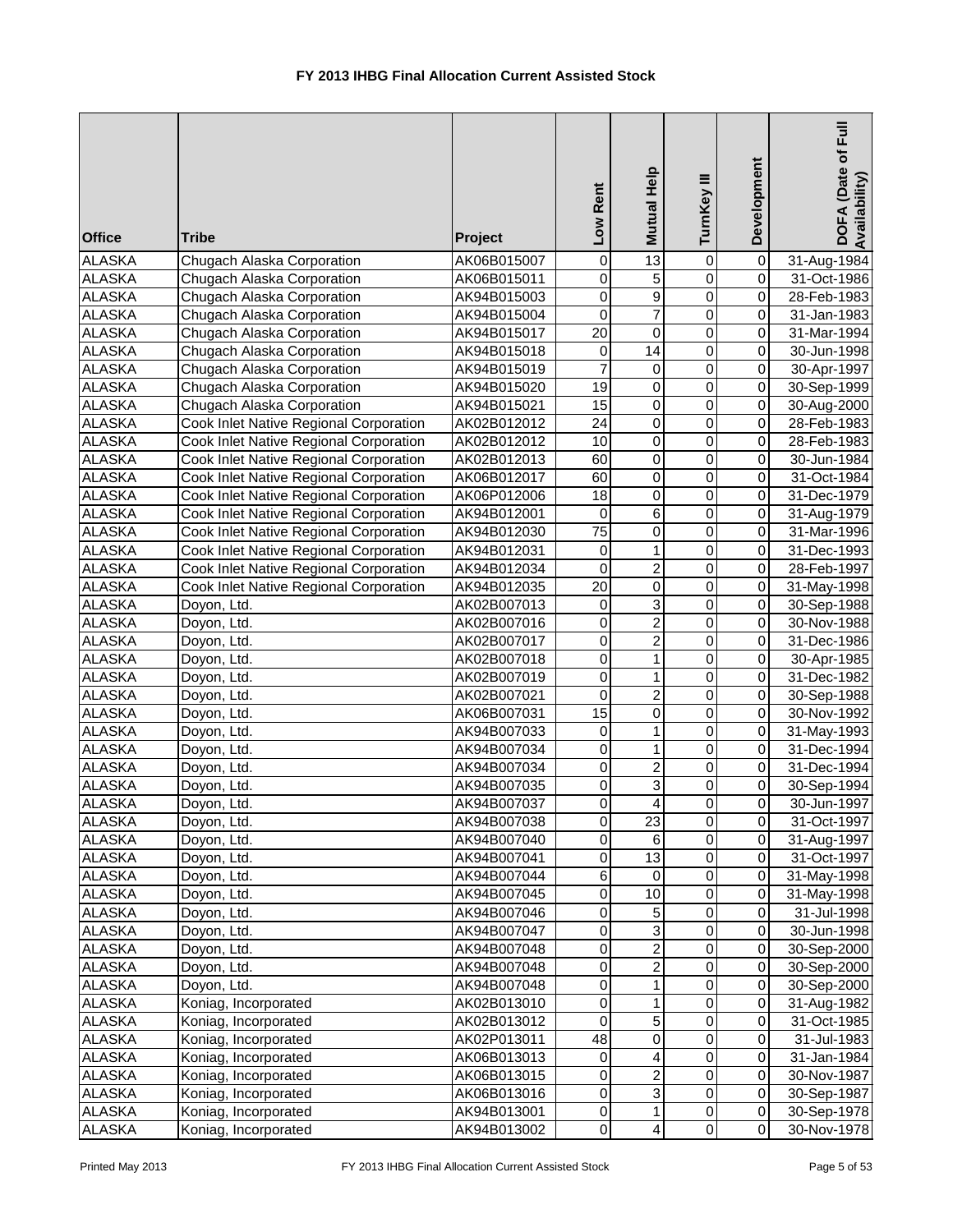# FY 2013 IHBG Final Allocation Current Assisted Stock

| Office | Tribe | Project | Low Rent | Mutual Help | TurnKey III | Development | DOFA (Date of Full Availability) |
|---|---|---|---|---|---|---|---|
| ALASKA | Chugach Alaska Corporation | AK06B015007 | 0 | 13 | 0 | 0 | 31-Aug-1984 |
| ALASKA | Chugach Alaska Corporation | AK06B015011 | 0 | 5 | 0 | 0 | 31-Oct-1986 |
| ALASKA | Chugach Alaska Corporation | AK94B015003 | 0 | 9 | 0 | 0 | 28-Feb-1983 |
| ALASKA | Chugach Alaska Corporation | AK94B015004 | 0 | 7 | 0 | 0 | 31-Jan-1983 |
| ALASKA | Chugach Alaska Corporation | AK94B015017 | 20 | 0 | 0 | 0 | 31-Mar-1994 |
| ALASKA | Chugach Alaska Corporation | AK94B015018 | 0 | 14 | 0 | 0 | 30-Jun-1998 |
| ALASKA | Chugach Alaska Corporation | AK94B015019 | 7 | 0 | 0 | 0 | 30-Apr-1997 |
| ALASKA | Chugach Alaska Corporation | AK94B015020 | 19 | 0 | 0 | 0 | 30-Sep-1999 |
| ALASKA | Chugach Alaska Corporation | AK94B015021 | 15 | 0 | 0 | 0 | 30-Aug-2000 |
| ALASKA | Cook Inlet Native Regional Corporation | AK02B012012 | 24 | 0 | 0 | 0 | 28-Feb-1983 |
| ALASKA | Cook Inlet Native Regional Corporation | AK02B012012 | 10 | 0 | 0 | 0 | 28-Feb-1983 |
| ALASKA | Cook Inlet Native Regional Corporation | AK02B012013 | 60 | 0 | 0 | 0 | 30-Jun-1984 |
| ALASKA | Cook Inlet Native Regional Corporation | AK06B012017 | 60 | 0 | 0 | 0 | 31-Oct-1984 |
| ALASKA | Cook Inlet Native Regional Corporation | AK06P012006 | 18 | 0 | 0 | 0 | 31-Dec-1979 |
| ALASKA | Cook Inlet Native Regional Corporation | AK94B012001 | 0 | 6 | 0 | 0 | 31-Aug-1979 |
| ALASKA | Cook Inlet Native Regional Corporation | AK94B012030 | 75 | 0 | 0 | 0 | 31-Mar-1996 |
| ALASKA | Cook Inlet Native Regional Corporation | AK94B012031 | 0 | 1 | 0 | 0 | 31-Dec-1993 |
| ALASKA | Cook Inlet Native Regional Corporation | AK94B012034 | 0 | 2 | 0 | 0 | 28-Feb-1997 |
| ALASKA | Cook Inlet Native Regional Corporation | AK94B012035 | 20 | 0 | 0 | 0 | 31-May-1998 |
| ALASKA | Doyon, Ltd. | AK02B007013 | 0 | 3 | 0 | 0 | 30-Sep-1988 |
| ALASKA | Doyon, Ltd. | AK02B007016 | 0 | 2 | 0 | 0 | 30-Nov-1988 |
| ALASKA | Doyon, Ltd. | AK02B007017 | 0 | 2 | 0 | 0 | 31-Dec-1986 |
| ALASKA | Doyon, Ltd. | AK02B007018 | 0 | 1 | 0 | 0 | 30-Apr-1985 |
| ALASKA | Doyon, Ltd. | AK02B007019 | 0 | 1 | 0 | 0 | 31-Dec-1982 |
| ALASKA | Doyon, Ltd. | AK02B007021 | 0 | 2 | 0 | 0 | 30-Sep-1988 |
| ALASKA | Doyon, Ltd. | AK06B007031 | 15 | 0 | 0 | 0 | 30-Nov-1992 |
| ALASKA | Doyon, Ltd. | AK94B007033 | 0 | 1 | 0 | 0 | 31-May-1993 |
| ALASKA | Doyon, Ltd. | AK94B007034 | 0 | 1 | 0 | 0 | 31-Dec-1994 |
| ALASKA | Doyon, Ltd. | AK94B007034 | 0 | 2 | 0 | 0 | 31-Dec-1994 |
| ALASKA | Doyon, Ltd. | AK94B007035 | 0 | 3 | 0 | 0 | 30-Sep-1994 |
| ALASKA | Doyon, Ltd. | AK94B007037 | 0 | 4 | 0 | 0 | 30-Jun-1997 |
| ALASKA | Doyon, Ltd. | AK94B007038 | 0 | 23 | 0 | 0 | 31-Oct-1997 |
| ALASKA | Doyon, Ltd. | AK94B007040 | 0 | 6 | 0 | 0 | 31-Aug-1997 |
| ALASKA | Doyon, Ltd. | AK94B007041 | 0 | 13 | 0 | 0 | 31-Oct-1997 |
| ALASKA | Doyon, Ltd. | AK94B007044 | 6 | 0 | 0 | 0 | 31-May-1998 |
| ALASKA | Doyon, Ltd. | AK94B007045 | 0 | 10 | 0 | 0 | 31-May-1998 |
| ALASKA | Doyon, Ltd. | AK94B007046 | 0 | 5 | 0 | 0 | 31-Jul-1998 |
| ALASKA | Doyon, Ltd. | AK94B007047 | 0 | 3 | 0 | 0 | 30-Jun-1998 |
| ALASKA | Doyon, Ltd. | AK94B007048 | 0 | 2 | 0 | 0 | 30-Sep-2000 |
| ALASKA | Doyon, Ltd. | AK94B007048 | 0 | 2 | 0 | 0 | 30-Sep-2000 |
| ALASKA | Doyon, Ltd. | AK94B007048 | 0 | 1 | 0 | 0 | 30-Sep-2000 |
| ALASKA | Koniag, Incorporated | AK02B013010 | 0 | 1 | 0 | 0 | 31-Aug-1982 |
| ALASKA | Koniag, Incorporated | AK02B013012 | 0 | 5 | 0 | 0 | 31-Oct-1985 |
| ALASKA | Koniag, Incorporated | AK02P013011 | 48 | 0 | 0 | 0 | 31-Jul-1983 |
| ALASKA | Koniag, Incorporated | AK06B013013 | 0 | 4 | 0 | 0 | 31-Jan-1984 |
| ALASKA | Koniag, Incorporated | AK06B013015 | 0 | 2 | 0 | 0 | 30-Nov-1987 |
| ALASKA | Koniag, Incorporated | AK06B013016 | 0 | 3 | 0 | 0 | 30-Sep-1987 |
| ALASKA | Koniag, Incorporated | AK94B013001 | 0 | 1 | 0 | 0 | 30-Sep-1978 |
| ALASKA | Koniag, Incorporated | AK94B013002 | 0 | 4 | 0 | 0 | 30-Nov-1978 |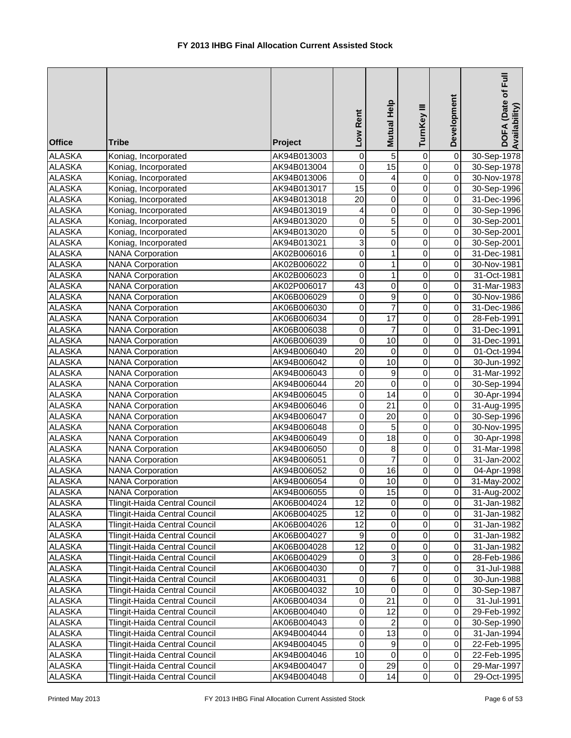# FY 2013 IHBG Final Allocation Current Assisted Stock

| Office | Tribe | Project | Low Rent | Mutual Help | TurnKey III | Development | DOFA (Date of Full Availability) |
|---|---|---|---|---|---|---|---|
| ALASKA | Koniag, Incorporated | AK94B013003 | 0 | 5 | 0 | 0 | 30-Sep-1978 |
| ALASKA | Koniag, Incorporated | AK94B013004 | 0 | 15 | 0 | 0 | 30-Sep-1978 |
| ALASKA | Koniag, Incorporated | AK94B013006 | 0 | 4 | 0 | 0 | 30-Nov-1978 |
| ALASKA | Koniag, Incorporated | AK94B013017 | 15 | 0 | 0 | 0 | 30-Sep-1996 |
| ALASKA | Koniag, Incorporated | AK94B013018 | 20 | 0 | 0 | 0 | 31-Dec-1996 |
| ALASKA | Koniag, Incorporated | AK94B013019 | 4 | 0 | 0 | 0 | 30-Sep-1996 |
| ALASKA | Koniag, Incorporated | AK94B013020 | 0 | 5 | 0 | 0 | 30-Sep-2001 |
| ALASKA | Koniag, Incorporated | AK94B013020 | 0 | 5 | 0 | 0 | 30-Sep-2001 |
| ALASKA | Koniag, Incorporated | AK94B013021 | 3 | 0 | 0 | 0 | 30-Sep-2001 |
| ALASKA | NANA Corporation | AK02B006016 | 0 | 1 | 0 | 0 | 31-Dec-1981 |
| ALASKA | NANA Corporation | AK02B006022 | 0 | 1 | 0 | 0 | 30-Nov-1981 |
| ALASKA | NANA Corporation | AK02B006023 | 0 | 1 | 0 | 0 | 31-Oct-1981 |
| ALASKA | NANA Corporation | AK02P006017 | 43 | 0 | 0 | 0 | 31-Mar-1983 |
| ALASKA | NANA Corporation | AK06B006029 | 0 | 9 | 0 | 0 | 30-Nov-1986 |
| ALASKA | NANA Corporation | AK06B006030 | 0 | 7 | 0 | 0 | 31-Dec-1986 |
| ALASKA | NANA Corporation | AK06B006034 | 0 | 17 | 0 | 0 | 28-Feb-1991 |
| ALASKA | NANA Corporation | AK06B006038 | 0 | 7 | 0 | 0 | 31-Dec-1991 |
| ALASKA | NANA Corporation | AK06B006039 | 0 | 10 | 0 | 0 | 31-Dec-1991 |
| ALASKA | NANA Corporation | AK94B006040 | 20 | 0 | 0 | 0 | 01-Oct-1994 |
| ALASKA | NANA Corporation | AK94B006042 | 0 | 10 | 0 | 0 | 30-Jun-1992 |
| ALASKA | NANA Corporation | AK94B006043 | 0 | 9 | 0 | 0 | 31-Mar-1992 |
| ALASKA | NANA Corporation | AK94B006044 | 20 | 0 | 0 | 0 | 30-Sep-1994 |
| ALASKA | NANA Corporation | AK94B006045 | 0 | 14 | 0 | 0 | 30-Apr-1994 |
| ALASKA | NANA Corporation | AK94B006046 | 0 | 21 | 0 | 0 | 31-Aug-1995 |
| ALASKA | NANA Corporation | AK94B006047 | 0 | 20 | 0 | 0 | 30-Sep-1996 |
| ALASKA | NANA Corporation | AK94B006048 | 0 | 5 | 0 | 0 | 30-Nov-1995 |
| ALASKA | NANA Corporation | AK94B006049 | 0 | 18 | 0 | 0 | 30-Apr-1998 |
| ALASKA | NANA Corporation | AK94B006050 | 0 | 8 | 0 | 0 | 31-Mar-1998 |
| ALASKA | NANA Corporation | AK94B006051 | 0 | 7 | 0 | 0 | 31-Jan-2002 |
| ALASKA | NANA Corporation | AK94B006052 | 0 | 16 | 0 | 0 | 04-Apr-1998 |
| ALASKA | NANA Corporation | AK94B006054 | 0 | 10 | 0 | 0 | 31-May-2002 |
| ALASKA | NANA Corporation | AK94B006055 | 0 | 15 | 0 | 0 | 31-Aug-2002 |
| ALASKA | Tlingit-Haida Central Council | AK06B004024 | 12 | 0 | 0 | 0 | 31-Jan-1982 |
| ALASKA | Tlingit-Haida Central Council | AK06B004025 | 12 | 0 | 0 | 0 | 31-Jan-1982 |
| ALASKA | Tlingit-Haida Central Council | AK06B004026 | 12 | 0 | 0 | 0 | 31-Jan-1982 |
| ALASKA | Tlingit-Haida Central Council | AK06B004027 | 9 | 0 | 0 | 0 | 31-Jan-1982 |
| ALASKA | Tlingit-Haida Central Council | AK06B004028 | 12 | 0 | 0 | 0 | 31-Jan-1982 |
| ALASKA | Tlingit-Haida Central Council | AK06B004029 | 0 | 3 | 0 | 0 | 28-Feb-1986 |
| ALASKA | Tlingit-Haida Central Council | AK06B004030 | 0 | 7 | 0 | 0 | 31-Jul-1988 |
| ALASKA | Tlingit-Haida Central Council | AK06B004031 | 0 | 6 | 0 | 0 | 30-Jun-1988 |
| ALASKA | Tlingit-Haida Central Council | AK06B004032 | 10 | 0 | 0 | 0 | 30-Sep-1987 |
| ALASKA | Tlingit-Haida Central Council | AK06B004034 | 0 | 21 | 0 | 0 | 31-Jul-1991 |
| ALASKA | Tlingit-Haida Central Council | AK06B004040 | 0 | 12 | 0 | 0 | 29-Feb-1992 |
| ALASKA | Tlingit-Haida Central Council | AK06B004043 | 0 | 2 | 0 | 0 | 30-Sep-1990 |
| ALASKA | Tlingit-Haida Central Council | AK94B004044 | 0 | 13 | 0 | 0 | 31-Jan-1994 |
| ALASKA | Tlingit-Haida Central Council | AK94B004045 | 0 | 9 | 0 | 0 | 22-Feb-1995 |
| ALASKA | Tlingit-Haida Central Council | AK94B004046 | 10 | 0 | 0 | 0 | 22-Feb-1995 |
| ALASKA | Tlingit-Haida Central Council | AK94B004047 | 0 | 29 | 0 | 0 | 29-Mar-1997 |
| ALASKA | Tlingit-Haida Central Council | AK94B004048 | 0 | 14 | 0 | 0 | 29-Oct-1995 |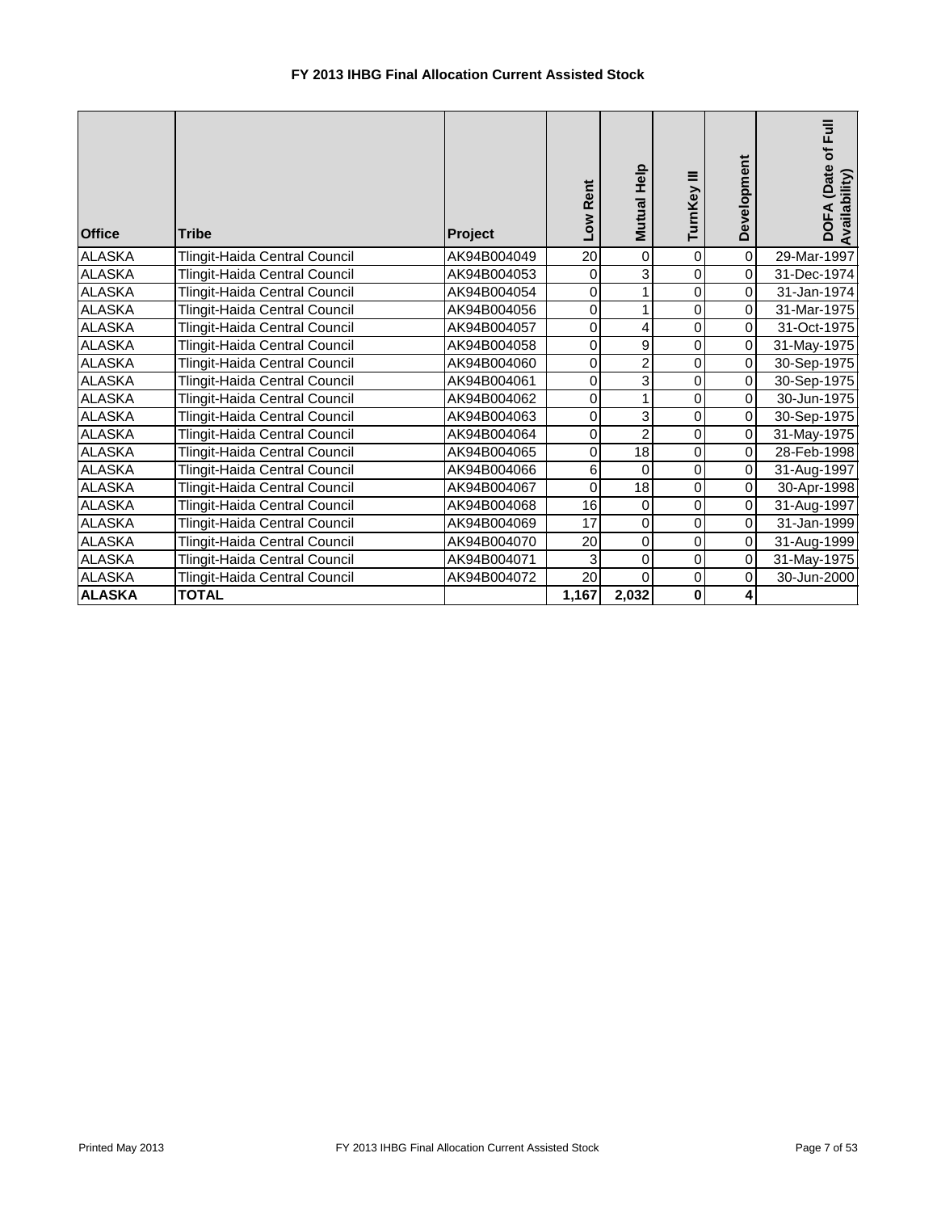# FY 2013 IHBG Final Allocation Current Assisted Stock

| Office | Tribe | Project | Low Rent | Mutual Help | TurnKey III | Development | DOFA (Date of Full Availability) |
|---|---|---|---|---|---|---|---|
| ALASKA | Tlingit-Haida Central Council | AK94B004049 | 20 | 0 | 0 | 0 | 29-Mar-1997 |
| ALASKA | Tlingit-Haida Central Council | AK94B004053 | 0 | 3 | 0 | 0 | 31-Dec-1974 |
| ALASKA | Tlingit-Haida Central Council | AK94B004054 | 0 | 1 | 0 | 0 | 31-Jan-1974 |
| ALASKA | Tlingit-Haida Central Council | AK94B004056 | 0 | 1 | 0 | 0 | 31-Mar-1975 |
| ALASKA | Tlingit-Haida Central Council | AK94B004057 | 0 | 4 | 0 | 0 | 31-Oct-1975 |
| ALASKA | Tlingit-Haida Central Council | AK94B004058 | 0 | 9 | 0 | 0 | 31-May-1975 |
| ALASKA | Tlingit-Haida Central Council | AK94B004060 | 0 | 2 | 0 | 0 | 30-Sep-1975 |
| ALASKA | Tlingit-Haida Central Council | AK94B004061 | 0 | 3 | 0 | 0 | 30-Sep-1975 |
| ALASKA | Tlingit-Haida Central Council | AK94B004062 | 0 | 1 | 0 | 0 | 30-Jun-1975 |
| ALASKA | Tlingit-Haida Central Council | AK94B004063 | 0 | 3 | 0 | 0 | 30-Sep-1975 |
| ALASKA | Tlingit-Haida Central Council | AK94B004064 | 0 | 2 | 0 | 0 | 31-May-1975 |
| ALASKA | Tlingit-Haida Central Council | AK94B004065 | 0 | 18 | 0 | 0 | 28-Feb-1998 |
| ALASKA | Tlingit-Haida Central Council | AK94B004066 | 6 | 0 | 0 | 0 | 31-Aug-1997 |
| ALASKA | Tlingit-Haida Central Council | AK94B004067 | 0 | 18 | 0 | 0 | 30-Apr-1998 |
| ALASKA | Tlingit-Haida Central Council | AK94B004068 | 16 | 0 | 0 | 0 | 31-Aug-1997 |
| ALASKA | Tlingit-Haida Central Council | AK94B004069 | 17 | 0 | 0 | 0 | 31-Jan-1999 |
| ALASKA | Tlingit-Haida Central Council | AK94B004070 | 20 | 0 | 0 | 0 | 31-Aug-1999 |
| ALASKA | Tlingit-Haida Central Council | AK94B004071 | 3 | 0 | 0 | 0 | 31-May-1975 |
| ALASKA | Tlingit-Haida Central Council | AK94B004072 | 20 | 0 | 0 | 0 | 30-Jun-2000 |
| **ALASKA** | **TOTAL** | | **1,167** | **2,032** | **0** | **4** | |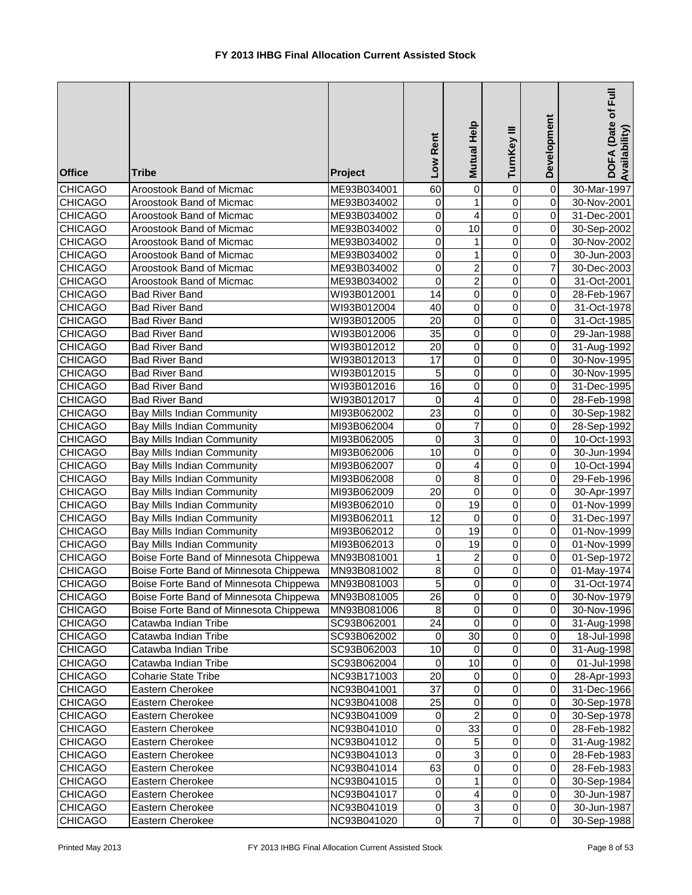# FY 2013 IHBG Final Allocation Current Assisted Stock

| Office | Tribe | Project | Low Rent | Mutual Help | TurnKey III | Development | DOFA (Date of Full Availability) |
|---|---|---|---|---|---|---|---|
| CHICAGO | Aroostook Band of Micmac | ME93B034001 | 60 | 0 | 0 | 0 | 30-Mar-1997 |
| CHICAGO | Aroostook Band of Micmac | ME93B034002 | 0 | 1 | 0 | 0 | 30-Nov-2001 |
| CHICAGO | Aroostook Band of Micmac | ME93B034002 | 0 | 4 | 0 | 0 | 31-Dec-2001 |
| CHICAGO | Aroostook Band of Micmac | ME93B034002 | 0 | 10 | 0 | 0 | 30-Sep-2002 |
| CHICAGO | Aroostook Band of Micmac | ME93B034002 | 0 | 1 | 0 | 0 | 30-Nov-2002 |
| CHICAGO | Aroostook Band of Micmac | ME93B034002 | 0 | 1 | 0 | 0 | 30-Jun-2003 |
| CHICAGO | Aroostook Band of Micmac | ME93B034002 | 0 | 2 | 0 | 7 | 30-Dec-2003 |
| CHICAGO | Aroostook Band of Micmac | ME93B034002 | 0 | 2 | 0 | 0 | 31-Oct-2001 |
| CHICAGO | Bad River Band | WI93B012001 | 14 | 0 | 0 | 0 | 28-Feb-1967 |
| CHICAGO | Bad River Band | WI93B012004 | 40 | 0 | 0 | 0 | 31-Oct-1978 |
| CHICAGO | Bad River Band | WI93B012005 | 20 | 0 | 0 | 0 | 31-Oct-1985 |
| CHICAGO | Bad River Band | WI93B012006 | 35 | 0 | 0 | 0 | 29-Jan-1988 |
| CHICAGO | Bad River Band | WI93B012012 | 20 | 0 | 0 | 0 | 31-Aug-1992 |
| CHICAGO | Bad River Band | WI93B012013 | 17 | 0 | 0 | 0 | 30-Nov-1995 |
| CHICAGO | Bad River Band | WI93B012015 | 5 | 0 | 0 | 0 | 30-Nov-1995 |
| CHICAGO | Bad River Band | WI93B012016 | 16 | 0 | 0 | 0 | 31-Dec-1995 |
| CHICAGO | Bad River Band | WI93B012017 | 0 | 4 | 0 | 0 | 28-Feb-1998 |
| CHICAGO | Bay Mills Indian Community | MI93B062002 | 23 | 0 | 0 | 0 | 30-Sep-1982 |
| CHICAGO | Bay Mills Indian Community | MI93B062004 | 0 | 7 | 0 | 0 | 28-Sep-1992 |
| CHICAGO | Bay Mills Indian Community | MI93B062005 | 0 | 3 | 0 | 0 | 10-Oct-1993 |
| CHICAGO | Bay Mills Indian Community | MI93B062006 | 10 | 0 | 0 | 0 | 30-Jun-1994 |
| CHICAGO | Bay Mills Indian Community | MI93B062007 | 0 | 4 | 0 | 0 | 10-Oct-1994 |
| CHICAGO | Bay Mills Indian Community | MI93B062008 | 0 | 8 | 0 | 0 | 29-Feb-1996 |
| CHICAGO | Bay Mills Indian Community | MI93B062009 | 20 | 0 | 0 | 0 | 30-Apr-1997 |
| CHICAGO | Bay Mills Indian Community | MI93B062010 | 0 | 19 | 0 | 0 | 01-Nov-1999 |
| CHICAGO | Bay Mills Indian Community | MI93B062011 | 12 | 0 | 0 | 0 | 31-Dec-1997 |
| CHICAGO | Bay Mills Indian Community | MI93B062012 | 0 | 19 | 0 | 0 | 01-Nov-1999 |
| CHICAGO | Bay Mills Indian Community | MI93B062013 | 0 | 19 | 0 | 0 | 01-Nov-1999 |
| CHICAGO | Boise Forte Band of Minnesota Chippewa | MN93B081001 | 1 | 2 | 0 | 0 | 01-Sep-1972 |
| CHICAGO | Boise Forte Band of Minnesota Chippewa | MN93B081002 | 8 | 0 | 0 | 0 | 01-May-1974 |
| CHICAGO | Boise Forte Band of Minnesota Chippewa | MN93B081003 | 5 | 0 | 0 | 0 | 31-Oct-1974 |
| CHICAGO | Boise Forte Band of Minnesota Chippewa | MN93B081005 | 26 | 0 | 0 | 0 | 30-Nov-1979 |
| CHICAGO | Boise Forte Band of Minnesota Chippewa | MN93B081006 | 8 | 0 | 0 | 0 | 30-Nov-1996 |
| CHICAGO | Catawba Indian Tribe | SC93B062001 | 24 | 0 | 0 | 0 | 31-Aug-1998 |
| CHICAGO | Catawba Indian Tribe | SC93B062002 | 0 | 30 | 0 | 0 | 18-Jul-1998 |
| CHICAGO | Catawba Indian Tribe | SC93B062003 | 10 | 0 | 0 | 0 | 31-Aug-1998 |
| CHICAGO | Catawba Indian Tribe | SC93B062004 | 0 | 10 | 0 | 0 | 01-Jul-1998 |
| CHICAGO | Coharie State Tribe | NC93B171003 | 20 | 0 | 0 | 0 | 28-Apr-1993 |
| CHICAGO | Eastern Cherokee | NC93B041001 | 37 | 0 | 0 | 0 | 31-Dec-1966 |
| CHICAGO | Eastern Cherokee | NC93B041008 | 25 | 0 | 0 | 0 | 30-Sep-1978 |
| CHICAGO | Eastern Cherokee | NC93B041009 | 0 | 2 | 0 | 0 | 30-Sep-1978 |
| CHICAGO | Eastern Cherokee | NC93B041010 | 0 | 33 | 0 | 0 | 28-Feb-1982 |
| CHICAGO | Eastern Cherokee | NC93B041012 | 0 | 5 | 0 | 0 | 31-Aug-1982 |
| CHICAGO | Eastern Cherokee | NC93B041013 | 0 | 3 | 0 | 0 | 28-Feb-1983 |
| CHICAGO | Eastern Cherokee | NC93B041014 | 63 | 0 | 0 | 0 | 28-Feb-1983 |
| CHICAGO | Eastern Cherokee | NC93B041015 | 0 | 1 | 0 | 0 | 30-Sep-1984 |
| CHICAGO | Eastern Cherokee | NC93B041017 | 0 | 4 | 0 | 0 | 30-Jun-1987 |
| CHICAGO | Eastern Cherokee | NC93B041019 | 0 | 3 | 0 | 0 | 30-Jun-1987 |
| CHICAGO | Eastern Cherokee | NC93B041020 | 0 | 7 | 0 | 0 | 30-Sep-1988 |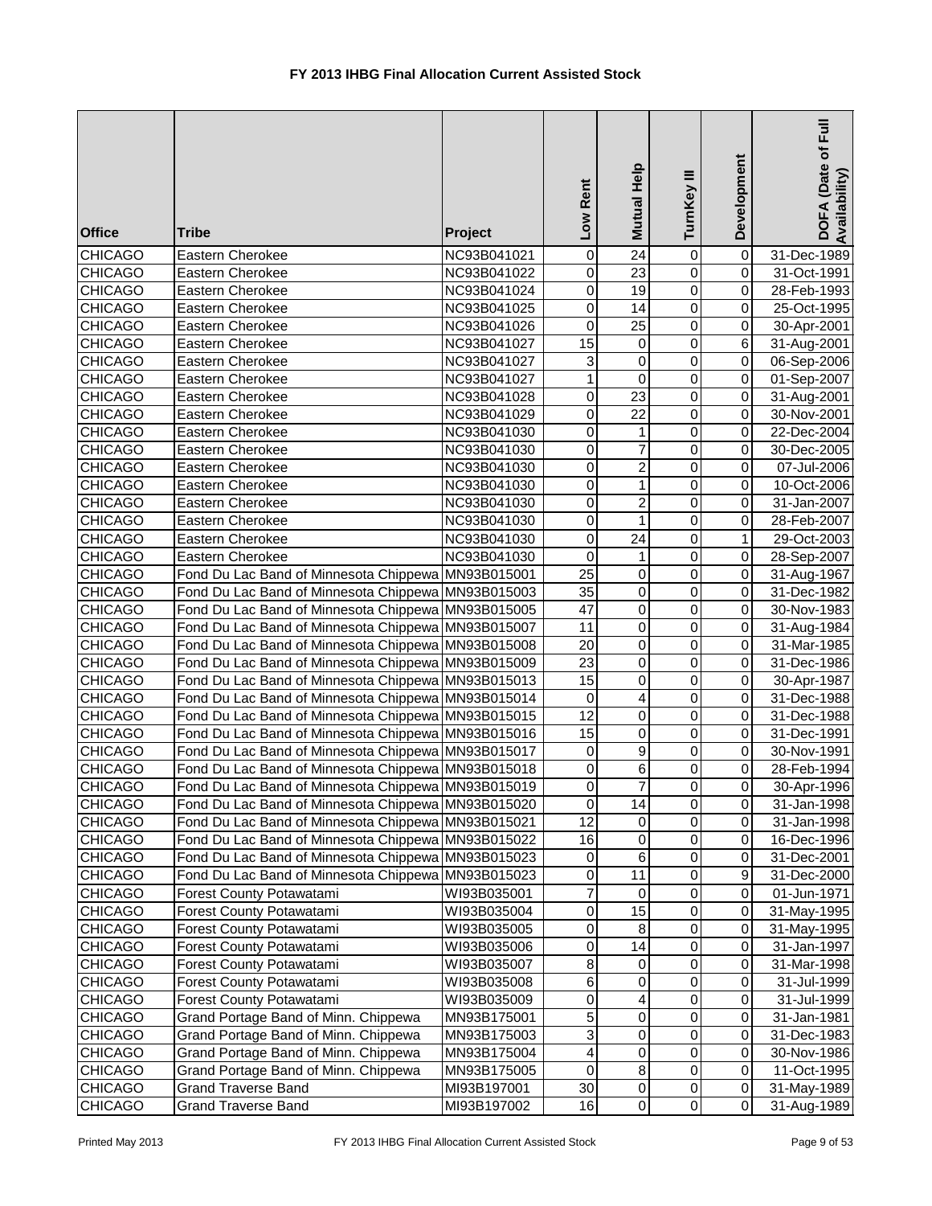# FY 2013 IHBG Final Allocation Current Assisted Stock

| Office | Tribe | Project | Low Rent | Mutual Help | TurnKey III | Development | DOFA (Date of Full Availability) |
|---|---|---|---|---|---|---|---|
| CHICAGO | Eastern Cherokee | NC93B041021 | 0 | 24 | 0 | 0 | 31-Dec-1989 |
| CHICAGO | Eastern Cherokee | NC93B041022 | 0 | 23 | 0 | 0 | 31-Oct-1991 |
| CHICAGO | Eastern Cherokee | NC93B041024 | 0 | 19 | 0 | 0 | 28-Feb-1993 |
| CHICAGO | Eastern Cherokee | NC93B041025 | 0 | 14 | 0 | 0 | 25-Oct-1995 |
| CHICAGO | Eastern Cherokee | NC93B041026 | 0 | 25 | 0 | 0 | 30-Apr-2001 |
| CHICAGO | Eastern Cherokee | NC93B041027 | 15 | 0 | 0 | 6 | 31-Aug-2001 |
| CHICAGO | Eastern Cherokee | NC93B041027 | 3 | 0 | 0 | 0 | 06-Sep-2006 |
| CHICAGO | Eastern Cherokee | NC93B041027 | 1 | 0 | 0 | 0 | 01-Sep-2007 |
| CHICAGO | Eastern Cherokee | NC93B041028 | 0 | 23 | 0 | 0 | 31-Aug-2001 |
| CHICAGO | Eastern Cherokee | NC93B041029 | 0 | 22 | 0 | 0 | 30-Nov-2001 |
| CHICAGO | Eastern Cherokee | NC93B041030 | 0 | 1 | 0 | 0 | 22-Dec-2004 |
| CHICAGO | Eastern Cherokee | NC93B041030 | 0 | 7 | 0 | 0 | 30-Dec-2005 |
| CHICAGO | Eastern Cherokee | NC93B041030 | 0 | 2 | 0 | 0 | 07-Jul-2006 |
| CHICAGO | Eastern Cherokee | NC93B041030 | 0 | 1 | 0 | 0 | 10-Oct-2006 |
| CHICAGO | Eastern Cherokee | NC93B041030 | 0 | 2 | 0 | 0 | 31-Jan-2007 |
| CHICAGO | Eastern Cherokee | NC93B041030 | 0 | 1 | 0 | 0 | 28-Feb-2007 |
| CHICAGO | Eastern Cherokee | NC93B041030 | 0 | 24 | 0 | 1 | 29-Oct-2003 |
| CHICAGO | Eastern Cherokee | NC93B041030 | 0 | 1 | 0 | 0 | 28-Sep-2007 |
| CHICAGO | Fond Du Lac Band of Minnesota Chippewa | MN93B015001 | 25 | 0 | 0 | 0 | 31-Aug-1967 |
| CHICAGO | Fond Du Lac Band of Minnesota Chippewa | MN93B015003 | 35 | 0 | 0 | 0 | 31-Dec-1982 |
| CHICAGO | Fond Du Lac Band of Minnesota Chippewa | MN93B015005 | 47 | 0 | 0 | 0 | 30-Nov-1983 |
| CHICAGO | Fond Du Lac Band of Minnesota Chippewa | MN93B015007 | 11 | 0 | 0 | 0 | 31-Aug-1984 |
| CHICAGO | Fond Du Lac Band of Minnesota Chippewa | MN93B015008 | 20 | 0 | 0 | 0 | 31-Mar-1985 |
| CHICAGO | Fond Du Lac Band of Minnesota Chippewa | MN93B015009 | 23 | 0 | 0 | 0 | 31-Dec-1986 |
| CHICAGO | Fond Du Lac Band of Minnesota Chippewa | MN93B015013 | 15 | 0 | 0 | 0 | 30-Apr-1987 |
| CHICAGO | Fond Du Lac Band of Minnesota Chippewa | MN93B015014 | 0 | 4 | 0 | 0 | 31-Dec-1988 |
| CHICAGO | Fond Du Lac Band of Minnesota Chippewa | MN93B015015 | 12 | 0 | 0 | 0 | 31-Dec-1988 |
| CHICAGO | Fond Du Lac Band of Minnesota Chippewa | MN93B015016 | 15 | 0 | 0 | 0 | 31-Dec-1991 |
| CHICAGO | Fond Du Lac Band of Minnesota Chippewa | MN93B015017 | 0 | 9 | 0 | 0 | 30-Nov-1991 |
| CHICAGO | Fond Du Lac Band of Minnesota Chippewa | MN93B015018 | 0 | 6 | 0 | 0 | 28-Feb-1994 |
| CHICAGO | Fond Du Lac Band of Minnesota Chippewa | MN93B015019 | 0 | 7 | 0 | 0 | 30-Apr-1996 |
| CHICAGO | Fond Du Lac Band of Minnesota Chippewa | MN93B015020 | 0 | 14 | 0 | 0 | 31-Jan-1998 |
| CHICAGO | Fond Du Lac Band of Minnesota Chippewa | MN93B015021 | 12 | 0 | 0 | 0 | 31-Jan-1998 |
| CHICAGO | Fond Du Lac Band of Minnesota Chippewa | MN93B015022 | 16 | 0 | 0 | 0 | 16-Dec-1996 |
| CHICAGO | Fond Du Lac Band of Minnesota Chippewa | MN93B015023 | 0 | 6 | 0 | 0 | 31-Dec-2001 |
| CHICAGO | Fond Du Lac Band of Minnesota Chippewa | MN93B015023 | 0 | 11 | 0 | 9 | 31-Dec-2000 |
| CHICAGO | Forest County Potawatami | WI93B035001 | 7 | 0 | 0 | 0 | 01-Jun-1971 |
| CHICAGO | Forest County Potawatami | WI93B035004 | 0 | 15 | 0 | 0 | 31-May-1995 |
| CHICAGO | Forest County Potawatami | WI93B035005 | 0 | 8 | 0 | 0 | 31-May-1995 |
| CHICAGO | Forest County Potawatami | WI93B035006 | 0 | 14 | 0 | 0 | 31-Jan-1997 |
| CHICAGO | Forest County Potawatami | WI93B035007 | 8 | 0 | 0 | 0 | 31-Mar-1998 |
| CHICAGO | Forest County Potawatami | WI93B035008 | 6 | 0 | 0 | 0 | 31-Jul-1999 |
| CHICAGO | Forest County Potawatami | WI93B035009 | 0 | 4 | 0 | 0 | 31-Jul-1999 |
| CHICAGO | Grand Portage Band of Minn. Chippewa | MN93B175001 | 5 | 0 | 0 | 0 | 31-Jan-1981 |
| CHICAGO | Grand Portage Band of Minn. Chippewa | MN93B175003 | 3 | 0 | 0 | 0 | 31-Dec-1983 |
| CHICAGO | Grand Portage Band of Minn. Chippewa | MN93B175004 | 4 | 0 | 0 | 0 | 30-Nov-1986 |
| CHICAGO | Grand Portage Band of Minn. Chippewa | MN93B175005 | 0 | 8 | 0 | 0 | 11-Oct-1995 |
| CHICAGO | Grand Traverse Band | MI93B197001 | 30 | 0 | 0 | 0 | 31-May-1989 |
| CHICAGO | Grand Traverse Band | MI93B197002 | 16 | 0 | 0 | 0 | 31-Aug-1989 |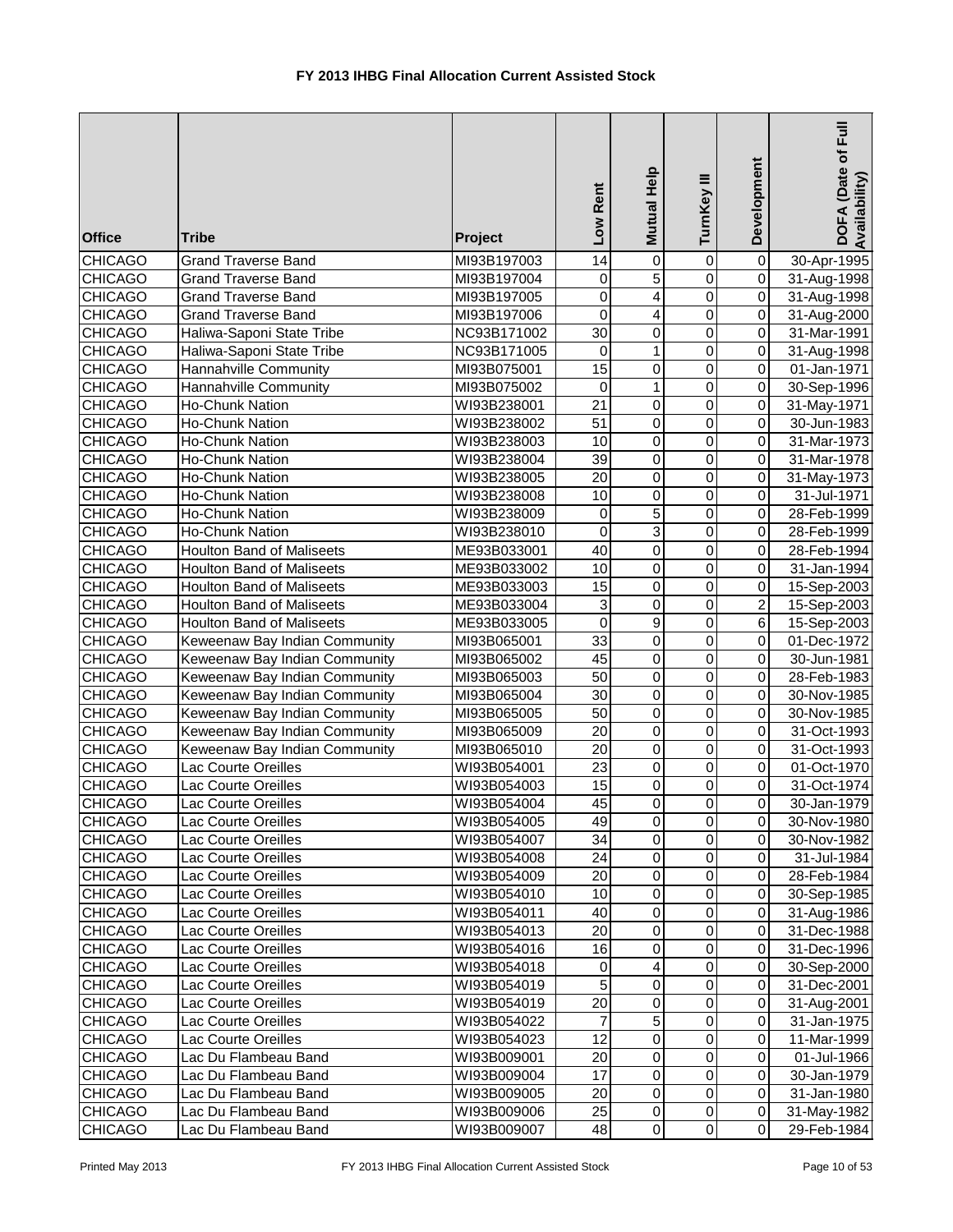# FY 2013 IHBG Final Allocation Current Assisted Stock

| Office | Tribe | Project | Low Rent | Mutual Help | TurnKey III | Development | DOFA (Date of Full Availability) |
|---|---|---|---|---|---|---|---|
| CHICAGO | Grand Traverse Band | MI93B197003 | 14 | 0 | 0 | 0 | 30-Apr-1995 |
| CHICAGO | Grand Traverse Band | MI93B197004 | 0 | 5 | 0 | 0 | 31-Aug-1998 |
| CHICAGO | Grand Traverse Band | MI93B197005 | 0 | 4 | 0 | 0 | 31-Aug-1998 |
| CHICAGO | Grand Traverse Band | MI93B197006 | 0 | 4 | 0 | 0 | 31-Aug-2000 |
| CHICAGO | Haliwa-Saponi State Tribe | NC93B171002 | 30 | 0 | 0 | 0 | 31-Mar-1991 |
| CHICAGO | Haliwa-Saponi State Tribe | NC93B171005 | 0 | 1 | 0 | 0 | 31-Aug-1998 |
| CHICAGO | Hannahville Community | MI93B075001 | 15 | 0 | 0 | 0 | 01-Jan-1971 |
| CHICAGO | Hannahville Community | MI93B075002 | 0 | 1 | 0 | 0 | 30-Sep-1996 |
| CHICAGO | Ho-Chunk Nation | WI93B238001 | 21 | 0 | 0 | 0 | 31-May-1971 |
| CHICAGO | Ho-Chunk Nation | WI93B238002 | 51 | 0 | 0 | 0 | 30-Jun-1983 |
| CHICAGO | Ho-Chunk Nation | WI93B238003 | 10 | 0 | 0 | 0 | 31-Mar-1973 |
| CHICAGO | Ho-Chunk Nation | WI93B238004 | 39 | 0 | 0 | 0 | 31-Mar-1978 |
| CHICAGO | Ho-Chunk Nation | WI93B238005 | 20 | 0 | 0 | 0 | 31-May-1973 |
| CHICAGO | Ho-Chunk Nation | WI93B238008 | 10 | 0 | 0 | 0 | 31-Jul-1971 |
| CHICAGO | Ho-Chunk Nation | WI93B238009 | 0 | 5 | 0 | 0 | 28-Feb-1999 |
| CHICAGO | Ho-Chunk Nation | WI93B238010 | 0 | 3 | 0 | 0 | 28-Feb-1999 |
| CHICAGO | Houlton Band of Maliseets | ME93B033001 | 40 | 0 | 0 | 0 | 28-Feb-1994 |
| CHICAGO | Houlton Band of Maliseets | ME93B033002 | 10 | 0 | 0 | 0 | 31-Jan-1994 |
| CHICAGO | Houlton Band of Maliseets | ME93B033003 | 15 | 0 | 0 | 0 | 15-Sep-2003 |
| CHICAGO | Houlton Band of Maliseets | ME93B033004 | 3 | 0 | 0 | 2 | 15-Sep-2003 |
| CHICAGO | Houlton Band of Maliseets | ME93B033005 | 0 | 9 | 0 | 6 | 15-Sep-2003 |
| CHICAGO | Keweenaw Bay Indian Community | MI93B065001 | 33 | 0 | 0 | 0 | 01-Dec-1972 |
| CHICAGO | Keweenaw Bay Indian Community | MI93B065002 | 45 | 0 | 0 | 0 | 30-Jun-1981 |
| CHICAGO | Keweenaw Bay Indian Community | MI93B065003 | 50 | 0 | 0 | 0 | 28-Feb-1983 |
| CHICAGO | Keweenaw Bay Indian Community | MI93B065004 | 30 | 0 | 0 | 0 | 30-Nov-1985 |
| CHICAGO | Keweenaw Bay Indian Community | MI93B065005 | 50 | 0 | 0 | 0 | 30-Nov-1985 |
| CHICAGO | Keweenaw Bay Indian Community | MI93B065009 | 20 | 0 | 0 | 0 | 31-Oct-1993 |
| CHICAGO | Keweenaw Bay Indian Community | MI93B065010 | 20 | 0 | 0 | 0 | 31-Oct-1993 |
| CHICAGO | Lac Courte Oreilles | WI93B054001 | 23 | 0 | 0 | 0 | 01-Oct-1970 |
| CHICAGO | Lac Courte Oreilles | WI93B054003 | 15 | 0 | 0 | 0 | 31-Oct-1974 |
| CHICAGO | Lac Courte Oreilles | WI93B054004 | 45 | 0 | 0 | 0 | 30-Jan-1979 |
| CHICAGO | Lac Courte Oreilles | WI93B054005 | 49 | 0 | 0 | 0 | 30-Nov-1980 |
| CHICAGO | Lac Courte Oreilles | WI93B054007 | 34 | 0 | 0 | 0 | 30-Nov-1982 |
| CHICAGO | Lac Courte Oreilles | WI93B054008 | 24 | 0 | 0 | 0 | 31-Jul-1984 |
| CHICAGO | Lac Courte Oreilles | WI93B054009 | 20 | 0 | 0 | 0 | 28-Feb-1984 |
| CHICAGO | Lac Courte Oreilles | WI93B054010 | 10 | 0 | 0 | 0 | 30-Sep-1985 |
| CHICAGO | Lac Courte Oreilles | WI93B054011 | 40 | 0 | 0 | 0 | 31-Aug-1986 |
| CHICAGO | Lac Courte Oreilles | WI93B054013 | 20 | 0 | 0 | 0 | 31-Dec-1988 |
| CHICAGO | Lac Courte Oreilles | WI93B054016 | 16 | 0 | 0 | 0 | 31-Dec-1996 |
| CHICAGO | Lac Courte Oreilles | WI93B054018 | 0 | 4 | 0 | 0 | 30-Sep-2000 |
| CHICAGO | Lac Courte Oreilles | WI93B054019 | 5 | 0 | 0 | 0 | 31-Dec-2001 |
| CHICAGO | Lac Courte Oreilles | WI93B054019 | 20 | 0 | 0 | 0 | 31-Aug-2001 |
| CHICAGO | Lac Courte Oreilles | WI93B054022 | 7 | 5 | 0 | 0 | 31-Jan-1975 |
| CHICAGO | Lac Courte Oreilles | WI93B054023 | 12 | 0 | 0 | 0 | 11-Mar-1999 |
| CHICAGO | Lac Du Flambeau Band | WI93B009001 | 20 | 0 | 0 | 0 | 01-Jul-1966 |
| CHICAGO | Lac Du Flambeau Band | WI93B009004 | 17 | 0 | 0 | 0 | 30-Jan-1979 |
| CHICAGO | Lac Du Flambeau Band | WI93B009005 | 20 | 0 | 0 | 0 | 31-Jan-1980 |
| CHICAGO | Lac Du Flambeau Band | WI93B009006 | 25 | 0 | 0 | 0 | 31-May-1982 |
| CHICAGO | Lac Du Flambeau Band | WI93B009007 | 48 | 0 | 0 | 0 | 29-Feb-1984 |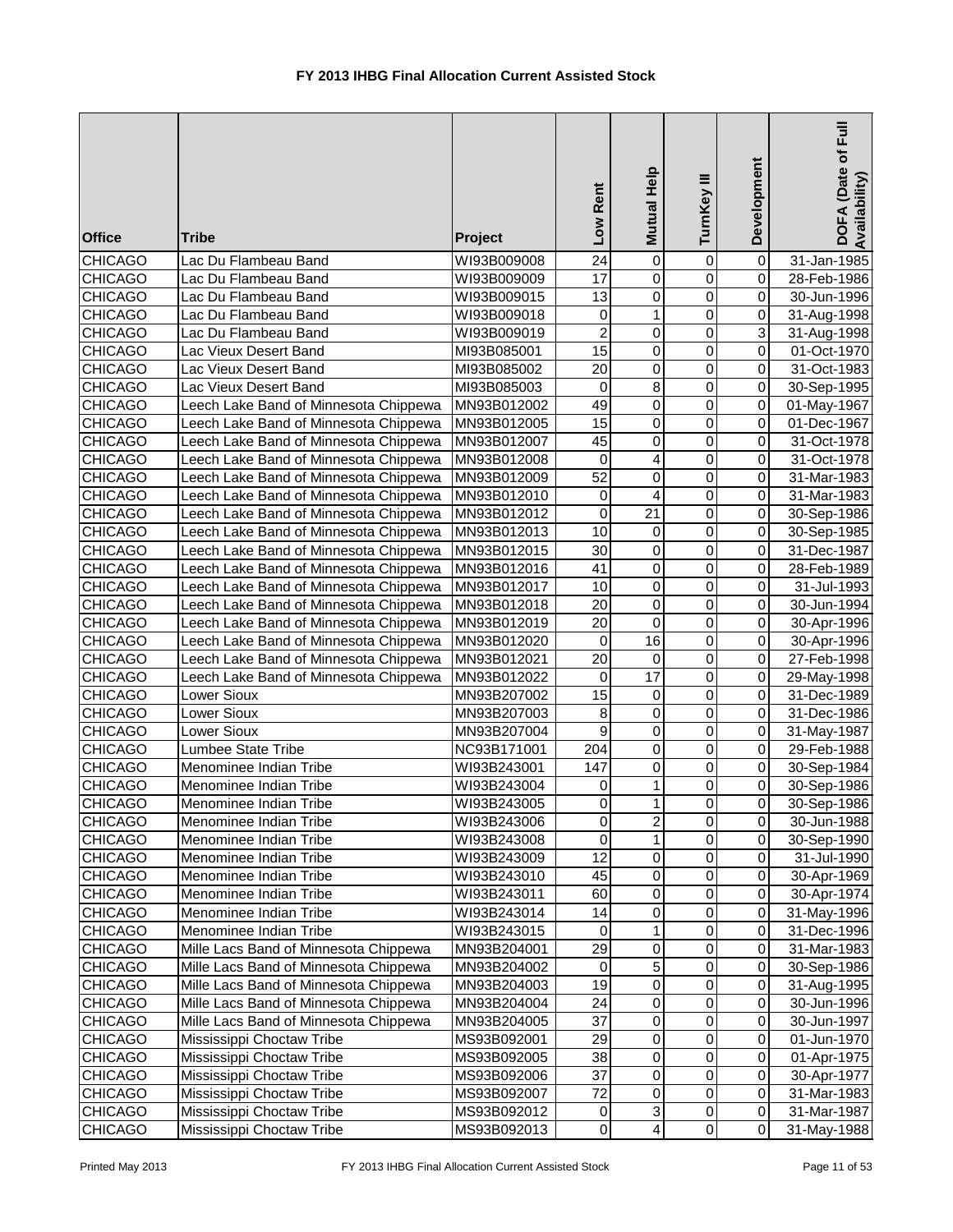# FY 2013 IHBG Final Allocation Current Assisted Stock

| Office | Tribe | Project | Low Rent | Mutual Help | TurnKey III | Development | DOFA (Date of Full Availability) |
|---|---|---|---|---|---|---|---|
| CHICAGO | Lac Du Flambeau Band | WI93B009008 | 24 | 0 | 0 | 0 | 31-Jan-1985 |
| CHICAGO | Lac Du Flambeau Band | WI93B009009 | 17 | 0 | 0 | 0 | 28-Feb-1986 |
| CHICAGO | Lac Du Flambeau Band | WI93B009015 | 13 | 0 | 0 | 0 | 30-Jun-1996 |
| CHICAGO | Lac Du Flambeau Band | WI93B009018 | 0 | 1 | 0 | 0 | 31-Aug-1998 |
| CHICAGO | Lac Du Flambeau Band | WI93B009019 | 2 | 0 | 0 | 3 | 31-Aug-1998 |
| CHICAGO | Lac Vieux Desert Band | MI93B085001 | 15 | 0 | 0 | 0 | 01-Oct-1970 |
| CHICAGO | Lac Vieux Desert Band | MI93B085002 | 20 | 0 | 0 | 0 | 31-Oct-1983 |
| CHICAGO | Lac Vieux Desert Band | MI93B085003 | 0 | 8 | 0 | 0 | 30-Sep-1995 |
| CHICAGO | Leech Lake Band of Minnesota Chippewa | MN93B012002 | 49 | 0 | 0 | 0 | 01-May-1967 |
| CHICAGO | Leech Lake Band of Minnesota Chippewa | MN93B012005 | 15 | 0 | 0 | 0 | 01-Dec-1967 |
| CHICAGO | Leech Lake Band of Minnesota Chippewa | MN93B012007 | 45 | 0 | 0 | 0 | 31-Oct-1978 |
| CHICAGO | Leech Lake Band of Minnesota Chippewa | MN93B012008 | 0 | 4 | 0 | 0 | 31-Oct-1978 |
| CHICAGO | Leech Lake Band of Minnesota Chippewa | MN93B012009 | 52 | 0 | 0 | 0 | 31-Mar-1983 |
| CHICAGO | Leech Lake Band of Minnesota Chippewa | MN93B012010 | 0 | 4 | 0 | 0 | 31-Mar-1983 |
| CHICAGO | Leech Lake Band of Minnesota Chippewa | MN93B012012 | 0 | 21 | 0 | 0 | 30-Sep-1986 |
| CHICAGO | Leech Lake Band of Minnesota Chippewa | MN93B012013 | 10 | 0 | 0 | 0 | 30-Sep-1985 |
| CHICAGO | Leech Lake Band of Minnesota Chippewa | MN93B012015 | 30 | 0 | 0 | 0 | 31-Dec-1987 |
| CHICAGO | Leech Lake Band of Minnesota Chippewa | MN93B012016 | 41 | 0 | 0 | 0 | 28-Feb-1989 |
| CHICAGO | Leech Lake Band of Minnesota Chippewa | MN93B012017 | 10 | 0 | 0 | 0 | 31-Jul-1993 |
| CHICAGO | Leech Lake Band of Minnesota Chippewa | MN93B012018 | 20 | 0 | 0 | 0 | 30-Jun-1994 |
| CHICAGO | Leech Lake Band of Minnesota Chippewa | MN93B012019 | 20 | 0 | 0 | 0 | 30-Apr-1996 |
| CHICAGO | Leech Lake Band of Minnesota Chippewa | MN93B012020 | 0 | 16 | 0 | 0 | 30-Apr-1996 |
| CHICAGO | Leech Lake Band of Minnesota Chippewa | MN93B012021 | 20 | 0 | 0 | 0 | 27-Feb-1998 |
| CHICAGO | Leech Lake Band of Minnesota Chippewa | MN93B012022 | 0 | 17 | 0 | 0 | 29-May-1998 |
| CHICAGO | Lower Sioux | MN93B207002 | 15 | 0 | 0 | 0 | 31-Dec-1989 |
| CHICAGO | Lower Sioux | MN93B207003 | 8 | 0 | 0 | 0 | 31-Dec-1986 |
| CHICAGO | Lower Sioux | MN93B207004 | 9 | 0 | 0 | 0 | 31-May-1987 |
| CHICAGO | Lumbee State Tribe | NC93B171001 | 204 | 0 | 0 | 0 | 29-Feb-1988 |
| CHICAGO | Menominee Indian Tribe | WI93B243001 | 147 | 0 | 0 | 0 | 30-Sep-1984 |
| CHICAGO | Menominee Indian Tribe | WI93B243004 | 0 | 1 | 0 | 0 | 30-Sep-1986 |
| CHICAGO | Menominee Indian Tribe | WI93B243005 | 0 | 1 | 0 | 0 | 30-Sep-1986 |
| CHICAGO | Menominee Indian Tribe | WI93B243006 | 0 | 2 | 0 | 0 | 30-Jun-1988 |
| CHICAGO | Menominee Indian Tribe | WI93B243008 | 0 | 1 | 0 | 0 | 30-Sep-1990 |
| CHICAGO | Menominee Indian Tribe | WI93B243009 | 12 | 0 | 0 | 0 | 31-Jul-1990 |
| CHICAGO | Menominee Indian Tribe | WI93B243010 | 45 | 0 | 0 | 0 | 30-Apr-1969 |
| CHICAGO | Menominee Indian Tribe | WI93B243011 | 60 | 0 | 0 | 0 | 30-Apr-1974 |
| CHICAGO | Menominee Indian Tribe | WI93B243014 | 14 | 0 | 0 | 0 | 31-May-1996 |
| CHICAGO | Menominee Indian Tribe | WI93B243015 | 0 | 1 | 0 | 0 | 31-Dec-1996 |
| CHICAGO | Mille Lacs Band of Minnesota Chippewa | MN93B204001 | 29 | 0 | 0 | 0 | 31-Mar-1983 |
| CHICAGO | Mille Lacs Band of Minnesota Chippewa | MN93B204002 | 0 | 5 | 0 | 0 | 30-Sep-1986 |
| CHICAGO | Mille Lacs Band of Minnesota Chippewa | MN93B204003 | 19 | 0 | 0 | 0 | 31-Aug-1995 |
| CHICAGO | Mille Lacs Band of Minnesota Chippewa | MN93B204004 | 24 | 0 | 0 | 0 | 30-Jun-1996 |
| CHICAGO | Mille Lacs Band of Minnesota Chippewa | MN93B204005 | 37 | 0 | 0 | 0 | 30-Jun-1997 |
| CHICAGO | Mississippi Choctaw Tribe | MS93B092001 | 29 | 0 | 0 | 0 | 01-Jun-1970 |
| CHICAGO | Mississippi Choctaw Tribe | MS93B092005 | 38 | 0 | 0 | 0 | 01-Apr-1975 |
| CHICAGO | Mississippi Choctaw Tribe | MS93B092006 | 37 | 0 | 0 | 0 | 30-Apr-1977 |
| CHICAGO | Mississippi Choctaw Tribe | MS93B092007 | 72 | 0 | 0 | 0 | 31-Mar-1983 |
| CHICAGO | Mississippi Choctaw Tribe | MS93B092012 | 0 | 3 | 0 | 0 | 31-Mar-1987 |
| CHICAGO | Mississippi Choctaw Tribe | MS93B092013 | 0 | 4 | 0 | 0 | 31-May-1988 |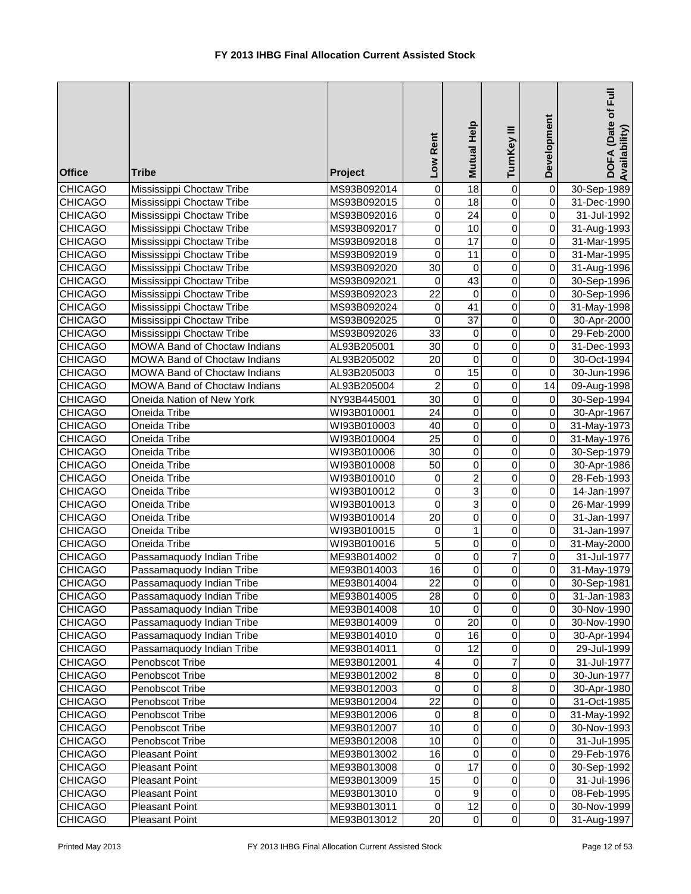# FY 2013 IHBG Final Allocation Current Assisted Stock

| Office | Tribe | Project | Low Rent | Mutual Help | TurnKey III | Development | DOFA (Date of Full Availability) |
|---|---|---|---|---|---|---|---|
| CHICAGO | Mississippi Choctaw Tribe | MS93B092014 | 0 | 18 | 0 | 0 | 30-Sep-1989 |
| CHICAGO | Mississippi Choctaw Tribe | MS93B092015 | 0 | 18 | 0 | 0 | 31-Dec-1990 |
| CHICAGO | Mississippi Choctaw Tribe | MS93B092016 | 0 | 24 | 0 | 0 | 31-Jul-1992 |
| CHICAGO | Mississippi Choctaw Tribe | MS93B092017 | 0 | 10 | 0 | 0 | 31-Aug-1993 |
| CHICAGO | Mississippi Choctaw Tribe | MS93B092018 | 0 | 17 | 0 | 0 | 31-Mar-1995 |
| CHICAGO | Mississippi Choctaw Tribe | MS93B092019 | 0 | 11 | 0 | 0 | 31-Mar-1995 |
| CHICAGO | Mississippi Choctaw Tribe | MS93B092020 | 30 | 0 | 0 | 0 | 31-Aug-1996 |
| CHICAGO | Mississippi Choctaw Tribe | MS93B092021 | 0 | 43 | 0 | 0 | 30-Sep-1996 |
| CHICAGO | Mississippi Choctaw Tribe | MS93B092023 | 22 | 0 | 0 | 0 | 30-Sep-1996 |
| CHICAGO | Mississippi Choctaw Tribe | MS93B092024 | 0 | 41 | 0 | 0 | 31-May-1998 |
| CHICAGO | Mississippi Choctaw Tribe | MS93B092025 | 0 | 37 | 0 | 0 | 30-Apr-2000 |
| CHICAGO | Mississippi Choctaw Tribe | MS93B092026 | 33 | 0 | 0 | 0 | 29-Feb-2000 |
| CHICAGO | MOWA Band of Choctaw Indians | AL93B205001 | 30 | 0 | 0 | 0 | 31-Dec-1993 |
| CHICAGO | MOWA Band of Choctaw Indians | AL93B205002 | 20 | 0 | 0 | 0 | 30-Oct-1994 |
| CHICAGO | MOWA Band of Choctaw Indians | AL93B205003 | 0 | 15 | 0 | 0 | 30-Jun-1996 |
| CHICAGO | MOWA Band of Choctaw Indians | AL93B205004 | 2 | 0 | 0 | 14 | 09-Aug-1998 |
| CHICAGO | Oneida Nation of New York | NY93B445001 | 30 | 0 | 0 | 0 | 30-Sep-1994 |
| CHICAGO | Oneida Tribe | WI93B010001 | 24 | 0 | 0 | 0 | 30-Apr-1967 |
| CHICAGO | Oneida Tribe | WI93B010003 | 40 | 0 | 0 | 0 | 31-May-1973 |
| CHICAGO | Oneida Tribe | WI93B010004 | 25 | 0 | 0 | 0 | 31-May-1976 |
| CHICAGO | Oneida Tribe | WI93B010006 | 30 | 0 | 0 | 0 | 30-Sep-1979 |
| CHICAGO | Oneida Tribe | WI93B010008 | 50 | 0 | 0 | 0 | 30-Apr-1986 |
| CHICAGO | Oneida Tribe | WI93B010010 | 0 | 2 | 0 | 0 | 28-Feb-1993 |
| CHICAGO | Oneida Tribe | WI93B010012 | 0 | 3 | 0 | 0 | 14-Jan-1997 |
| CHICAGO | Oneida Tribe | WI93B010013 | 0 | 3 | 0 | 0 | 26-Mar-1999 |
| CHICAGO | Oneida Tribe | WI93B010014 | 20 | 0 | 0 | 0 | 31-Jan-1997 |
| CHICAGO | Oneida Tribe | WI93B010015 | 0 | 1 | 0 | 0 | 31-Jan-1997 |
| CHICAGO | Oneida Tribe | WI93B010016 | 5 | 0 | 0 | 0 | 31-May-2000 |
| CHICAGO | Passamaquody Indian Tribe | ME93B014002 | 0 | 0 | 7 | 0 | 31-Jul-1977 |
| CHICAGO | Passamaquody Indian Tribe | ME93B014003 | 16 | 0 | 0 | 0 | 31-May-1979 |
| CHICAGO | Passamaquody Indian Tribe | ME93B014004 | 22 | 0 | 0 | 0 | 30-Sep-1981 |
| CHICAGO | Passamaquody Indian Tribe | ME93B014005 | 28 | 0 | 0 | 0 | 31-Jan-1983 |
| CHICAGO | Passamaquody Indian Tribe | ME93B014008 | 10 | 0 | 0 | 0 | 30-Nov-1990 |
| CHICAGO | Passamaquody Indian Tribe | ME93B014009 | 0 | 20 | 0 | 0 | 30-Nov-1990 |
| CHICAGO | Passamaquody Indian Tribe | ME93B014010 | 0 | 16 | 0 | 0 | 30-Apr-1994 |
| CHICAGO | Passamaquody Indian Tribe | ME93B014011 | 0 | 12 | 0 | 0 | 29-Jul-1999 |
| CHICAGO | Penobscot Tribe | ME93B012001 | 4 | 0 | 7 | 0 | 31-Jul-1977 |
| CHICAGO | Penobscot Tribe | ME93B012002 | 8 | 0 | 0 | 0 | 30-Jun-1977 |
| CHICAGO | Penobscot Tribe | ME93B012003 | 0 | 0 | 8 | 0 | 30-Apr-1980 |
| CHICAGO | Penobscot Tribe | ME93B012004 | 22 | 0 | 0 | 0 | 31-Oct-1985 |
| CHICAGO | Penobscot Tribe | ME93B012006 | 0 | 8 | 0 | 0 | 31-May-1992 |
| CHICAGO | Penobscot Tribe | ME93B012007 | 10 | 0 | 0 | 0 | 30-Nov-1993 |
| CHICAGO | Penobscot Tribe | ME93B012008 | 10 | 0 | 0 | 0 | 31-Jul-1995 |
| CHICAGO | Pleasant Point | ME93B013002 | 16 | 0 | 0 | 0 | 29-Feb-1976 |
| CHICAGO | Pleasant Point | ME93B013008 | 0 | 17 | 0 | 0 | 30-Sep-1992 |
| CHICAGO | Pleasant Point | ME93B013009 | 15 | 0 | 0 | 0 | 31-Jul-1996 |
| CHICAGO | Pleasant Point | ME93B013010 | 0 | 9 | 0 | 0 | 08-Feb-1995 |
| CHICAGO | Pleasant Point | ME93B013011 | 0 | 12 | 0 | 0 | 30-Nov-1999 |
| CHICAGO | Pleasant Point | ME93B013012 | 20 | 0 | 0 | 0 | 31-Aug-1997 |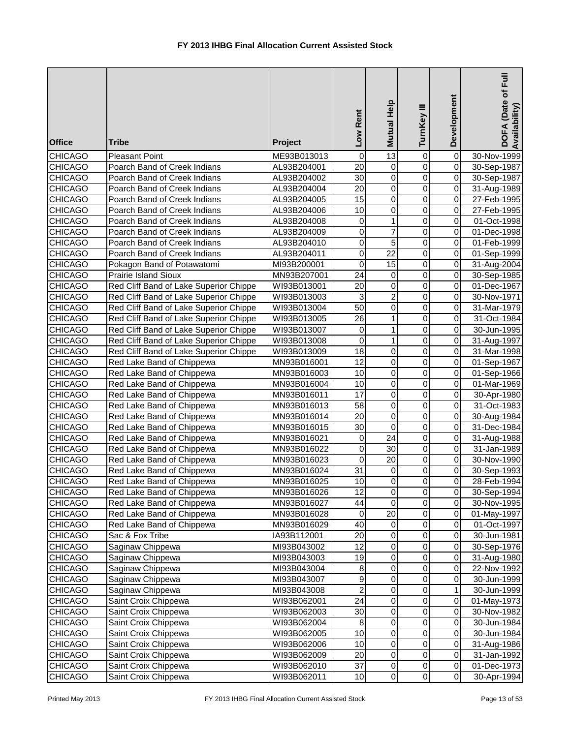# FY 2013 IHBG Final Allocation Current Assisted Stock

| Office | Tribe | Project | Low Rent | Mutual Help | TurnKey III | Development | DOFA (Date of Full Availability) |
|---|---|---|---|---|---|---|---|
| CHICAGO | Pleasant Point | ME93B013013 | 0 | 13 | 0 | 0 | 30-Nov-1999 |
| CHICAGO | Poarch Band of Creek Indians | AL93B204001 | 20 | 0 | 0 | 0 | 30-Sep-1987 |
| CHICAGO | Poarch Band of Creek Indians | AL93B204002 | 30 | 0 | 0 | 0 | 30-Sep-1987 |
| CHICAGO | Poarch Band of Creek Indians | AL93B204004 | 20 | 0 | 0 | 0 | 31-Aug-1989 |
| CHICAGO | Poarch Band of Creek Indians | AL93B204005 | 15 | 0 | 0 | 0 | 27-Feb-1995 |
| CHICAGO | Poarch Band of Creek Indians | AL93B204006 | 10 | 0 | 0 | 0 | 27-Feb-1995 |
| CHICAGO | Poarch Band of Creek Indians | AL93B204008 | 0 | 1 | 0 | 0 | 01-Oct-1998 |
| CHICAGO | Poarch Band of Creek Indians | AL93B204009 | 0 | 7 | 0 | 0 | 01-Dec-1998 |
| CHICAGO | Poarch Band of Creek Indians | AL93B204010 | 0 | 5 | 0 | 0 | 01-Feb-1999 |
| CHICAGO | Poarch Band of Creek Indians | AL93B204011 | 0 | 22 | 0 | 0 | 01-Sep-1999 |
| CHICAGO | Pokagon Band of Potawatomi | MI93B200001 | 0 | 15 | 0 | 0 | 31-Aug-2004 |
| CHICAGO | Prairie Island Sioux | MN93B207001 | 24 | 0 | 0 | 0 | 30-Sep-1985 |
| CHICAGO | Red Cliff Band of Lake Superior Chippe | WI93B013001 | 20 | 0 | 0 | 0 | 01-Dec-1967 |
| CHICAGO | Red Cliff Band of Lake Superior Chippe | WI93B013003 | 3 | 2 | 0 | 0 | 30-Nov-1971 |
| CHICAGO | Red Cliff Band of Lake Superior Chippe | WI93B013004 | 50 | 0 | 0 | 0 | 31-Mar-1979 |
| CHICAGO | Red Cliff Band of Lake Superior Chippe | WI93B013005 | 26 | 1 | 0 | 0 | 31-Oct-1984 |
| CHICAGO | Red Cliff Band of Lake Superior Chippe | WI93B013007 | 0 | 1 | 0 | 0 | 30-Jun-1995 |
| CHICAGO | Red Cliff Band of Lake Superior Chippe | WI93B013008 | 0 | 1 | 0 | 0 | 31-Aug-1997 |
| CHICAGO | Red Cliff Band of Lake Superior Chippe | WI93B013009 | 18 | 0 | 0 | 0 | 31-Mar-1998 |
| CHICAGO | Red Lake Band of Chippewa | MN93B016001 | 12 | 0 | 0 | 0 | 01-Sep-1967 |
| CHICAGO | Red Lake Band of Chippewa | MN93B016003 | 10 | 0 | 0 | 0 | 01-Sep-1966 |
| CHICAGO | Red Lake Band of Chippewa | MN93B016004 | 10 | 0 | 0 | 0 | 01-Mar-1969 |
| CHICAGO | Red Lake Band of Chippewa | MN93B016011 | 17 | 0 | 0 | 0 | 30-Apr-1980 |
| CHICAGO | Red Lake Band of Chippewa | MN93B016013 | 58 | 0 | 0 | 0 | 31-Oct-1983 |
| CHICAGO | Red Lake Band of Chippewa | MN93B016014 | 20 | 0 | 0 | 0 | 30-Aug-1984 |
| CHICAGO | Red Lake Band of Chippewa | MN93B016015 | 30 | 0 | 0 | 0 | 31-Dec-1984 |
| CHICAGO | Red Lake Band of Chippewa | MN93B016021 | 0 | 24 | 0 | 0 | 31-Aug-1988 |
| CHICAGO | Red Lake Band of Chippewa | MN93B016022 | 0 | 30 | 0 | 0 | 31-Jan-1989 |
| CHICAGO | Red Lake Band of Chippewa | MN93B016023 | 0 | 20 | 0 | 0 | 30-Nov-1990 |
| CHICAGO | Red Lake Band of Chippewa | MN93B016024 | 31 | 0 | 0 | 0 | 30-Sep-1993 |
| CHICAGO | Red Lake Band of Chippewa | MN93B016025 | 10 | 0 | 0 | 0 | 28-Feb-1994 |
| CHICAGO | Red Lake Band of Chippewa | MN93B016026 | 12 | 0 | 0 | 0 | 30-Sep-1994 |
| CHICAGO | Red Lake Band of Chippewa | MN93B016027 | 44 | 0 | 0 | 0 | 30-Nov-1995 |
| CHICAGO | Red Lake Band of Chippewa | MN93B016028 | 0 | 20 | 0 | 0 | 01-May-1997 |
| CHICAGO | Red Lake Band of Chippewa | MN93B016029 | 40 | 0 | 0 | 0 | 01-Oct-1997 |
| CHICAGO | Sac & Fox Tribe | IA93B112001 | 20 | 0 | 0 | 0 | 30-Jun-1981 |
| CHICAGO | Saginaw Chippewa | MI93B043002 | 12 | 0 | 0 | 0 | 30-Sep-1976 |
| CHICAGO | Saginaw Chippewa | MI93B043003 | 19 | 0 | 0 | 0 | 31-Aug-1980 |
| CHICAGO | Saginaw Chippewa | MI93B043004 | 8 | 0 | 0 | 0 | 22-Nov-1992 |
| CHICAGO | Saginaw Chippewa | MI93B043007 | 9 | 0 | 0 | 0 | 30-Jun-1999 |
| CHICAGO | Saginaw Chippewa | MI93B043008 | 2 | 0 | 0 | 1 | 30-Jun-1999 |
| CHICAGO | Saint Croix Chippewa | WI93B062001 | 24 | 0 | 0 | 0 | 01-May-1973 |
| CHICAGO | Saint Croix Chippewa | WI93B062003 | 30 | 0 | 0 | 0 | 30-Nov-1982 |
| CHICAGO | Saint Croix Chippewa | WI93B062004 | 8 | 0 | 0 | 0 | 30-Jun-1984 |
| CHICAGO | Saint Croix Chippewa | WI93B062005 | 10 | 0 | 0 | 0 | 30-Jun-1984 |
| CHICAGO | Saint Croix Chippewa | WI93B062006 | 10 | 0 | 0 | 0 | 31-Aug-1986 |
| CHICAGO | Saint Croix Chippewa | WI93B062009 | 20 | 0 | 0 | 0 | 31-Jan-1992 |
| CHICAGO | Saint Croix Chippewa | WI93B062010 | 37 | 0 | 0 | 0 | 01-Dec-1973 |
| CHICAGO | Saint Croix Chippewa | WI93B062011 | 10 | 0 | 0 | 0 | 30-Apr-1994 |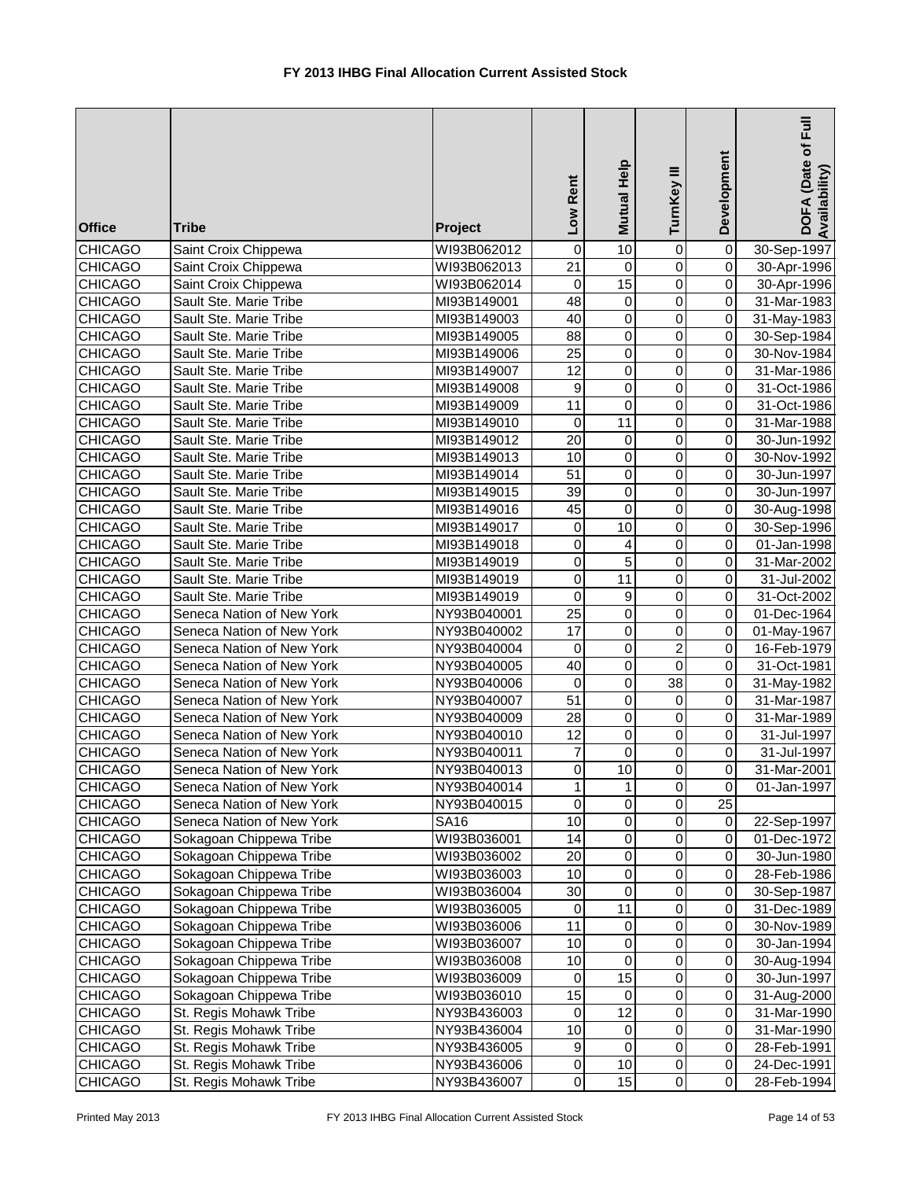# FY 2013 IHBG Final Allocation Current Assisted Stock

| Office | Tribe | Project | Low Rent | Mutual Help | TurnKey III | Development | DOFA (Date of Full Availability) |
|---|---|---|---|---|---|---|---|
| CHICAGO | Saint Croix Chippewa | WI93B062012 | 0 | 10 | 0 | 0 | 30-Sep-1997 |
| CHICAGO | Saint Croix Chippewa | WI93B062013 | 21 | 0 | 0 | 0 | 30-Apr-1996 |
| CHICAGO | Saint Croix Chippewa | WI93B062014 | 0 | 15 | 0 | 0 | 30-Apr-1996 |
| CHICAGO | Sault Ste. Marie Tribe | MI93B149001 | 48 | 0 | 0 | 0 | 31-Mar-1983 |
| CHICAGO | Sault Ste. Marie Tribe | MI93B149003 | 40 | 0 | 0 | 0 | 31-May-1983 |
| CHICAGO | Sault Ste. Marie Tribe | MI93B149005 | 88 | 0 | 0 | 0 | 30-Sep-1984 |
| CHICAGO | Sault Ste. Marie Tribe | MI93B149006 | 25 | 0 | 0 | 0 | 30-Nov-1984 |
| CHICAGO | Sault Ste. Marie Tribe | MI93B149007 | 12 | 0 | 0 | 0 | 31-Mar-1986 |
| CHICAGO | Sault Ste. Marie Tribe | MI93B149008 | 9 | 0 | 0 | 0 | 31-Oct-1986 |
| CHICAGO | Sault Ste. Marie Tribe | MI93B149009 | 11 | 0 | 0 | 0 | 31-Oct-1986 |
| CHICAGO | Sault Ste. Marie Tribe | MI93B149010 | 0 | 11 | 0 | 0 | 31-Mar-1988 |
| CHICAGO | Sault Ste. Marie Tribe | MI93B149012 | 20 | 0 | 0 | 0 | 30-Jun-1992 |
| CHICAGO | Sault Ste. Marie Tribe | MI93B149013 | 10 | 0 | 0 | 0 | 30-Nov-1992 |
| CHICAGO | Sault Ste. Marie Tribe | MI93B149014 | 51 | 0 | 0 | 0 | 30-Jun-1997 |
| CHICAGO | Sault Ste. Marie Tribe | MI93B149015 | 39 | 0 | 0 | 0 | 30-Jun-1997 |
| CHICAGO | Sault Ste. Marie Tribe | MI93B149016 | 45 | 0 | 0 | 0 | 30-Aug-1998 |
| CHICAGO | Sault Ste. Marie Tribe | MI93B149017 | 0 | 10 | 0 | 0 | 30-Sep-1996 |
| CHICAGO | Sault Ste. Marie Tribe | MI93B149018 | 0 | 4 | 0 | 0 | 01-Jan-1998 |
| CHICAGO | Sault Ste. Marie Tribe | MI93B149019 | 0 | 5 | 0 | 0 | 31-Mar-2002 |
| CHICAGO | Sault Ste. Marie Tribe | MI93B149019 | 0 | 11 | 0 | 0 | 31-Jul-2002 |
| CHICAGO | Sault Ste. Marie Tribe | MI93B149019 | 0 | 9 | 0 | 0 | 31-Oct-2002 |
| CHICAGO | Seneca Nation of New York | NY93B040001 | 25 | 0 | 0 | 0 | 01-Dec-1964 |
| CHICAGO | Seneca Nation of New York | NY93B040002 | 17 | 0 | 0 | 0 | 01-May-1967 |
| CHICAGO | Seneca Nation of New York | NY93B040004 | 0 | 0 | 2 | 0 | 16-Feb-1979 |
| CHICAGO | Seneca Nation of New York | NY93B040005 | 40 | 0 | 0 | 0 | 31-Oct-1981 |
| CHICAGO | Seneca Nation of New York | NY93B040006 | 0 | 0 | 38 | 0 | 31-May-1982 |
| CHICAGO | Seneca Nation of New York | NY93B040007 | 51 | 0 | 0 | 0 | 31-Mar-1987 |
| CHICAGO | Seneca Nation of New York | NY93B040009 | 28 | 0 | 0 | 0 | 31-Mar-1989 |
| CHICAGO | Seneca Nation of New York | NY93B040010 | 12 | 0 | 0 | 0 | 31-Jul-1997 |
| CHICAGO | Seneca Nation of New York | NY93B040011 | 7 | 0 | 0 | 0 | 31-Jul-1997 |
| CHICAGO | Seneca Nation of New York | NY93B040013 | 0 | 10 | 0 | 0 | 31-Mar-2001 |
| CHICAGO | Seneca Nation of New York | NY93B040014 | 1 | 1 | 0 | 0 | 01-Jan-1997 |
| CHICAGO | Seneca Nation of New York | NY93B040015 | 0 | 0 | 0 | 25 | |
| CHICAGO | Seneca Nation of New York | SA16 | 10 | 0 | 0 | 0 | 22-Sep-1997 |
| CHICAGO | Sokagoan Chippewa Tribe | WI93B036001 | 14 | 0 | 0 | 0 | 01-Dec-1972 |
| CHICAGO | Sokagoan Chippewa Tribe | WI93B036002 | 20 | 0 | 0 | 0 | 30-Jun-1980 |
| CHICAGO | Sokagoan Chippewa Tribe | WI93B036003 | 10 | 0 | 0 | 0 | 28-Feb-1986 |
| CHICAGO | Sokagoan Chippewa Tribe | WI93B036004 | 30 | 0 | 0 | 0 | 30-Sep-1987 |
| CHICAGO | Sokagoan Chippewa Tribe | WI93B036005 | 0 | 11 | 0 | 0 | 31-Dec-1989 |
| CHICAGO | Sokagoan Chippewa Tribe | WI93B036006 | 11 | 0 | 0 | 0 | 30-Nov-1989 |
| CHICAGO | Sokagoan Chippewa Tribe | WI93B036007 | 10 | 0 | 0 | 0 | 30-Jan-1994 |
| CHICAGO | Sokagoan Chippewa Tribe | WI93B036008 | 10 | 0 | 0 | 0 | 30-Aug-1994 |
| CHICAGO | Sokagoan Chippewa Tribe | WI93B036009 | 0 | 15 | 0 | 0 | 30-Jun-1997 |
| CHICAGO | Sokagoan Chippewa Tribe | WI93B036010 | 15 | 0 | 0 | 0 | 31-Aug-2000 |
| CHICAGO | St. Regis Mohawk Tribe | NY93B436003 | 0 | 12 | 0 | 0 | 31-Mar-1990 |
| CHICAGO | St. Regis Mohawk Tribe | NY93B436004 | 10 | 0 | 0 | 0 | 31-Mar-1990 |
| CHICAGO | St. Regis Mohawk Tribe | NY93B436005 | 9 | 0 | 0 | 0 | 28-Feb-1991 |
| CHICAGO | St. Regis Mohawk Tribe | NY93B436006 | 0 | 10 | 0 | 0 | 24-Dec-1991 |
| CHICAGO | St. Regis Mohawk Tribe | NY93B436007 | 0 | 15 | 0 | 0 | 28-Feb-1994 |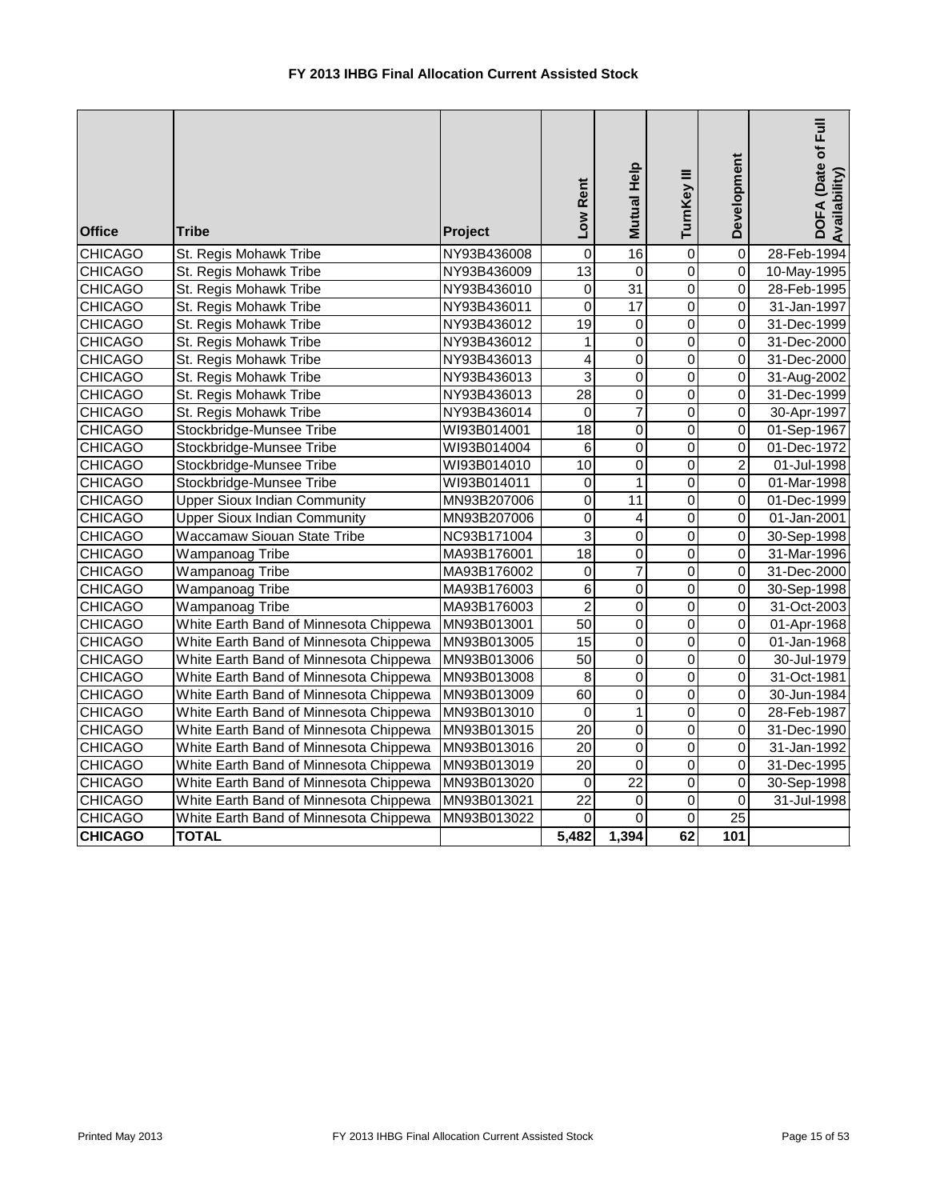# FY 2013 IHBG Final Allocation Current Assisted Stock

| Office | Tribe | Project | Low Rent | Mutual Help | TurnKey III | Development | DOFA (Date of Full Availability) |
|---|---|---|---|---|---|---|---|
| CHICAGO | St. Regis Mohawk Tribe | NY93B436008 | 0 | 16 | 0 | 0 | 28-Feb-1994 |
| CHICAGO | St. Regis Mohawk Tribe | NY93B436009 | 13 | 0 | 0 | 0 | 10-May-1995 |
| CHICAGO | St. Regis Mohawk Tribe | NY93B436010 | 0 | 31 | 0 | 0 | 28-Feb-1995 |
| CHICAGO | St. Regis Mohawk Tribe | NY93B436011 | 0 | 17 | 0 | 0 | 31-Jan-1997 |
| CHICAGO | St. Regis Mohawk Tribe | NY93B436012 | 19 | 0 | 0 | 0 | 31-Dec-1999 |
| CHICAGO | St. Regis Mohawk Tribe | NY93B436012 | 1 | 0 | 0 | 0 | 31-Dec-2000 |
| CHICAGO | St. Regis Mohawk Tribe | NY93B436013 | 4 | 0 | 0 | 0 | 31-Dec-2000 |
| CHICAGO | St. Regis Mohawk Tribe | NY93B436013 | 3 | 0 | 0 | 0 | 31-Aug-2002 |
| CHICAGO | St. Regis Mohawk Tribe | NY93B436013 | 28 | 0 | 0 | 0 | 31-Dec-1999 |
| CHICAGO | St. Regis Mohawk Tribe | NY93B436014 | 0 | 7 | 0 | 0 | 30-Apr-1997 |
| CHICAGO | Stockbridge-Munsee Tribe | WI93B014001 | 18 | 0 | 0 | 0 | 01-Sep-1967 |
| CHICAGO | Stockbridge-Munsee Tribe | WI93B014004 | 6 | 0 | 0 | 0 | 01-Dec-1972 |
| CHICAGO | Stockbridge-Munsee Tribe | WI93B014010 | 10 | 0 | 0 | 2 | 01-Jul-1998 |
| CHICAGO | Stockbridge-Munsee Tribe | WI93B014011 | 0 | 1 | 0 | 0 | 01-Mar-1998 |
| CHICAGO | Upper Sioux Indian Community | MN93B207006 | 0 | 11 | 0 | 0 | 01-Dec-1999 |
| CHICAGO | Upper Sioux Indian Community | MN93B207006 | 0 | 4 | 0 | 0 | 01-Jan-2001 |
| CHICAGO | Waccamaw Siouan State Tribe | NC93B171004 | 3 | 0 | 0 | 0 | 30-Sep-1998 |
| CHICAGO | Wampanoag Tribe | MA93B176001 | 18 | 0 | 0 | 0 | 31-Mar-1996 |
| CHICAGO | Wampanoag Tribe | MA93B176002 | 0 | 7 | 0 | 0 | 31-Dec-2000 |
| CHICAGO | Wampanoag Tribe | MA93B176003 | 6 | 0 | 0 | 0 | 30-Sep-1998 |
| CHICAGO | Wampanoag Tribe | MA93B176003 | 2 | 0 | 0 | 0 | 31-Oct-2003 |
| CHICAGO | White Earth Band of Minnesota Chippewa | MN93B013001 | 50 | 0 | 0 | 0 | 01-Apr-1968 |
| CHICAGO | White Earth Band of Minnesota Chippewa | MN93B013005 | 15 | 0 | 0 | 0 | 01-Jan-1968 |
| CHICAGO | White Earth Band of Minnesota Chippewa | MN93B013006 | 50 | 0 | 0 | 0 | 30-Jul-1979 |
| CHICAGO | White Earth Band of Minnesota Chippewa | MN93B013008 | 8 | 0 | 0 | 0 | 31-Oct-1981 |
| CHICAGO | White Earth Band of Minnesota Chippewa | MN93B013009 | 60 | 0 | 0 | 0 | 30-Jun-1984 |
| CHICAGO | White Earth Band of Minnesota Chippewa | MN93B013010 | 0 | 1 | 0 | 0 | 28-Feb-1987 |
| CHICAGO | White Earth Band of Minnesota Chippewa | MN93B013015 | 20 | 0 | 0 | 0 | 31-Dec-1990 |
| CHICAGO | White Earth Band of Minnesota Chippewa | MN93B013016 | 20 | 0 | 0 | 0 | 31-Jan-1992 |
| CHICAGO | White Earth Band of Minnesota Chippewa | MN93B013019 | 20 | 0 | 0 | 0 | 31-Dec-1995 |
| CHICAGO | White Earth Band of Minnesota Chippewa | MN93B013020 | 0 | 22 | 0 | 0 | 30-Sep-1998 |
| CHICAGO | White Earth Band of Minnesota Chippewa | MN93B013021 | 22 | 0 | 0 | 0 | 31-Jul-1998 |
| CHICAGO | White Earth Band of Minnesota Chippewa | MN93B013022 | 0 | 0 | 0 | 25 | |
| **CHICAGO** | **TOTAL** | | **5,482** | **1,394** | **62** | **101** | |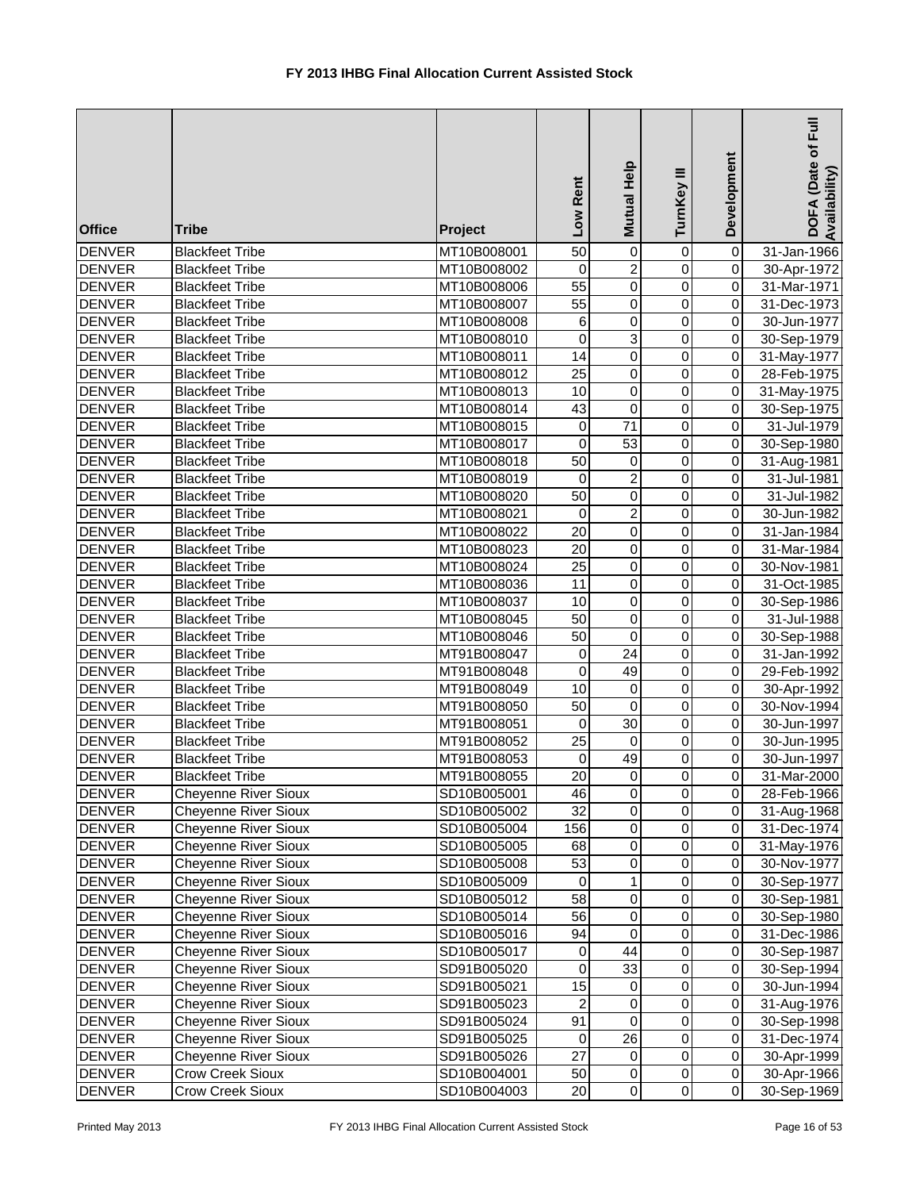# FY 2013 IHBG Final Allocation Current Assisted Stock

| Office | Tribe | Project | Low Rent | Mutual Help | TurnKey III | Development | DOFA (Date of Full Availability) |
|---|---|---|---|---|---|---|---|
| DENVER | Blackfeet Tribe | MT10B008001 | 50 | 0 | 0 | 0 | 31-Jan-1966 |
| DENVER | Blackfeet Tribe | MT10B008002 | 0 | 2 | 0 | 0 | 30-Apr-1972 |
| DENVER | Blackfeet Tribe | MT10B008006 | 55 | 0 | 0 | 0 | 31-Mar-1971 |
| DENVER | Blackfeet Tribe | MT10B008007 | 55 | 0 | 0 | 0 | 31-Dec-1973 |
| DENVER | Blackfeet Tribe | MT10B008008 | 6 | 0 | 0 | 0 | 30-Jun-1977 |
| DENVER | Blackfeet Tribe | MT10B008010 | 0 | 3 | 0 | 0 | 30-Sep-1979 |
| DENVER | Blackfeet Tribe | MT10B008011 | 14 | 0 | 0 | 0 | 31-May-1977 |
| DENVER | Blackfeet Tribe | MT10B008012 | 25 | 0 | 0 | 0 | 28-Feb-1975 |
| DENVER | Blackfeet Tribe | MT10B008013 | 10 | 0 | 0 | 0 | 31-May-1975 |
| DENVER | Blackfeet Tribe | MT10B008014 | 43 | 0 | 0 | 0 | 30-Sep-1975 |
| DENVER | Blackfeet Tribe | MT10B008015 | 0 | 71 | 0 | 0 | 31-Jul-1979 |
| DENVER | Blackfeet Tribe | MT10B008017 | 0 | 53 | 0 | 0 | 30-Sep-1980 |
| DENVER | Blackfeet Tribe | MT10B008018 | 50 | 0 | 0 | 0 | 31-Aug-1981 |
| DENVER | Blackfeet Tribe | MT10B008019 | 0 | 2 | 0 | 0 | 31-Jul-1981 |
| DENVER | Blackfeet Tribe | MT10B008020 | 50 | 0 | 0 | 0 | 31-Jul-1982 |
| DENVER | Blackfeet Tribe | MT10B008021 | 0 | 2 | 0 | 0 | 30-Jun-1982 |
| DENVER | Blackfeet Tribe | MT10B008022 | 20 | 0 | 0 | 0 | 31-Jan-1984 |
| DENVER | Blackfeet Tribe | MT10B008023 | 20 | 0 | 0 | 0 | 31-Mar-1984 |
| DENVER | Blackfeet Tribe | MT10B008024 | 25 | 0 | 0 | 0 | 30-Nov-1981 |
| DENVER | Blackfeet Tribe | MT10B008036 | 11 | 0 | 0 | 0 | 31-Oct-1985 |
| DENVER | Blackfeet Tribe | MT10B008037 | 10 | 0 | 0 | 0 | 30-Sep-1986 |
| DENVER | Blackfeet Tribe | MT10B008045 | 50 | 0 | 0 | 0 | 31-Jul-1988 |
| DENVER | Blackfeet Tribe | MT10B008046 | 50 | 0 | 0 | 0 | 30-Sep-1988 |
| DENVER | Blackfeet Tribe | MT91B008047 | 0 | 24 | 0 | 0 | 31-Jan-1992 |
| DENVER | Blackfeet Tribe | MT91B008048 | 0 | 49 | 0 | 0 | 29-Feb-1992 |
| DENVER | Blackfeet Tribe | MT91B008049 | 10 | 0 | 0 | 0 | 30-Apr-1992 |
| DENVER | Blackfeet Tribe | MT91B008050 | 50 | 0 | 0 | 0 | 30-Nov-1994 |
| DENVER | Blackfeet Tribe | MT91B008051 | 0 | 30 | 0 | 0 | 30-Jun-1997 |
| DENVER | Blackfeet Tribe | MT91B008052 | 25 | 0 | 0 | 0 | 30-Jun-1995 |
| DENVER | Blackfeet Tribe | MT91B008053 | 0 | 49 | 0 | 0 | 30-Jun-1997 |
| DENVER | Blackfeet Tribe | MT91B008055 | 20 | 0 | 0 | 0 | 31-Mar-2000 |
| DENVER | Cheyenne River Sioux | SD10B005001 | 46 | 0 | 0 | 0 | 28-Feb-1966 |
| DENVER | Cheyenne River Sioux | SD10B005002 | 32 | 0 | 0 | 0 | 31-Aug-1968 |
| DENVER | Cheyenne River Sioux | SD10B005004 | 156 | 0 | 0 | 0 | 31-Dec-1974 |
| DENVER | Cheyenne River Sioux | SD10B005005 | 68 | 0 | 0 | 0 | 31-May-1976 |
| DENVER | Cheyenne River Sioux | SD10B005008 | 53 | 0 | 0 | 0 | 30-Nov-1977 |
| DENVER | Cheyenne River Sioux | SD10B005009 | 0 | 1 | 0 | 0 | 30-Sep-1977 |
| DENVER | Cheyenne River Sioux | SD10B005012 | 58 | 0 | 0 | 0 | 30-Sep-1981 |
| DENVER | Cheyenne River Sioux | SD10B005014 | 56 | 0 | 0 | 0 | 30-Sep-1980 |
| DENVER | Cheyenne River Sioux | SD10B005016 | 94 | 0 | 0 | 0 | 31-Dec-1986 |
| DENVER | Cheyenne River Sioux | SD10B005017 | 0 | 44 | 0 | 0 | 30-Sep-1987 |
| DENVER | Cheyenne River Sioux | SD91B005020 | 0 | 33 | 0 | 0 | 30-Sep-1994 |
| DENVER | Cheyenne River Sioux | SD91B005021 | 15 | 0 | 0 | 0 | 30-Jun-1994 |
| DENVER | Cheyenne River Sioux | SD91B005023 | 2 | 0 | 0 | 0 | 31-Aug-1976 |
| DENVER | Cheyenne River Sioux | SD91B005024 | 91 | 0 | 0 | 0 | 30-Sep-1998 |
| DENVER | Cheyenne River Sioux | SD91B005025 | 0 | 26 | 0 | 0 | 31-Dec-1974 |
| DENVER | Cheyenne River Sioux | SD91B005026 | 27 | 0 | 0 | 0 | 30-Apr-1999 |
| DENVER | Crow Creek Sioux | SD10B004001 | 50 | 0 | 0 | 0 | 30-Apr-1966 |
| DENVER | Crow Creek Sioux | SD10B004003 | 20 | 0 | 0 | 0 | 30-Sep-1969 |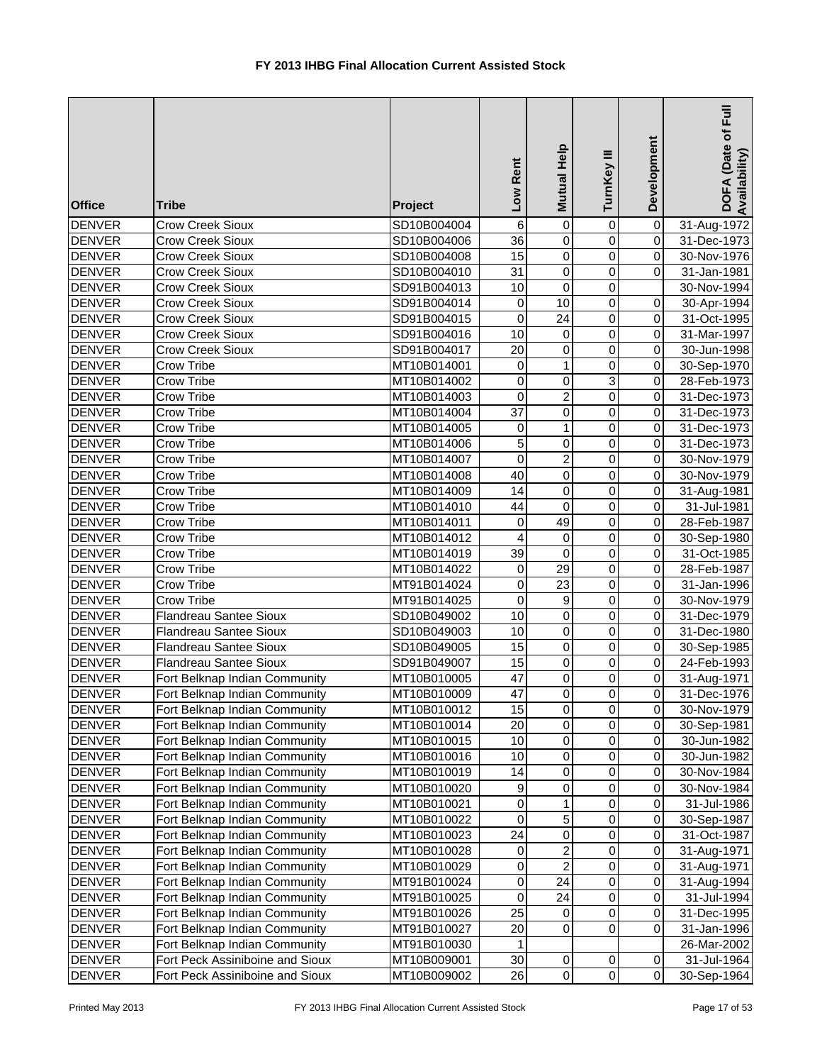# FY 2013 IHBG Final Allocation Current Assisted Stock

| Office | Tribe | Project | Low Rent | Mutual Help | TurnKey III | Development | DOFA (Date of Full Availability) |
|---|---|---|---|---|---|---|---|
| DENVER | Crow Creek Sioux | SD10B004004 | 6 | 0 | 0 | 0 | 31-Aug-1972 |
| DENVER | Crow Creek Sioux | SD10B004006 | 36 | 0 | 0 | 0 | 31-Dec-1973 |
| DENVER | Crow Creek Sioux | SD10B004008 | 15 | 0 | 0 | 0 | 30-Nov-1976 |
| DENVER | Crow Creek Sioux | SD10B004010 | 31 | 0 | 0 | 0 | 31-Jan-1981 |
| DENVER | Crow Creek Sioux | SD91B004013 | 10 | 0 | 0 | | 30-Nov-1994 |
| DENVER | Crow Creek Sioux | SD91B004014 | 0 | 10 | 0 | 0 | 30-Apr-1994 |
| DENVER | Crow Creek Sioux | SD91B004015 | 0 | 24 | 0 | 0 | 31-Oct-1995 |
| DENVER | Crow Creek Sioux | SD91B004016 | 10 | 0 | 0 | 0 | 31-Mar-1997 |
| DENVER | Crow Creek Sioux | SD91B004017 | 20 | 0 | 0 | 0 | 30-Jun-1998 |
| DENVER | Crow Tribe | MT10B014001 | 0 | 1 | 0 | 0 | 30-Sep-1970 |
| DENVER | Crow Tribe | MT10B014002 | 0 | 0 | 3 | 0 | 28-Feb-1973 |
| DENVER | Crow Tribe | MT10B014003 | 0 | 2 | 0 | 0 | 31-Dec-1973 |
| DENVER | Crow Tribe | MT10B014004 | 37 | 0 | 0 | 0 | 31-Dec-1973 |
| DENVER | Crow Tribe | MT10B014005 | 0 | 1 | 0 | 0 | 31-Dec-1973 |
| DENVER | Crow Tribe | MT10B014006 | 5 | 0 | 0 | 0 | 31-Dec-1973 |
| DENVER | Crow Tribe | MT10B014007 | 0 | 2 | 0 | 0 | 30-Nov-1979 |
| DENVER | Crow Tribe | MT10B014008 | 40 | 0 | 0 | 0 | 30-Nov-1979 |
| DENVER | Crow Tribe | MT10B014009 | 14 | 0 | 0 | 0 | 31-Aug-1981 |
| DENVER | Crow Tribe | MT10B014010 | 44 | 0 | 0 | 0 | 31-Jul-1981 |
| DENVER | Crow Tribe | MT10B014011 | 0 | 49 | 0 | 0 | 28-Feb-1987 |
| DENVER | Crow Tribe | MT10B014012 | 4 | 0 | 0 | 0 | 30-Sep-1980 |
| DENVER | Crow Tribe | MT10B014019 | 39 | 0 | 0 | 0 | 31-Oct-1985 |
| DENVER | Crow Tribe | MT10B014022 | 0 | 29 | 0 | 0 | 28-Feb-1987 |
| DENVER | Crow Tribe | MT91B014024 | 0 | 23 | 0 | 0 | 31-Jan-1996 |
| DENVER | Crow Tribe | MT91B014025 | 0 | 9 | 0 | 0 | 30-Nov-1979 |
| DENVER | Flandreau Santee Sioux | SD10B049002 | 10 | 0 | 0 | 0 | 31-Dec-1979 |
| DENVER | Flandreau Santee Sioux | SD10B049003 | 10 | 0 | 0 | 0 | 31-Dec-1980 |
| DENVER | Flandreau Santee Sioux | SD10B049005 | 15 | 0 | 0 | 0 | 30-Sep-1985 |
| DENVER | Flandreau Santee Sioux | SD91B049007 | 15 | 0 | 0 | 0 | 24-Feb-1993 |
| DENVER | Fort Belknap Indian Community | MT10B010005 | 47 | 0 | 0 | 0 | 31-Aug-1971 |
| DENVER | Fort Belknap Indian Community | MT10B010009 | 47 | 0 | 0 | 0 | 31-Dec-1976 |
| DENVER | Fort Belknap Indian Community | MT10B010012 | 15 | 0 | 0 | 0 | 30-Nov-1979 |
| DENVER | Fort Belknap Indian Community | MT10B010014 | 20 | 0 | 0 | 0 | 30-Sep-1981 |
| DENVER | Fort Belknap Indian Community | MT10B010015 | 10 | 0 | 0 | 0 | 30-Jun-1982 |
| DENVER | Fort Belknap Indian Community | MT10B010016 | 10 | 0 | 0 | 0 | 30-Jun-1982 |
| DENVER | Fort Belknap Indian Community | MT10B010019 | 14 | 0 | 0 | 0 | 30-Nov-1984 |
| DENVER | Fort Belknap Indian Community | MT10B010020 | 9 | 0 | 0 | 0 | 30-Nov-1984 |
| DENVER | Fort Belknap Indian Community | MT10B010021 | 0 | 1 | 0 | 0 | 31-Jul-1986 |
| DENVER | Fort Belknap Indian Community | MT10B010022 | 0 | 5 | 0 | 0 | 30-Sep-1987 |
| DENVER | Fort Belknap Indian Community | MT10B010023 | 24 | 0 | 0 | 0 | 31-Oct-1987 |
| DENVER | Fort Belknap Indian Community | MT10B010028 | 0 | 2 | 0 | 0 | 31-Aug-1971 |
| DENVER | Fort Belknap Indian Community | MT10B010029 | 0 | 2 | 0 | 0 | 31-Aug-1971 |
| DENVER | Fort Belknap Indian Community | MT91B010024 | 0 | 24 | 0 | 0 | 31-Aug-1994 |
| DENVER | Fort Belknap Indian Community | MT91B010025 | 0 | 24 | 0 | 0 | 31-Jul-1994 |
| DENVER | Fort Belknap Indian Community | MT91B010026 | 25 | 0 | 0 | 0 | 31-Dec-1995 |
| DENVER | Fort Belknap Indian Community | MT91B010027 | 20 | 0 | 0 | 0 | 31-Jan-1996 |
| DENVER | Fort Belknap Indian Community | MT91B010030 | 1 | | | | 26-Mar-2002 |
| DENVER | Fort Peck Assiniboine and Sioux | MT10B009001 | 30 | 0 | 0 | 0 | 31-Jul-1964 |
| DENVER | Fort Peck Assiniboine and Sioux | MT10B009002 | 26 | 0 | 0 | 0 | 30-Sep-1964 |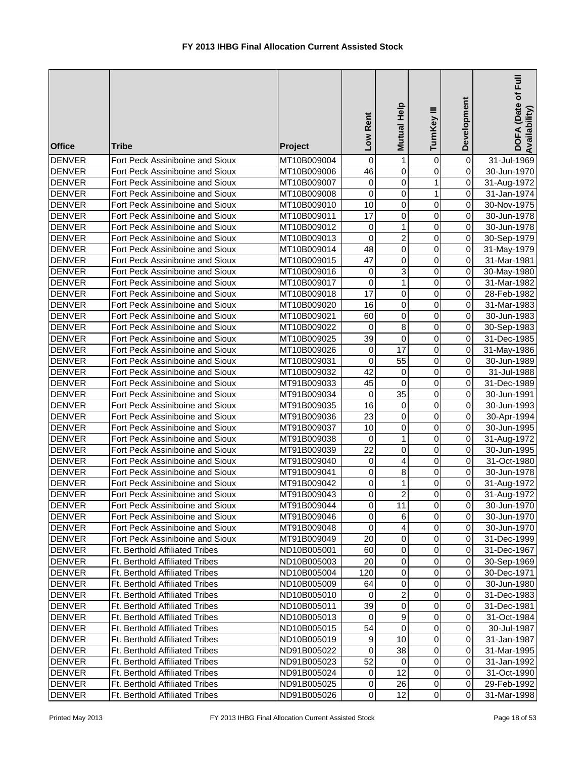# FY 2013 IHBG Final Allocation Current Assisted Stock

| Office | Tribe | Project | Low Rent | Mutual Help | TurnKey III | Development | DOFA (Date of Full Availability) |
|---|---|---|---|---|---|---|---|
| DENVER | Fort Peck Assiniboine and Sioux | MT10B009004 | 0 | 1 | 0 | 0 | 31-Jul-1969 |
| DENVER | Fort Peck Assiniboine and Sioux | MT10B009006 | 46 | 0 | 0 | 0 | 30-Jun-1970 |
| DENVER | Fort Peck Assiniboine and Sioux | MT10B009007 | 0 | 0 | 1 | 0 | 31-Aug-1972 |
| DENVER | Fort Peck Assiniboine and Sioux | MT10B009008 | 0 | 0 | 1 | 0 | 31-Jan-1974 |
| DENVER | Fort Peck Assiniboine and Sioux | MT10B009010 | 10 | 0 | 0 | 0 | 30-Nov-1975 |
| DENVER | Fort Peck Assiniboine and Sioux | MT10B009011 | 17 | 0 | 0 | 0 | 30-Jun-1978 |
| DENVER | Fort Peck Assiniboine and Sioux | MT10B009012 | 0 | 1 | 0 | 0 | 30-Jun-1978 |
| DENVER | Fort Peck Assiniboine and Sioux | MT10B009013 | 0 | 2 | 0 | 0 | 30-Sep-1979 |
| DENVER | Fort Peck Assiniboine and Sioux | MT10B009014 | 48 | 0 | 0 | 0 | 31-May-1979 |
| DENVER | Fort Peck Assiniboine and Sioux | MT10B009015 | 47 | 0 | 0 | 0 | 31-Mar-1981 |
| DENVER | Fort Peck Assiniboine and Sioux | MT10B009016 | 0 | 3 | 0 | 0 | 30-May-1980 |
| DENVER | Fort Peck Assiniboine and Sioux | MT10B009017 | 0 | 1 | 0 | 0 | 31-Mar-1982 |
| DENVER | Fort Peck Assiniboine and Sioux | MT10B009018 | 17 | 0 | 0 | 0 | 28-Feb-1982 |
| DENVER | Fort Peck Assiniboine and Sioux | MT10B009020 | 16 | 0 | 0 | 0 | 31-Mar-1983 |
| DENVER | Fort Peck Assiniboine and Sioux | MT10B009021 | 60 | 0 | 0 | 0 | 30-Jun-1983 |
| DENVER | Fort Peck Assiniboine and Sioux | MT10B009022 | 0 | 8 | 0 | 0 | 30-Sep-1983 |
| DENVER | Fort Peck Assiniboine and Sioux | MT10B009025 | 39 | 0 | 0 | 0 | 31-Dec-1985 |
| DENVER | Fort Peck Assiniboine and Sioux | MT10B009026 | 0 | 17 | 0 | 0 | 31-May-1986 |
| DENVER | Fort Peck Assiniboine and Sioux | MT10B009031 | 0 | 55 | 0 | 0 | 30-Jun-1989 |
| DENVER | Fort Peck Assiniboine and Sioux | MT10B009032 | 42 | 0 | 0 | 0 | 31-Jul-1988 |
| DENVER | Fort Peck Assiniboine and Sioux | MT91B009033 | 45 | 0 | 0 | 0 | 31-Dec-1989 |
| DENVER | Fort Peck Assiniboine and Sioux | MT91B009034 | 0 | 35 | 0 | 0 | 30-Jun-1991 |
| DENVER | Fort Peck Assiniboine and Sioux | MT91B009035 | 16 | 0 | 0 | 0 | 30-Jun-1993 |
| DENVER | Fort Peck Assiniboine and Sioux | MT91B009036 | 23 | 0 | 0 | 0 | 30-Apr-1994 |
| DENVER | Fort Peck Assiniboine and Sioux | MT91B009037 | 10 | 0 | 0 | 0 | 30-Jun-1995 |
| DENVER | Fort Peck Assiniboine and Sioux | MT91B009038 | 0 | 1 | 0 | 0 | 31-Aug-1972 |
| DENVER | Fort Peck Assiniboine and Sioux | MT91B009039 | 22 | 0 | 0 | 0 | 30-Jun-1995 |
| DENVER | Fort Peck Assiniboine and Sioux | MT91B009040 | 0 | 4 | 0 | 0 | 31-Oct-1980 |
| DENVER | Fort Peck Assiniboine and Sioux | MT91B009041 | 0 | 8 | 0 | 0 | 30-Jun-1978 |
| DENVER | Fort Peck Assiniboine and Sioux | MT91B009042 | 0 | 1 | 0 | 0 | 31-Aug-1972 |
| DENVER | Fort Peck Assiniboine and Sioux | MT91B009043 | 0 | 2 | 0 | 0 | 31-Aug-1972 |
| DENVER | Fort Peck Assiniboine and Sioux | MT91B009044 | 0 | 11 | 0 | 0 | 30-Jun-1970 |
| DENVER | Fort Peck Assiniboine and Sioux | MT91B009046 | 0 | 6 | 0 | 0 | 30-Jun-1970 |
| DENVER | Fort Peck Assiniboine and Sioux | MT91B009048 | 0 | 4 | 0 | 0 | 30-Jun-1970 |
| DENVER | Fort Peck Assiniboine and Sioux | MT91B009049 | 20 | 0 | 0 | 0 | 31-Dec-1999 |
| DENVER | Ft. Berthold Affiliated Tribes | ND10B005001 | 60 | 0 | 0 | 0 | 31-Dec-1967 |
| DENVER | Ft. Berthold Affiliated Tribes | ND10B005003 | 20 | 0 | 0 | 0 | 30-Sep-1969 |
| DENVER | Ft. Berthold Affiliated Tribes | ND10B005004 | 120 | 0 | 0 | 0 | 30-Dec-1971 |
| DENVER | Ft. Berthold Affiliated Tribes | ND10B005009 | 64 | 0 | 0 | 0 | 30-Jun-1980 |
| DENVER | Ft. Berthold Affiliated Tribes | ND10B005010 | 0 | 2 | 0 | 0 | 31-Dec-1983 |
| DENVER | Ft. Berthold Affiliated Tribes | ND10B005011 | 39 | 0 | 0 | 0 | 31-Dec-1981 |
| DENVER | Ft. Berthold Affiliated Tribes | ND10B005013 | 0 | 9 | 0 | 0 | 31-Oct-1984 |
| DENVER | Ft. Berthold Affiliated Tribes | ND10B005015 | 54 | 0 | 0 | 0 | 30-Jul-1987 |
| DENVER | Ft. Berthold Affiliated Tribes | ND10B005019 | 9 | 10 | 0 | 0 | 31-Jan-1987 |
| DENVER | Ft. Berthold Affiliated Tribes | ND91B005022 | 0 | 38 | 0 | 0 | 31-Mar-1995 |
| DENVER | Ft. Berthold Affiliated Tribes | ND91B005023 | 52 | 0 | 0 | 0 | 31-Jan-1992 |
| DENVER | Ft. Berthold Affiliated Tribes | ND91B005024 | 0 | 12 | 0 | 0 | 31-Oct-1990 |
| DENVER | Ft. Berthold Affiliated Tribes | ND91B005025 | 0 | 26 | 0 | 0 | 29-Feb-1992 |
| DENVER | Ft. Berthold Affiliated Tribes | ND91B005026 | 0 | 12 | 0 | 0 | 31-Mar-1998 |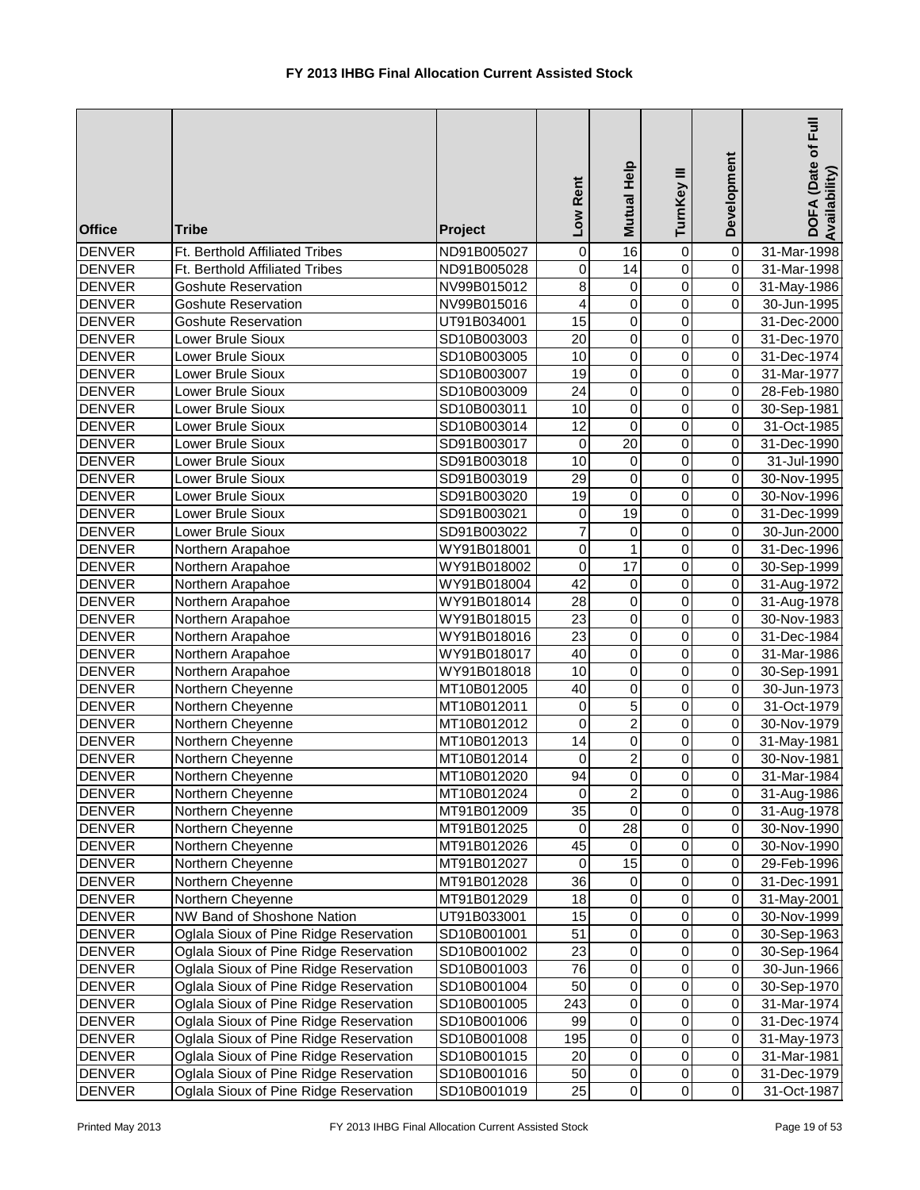# FY 2013 IHBG Final Allocation Current Assisted Stock

| Office | Tribe | Project | Low Rent | Mutual Help | TurnKey III | Development | DOFA (Date of Full Availability) |
|---|---|---|---|---|---|---|---|
| DENVER | Ft. Berthold Affiliated Tribes | ND91B005027 | 0 | 16 | 0 | 0 | 31-Mar-1998 |
| DENVER | Ft. Berthold Affiliated Tribes | ND91B005028 | 0 | 14 | 0 | 0 | 31-Mar-1998 |
| DENVER | Goshute Reservation | NV99B015012 | 8 | 0 | 0 | 0 | 31-May-1986 |
| DENVER | Goshute Reservation | NV99B015016 | 4 | 0 | 0 | 0 | 30-Jun-1995 |
| DENVER | Goshute Reservation | UT91B034001 | 15 | 0 | 0 | | 31-Dec-2000 |
| DENVER | Lower Brule Sioux | SD10B003003 | 20 | 0 | 0 | 0 | 31-Dec-1970 |
| DENVER | Lower Brule Sioux | SD10B003005 | 10 | 0 | 0 | 0 | 31-Dec-1974 |
| DENVER | Lower Brule Sioux | SD10B003007 | 19 | 0 | 0 | 0 | 31-Mar-1977 |
| DENVER | Lower Brule Sioux | SD10B003009 | 24 | 0 | 0 | 0 | 28-Feb-1980 |
| DENVER | Lower Brule Sioux | SD10B003011 | 10 | 0 | 0 | 0 | 30-Sep-1981 |
| DENVER | Lower Brule Sioux | SD10B003014 | 12 | 0 | 0 | 0 | 31-Oct-1985 |
| DENVER | Lower Brule Sioux | SD91B003017 | 0 | 20 | 0 | 0 | 31-Dec-1990 |
| DENVER | Lower Brule Sioux | SD91B003018 | 10 | 0 | 0 | 0 | 31-Jul-1990 |
| DENVER | Lower Brule Sioux | SD91B003019 | 29 | 0 | 0 | 0 | 30-Nov-1995 |
| DENVER | Lower Brule Sioux | SD91B003020 | 19 | 0 | 0 | 0 | 30-Nov-1996 |
| DENVER | Lower Brule Sioux | SD91B003021 | 0 | 19 | 0 | 0 | 31-Dec-1999 |
| DENVER | Lower Brule Sioux | SD91B003022 | 7 | 0 | 0 | 0 | 30-Jun-2000 |
| DENVER | Northern Arapahoe | WY91B018001 | 0 | 1 | 0 | 0 | 31-Dec-1996 |
| DENVER | Northern Arapahoe | WY91B018002 | 0 | 17 | 0 | 0 | 30-Sep-1999 |
| DENVER | Northern Arapahoe | WY91B018004 | 42 | 0 | 0 | 0 | 31-Aug-1972 |
| DENVER | Northern Arapahoe | WY91B018014 | 28 | 0 | 0 | 0 | 31-Aug-1978 |
| DENVER | Northern Arapahoe | WY91B018015 | 23 | 0 | 0 | 0 | 30-Nov-1983 |
| DENVER | Northern Arapahoe | WY91B018016 | 23 | 0 | 0 | 0 | 31-Dec-1984 |
| DENVER | Northern Arapahoe | WY91B018017 | 40 | 0 | 0 | 0 | 31-Mar-1986 |
| DENVER | Northern Arapahoe | WY91B018018 | 10 | 0 | 0 | 0 | 30-Sep-1991 |
| DENVER | Northern Cheyenne | MT10B012005 | 40 | 0 | 0 | 0 | 30-Jun-1973 |
| DENVER | Northern Cheyenne | MT10B012011 | 0 | 5 | 0 | 0 | 31-Oct-1979 |
| DENVER | Northern Cheyenne | MT10B012012 | 0 | 2 | 0 | 0 | 30-Nov-1979 |
| DENVER | Northern Cheyenne | MT10B012013 | 14 | 0 | 0 | 0 | 31-May-1981 |
| DENVER | Northern Cheyenne | MT10B012014 | 0 | 2 | 0 | 0 | 30-Nov-1981 |
| DENVER | Northern Cheyenne | MT10B012020 | 94 | 0 | 0 | 0 | 31-Mar-1984 |
| DENVER | Northern Cheyenne | MT10B012024 | 0 | 2 | 0 | 0 | 31-Aug-1986 |
| DENVER | Northern Cheyenne | MT91B012009 | 35 | 0 | 0 | 0 | 31-Aug-1978 |
| DENVER | Northern Cheyenne | MT91B012025 | 0 | 28 | 0 | 0 | 30-Nov-1990 |
| DENVER | Northern Cheyenne | MT91B012026 | 45 | 0 | 0 | 0 | 30-Nov-1990 |
| DENVER | Northern Cheyenne | MT91B012027 | 0 | 15 | 0 | 0 | 29-Feb-1996 |
| DENVER | Northern Cheyenne | MT91B012028 | 36 | 0 | 0 | 0 | 31-Dec-1991 |
| DENVER | Northern Cheyenne | MT91B012029 | 18 | 0 | 0 | 0 | 31-May-2001 |
| DENVER | NW Band of Shoshone Nation | UT91B033001 | 15 | 0 | 0 | 0 | 30-Nov-1999 |
| DENVER | Oglala Sioux of Pine Ridge Reservation | SD10B001001 | 51 | 0 | 0 | 0 | 30-Sep-1963 |
| DENVER | Oglala Sioux of Pine Ridge Reservation | SD10B001002 | 23 | 0 | 0 | 0 | 30-Sep-1964 |
| DENVER | Oglala Sioux of Pine Ridge Reservation | SD10B001003 | 76 | 0 | 0 | 0 | 30-Jun-1966 |
| DENVER | Oglala Sioux of Pine Ridge Reservation | SD10B001004 | 50 | 0 | 0 | 0 | 30-Sep-1970 |
| DENVER | Oglala Sioux of Pine Ridge Reservation | SD10B001005 | 243 | 0 | 0 | 0 | 31-Mar-1974 |
| DENVER | Oglala Sioux of Pine Ridge Reservation | SD10B001006 | 99 | 0 | 0 | 0 | 31-Dec-1974 |
| DENVER | Oglala Sioux of Pine Ridge Reservation | SD10B001008 | 195 | 0 | 0 | 0 | 31-May-1973 |
| DENVER | Oglala Sioux of Pine Ridge Reservation | SD10B001015 | 20 | 0 | 0 | 0 | 31-Mar-1981 |
| DENVER | Oglala Sioux of Pine Ridge Reservation | SD10B001016 | 50 | 0 | 0 | 0 | 31-Dec-1979 |
| DENVER | Oglala Sioux of Pine Ridge Reservation | SD10B001019 | 25 | 0 | 0 | 0 | 31-Oct-1987 |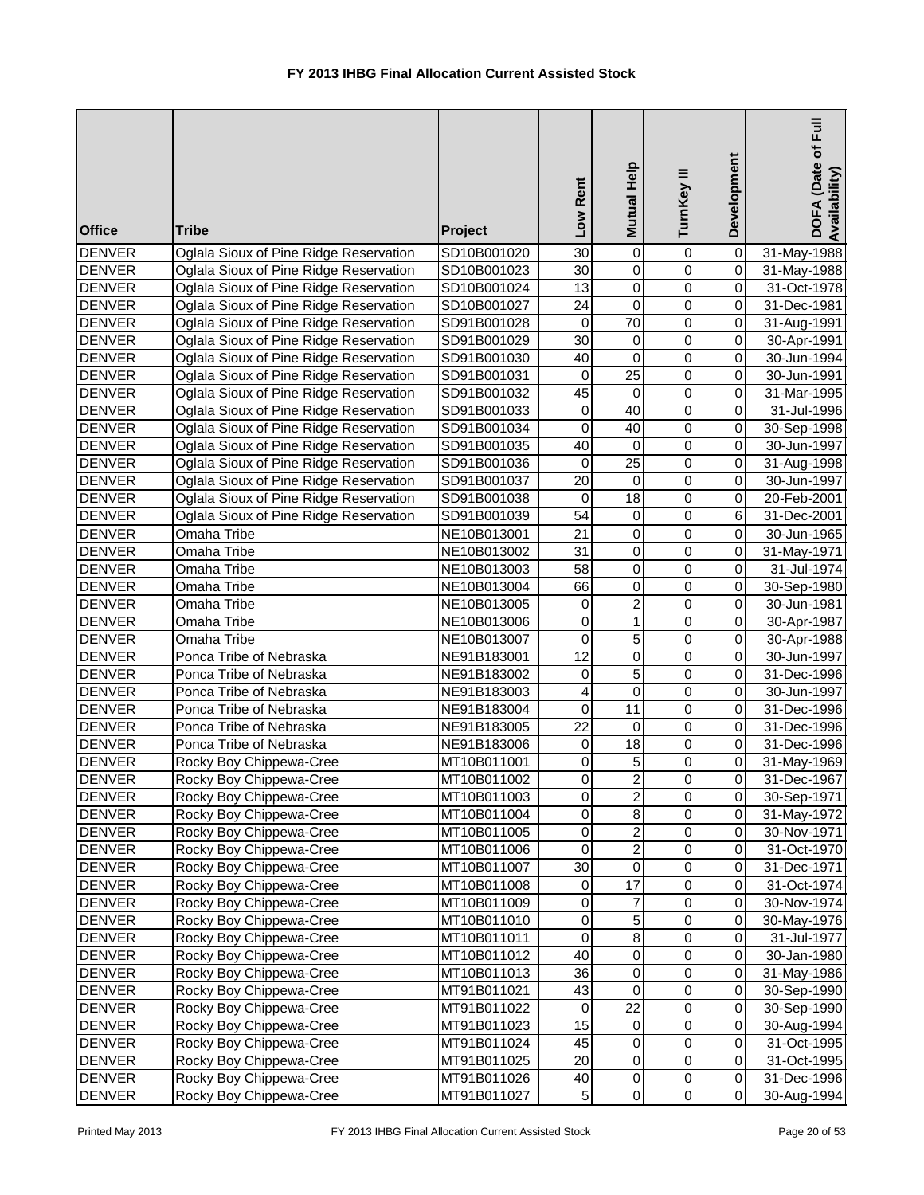# FY 2013 IHBG Final Allocation Current Assisted Stock

| Office | Tribe | Project | Low Rent | Mutual Help | TurnKey III | Development | DOFA (Date of Full Availability) |
|---|---|---|---|---|---|---|---|
| DENVER | Oglala Sioux of Pine Ridge Reservation | SD10B001020 | 30 | 0 | 0 | 0 | 31-May-1988 |
| DENVER | Oglala Sioux of Pine Ridge Reservation | SD10B001023 | 30 | 0 | 0 | 0 | 31-May-1988 |
| DENVER | Oglala Sioux of Pine Ridge Reservation | SD10B001024 | 13 | 0 | 0 | 0 | 31-Oct-1978 |
| DENVER | Oglala Sioux of Pine Ridge Reservation | SD10B001027 | 24 | 0 | 0 | 0 | 31-Dec-1981 |
| DENVER | Oglala Sioux of Pine Ridge Reservation | SD91B001028 | 0 | 70 | 0 | 0 | 31-Aug-1991 |
| DENVER | Oglala Sioux of Pine Ridge Reservation | SD91B001029 | 30 | 0 | 0 | 0 | 30-Apr-1991 |
| DENVER | Oglala Sioux of Pine Ridge Reservation | SD91B001030 | 40 | 0 | 0 | 0 | 30-Jun-1994 |
| DENVER | Oglala Sioux of Pine Ridge Reservation | SD91B001031 | 0 | 25 | 0 | 0 | 30-Jun-1991 |
| DENVER | Oglala Sioux of Pine Ridge Reservation | SD91B001032 | 45 | 0 | 0 | 0 | 31-Mar-1995 |
| DENVER | Oglala Sioux of Pine Ridge Reservation | SD91B001033 | 0 | 40 | 0 | 0 | 31-Jul-1996 |
| DENVER | Oglala Sioux of Pine Ridge Reservation | SD91B001034 | 0 | 40 | 0 | 0 | 30-Sep-1998 |
| DENVER | Oglala Sioux of Pine Ridge Reservation | SD91B001035 | 40 | 0 | 0 | 0 | 30-Jun-1997 |
| DENVER | Oglala Sioux of Pine Ridge Reservation | SD91B001036 | 0 | 25 | 0 | 0 | 31-Aug-1998 |
| DENVER | Oglala Sioux of Pine Ridge Reservation | SD91B001037 | 20 | 0 | 0 | 0 | 30-Jun-1997 |
| DENVER | Oglala Sioux of Pine Ridge Reservation | SD91B001038 | 0 | 18 | 0 | 0 | 20-Feb-2001 |
| DENVER | Oglala Sioux of Pine Ridge Reservation | SD91B001039 | 54 | 0 | 0 | 6 | 31-Dec-2001 |
| DENVER | Omaha Tribe | NE10B013001 | 21 | 0 | 0 | 0 | 30-Jun-1965 |
| DENVER | Omaha Tribe | NE10B013002 | 31 | 0 | 0 | 0 | 31-May-1971 |
| DENVER | Omaha Tribe | NE10B013003 | 58 | 0 | 0 | 0 | 31-Jul-1974 |
| DENVER | Omaha Tribe | NE10B013004 | 66 | 0 | 0 | 0 | 30-Sep-1980 |
| DENVER | Omaha Tribe | NE10B013005 | 0 | 2 | 0 | 0 | 30-Jun-1981 |
| DENVER | Omaha Tribe | NE10B013006 | 0 | 1 | 0 | 0 | 30-Apr-1987 |
| DENVER | Omaha Tribe | NE10B013007 | 0 | 5 | 0 | 0 | 30-Apr-1988 |
| DENVER | Ponca Tribe of Nebraska | NE91B183001 | 12 | 0 | 0 | 0 | 30-Jun-1997 |
| DENVER | Ponca Tribe of Nebraska | NE91B183002 | 0 | 5 | 0 | 0 | 31-Dec-1996 |
| DENVER | Ponca Tribe of Nebraska | NE91B183003 | 4 | 0 | 0 | 0 | 30-Jun-1997 |
| DENVER | Ponca Tribe of Nebraska | NE91B183004 | 0 | 11 | 0 | 0 | 31-Dec-1996 |
| DENVER | Ponca Tribe of Nebraska | NE91B183005 | 22 | 0 | 0 | 0 | 31-Dec-1996 |
| DENVER | Ponca Tribe of Nebraska | NE91B183006 | 0 | 18 | 0 | 0 | 31-Dec-1996 |
| DENVER | Rocky Boy Chippewa-Cree | MT10B011001 | 0 | 5 | 0 | 0 | 31-May-1969 |
| DENVER | Rocky Boy Chippewa-Cree | MT10B011002 | 0 | 2 | 0 | 0 | 31-Dec-1967 |
| DENVER | Rocky Boy Chippewa-Cree | MT10B011003 | 0 | 2 | 0 | 0 | 30-Sep-1971 |
| DENVER | Rocky Boy Chippewa-Cree | MT10B011004 | 0 | 8 | 0 | 0 | 31-May-1972 |
| DENVER | Rocky Boy Chippewa-Cree | MT10B011005 | 0 | 2 | 0 | 0 | 30-Nov-1971 |
| DENVER | Rocky Boy Chippewa-Cree | MT10B011006 | 0 | 2 | 0 | 0 | 31-Oct-1970 |
| DENVER | Rocky Boy Chippewa-Cree | MT10B011007 | 30 | 0 | 0 | 0 | 31-Dec-1971 |
| DENVER | Rocky Boy Chippewa-Cree | MT10B011008 | 0 | 17 | 0 | 0 | 31-Oct-1974 |
| DENVER | Rocky Boy Chippewa-Cree | MT10B011009 | 0 | 7 | 0 | 0 | 30-Nov-1974 |
| DENVER | Rocky Boy Chippewa-Cree | MT10B011010 | 0 | 5 | 0 | 0 | 30-May-1976 |
| DENVER | Rocky Boy Chippewa-Cree | MT10B011011 | 0 | 8 | 0 | 0 | 31-Jul-1977 |
| DENVER | Rocky Boy Chippewa-Cree | MT10B011012 | 40 | 0 | 0 | 0 | 30-Jan-1980 |
| DENVER | Rocky Boy Chippewa-Cree | MT10B011013 | 36 | 0 | 0 | 0 | 31-May-1986 |
| DENVER | Rocky Boy Chippewa-Cree | MT91B011021 | 43 | 0 | 0 | 0 | 30-Sep-1990 |
| DENVER | Rocky Boy Chippewa-Cree | MT91B011022 | 0 | 22 | 0 | 0 | 30-Sep-1990 |
| DENVER | Rocky Boy Chippewa-Cree | MT91B011023 | 15 | 0 | 0 | 0 | 30-Aug-1994 |
| DENVER | Rocky Boy Chippewa-Cree | MT91B011024 | 45 | 0 | 0 | 0 | 31-Oct-1995 |
| DENVER | Rocky Boy Chippewa-Cree | MT91B011025 | 20 | 0 | 0 | 0 | 31-Oct-1995 |
| DENVER | Rocky Boy Chippewa-Cree | MT91B011026 | 40 | 0 | 0 | 0 | 31-Dec-1996 |
| DENVER | Rocky Boy Chippewa-Cree | MT91B011027 | 5 | 0 | 0 | 0 | 30-Aug-1994 |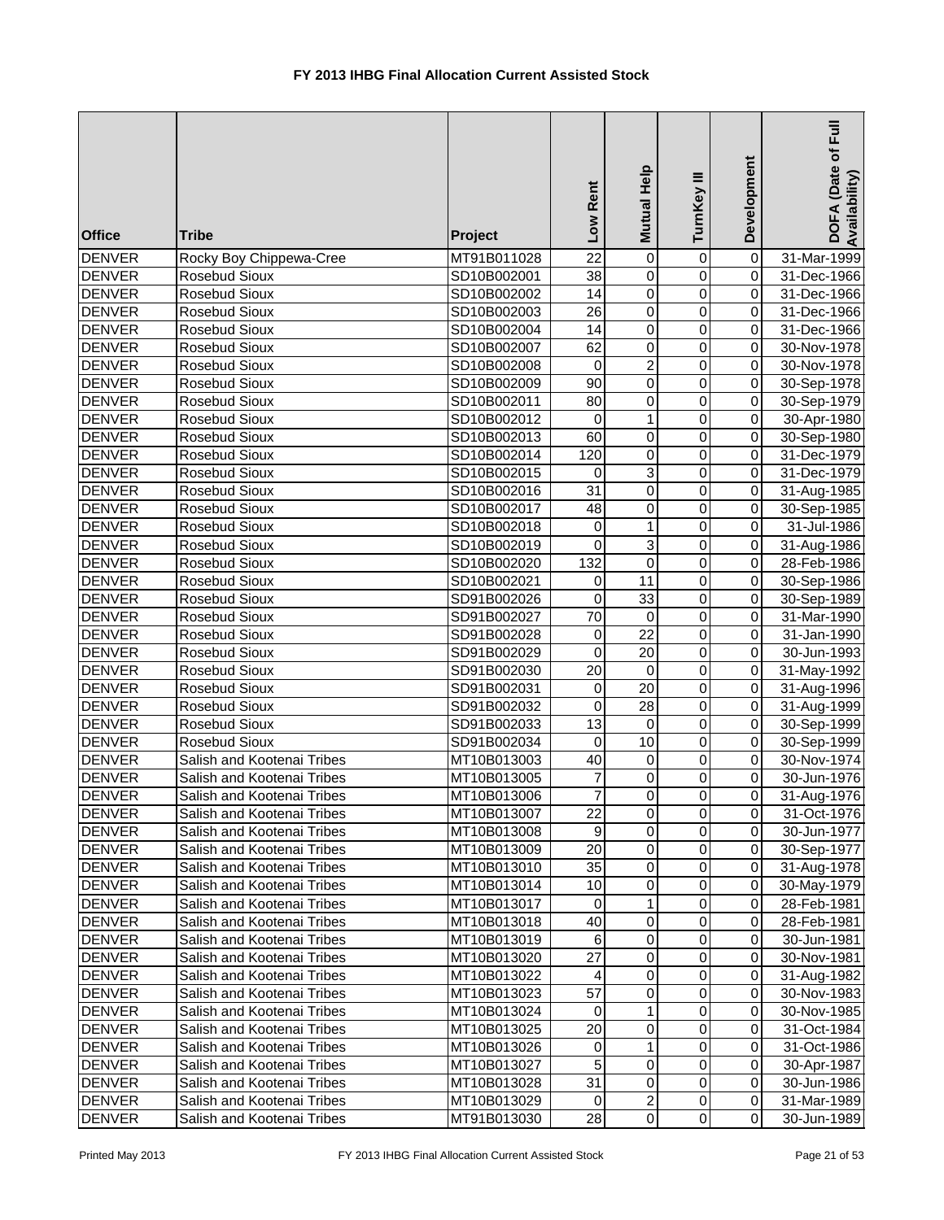# FY 2013 IHBG Final Allocation Current Assisted Stock

| Office | Tribe | Project | Low Rent | Mutual Help | TurnKey III | Development | DOFA (Date of Full Availability) |
|---|---|---|---|---|---|---|---|
| DENVER | Rocky Boy Chippewa-Cree | MT91B011028 | 22 | 0 | 0 | 0 | 31-Mar-1999 |
| DENVER | Rosebud Sioux | SD10B002001 | 38 | 0 | 0 | 0 | 31-Dec-1966 |
| DENVER | Rosebud Sioux | SD10B002002 | 14 | 0 | 0 | 0 | 31-Dec-1966 |
| DENVER | Rosebud Sioux | SD10B002003 | 26 | 0 | 0 | 0 | 31-Dec-1966 |
| DENVER | Rosebud Sioux | SD10B002004 | 14 | 0 | 0 | 0 | 31-Dec-1966 |
| DENVER | Rosebud Sioux | SD10B002007 | 62 | 0 | 0 | 0 | 30-Nov-1978 |
| DENVER | Rosebud Sioux | SD10B002008 | 0 | 2 | 0 | 0 | 30-Nov-1978 |
| DENVER | Rosebud Sioux | SD10B002009 | 90 | 0 | 0 | 0 | 30-Sep-1978 |
| DENVER | Rosebud Sioux | SD10B002011 | 80 | 0 | 0 | 0 | 30-Sep-1979 |
| DENVER | Rosebud Sioux | SD10B002012 | 0 | 1 | 0 | 0 | 30-Apr-1980 |
| DENVER | Rosebud Sioux | SD10B002013 | 60 | 0 | 0 | 0 | 30-Sep-1980 |
| DENVER | Rosebud Sioux | SD10B002014 | 120 | 0 | 0 | 0 | 31-Dec-1979 |
| DENVER | Rosebud Sioux | SD10B002015 | 0 | 3 | 0 | 0 | 31-Dec-1979 |
| DENVER | Rosebud Sioux | SD10B002016 | 31 | 0 | 0 | 0 | 31-Aug-1985 |
| DENVER | Rosebud Sioux | SD10B002017 | 48 | 0 | 0 | 0 | 30-Sep-1985 |
| DENVER | Rosebud Sioux | SD10B002018 | 0 | 1 | 0 | 0 | 31-Jul-1986 |
| DENVER | Rosebud Sioux | SD10B002019 | 0 | 3 | 0 | 0 | 31-Aug-1986 |
| DENVER | Rosebud Sioux | SD10B002020 | 132 | 0 | 0 | 0 | 28-Feb-1986 |
| DENVER | Rosebud Sioux | SD10B002021 | 0 | 11 | 0 | 0 | 30-Sep-1986 |
| DENVER | Rosebud Sioux | SD91B002026 | 0 | 33 | 0 | 0 | 30-Sep-1989 |
| DENVER | Rosebud Sioux | SD91B002027 | 70 | 0 | 0 | 0 | 31-Mar-1990 |
| DENVER | Rosebud Sioux | SD91B002028 | 0 | 22 | 0 | 0 | 31-Jan-1990 |
| DENVER | Rosebud Sioux | SD91B002029 | 0 | 20 | 0 | 0 | 30-Jun-1993 |
| DENVER | Rosebud Sioux | SD91B002030 | 20 | 0 | 0 | 0 | 31-May-1992 |
| DENVER | Rosebud Sioux | SD91B002031 | 0 | 20 | 0 | 0 | 31-Aug-1996 |
| DENVER | Rosebud Sioux | SD91B002032 | 0 | 28 | 0 | 0 | 31-Aug-1999 |
| DENVER | Rosebud Sioux | SD91B002033 | 13 | 0 | 0 | 0 | 30-Sep-1999 |
| DENVER | Rosebud Sioux | SD91B002034 | 0 | 10 | 0 | 0 | 30-Sep-1999 |
| DENVER | Salish and Kootenai Tribes | MT10B013003 | 40 | 0 | 0 | 0 | 30-Nov-1974 |
| DENVER | Salish and Kootenai Tribes | MT10B013005 | 7 | 0 | 0 | 0 | 30-Jun-1976 |
| DENVER | Salish and Kootenai Tribes | MT10B013006 | 7 | 0 | 0 | 0 | 31-Aug-1976 |
| DENVER | Salish and Kootenai Tribes | MT10B013007 | 22 | 0 | 0 | 0 | 31-Oct-1976 |
| DENVER | Salish and Kootenai Tribes | MT10B013008 | 9 | 0 | 0 | 0 | 30-Jun-1977 |
| DENVER | Salish and Kootenai Tribes | MT10B013009 | 20 | 0 | 0 | 0 | 30-Sep-1977 |
| DENVER | Salish and Kootenai Tribes | MT10B013010 | 35 | 0 | 0 | 0 | 31-Aug-1978 |
| DENVER | Salish and Kootenai Tribes | MT10B013014 | 10 | 0 | 0 | 0 | 30-May-1979 |
| DENVER | Salish and Kootenai Tribes | MT10B013017 | 0 | 1 | 0 | 0 | 28-Feb-1981 |
| DENVER | Salish and Kootenai Tribes | MT10B013018 | 40 | 0 | 0 | 0 | 28-Feb-1981 |
| DENVER | Salish and Kootenai Tribes | MT10B013019 | 6 | 0 | 0 | 0 | 30-Jun-1981 |
| DENVER | Salish and Kootenai Tribes | MT10B013020 | 27 | 0 | 0 | 0 | 30-Nov-1981 |
| DENVER | Salish and Kootenai Tribes | MT10B013022 | 4 | 0 | 0 | 0 | 31-Aug-1982 |
| DENVER | Salish and Kootenai Tribes | MT10B013023 | 57 | 0 | 0 | 0 | 30-Nov-1983 |
| DENVER | Salish and Kootenai Tribes | MT10B013024 | 0 | 1 | 0 | 0 | 30-Nov-1985 |
| DENVER | Salish and Kootenai Tribes | MT10B013025 | 20 | 0 | 0 | 0 | 31-Oct-1984 |
| DENVER | Salish and Kootenai Tribes | MT10B013026 | 0 | 1 | 0 | 0 | 31-Oct-1986 |
| DENVER | Salish and Kootenai Tribes | MT10B013027 | 5 | 0 | 0 | 0 | 30-Apr-1987 |
| DENVER | Salish and Kootenai Tribes | MT10B013028 | 31 | 0 | 0 | 0 | 30-Jun-1986 |
| DENVER | Salish and Kootenai Tribes | MT10B013029 | 0 | 2 | 0 | 0 | 31-Mar-1989 |
| DENVER | Salish and Kootenai Tribes | MT91B013030 | 28 | 0 | 0 | 0 | 30-Jun-1989 |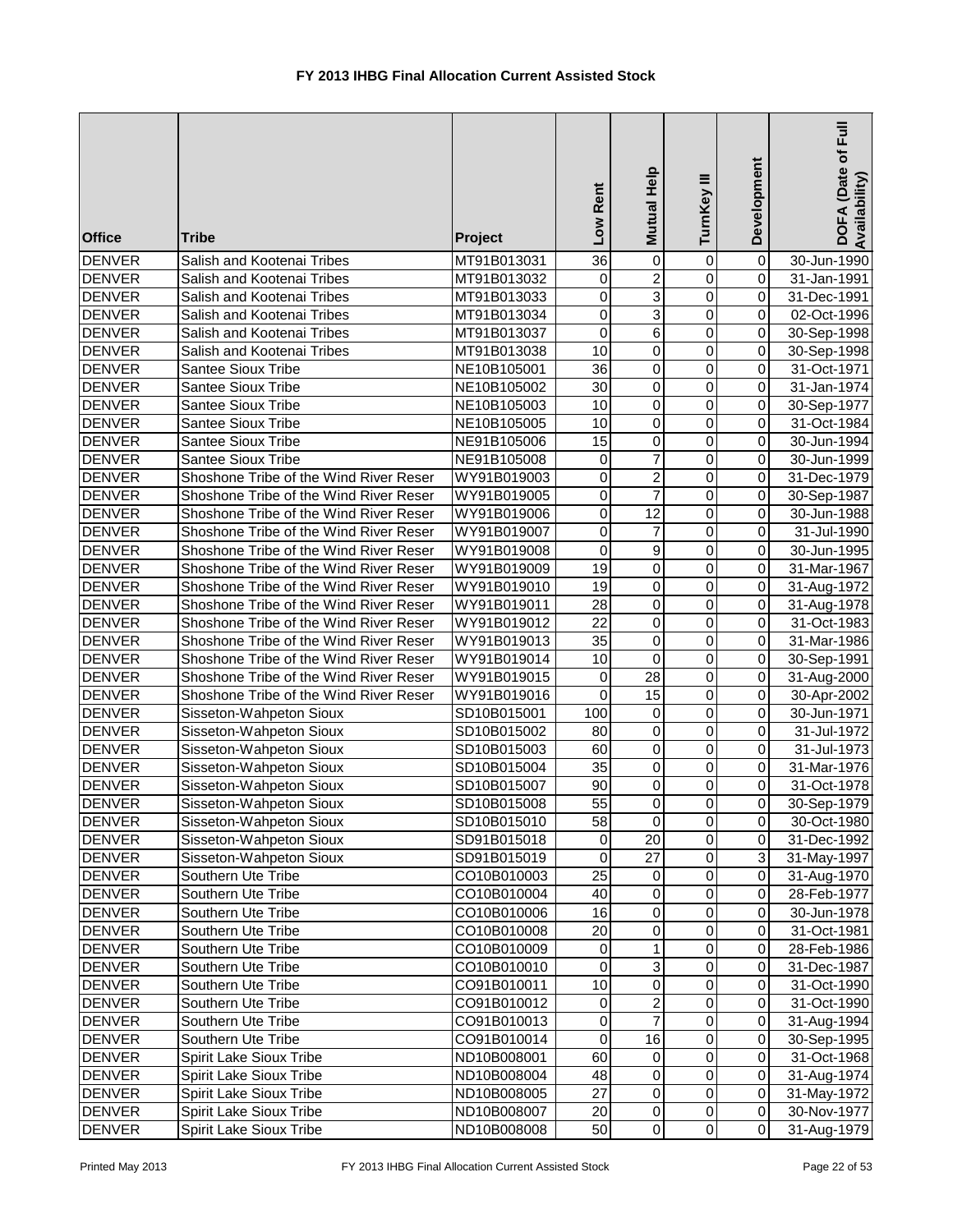# FY 2013 IHBG Final Allocation Current Assisted Stock

| Office | Tribe | Project | Low Rent | Mutual Help | TurnKey III | Development | DOFA (Date of Full Availability) |
|---|---|---|---|---|---|---|---|
| DENVER | Salish and Kootenai Tribes | MT91B013031 | 36 | 0 | 0 | 0 | 30-Jun-1990 |
| DENVER | Salish and Kootenai Tribes | MT91B013032 | 0 | 2 | 0 | 0 | 31-Jan-1991 |
| DENVER | Salish and Kootenai Tribes | MT91B013033 | 0 | 3 | 0 | 0 | 31-Dec-1991 |
| DENVER | Salish and Kootenai Tribes | MT91B013034 | 0 | 3 | 0 | 0 | 02-Oct-1996 |
| DENVER | Salish and Kootenai Tribes | MT91B013037 | 0 | 6 | 0 | 0 | 30-Sep-1998 |
| DENVER | Salish and Kootenai Tribes | MT91B013038 | 10 | 0 | 0 | 0 | 30-Sep-1998 |
| DENVER | Santee Sioux Tribe | NE10B105001 | 36 | 0 | 0 | 0 | 31-Oct-1971 |
| DENVER | Santee Sioux Tribe | NE10B105002 | 30 | 0 | 0 | 0 | 31-Jan-1974 |
| DENVER | Santee Sioux Tribe | NE10B105003 | 10 | 0 | 0 | 0 | 30-Sep-1977 |
| DENVER | Santee Sioux Tribe | NE10B105005 | 10 | 0 | 0 | 0 | 31-Oct-1984 |
| DENVER | Santee Sioux Tribe | NE91B105006 | 15 | 0 | 0 | 0 | 30-Jun-1994 |
| DENVER | Santee Sioux Tribe | NE91B105008 | 0 | 7 | 0 | 0 | 30-Jun-1999 |
| DENVER | Shoshone Tribe of the Wind River Reser | WY91B019003 | 0 | 2 | 0 | 0 | 31-Dec-1979 |
| DENVER | Shoshone Tribe of the Wind River Reser | WY91B019005 | 0 | 7 | 0 | 0 | 30-Sep-1987 |
| DENVER | Shoshone Tribe of the Wind River Reser | WY91B019006 | 0 | 12 | 0 | 0 | 30-Jun-1988 |
| DENVER | Shoshone Tribe of the Wind River Reser | WY91B019007 | 0 | 7 | 0 | 0 | 31-Jul-1990 |
| DENVER | Shoshone Tribe of the Wind River Reser | WY91B019008 | 0 | 9 | 0 | 0 | 30-Jun-1995 |
| DENVER | Shoshone Tribe of the Wind River Reser | WY91B019009 | 19 | 0 | 0 | 0 | 31-Mar-1967 |
| DENVER | Shoshone Tribe of the Wind River Reser | WY91B019010 | 19 | 0 | 0 | 0 | 31-Aug-1972 |
| DENVER | Shoshone Tribe of the Wind River Reser | WY91B019011 | 28 | 0 | 0 | 0 | 31-Aug-1978 |
| DENVER | Shoshone Tribe of the Wind River Reser | WY91B019012 | 22 | 0 | 0 | 0 | 31-Oct-1983 |
| DENVER | Shoshone Tribe of the Wind River Reser | WY91B019013 | 35 | 0 | 0 | 0 | 31-Mar-1986 |
| DENVER | Shoshone Tribe of the Wind River Reser | WY91B019014 | 10 | 0 | 0 | 0 | 30-Sep-1991 |
| DENVER | Shoshone Tribe of the Wind River Reser | WY91B019015 | 0 | 28 | 0 | 0 | 31-Aug-2000 |
| DENVER | Shoshone Tribe of the Wind River Reser | WY91B019016 | 0 | 15 | 0 | 0 | 30-Apr-2002 |
| DENVER | Sisseton-Wahpeton Sioux | SD10B015001 | 100 | 0 | 0 | 0 | 30-Jun-1971 |
| DENVER | Sisseton-Wahpeton Sioux | SD10B015002 | 80 | 0 | 0 | 0 | 31-Jul-1972 |
| DENVER | Sisseton-Wahpeton Sioux | SD10B015003 | 60 | 0 | 0 | 0 | 31-Jul-1973 |
| DENVER | Sisseton-Wahpeton Sioux | SD10B015004 | 35 | 0 | 0 | 0 | 31-Mar-1976 |
| DENVER | Sisseton-Wahpeton Sioux | SD10B015007 | 90 | 0 | 0 | 0 | 31-Oct-1978 |
| DENVER | Sisseton-Wahpeton Sioux | SD10B015008 | 55 | 0 | 0 | 0 | 30-Sep-1979 |
| DENVER | Sisseton-Wahpeton Sioux | SD10B015010 | 58 | 0 | 0 | 0 | 30-Oct-1980 |
| DENVER | Sisseton-Wahpeton Sioux | SD91B015018 | 0 | 20 | 0 | 0 | 31-Dec-1992 |
| DENVER | Sisseton-Wahpeton Sioux | SD91B015019 | 0 | 27 | 0 | 3 | 31-May-1997 |
| DENVER | Southern Ute Tribe | CO10B010003 | 25 | 0 | 0 | 0 | 31-Aug-1970 |
| DENVER | Southern Ute Tribe | CO10B010004 | 40 | 0 | 0 | 0 | 28-Feb-1977 |
| DENVER | Southern Ute Tribe | CO10B010006 | 16 | 0 | 0 | 0 | 30-Jun-1978 |
| DENVER | Southern Ute Tribe | CO10B010008 | 20 | 0 | 0 | 0 | 31-Oct-1981 |
| DENVER | Southern Ute Tribe | CO10B010009 | 0 | 1 | 0 | 0 | 28-Feb-1986 |
| DENVER | Southern Ute Tribe | CO10B010010 | 0 | 3 | 0 | 0 | 31-Dec-1987 |
| DENVER | Southern Ute Tribe | CO91B010011 | 10 | 0 | 0 | 0 | 31-Oct-1990 |
| DENVER | Southern Ute Tribe | CO91B010012 | 0 | 2 | 0 | 0 | 31-Oct-1990 |
| DENVER | Southern Ute Tribe | CO91B010013 | 0 | 7 | 0 | 0 | 31-Aug-1994 |
| DENVER | Southern Ute Tribe | CO91B010014 | 0 | 16 | 0 | 0 | 30-Sep-1995 |
| DENVER | Spirit Lake Sioux Tribe | ND10B008001 | 60 | 0 | 0 | 0 | 31-Oct-1968 |
| DENVER | Spirit Lake Sioux Tribe | ND10B008004 | 48 | 0 | 0 | 0 | 31-Aug-1974 |
| DENVER | Spirit Lake Sioux Tribe | ND10B008005 | 27 | 0 | 0 | 0 | 31-May-1972 |
| DENVER | Spirit Lake Sioux Tribe | ND10B008007 | 20 | 0 | 0 | 0 | 30-Nov-1977 |
| DENVER | Spirit Lake Sioux Tribe | ND10B008008 | 50 | 0 | 0 | 0 | 31-Aug-1979 |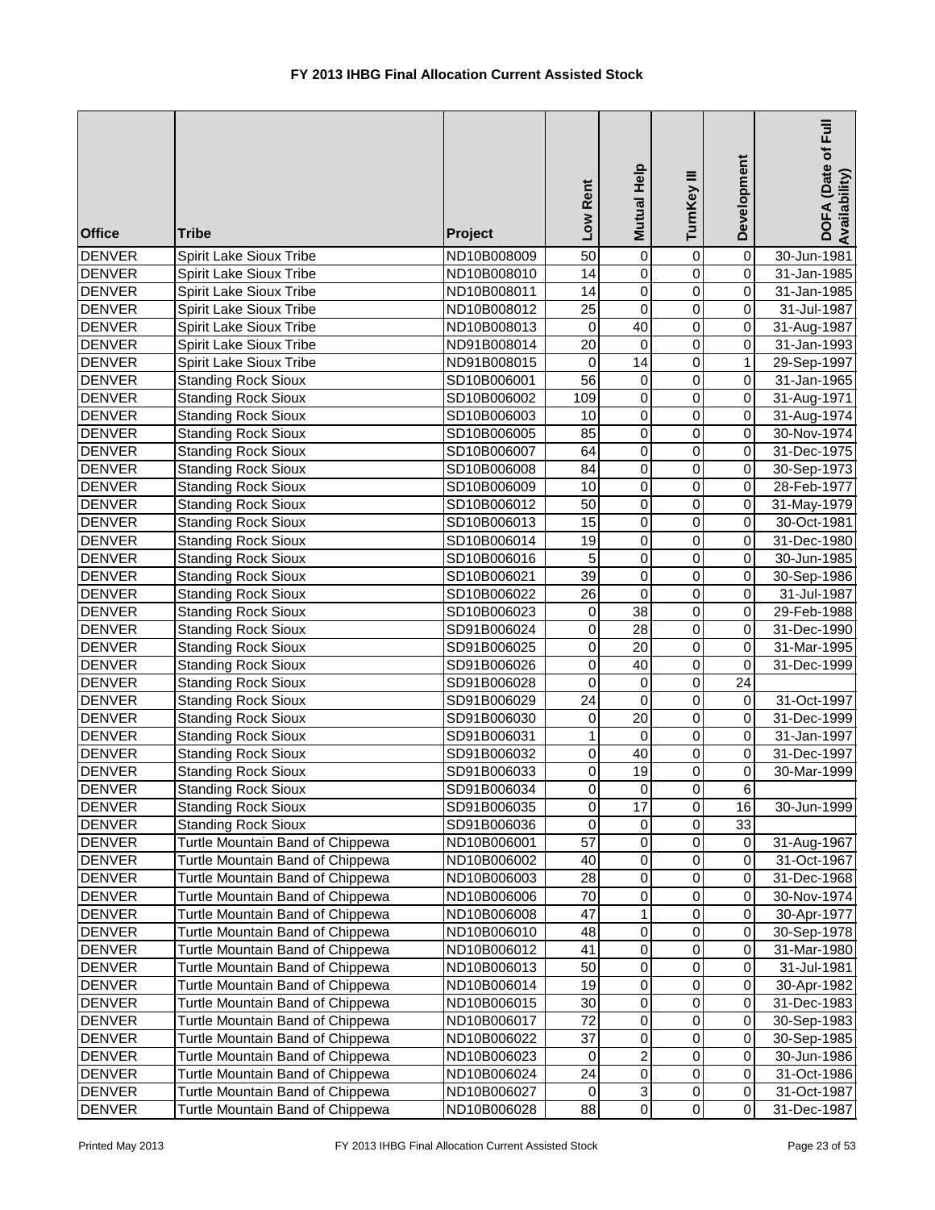# FY 2013 IHBG Final Allocation Current Assisted Stock

| Office | Tribe | Project | Low Rent | Mutual Help | TurnKey III | Development | DOFA (Date of Full Availability) |
|---|---|---|---|---|---|---|---|
| DENVER | Spirit Lake Sioux Tribe | ND10B008009 | 50 | 0 | 0 | 0 | 30-Jun-1981 |
| DENVER | Spirit Lake Sioux Tribe | ND10B008010 | 14 | 0 | 0 | 0 | 31-Jan-1985 |
| DENVER | Spirit Lake Sioux Tribe | ND10B008011 | 14 | 0 | 0 | 0 | 31-Jan-1985 |
| DENVER | Spirit Lake Sioux Tribe | ND10B008012 | 25 | 0 | 0 | 0 | 31-Jul-1987 |
| DENVER | Spirit Lake Sioux Tribe | ND10B008013 | 0 | 40 | 0 | 0 | 31-Aug-1987 |
| DENVER | Spirit Lake Sioux Tribe | ND91B008014 | 20 | 0 | 0 | 0 | 31-Jan-1993 |
| DENVER | Spirit Lake Sioux Tribe | ND91B008015 | 0 | 14 | 0 | 1 | 29-Sep-1997 |
| DENVER | Standing Rock Sioux | SD10B006001 | 56 | 0 | 0 | 0 | 31-Jan-1965 |
| DENVER | Standing Rock Sioux | SD10B006002 | 109 | 0 | 0 | 0 | 31-Aug-1971 |
| DENVER | Standing Rock Sioux | SD10B006003 | 10 | 0 | 0 | 0 | 31-Aug-1974 |
| DENVER | Standing Rock Sioux | SD10B006005 | 85 | 0 | 0 | 0 | 30-Nov-1974 |
| DENVER | Standing Rock Sioux | SD10B006007 | 64 | 0 | 0 | 0 | 31-Dec-1975 |
| DENVER | Standing Rock Sioux | SD10B006008 | 84 | 0 | 0 | 0 | 30-Sep-1973 |
| DENVER | Standing Rock Sioux | SD10B006009 | 10 | 0 | 0 | 0 | 28-Feb-1977 |
| DENVER | Standing Rock Sioux | SD10B006012 | 50 | 0 | 0 | 0 | 31-May-1979 |
| DENVER | Standing Rock Sioux | SD10B006013 | 15 | 0 | 0 | 0 | 30-Oct-1981 |
| DENVER | Standing Rock Sioux | SD10B006014 | 19 | 0 | 0 | 0 | 31-Dec-1980 |
| DENVER | Standing Rock Sioux | SD10B006016 | 5 | 0 | 0 | 0 | 30-Jun-1985 |
| DENVER | Standing Rock Sioux | SD10B006021 | 39 | 0 | 0 | 0 | 30-Sep-1986 |
| DENVER | Standing Rock Sioux | SD10B006022 | 26 | 0 | 0 | 0 | 31-Jul-1987 |
| DENVER | Standing Rock Sioux | SD10B006023 | 0 | 38 | 0 | 0 | 29-Feb-1988 |
| DENVER | Standing Rock Sioux | SD91B006024 | 0 | 28 | 0 | 0 | 31-Dec-1990 |
| DENVER | Standing Rock Sioux | SD91B006025 | 0 | 20 | 0 | 0 | 31-Mar-1995 |
| DENVER | Standing Rock Sioux | SD91B006026 | 0 | 40 | 0 | 0 | 31-Dec-1999 |
| DENVER | Standing Rock Sioux | SD91B006028 | 0 | 0 | 0 | 24 | |
| DENVER | Standing Rock Sioux | SD91B006029 | 24 | 0 | 0 | 0 | 31-Oct-1997 |
| DENVER | Standing Rock Sioux | SD91B006030 | 0 | 20 | 0 | 0 | 31-Dec-1999 |
| DENVER | Standing Rock Sioux | SD91B006031 | 1 | 0 | 0 | 0 | 31-Jan-1997 |
| DENVER | Standing Rock Sioux | SD91B006032 | 0 | 40 | 0 | 0 | 31-Dec-1997 |
| DENVER | Standing Rock Sioux | SD91B006033 | 0 | 19 | 0 | 0 | 30-Mar-1999 |
| DENVER | Standing Rock Sioux | SD91B006034 | 0 | 0 | 0 | 6 | |
| DENVER | Standing Rock Sioux | SD91B006035 | 0 | 17 | 0 | 16 | 30-Jun-1999 |
| DENVER | Standing Rock Sioux | SD91B006036 | 0 | 0 | 0 | 33 | |
| DENVER | Turtle Mountain Band of Chippewa | ND10B006001 | 57 | 0 | 0 | 0 | 31-Aug-1967 |
| DENVER | Turtle Mountain Band of Chippewa | ND10B006002 | 40 | 0 | 0 | 0 | 31-Oct-1967 |
| DENVER | Turtle Mountain Band of Chippewa | ND10B006003 | 28 | 0 | 0 | 0 | 31-Dec-1968 |
| DENVER | Turtle Mountain Band of Chippewa | ND10B006006 | 70 | 0 | 0 | 0 | 30-Nov-1974 |
| DENVER | Turtle Mountain Band of Chippewa | ND10B006008 | 47 | 1 | 0 | 0 | 30-Apr-1977 |
| DENVER | Turtle Mountain Band of Chippewa | ND10B006010 | 48 | 0 | 0 | 0 | 30-Sep-1978 |
| DENVER | Turtle Mountain Band of Chippewa | ND10B006012 | 41 | 0 | 0 | 0 | 31-Mar-1980 |
| DENVER | Turtle Mountain Band of Chippewa | ND10B006013 | 50 | 0 | 0 | 0 | 31-Jul-1981 |
| DENVER | Turtle Mountain Band of Chippewa | ND10B006014 | 19 | 0 | 0 | 0 | 30-Apr-1982 |
| DENVER | Turtle Mountain Band of Chippewa | ND10B006015 | 30 | 0 | 0 | 0 | 31-Dec-1983 |
| DENVER | Turtle Mountain Band of Chippewa | ND10B006017 | 72 | 0 | 0 | 0 | 30-Sep-1983 |
| DENVER | Turtle Mountain Band of Chippewa | ND10B006022 | 37 | 0 | 0 | 0 | 30-Sep-1985 |
| DENVER | Turtle Mountain Band of Chippewa | ND10B006023 | 0 | 2 | 0 | 0 | 30-Jun-1986 |
| DENVER | Turtle Mountain Band of Chippewa | ND10B006024 | 24 | 0 | 0 | 0 | 31-Oct-1986 |
| DENVER | Turtle Mountain Band of Chippewa | ND10B006027 | 0 | 3 | 0 | 0 | 31-Oct-1987 |
| DENVER | Turtle Mountain Band of Chippewa | ND10B006028 | 88 | 0 | 0 | 0 | 31-Dec-1987 |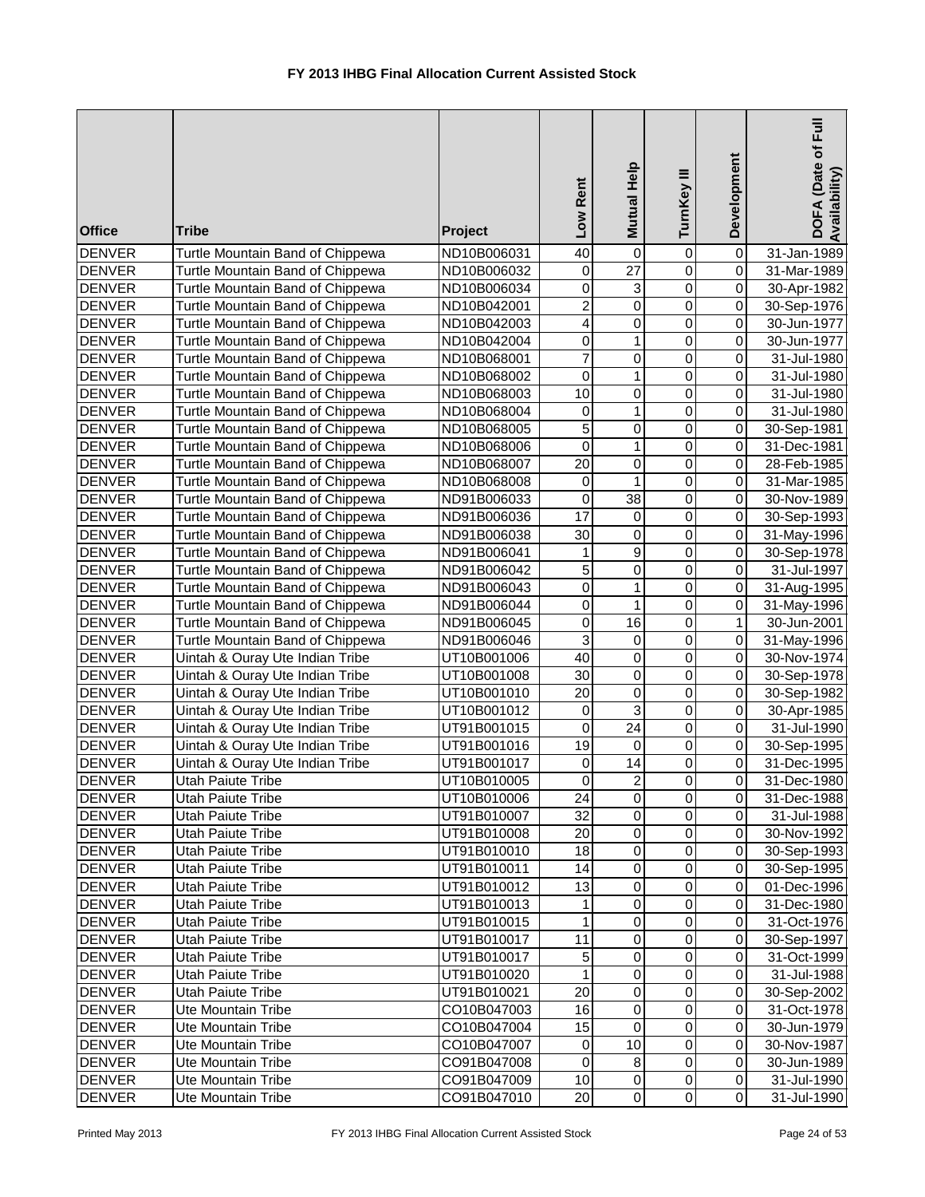# FY 2013 IHBG Final Allocation Current Assisted Stock

| Office | Tribe | Project | Low Rent | Mutual Help | TurnKey III | Development | DOFA (Date of Full Availability) |
|---|---|---|---|---|---|---|---|
| DENVER | Turtle Mountain Band of Chippewa | ND10B006031 | 40 | 0 | 0 | 0 | 31-Jan-1989 |
| DENVER | Turtle Mountain Band of Chippewa | ND10B006032 | 0 | 27 | 0 | 0 | 31-Mar-1989 |
| DENVER | Turtle Mountain Band of Chippewa | ND10B006034 | 0 | 3 | 0 | 0 | 30-Apr-1982 |
| DENVER | Turtle Mountain Band of Chippewa | ND10B042001 | 2 | 0 | 0 | 0 | 30-Sep-1976 |
| DENVER | Turtle Mountain Band of Chippewa | ND10B042003 | 4 | 0 | 0 | 0 | 30-Jun-1977 |
| DENVER | Turtle Mountain Band of Chippewa | ND10B042004 | 0 | 1 | 0 | 0 | 30-Jun-1977 |
| DENVER | Turtle Mountain Band of Chippewa | ND10B068001 | 7 | 0 | 0 | 0 | 31-Jul-1980 |
| DENVER | Turtle Mountain Band of Chippewa | ND10B068002 | 0 | 1 | 0 | 0 | 31-Jul-1980 |
| DENVER | Turtle Mountain Band of Chippewa | ND10B068003 | 10 | 0 | 0 | 0 | 31-Jul-1980 |
| DENVER | Turtle Mountain Band of Chippewa | ND10B068004 | 0 | 1 | 0 | 0 | 31-Jul-1980 |
| DENVER | Turtle Mountain Band of Chippewa | ND10B068005 | 5 | 0 | 0 | 0 | 30-Sep-1981 |
| DENVER | Turtle Mountain Band of Chippewa | ND10B068006 | 0 | 1 | 0 | 0 | 31-Dec-1981 |
| DENVER | Turtle Mountain Band of Chippewa | ND10B068007 | 20 | 0 | 0 | 0 | 28-Feb-1985 |
| DENVER | Turtle Mountain Band of Chippewa | ND10B068008 | 0 | 1 | 0 | 0 | 31-Mar-1985 |
| DENVER | Turtle Mountain Band of Chippewa | ND91B006033 | 0 | 38 | 0 | 0 | 30-Nov-1989 |
| DENVER | Turtle Mountain Band of Chippewa | ND91B006036 | 17 | 0 | 0 | 0 | 30-Sep-1993 |
| DENVER | Turtle Mountain Band of Chippewa | ND91B006038 | 30 | 0 | 0 | 0 | 31-May-1996 |
| DENVER | Turtle Mountain Band of Chippewa | ND91B006041 | 1 | 9 | 0 | 0 | 30-Sep-1978 |
| DENVER | Turtle Mountain Band of Chippewa | ND91B006042 | 5 | 0 | 0 | 0 | 31-Jul-1997 |
| DENVER | Turtle Mountain Band of Chippewa | ND91B006043 | 0 | 1 | 0 | 0 | 31-Aug-1995 |
| DENVER | Turtle Mountain Band of Chippewa | ND91B006044 | 0 | 1 | 0 | 0 | 31-May-1996 |
| DENVER | Turtle Mountain Band of Chippewa | ND91B006045 | 0 | 16 | 0 | 1 | 30-Jun-2001 |
| DENVER | Turtle Mountain Band of Chippewa | ND91B006046 | 3 | 0 | 0 | 0 | 31-May-1996 |
| DENVER | Uintah & Ouray Ute Indian Tribe | UT10B001006 | 40 | 0 | 0 | 0 | 30-Nov-1974 |
| DENVER | Uintah & Ouray Ute Indian Tribe | UT10B001008 | 30 | 0 | 0 | 0 | 30-Sep-1978 |
| DENVER | Uintah & Ouray Ute Indian Tribe | UT10B001010 | 20 | 0 | 0 | 0 | 30-Sep-1982 |
| DENVER | Uintah & Ouray Ute Indian Tribe | UT10B001012 | 0 | 3 | 0 | 0 | 30-Apr-1985 |
| DENVER | Uintah & Ouray Ute Indian Tribe | UT91B001015 | 0 | 24 | 0 | 0 | 31-Jul-1990 |
| DENVER | Uintah & Ouray Ute Indian Tribe | UT91B001016 | 19 | 0 | 0 | 0 | 30-Sep-1995 |
| DENVER | Uintah & Ouray Ute Indian Tribe | UT91B001017 | 0 | 14 | 0 | 0 | 31-Dec-1995 |
| DENVER | Utah Paiute Tribe | UT10B010005 | 0 | 2 | 0 | 0 | 31-Dec-1980 |
| DENVER | Utah Paiute Tribe | UT10B010006 | 24 | 0 | 0 | 0 | 31-Dec-1988 |
| DENVER | Utah Paiute Tribe | UT91B010007 | 32 | 0 | 0 | 0 | 31-Jul-1988 |
| DENVER | Utah Paiute Tribe | UT91B010008 | 20 | 0 | 0 | 0 | 30-Nov-1992 |
| DENVER | Utah Paiute Tribe | UT91B010010 | 18 | 0 | 0 | 0 | 30-Sep-1993 |
| DENVER | Utah Paiute Tribe | UT91B010011 | 14 | 0 | 0 | 0 | 30-Sep-1995 |
| DENVER | Utah Paiute Tribe | UT91B010012 | 13 | 0 | 0 | 0 | 01-Dec-1996 |
| DENVER | Utah Paiute Tribe | UT91B010013 | 1 | 0 | 0 | 0 | 31-Dec-1980 |
| DENVER | Utah Paiute Tribe | UT91B010015 | 1 | 0 | 0 | 0 | 31-Oct-1976 |
| DENVER | Utah Paiute Tribe | UT91B010017 | 11 | 0 | 0 | 0 | 30-Sep-1997 |
| DENVER | Utah Paiute Tribe | UT91B010017 | 5 | 0 | 0 | 0 | 31-Oct-1999 |
| DENVER | Utah Paiute Tribe | UT91B010020 | 1 | 0 | 0 | 0 | 31-Jul-1988 |
| DENVER | Utah Paiute Tribe | UT91B010021 | 20 | 0 | 0 | 0 | 30-Sep-2002 |
| DENVER | Ute Mountain Tribe | CO10B047003 | 16 | 0 | 0 | 0 | 31-Oct-1978 |
| DENVER | Ute Mountain Tribe | CO10B047004 | 15 | 0 | 0 | 0 | 30-Jun-1979 |
| DENVER | Ute Mountain Tribe | CO10B047007 | 0 | 10 | 0 | 0 | 30-Nov-1987 |
| DENVER | Ute Mountain Tribe | CO91B047008 | 0 | 8 | 0 | 0 | 30-Jun-1989 |
| DENVER | Ute Mountain Tribe | CO91B047009 | 10 | 0 | 0 | 0 | 31-Jul-1990 |
| DENVER | Ute Mountain Tribe | CO91B047010 | 20 | 0 | 0 | 0 | 31-Jul-1990 |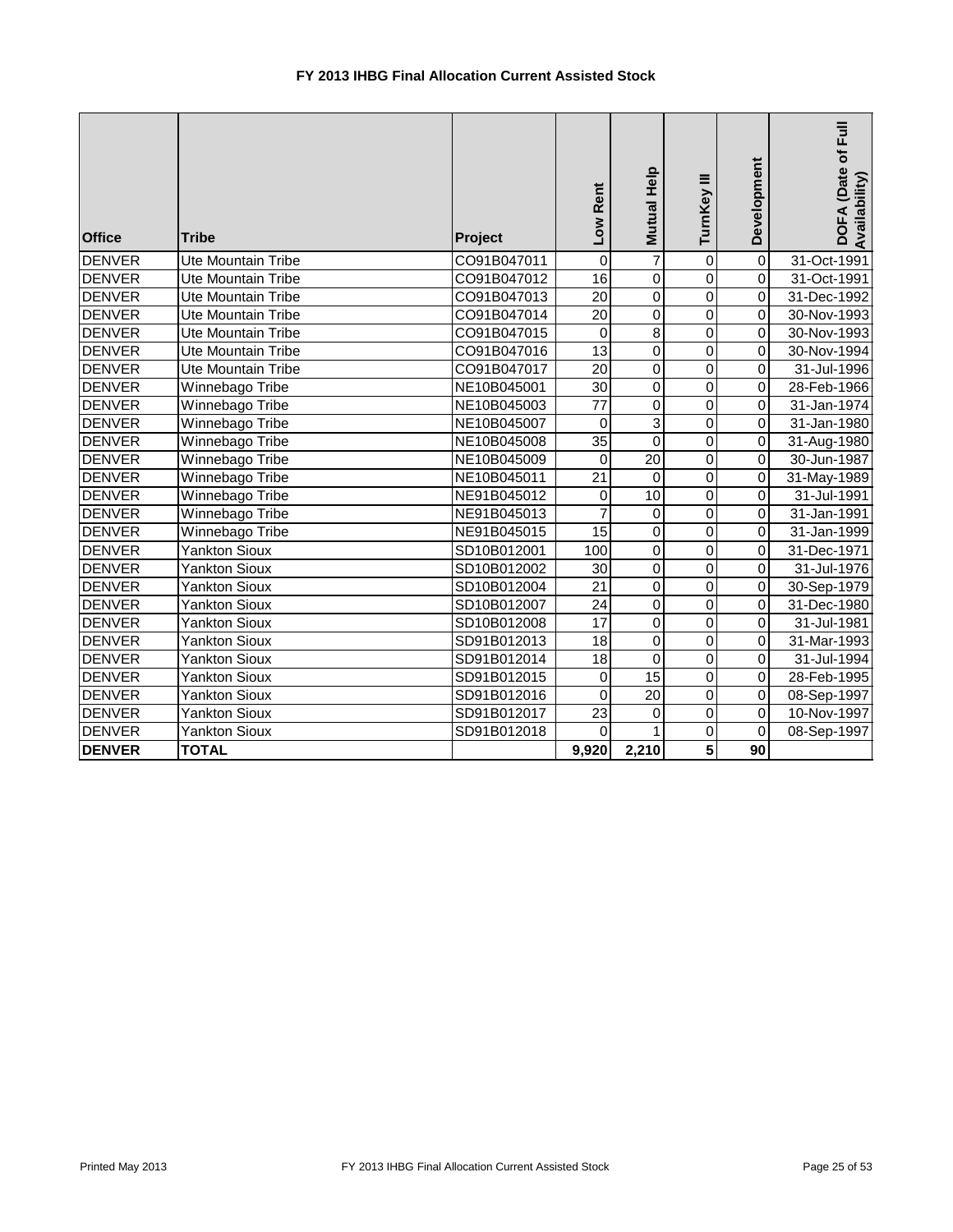# FY 2013 IHBG Final Allocation Current Assisted Stock

| Office | Tribe | Project | Low Rent | Mutual Help | TurnKey III | Development | DOFA (Date of Full Availability) |
|---|---|---|---|---|---|---|---|
| DENVER | Ute Mountain Tribe | CO91B047011 | 0 | 7 | 0 | 0 | 31-Oct-1991 |
| DENVER | Ute Mountain Tribe | CO91B047012 | 16 | 0 | 0 | 0 | 31-Oct-1991 |
| DENVER | Ute Mountain Tribe | CO91B047013 | 20 | 0 | 0 | 0 | 31-Dec-1992 |
| DENVER | Ute Mountain Tribe | CO91B047014 | 20 | 0 | 0 | 0 | 30-Nov-1993 |
| DENVER | Ute Mountain Tribe | CO91B047015 | 0 | 8 | 0 | 0 | 30-Nov-1993 |
| DENVER | Ute Mountain Tribe | CO91B047016 | 13 | 0 | 0 | 0 | 30-Nov-1994 |
| DENVER | Ute Mountain Tribe | CO91B047017 | 20 | 0 | 0 | 0 | 31-Jul-1996 |
| DENVER | Winnebago Tribe | NE10B045001 | 30 | 0 | 0 | 0 | 28-Feb-1966 |
| DENVER | Winnebago Tribe | NE10B045003 | 77 | 0 | 0 | 0 | 31-Jan-1974 |
| DENVER | Winnebago Tribe | NE10B045007 | 0 | 3 | 0 | 0 | 31-Jan-1980 |
| DENVER | Winnebago Tribe | NE10B045008 | 35 | 0 | 0 | 0 | 31-Aug-1980 |
| DENVER | Winnebago Tribe | NE10B045009 | 0 | 20 | 0 | 0 | 30-Jun-1987 |
| DENVER | Winnebago Tribe | NE10B045011 | 21 | 0 | 0 | 0 | 31-May-1989 |
| DENVER | Winnebago Tribe | NE91B045012 | 0 | 10 | 0 | 0 | 31-Jul-1991 |
| DENVER | Winnebago Tribe | NE91B045013 | 7 | 0 | 0 | 0 | 31-Jan-1991 |
| DENVER | Winnebago Tribe | NE91B045015 | 15 | 0 | 0 | 0 | 31-Jan-1999 |
| DENVER | Yankton Sioux | SD10B012001 | 100 | 0 | 0 | 0 | 31-Dec-1971 |
| DENVER | Yankton Sioux | SD10B012002 | 30 | 0 | 0 | 0 | 31-Jul-1976 |
| DENVER | Yankton Sioux | SD10B012004 | 21 | 0 | 0 | 0 | 30-Sep-1979 |
| DENVER | Yankton Sioux | SD10B012007 | 24 | 0 | 0 | 0 | 31-Dec-1980 |
| DENVER | Yankton Sioux | SD10B012008 | 17 | 0 | 0 | 0 | 31-Jul-1981 |
| DENVER | Yankton Sioux | SD91B012013 | 18 | 0 | 0 | 0 | 31-Mar-1993 |
| DENVER | Yankton Sioux | SD91B012014 | 18 | 0 | 0 | 0 | 31-Jul-1994 |
| DENVER | Yankton Sioux | SD91B012015 | 0 | 15 | 0 | 0 | 28-Feb-1995 |
| DENVER | Yankton Sioux | SD91B012016 | 0 | 20 | 0 | 0 | 08-Sep-1997 |
| DENVER | Yankton Sioux | SD91B012017 | 23 | 0 | 0 | 0 | 10-Nov-1997 |
| DENVER | Yankton Sioux | SD91B012018 | 0 | 1 | 0 | 0 | 08-Sep-1997 |
| **DENVER** | **TOTAL** | | **9,920** | **2,210** | **5** | **90** | |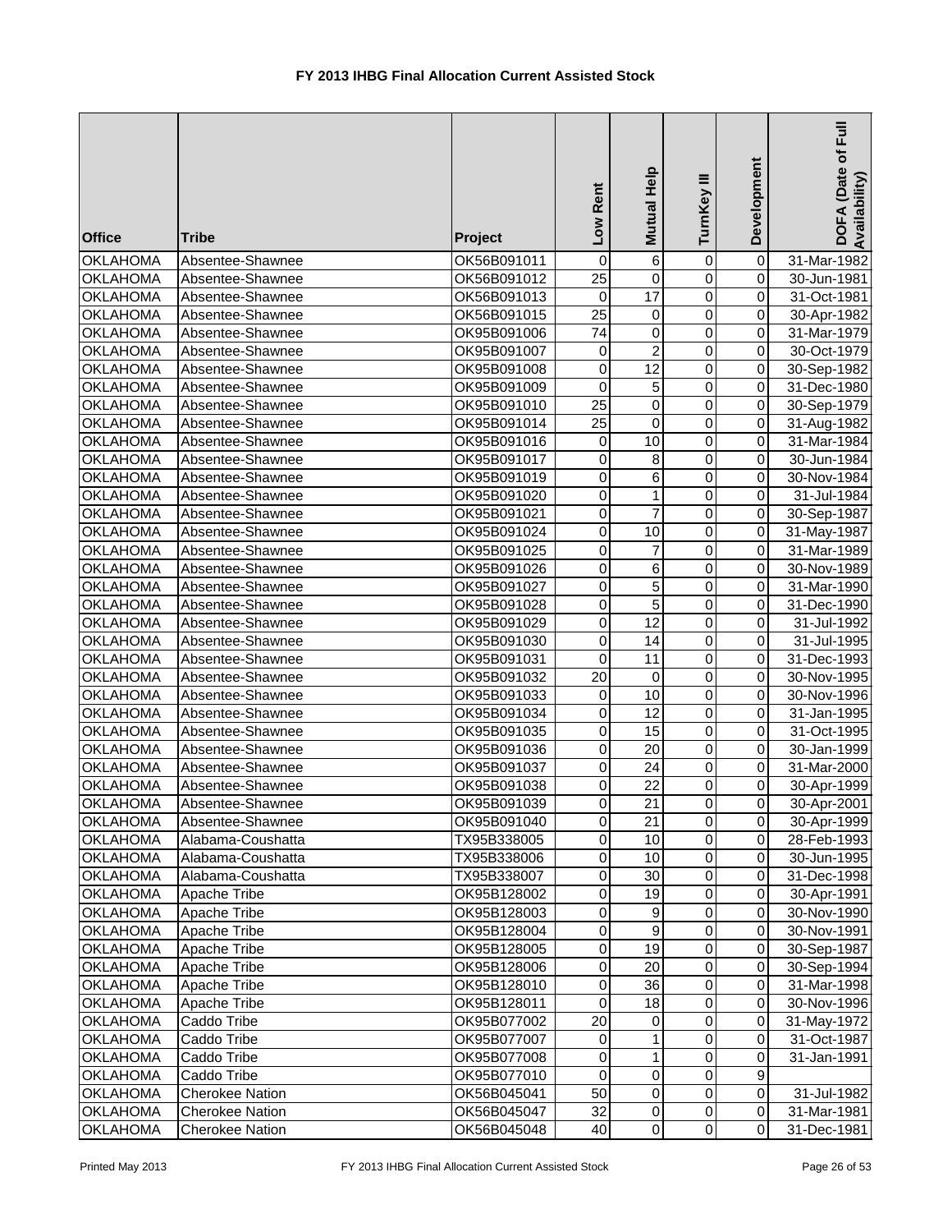# FY 2013 IHBG Final Allocation Current Assisted Stock

| Office | Tribe | Project | Low Rent | Mutual Help | TurnKey III | Development | DOFA (Date of Full Availability) |
|---|---|---|---|---|---|---|---|
| OKLAHOMA | Absentee-Shawnee | OK56B091011 | 0 | 6 | 0 | 0 | 31-Mar-1982 |
| OKLAHOMA | Absentee-Shawnee | OK56B091012 | 25 | 0 | 0 | 0 | 30-Jun-1981 |
| OKLAHOMA | Absentee-Shawnee | OK56B091013 | 0 | 17 | 0 | 0 | 31-Oct-1981 |
| OKLAHOMA | Absentee-Shawnee | OK56B091015 | 25 | 0 | 0 | 0 | 30-Apr-1982 |
| OKLAHOMA | Absentee-Shawnee | OK95B091006 | 74 | 0 | 0 | 0 | 31-Mar-1979 |
| OKLAHOMA | Absentee-Shawnee | OK95B091007 | 0 | 2 | 0 | 0 | 30-Oct-1979 |
| OKLAHOMA | Absentee-Shawnee | OK95B091008 | 0 | 12 | 0 | 0 | 30-Sep-1982 |
| OKLAHOMA | Absentee-Shawnee | OK95B091009 | 0 | 5 | 0 | 0 | 31-Dec-1980 |
| OKLAHOMA | Absentee-Shawnee | OK95B091010 | 25 | 0 | 0 | 0 | 30-Sep-1979 |
| OKLAHOMA | Absentee-Shawnee | OK95B091014 | 25 | 0 | 0 | 0 | 31-Aug-1982 |
| OKLAHOMA | Absentee-Shawnee | OK95B091016 | 0 | 10 | 0 | 0 | 31-Mar-1984 |
| OKLAHOMA | Absentee-Shawnee | OK95B091017 | 0 | 8 | 0 | 0 | 30-Jun-1984 |
| OKLAHOMA | Absentee-Shawnee | OK95B091019 | 0 | 6 | 0 | 0 | 30-Nov-1984 |
| OKLAHOMA | Absentee-Shawnee | OK95B091020 | 0 | 1 | 0 | 0 | 31-Jul-1984 |
| OKLAHOMA | Absentee-Shawnee | OK95B091021 | 0 | 7 | 0 | 0 | 30-Sep-1987 |
| OKLAHOMA | Absentee-Shawnee | OK95B091024 | 0 | 10 | 0 | 0 | 31-May-1987 |
| OKLAHOMA | Absentee-Shawnee | OK95B091025 | 0 | 7 | 0 | 0 | 31-Mar-1989 |
| OKLAHOMA | Absentee-Shawnee | OK95B091026 | 0 | 6 | 0 | 0 | 30-Nov-1989 |
| OKLAHOMA | Absentee-Shawnee | OK95B091027 | 0 | 5 | 0 | 0 | 31-Mar-1990 |
| OKLAHOMA | Absentee-Shawnee | OK95B091028 | 0 | 5 | 0 | 0 | 31-Dec-1990 |
| OKLAHOMA | Absentee-Shawnee | OK95B091029 | 0 | 12 | 0 | 0 | 31-Jul-1992 |
| OKLAHOMA | Absentee-Shawnee | OK95B091030 | 0 | 14 | 0 | 0 | 31-Jul-1995 |
| OKLAHOMA | Absentee-Shawnee | OK95B091031 | 0 | 11 | 0 | 0 | 31-Dec-1993 |
| OKLAHOMA | Absentee-Shawnee | OK95B091032 | 20 | 0 | 0 | 0 | 30-Nov-1995 |
| OKLAHOMA | Absentee-Shawnee | OK95B091033 | 0 | 10 | 0 | 0 | 30-Nov-1996 |
| OKLAHOMA | Absentee-Shawnee | OK95B091034 | 0 | 12 | 0 | 0 | 31-Jan-1995 |
| OKLAHOMA | Absentee-Shawnee | OK95B091035 | 0 | 15 | 0 | 0 | 31-Oct-1995 |
| OKLAHOMA | Absentee-Shawnee | OK95B091036 | 0 | 20 | 0 | 0 | 30-Jan-1999 |
| OKLAHOMA | Absentee-Shawnee | OK95B091037 | 0 | 24 | 0 | 0 | 31-Mar-2000 |
| OKLAHOMA | Absentee-Shawnee | OK95B091038 | 0 | 22 | 0 | 0 | 30-Apr-1999 |
| OKLAHOMA | Absentee-Shawnee | OK95B091039 | 0 | 21 | 0 | 0 | 30-Apr-2001 |
| OKLAHOMA | Absentee-Shawnee | OK95B091040 | 0 | 21 | 0 | 0 | 30-Apr-1999 |
| OKLAHOMA | Alabama-Coushatta | TX95B338005 | 0 | 10 | 0 | 0 | 28-Feb-1993 |
| OKLAHOMA | Alabama-Coushatta | TX95B338006 | 0 | 10 | 0 | 0 | 30-Jun-1995 |
| OKLAHOMA | Alabama-Coushatta | TX95B338007 | 0 | 30 | 0 | 0 | 31-Dec-1998 |
| OKLAHOMA | Apache Tribe | OK95B128002 | 0 | 19 | 0 | 0 | 30-Apr-1991 |
| OKLAHOMA | Apache Tribe | OK95B128003 | 0 | 9 | 0 | 0 | 30-Nov-1990 |
| OKLAHOMA | Apache Tribe | OK95B128004 | 0 | 9 | 0 | 0 | 30-Nov-1991 |
| OKLAHOMA | Apache Tribe | OK95B128005 | 0 | 19 | 0 | 0 | 30-Sep-1987 |
| OKLAHOMA | Apache Tribe | OK95B128006 | 0 | 20 | 0 | 0 | 30-Sep-1994 |
| OKLAHOMA | Apache Tribe | OK95B128010 | 0 | 36 | 0 | 0 | 31-Mar-1998 |
| OKLAHOMA | Apache Tribe | OK95B128011 | 0 | 18 | 0 | 0 | 30-Nov-1996 |
| OKLAHOMA | Caddo Tribe | OK95B077002 | 20 | 0 | 0 | 0 | 31-May-1972 |
| OKLAHOMA | Caddo Tribe | OK95B077007 | 0 | 1 | 0 | 0 | 31-Oct-1987 |
| OKLAHOMA | Caddo Tribe | OK95B077008 | 0 | 1 | 0 | 0 | 31-Jan-1991 |
| OKLAHOMA | Caddo Tribe | OK95B077010 | 0 | 0 | 0 | 9 | |
| OKLAHOMA | Cherokee Nation | OK56B045041 | 50 | 0 | 0 | 0 | 31-Jul-1982 |
| OKLAHOMA | Cherokee Nation | OK56B045047 | 32 | 0 | 0 | 0 | 31-Mar-1981 |
| OKLAHOMA | Cherokee Nation | OK56B045048 | 40 | 0 | 0 | 0 | 31-Dec-1981 |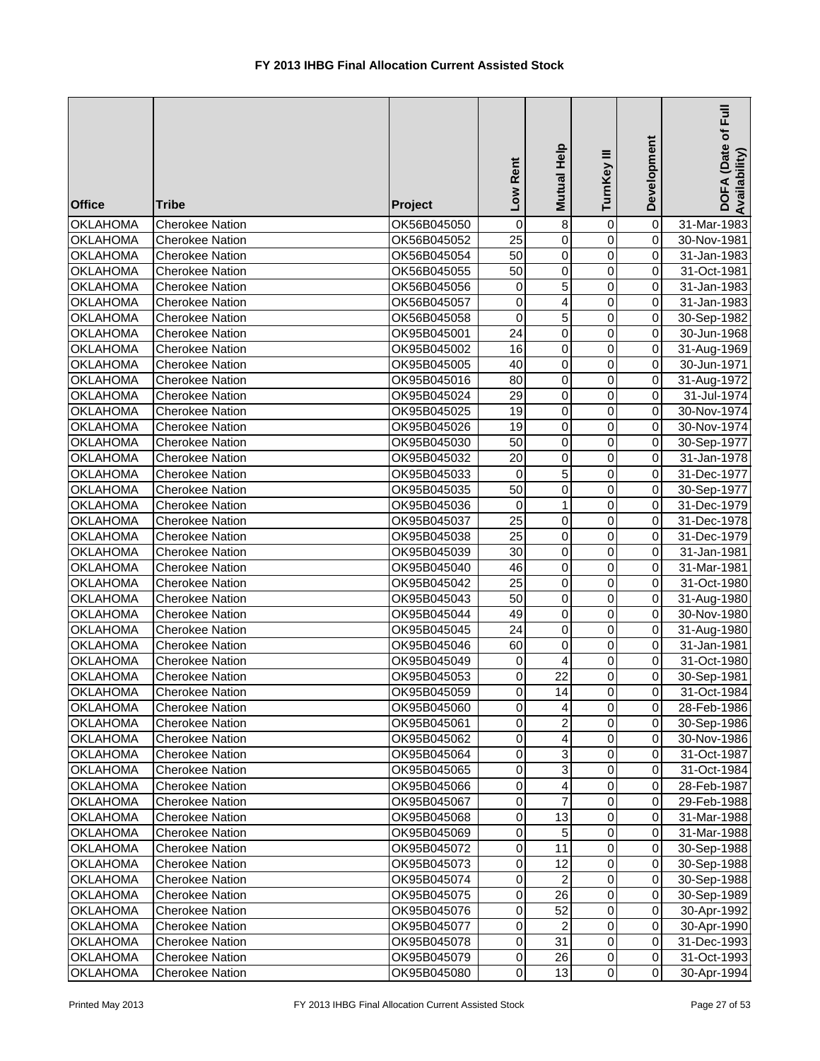# FY 2013 IHBG Final Allocation Current Assisted Stock

| Office | Tribe | Project | Low Rent | Mutual Help | TurnKey III | Development | DOFA (Date of Full Availability) |
|---|---|---|---|---|---|---|---|
| OKLAHOMA | Cherokee Nation | OK56B045050 | 0 | 8 | 0 | 0 | 31-Mar-1983 |
| OKLAHOMA | Cherokee Nation | OK56B045052 | 25 | 0 | 0 | 0 | 30-Nov-1981 |
| OKLAHOMA | Cherokee Nation | OK56B045054 | 50 | 0 | 0 | 0 | 31-Jan-1983 |
| OKLAHOMA | Cherokee Nation | OK56B045055 | 50 | 0 | 0 | 0 | 31-Oct-1981 |
| OKLAHOMA | Cherokee Nation | OK56B045056 | 0 | 5 | 0 | 0 | 31-Jan-1983 |
| OKLAHOMA | Cherokee Nation | OK56B045057 | 0 | 4 | 0 | 0 | 31-Jan-1983 |
| OKLAHOMA | Cherokee Nation | OK56B045058 | 0 | 5 | 0 | 0 | 30-Sep-1982 |
| OKLAHOMA | Cherokee Nation | OK95B045001 | 24 | 0 | 0 | 0 | 30-Jun-1968 |
| OKLAHOMA | Cherokee Nation | OK95B045002 | 16 | 0 | 0 | 0 | 31-Aug-1969 |
| OKLAHOMA | Cherokee Nation | OK95B045005 | 40 | 0 | 0 | 0 | 30-Jun-1971 |
| OKLAHOMA | Cherokee Nation | OK95B045016 | 80 | 0 | 0 | 0 | 31-Aug-1972 |
| OKLAHOMA | Cherokee Nation | OK95B045024 | 29 | 0 | 0 | 0 | 31-Jul-1974 |
| OKLAHOMA | Cherokee Nation | OK95B045025 | 19 | 0 | 0 | 0 | 30-Nov-1974 |
| OKLAHOMA | Cherokee Nation | OK95B045026 | 19 | 0 | 0 | 0 | 30-Nov-1974 |
| OKLAHOMA | Cherokee Nation | OK95B045030 | 50 | 0 | 0 | 0 | 30-Sep-1977 |
| OKLAHOMA | Cherokee Nation | OK95B045032 | 20 | 0 | 0 | 0 | 31-Jan-1978 |
| OKLAHOMA | Cherokee Nation | OK95B045033 | 0 | 5 | 0 | 0 | 31-Dec-1977 |
| OKLAHOMA | Cherokee Nation | OK95B045035 | 50 | 0 | 0 | 0 | 30-Sep-1977 |
| OKLAHOMA | Cherokee Nation | OK95B045036 | 0 | 1 | 0 | 0 | 31-Dec-1979 |
| OKLAHOMA | Cherokee Nation | OK95B045037 | 25 | 0 | 0 | 0 | 31-Dec-1978 |
| OKLAHOMA | Cherokee Nation | OK95B045038 | 25 | 0 | 0 | 0 | 31-Dec-1979 |
| OKLAHOMA | Cherokee Nation | OK95B045039 | 30 | 0 | 0 | 0 | 31-Jan-1981 |
| OKLAHOMA | Cherokee Nation | OK95B045040 | 46 | 0 | 0 | 0 | 31-Mar-1981 |
| OKLAHOMA | Cherokee Nation | OK95B045042 | 25 | 0 | 0 | 0 | 31-Oct-1980 |
| OKLAHOMA | Cherokee Nation | OK95B045043 | 50 | 0 | 0 | 0 | 31-Aug-1980 |
| OKLAHOMA | Cherokee Nation | OK95B045044 | 49 | 0 | 0 | 0 | 30-Nov-1980 |
| OKLAHOMA | Cherokee Nation | OK95B045045 | 24 | 0 | 0 | 0 | 31-Aug-1980 |
| OKLAHOMA | Cherokee Nation | OK95B045046 | 60 | 0 | 0 | 0 | 31-Jan-1981 |
| OKLAHOMA | Cherokee Nation | OK95B045049 | 0 | 4 | 0 | 0 | 31-Oct-1980 |
| OKLAHOMA | Cherokee Nation | OK95B045053 | 0 | 22 | 0 | 0 | 30-Sep-1981 |
| OKLAHOMA | Cherokee Nation | OK95B045059 | 0 | 14 | 0 | 0 | 31-Oct-1984 |
| OKLAHOMA | Cherokee Nation | OK95B045060 | 0 | 4 | 0 | 0 | 28-Feb-1986 |
| OKLAHOMA | Cherokee Nation | OK95B045061 | 0 | 2 | 0 | 0 | 30-Sep-1986 |
| OKLAHOMA | Cherokee Nation | OK95B045062 | 0 | 4 | 0 | 0 | 30-Nov-1986 |
| OKLAHOMA | Cherokee Nation | OK95B045064 | 0 | 3 | 0 | 0 | 31-Oct-1987 |
| OKLAHOMA | Cherokee Nation | OK95B045065 | 0 | 3 | 0 | 0 | 31-Oct-1984 |
| OKLAHOMA | Cherokee Nation | OK95B045066 | 0 | 4 | 0 | 0 | 28-Feb-1987 |
| OKLAHOMA | Cherokee Nation | OK95B045067 | 0 | 7 | 0 | 0 | 29-Feb-1988 |
| OKLAHOMA | Cherokee Nation | OK95B045068 | 0 | 13 | 0 | 0 | 31-Mar-1988 |
| OKLAHOMA | Cherokee Nation | OK95B045069 | 0 | 5 | 0 | 0 | 31-Mar-1988 |
| OKLAHOMA | Cherokee Nation | OK95B045072 | 0 | 11 | 0 | 0 | 30-Sep-1988 |
| OKLAHOMA | Cherokee Nation | OK95B045073 | 0 | 12 | 0 | 0 | 30-Sep-1988 |
| OKLAHOMA | Cherokee Nation | OK95B045074 | 0 | 2 | 0 | 0 | 30-Sep-1988 |
| OKLAHOMA | Cherokee Nation | OK95B045075 | 0 | 26 | 0 | 0 | 30-Sep-1989 |
| OKLAHOMA | Cherokee Nation | OK95B045076 | 0 | 52 | 0 | 0 | 30-Apr-1992 |
| OKLAHOMA | Cherokee Nation | OK95B045077 | 0 | 2 | 0 | 0 | 30-Apr-1990 |
| OKLAHOMA | Cherokee Nation | OK95B045078 | 0 | 31 | 0 | 0 | 31-Dec-1993 |
| OKLAHOMA | Cherokee Nation | OK95B045079 | 0 | 26 | 0 | 0 | 31-Oct-1993 |
| OKLAHOMA | Cherokee Nation | OK95B045080 | 0 | 13 | 0 | 0 | 30-Apr-1994 |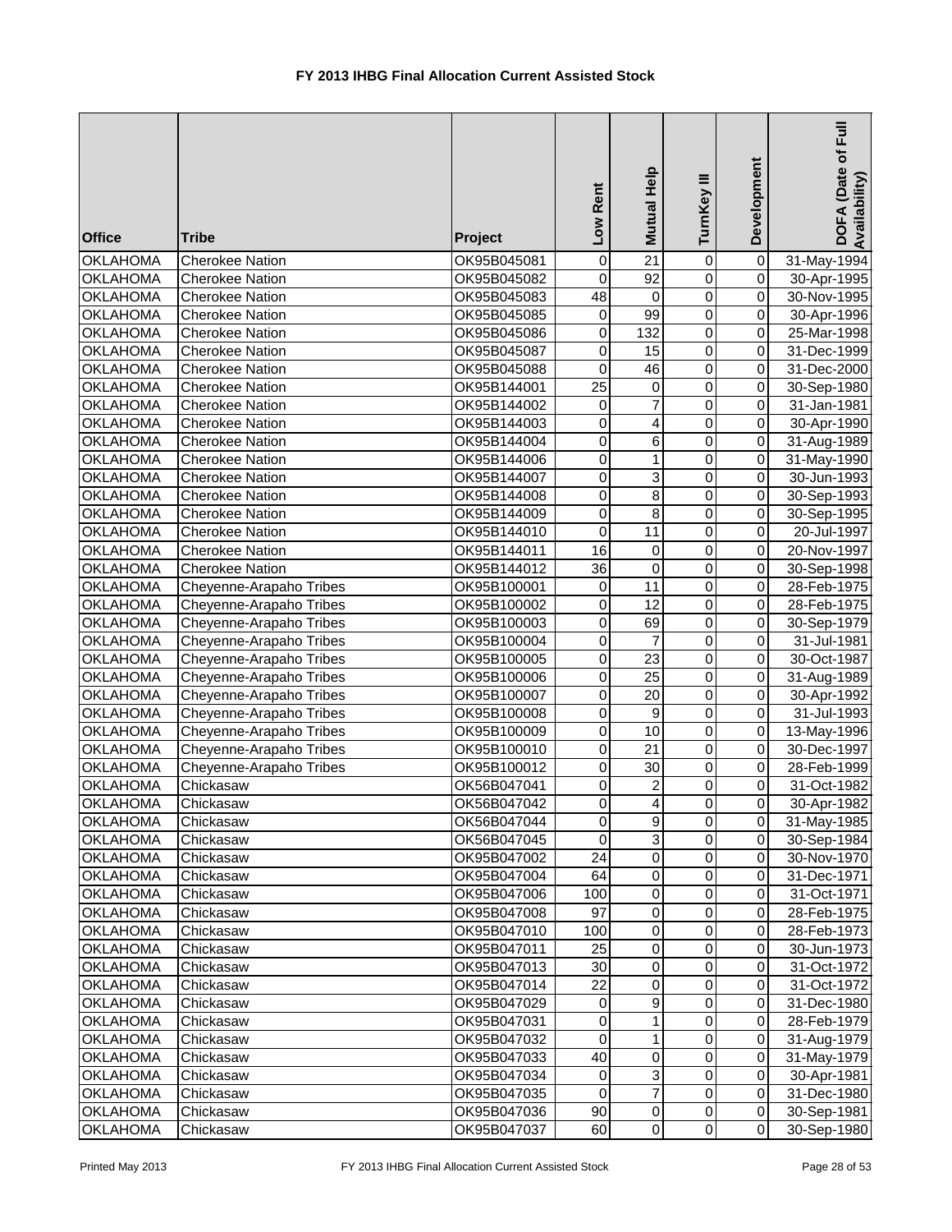# FY 2013 IHBG Final Allocation Current Assisted Stock

| Office | Tribe | Project | Low Rent | Mutual Help | TurnKey III | Development | DOFA (Date of Full Availability) |
|---|---|---|---|---|---|---|---|
| OKLAHOMA | Cherokee Nation | OK95B045081 | 0 | 21 | 0 | 0 | 31-May-1994 |
| OKLAHOMA | Cherokee Nation | OK95B045082 | 0 | 92 | 0 | 0 | 30-Apr-1995 |
| OKLAHOMA | Cherokee Nation | OK95B045083 | 48 | 0 | 0 | 0 | 30-Nov-1995 |
| OKLAHOMA | Cherokee Nation | OK95B045085 | 0 | 99 | 0 | 0 | 30-Apr-1996 |
| OKLAHOMA | Cherokee Nation | OK95B045086 | 0 | 132 | 0 | 0 | 25-Mar-1998 |
| OKLAHOMA | Cherokee Nation | OK95B045087 | 0 | 15 | 0 | 0 | 31-Dec-1999 |
| OKLAHOMA | Cherokee Nation | OK95B045088 | 0 | 46 | 0 | 0 | 31-Dec-2000 |
| OKLAHOMA | Cherokee Nation | OK95B144001 | 25 | 0 | 0 | 0 | 30-Sep-1980 |
| OKLAHOMA | Cherokee Nation | OK95B144002 | 0 | 7 | 0 | 0 | 31-Jan-1981 |
| OKLAHOMA | Cherokee Nation | OK95B144003 | 0 | 4 | 0 | 0 | 30-Apr-1990 |
| OKLAHOMA | Cherokee Nation | OK95B144004 | 0 | 6 | 0 | 0 | 31-Aug-1989 |
| OKLAHOMA | Cherokee Nation | OK95B144006 | 0 | 1 | 0 | 0 | 31-May-1990 |
| OKLAHOMA | Cherokee Nation | OK95B144007 | 0 | 3 | 0 | 0 | 30-Jun-1993 |
| OKLAHOMA | Cherokee Nation | OK95B144008 | 0 | 8 | 0 | 0 | 30-Sep-1993 |
| OKLAHOMA | Cherokee Nation | OK95B144009 | 0 | 8 | 0 | 0 | 30-Sep-1995 |
| OKLAHOMA | Cherokee Nation | OK95B144010 | 0 | 11 | 0 | 0 | 20-Jul-1997 |
| OKLAHOMA | Cherokee Nation | OK95B144011 | 16 | 0 | 0 | 0 | 20-Nov-1997 |
| OKLAHOMA | Cherokee Nation | OK95B144012 | 36 | 0 | 0 | 0 | 30-Sep-1998 |
| OKLAHOMA | Cheyenne-Arapaho Tribes | OK95B100001 | 0 | 11 | 0 | 0 | 28-Feb-1975 |
| OKLAHOMA | Cheyenne-Arapaho Tribes | OK95B100002 | 0 | 12 | 0 | 0 | 28-Feb-1975 |
| OKLAHOMA | Cheyenne-Arapaho Tribes | OK95B100003 | 0 | 69 | 0 | 0 | 30-Sep-1979 |
| OKLAHOMA | Cheyenne-Arapaho Tribes | OK95B100004 | 0 | 7 | 0 | 0 | 31-Jul-1981 |
| OKLAHOMA | Cheyenne-Arapaho Tribes | OK95B100005 | 0 | 23 | 0 | 0 | 30-Oct-1987 |
| OKLAHOMA | Cheyenne-Arapaho Tribes | OK95B100006 | 0 | 25 | 0 | 0 | 31-Aug-1989 |
| OKLAHOMA | Cheyenne-Arapaho Tribes | OK95B100007 | 0 | 20 | 0 | 0 | 30-Apr-1992 |
| OKLAHOMA | Cheyenne-Arapaho Tribes | OK95B100008 | 0 | 9 | 0 | 0 | 31-Jul-1993 |
| OKLAHOMA | Cheyenne-Arapaho Tribes | OK95B100009 | 0 | 10 | 0 | 0 | 13-May-1996 |
| OKLAHOMA | Cheyenne-Arapaho Tribes | OK95B100010 | 0 | 21 | 0 | 0 | 30-Dec-1997 |
| OKLAHOMA | Cheyenne-Arapaho Tribes | OK95B100012 | 0 | 30 | 0 | 0 | 28-Feb-1999 |
| OKLAHOMA | Chickasaw | OK56B047041 | 0 | 2 | 0 | 0 | 31-Oct-1982 |
| OKLAHOMA | Chickasaw | OK56B047042 | 0 | 4 | 0 | 0 | 30-Apr-1982 |
| OKLAHOMA | Chickasaw | OK56B047044 | 0 | 9 | 0 | 0 | 31-May-1985 |
| OKLAHOMA | Chickasaw | OK56B047045 | 0 | 3 | 0 | 0 | 30-Sep-1984 |
| OKLAHOMA | Chickasaw | OK95B047002 | 24 | 0 | 0 | 0 | 30-Nov-1970 |
| OKLAHOMA | Chickasaw | OK95B047004 | 64 | 0 | 0 | 0 | 31-Dec-1971 |
| OKLAHOMA | Chickasaw | OK95B047006 | 100 | 0 | 0 | 0 | 31-Oct-1971 |
| OKLAHOMA | Chickasaw | OK95B047008 | 97 | 0 | 0 | 0 | 28-Feb-1975 |
| OKLAHOMA | Chickasaw | OK95B047010 | 100 | 0 | 0 | 0 | 28-Feb-1973 |
| OKLAHOMA | Chickasaw | OK95B047011 | 25 | 0 | 0 | 0 | 30-Jun-1973 |
| OKLAHOMA | Chickasaw | OK95B047013 | 30 | 0 | 0 | 0 | 31-Oct-1972 |
| OKLAHOMA | Chickasaw | OK95B047014 | 22 | 0 | 0 | 0 | 31-Oct-1972 |
| OKLAHOMA | Chickasaw | OK95B047029 | 0 | 9 | 0 | 0 | 31-Dec-1980 |
| OKLAHOMA | Chickasaw | OK95B047031 | 0 | 1 | 0 | 0 | 28-Feb-1979 |
| OKLAHOMA | Chickasaw | OK95B047032 | 0 | 1 | 0 | 0 | 31-Aug-1979 |
| OKLAHOMA | Chickasaw | OK95B047033 | 40 | 0 | 0 | 0 | 31-May-1979 |
| OKLAHOMA | Chickasaw | OK95B047034 | 0 | 3 | 0 | 0 | 30-Apr-1981 |
| OKLAHOMA | Chickasaw | OK95B047035 | 0 | 7 | 0 | 0 | 31-Dec-1980 |
| OKLAHOMA | Chickasaw | OK95B047036 | 90 | 0 | 0 | 0 | 30-Sep-1981 |
| OKLAHOMA | Chickasaw | OK95B047037 | 60 | 0 | 0 | 0 | 30-Sep-1980 |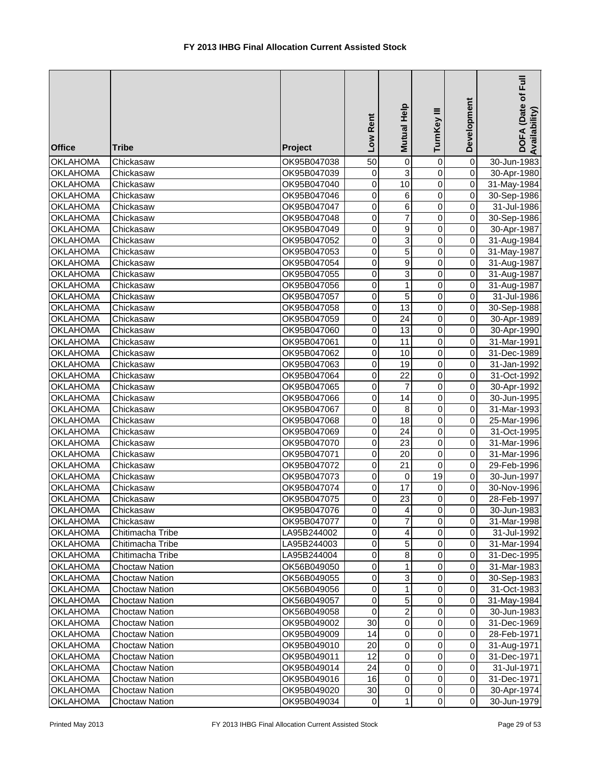# FY 2013 IHBG Final Allocation Current Assisted Stock

| Office | Tribe | Project | Low Rent | Mutual Help | TurnKey III | Development | DOFA (Date of Full Availability) |
|---|---|---|---|---|---|---|---|
| OKLAHOMA | Chickasaw | OK95B047038 | 50 | 0 | 0 | 0 | 30-Jun-1983 |
| OKLAHOMA | Chickasaw | OK95B047039 | 0 | 3 | 0 | 0 | 30-Apr-1980 |
| OKLAHOMA | Chickasaw | OK95B047040 | 0 | 10 | 0 | 0 | 31-May-1984 |
| OKLAHOMA | Chickasaw | OK95B047046 | 0 | 6 | 0 | 0 | 30-Sep-1986 |
| OKLAHOMA | Chickasaw | OK95B047047 | 0 | 6 | 0 | 0 | 31-Jul-1986 |
| OKLAHOMA | Chickasaw | OK95B047048 | 0 | 7 | 0 | 0 | 30-Sep-1986 |
| OKLAHOMA | Chickasaw | OK95B047049 | 0 | 9 | 0 | 0 | 30-Apr-1987 |
| OKLAHOMA | Chickasaw | OK95B047052 | 0 | 3 | 0 | 0 | 31-Aug-1984 |
| OKLAHOMA | Chickasaw | OK95B047053 | 0 | 5 | 0 | 0 | 31-May-1987 |
| OKLAHOMA | Chickasaw | OK95B047054 | 0 | 9 | 0 | 0 | 31-Aug-1987 |
| OKLAHOMA | Chickasaw | OK95B047055 | 0 | 3 | 0 | 0 | 31-Aug-1987 |
| OKLAHOMA | Chickasaw | OK95B047056 | 0 | 1 | 0 | 0 | 31-Aug-1987 |
| OKLAHOMA | Chickasaw | OK95B047057 | 0 | 5 | 0 | 0 | 31-Jul-1986 |
| OKLAHOMA | Chickasaw | OK95B047058 | 0 | 13 | 0 | 0 | 30-Sep-1988 |
| OKLAHOMA | Chickasaw | OK95B047059 | 0 | 24 | 0 | 0 | 30-Apr-1989 |
| OKLAHOMA | Chickasaw | OK95B047060 | 0 | 13 | 0 | 0 | 30-Apr-1990 |
| OKLAHOMA | Chickasaw | OK95B047061 | 0 | 11 | 0 | 0 | 31-Mar-1991 |
| OKLAHOMA | Chickasaw | OK95B047062 | 0 | 10 | 0 | 0 | 31-Dec-1989 |
| OKLAHOMA | Chickasaw | OK95B047063 | 0 | 19 | 0 | 0 | 31-Jan-1992 |
| OKLAHOMA | Chickasaw | OK95B047064 | 0 | 22 | 0 | 0 | 31-Oct-1992 |
| OKLAHOMA | Chickasaw | OK95B047065 | 0 | 7 | 0 | 0 | 30-Apr-1992 |
| OKLAHOMA | Chickasaw | OK95B047066 | 0 | 14 | 0 | 0 | 30-Jun-1995 |
| OKLAHOMA | Chickasaw | OK95B047067 | 0 | 8 | 0 | 0 | 31-Mar-1993 |
| OKLAHOMA | Chickasaw | OK95B047068 | 0 | 18 | 0 | 0 | 25-Mar-1996 |
| OKLAHOMA | Chickasaw | OK95B047069 | 0 | 24 | 0 | 0 | 31-Oct-1995 |
| OKLAHOMA | Chickasaw | OK95B047070 | 0 | 23 | 0 | 0 | 31-Mar-1996 |
| OKLAHOMA | Chickasaw | OK95B047071 | 0 | 20 | 0 | 0 | 31-Mar-1996 |
| OKLAHOMA | Chickasaw | OK95B047072 | 0 | 21 | 0 | 0 | 29-Feb-1996 |
| OKLAHOMA | Chickasaw | OK95B047073 | 0 | 0 | 19 | 0 | 30-Jun-1997 |
| OKLAHOMA | Chickasaw | OK95B047074 | 0 | 17 | 0 | 0 | 30-Nov-1996 |
| OKLAHOMA | Chickasaw | OK95B047075 | 0 | 23 | 0 | 0 | 28-Feb-1997 |
| OKLAHOMA | Chickasaw | OK95B047076 | 0 | 4 | 0 | 0 | 30-Jun-1983 |
| OKLAHOMA | Chickasaw | OK95B047077 | 0 | 7 | 0 | 0 | 31-Mar-1998 |
| OKLAHOMA | Chitimacha Tribe | LA95B244002 | 0 | 4 | 0 | 0 | 31-Jul-1992 |
| OKLAHOMA | Chitimacha Tribe | LA95B244003 | 0 | 5 | 0 | 0 | 31-Mar-1994 |
| OKLAHOMA | Chitimacha Tribe | LA95B244004 | 0 | 8 | 0 | 0 | 31-Dec-1995 |
| OKLAHOMA | Choctaw Nation | OK56B049050 | 0 | 1 | 0 | 0 | 31-Mar-1983 |
| OKLAHOMA | Choctaw Nation | OK56B049055 | 0 | 3 | 0 | 0 | 30-Sep-1983 |
| OKLAHOMA | Choctaw Nation | OK56B049056 | 0 | 1 | 0 | 0 | 31-Oct-1983 |
| OKLAHOMA | Choctaw Nation | OK56B049057 | 0 | 5 | 0 | 0 | 31-May-1984 |
| OKLAHOMA | Choctaw Nation | OK56B049058 | 0 | 2 | 0 | 0 | 30-Jun-1983 |
| OKLAHOMA | Choctaw Nation | OK95B049002 | 30 | 0 | 0 | 0 | 31-Dec-1969 |
| OKLAHOMA | Choctaw Nation | OK95B049009 | 14 | 0 | 0 | 0 | 28-Feb-1971 |
| OKLAHOMA | Choctaw Nation | OK95B049010 | 20 | 0 | 0 | 0 | 31-Aug-1971 |
| OKLAHOMA | Choctaw Nation | OK95B049011 | 12 | 0 | 0 | 0 | 31-Dec-1971 |
| OKLAHOMA | Choctaw Nation | OK95B049014 | 24 | 0 | 0 | 0 | 31-Jul-1971 |
| OKLAHOMA | Choctaw Nation | OK95B049016 | 16 | 0 | 0 | 0 | 31-Dec-1971 |
| OKLAHOMA | Choctaw Nation | OK95B049020 | 30 | 0 | 0 | 0 | 30-Apr-1974 |
| OKLAHOMA | Choctaw Nation | OK95B049034 | 0 | 1 | 0 | 0 | 30-Jun-1979 |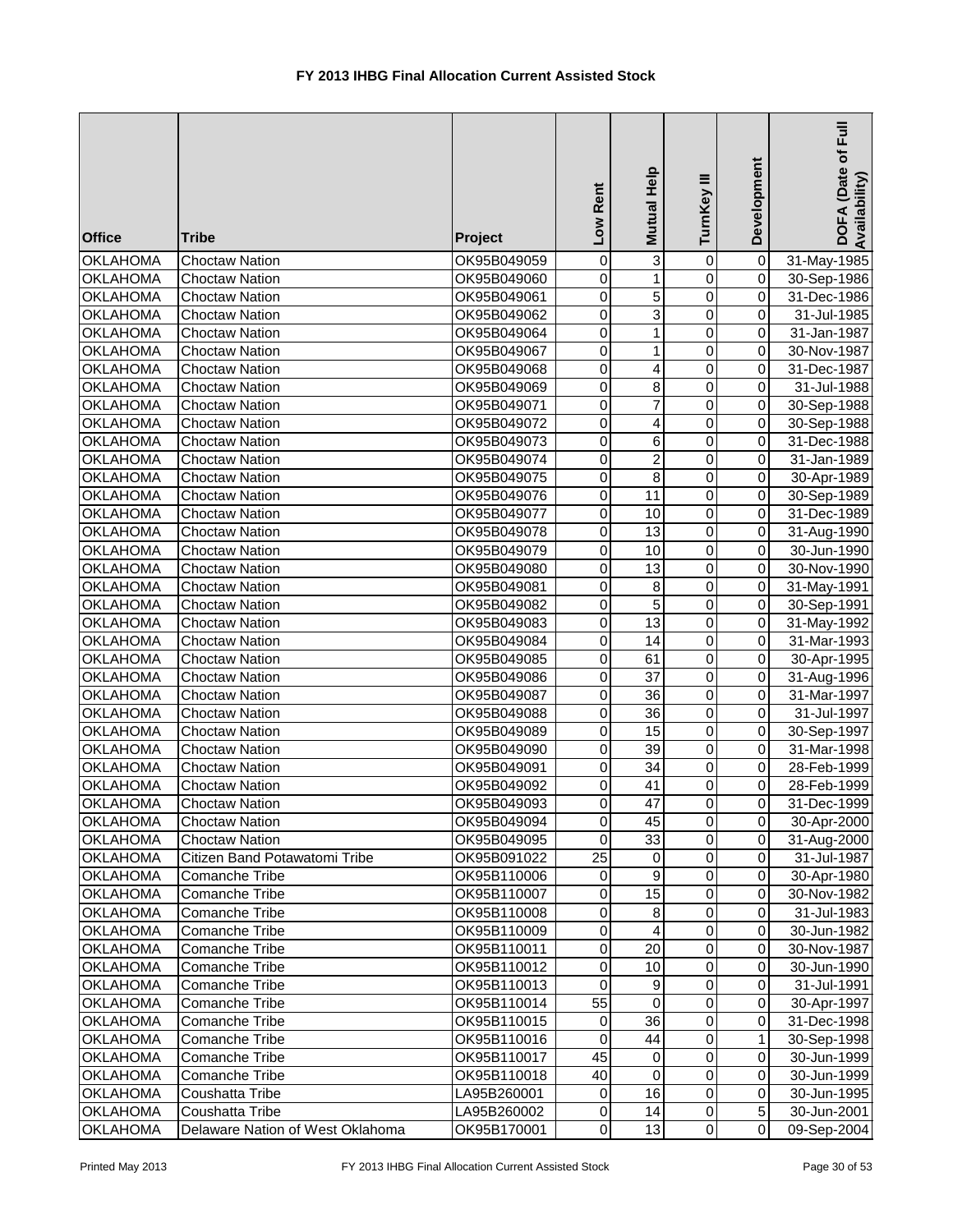# FY 2013 IHBG Final Allocation Current Assisted Stock

| Office | Tribe | Project | Low Rent | Mutual Help | TurnKey III | Development | DOFA (Date of Full Availability) |
|---|---|---|---|---|---|---|---|
| OKLAHOMA | Choctaw Nation | OK95B049059 | 0 | 3 | 0 | 0 | 31-May-1985 |
| OKLAHOMA | Choctaw Nation | OK95B049060 | 0 | 1 | 0 | 0 | 30-Sep-1986 |
| OKLAHOMA | Choctaw Nation | OK95B049061 | 0 | 5 | 0 | 0 | 31-Dec-1986 |
| OKLAHOMA | Choctaw Nation | OK95B049062 | 0 | 3 | 0 | 0 | 31-Jul-1985 |
| OKLAHOMA | Choctaw Nation | OK95B049064 | 0 | 1 | 0 | 0 | 31-Jan-1987 |
| OKLAHOMA | Choctaw Nation | OK95B049067 | 0 | 1 | 0 | 0 | 30-Nov-1987 |
| OKLAHOMA | Choctaw Nation | OK95B049068 | 0 | 4 | 0 | 0 | 31-Dec-1987 |
| OKLAHOMA | Choctaw Nation | OK95B049069 | 0 | 8 | 0 | 0 | 31-Jul-1988 |
| OKLAHOMA | Choctaw Nation | OK95B049071 | 0 | 7 | 0 | 0 | 30-Sep-1988 |
| OKLAHOMA | Choctaw Nation | OK95B049072 | 0 | 4 | 0 | 0 | 30-Sep-1988 |
| OKLAHOMA | Choctaw Nation | OK95B049073 | 0 | 6 | 0 | 0 | 31-Dec-1988 |
| OKLAHOMA | Choctaw Nation | OK95B049074 | 0 | 2 | 0 | 0 | 31-Jan-1989 |
| OKLAHOMA | Choctaw Nation | OK95B049075 | 0 | 8 | 0 | 0 | 30-Apr-1989 |
| OKLAHOMA | Choctaw Nation | OK95B049076 | 0 | 11 | 0 | 0 | 30-Sep-1989 |
| OKLAHOMA | Choctaw Nation | OK95B049077 | 0 | 10 | 0 | 0 | 31-Dec-1989 |
| OKLAHOMA | Choctaw Nation | OK95B049078 | 0 | 13 | 0 | 0 | 31-Aug-1990 |
| OKLAHOMA | Choctaw Nation | OK95B049079 | 0 | 10 | 0 | 0 | 30-Jun-1990 |
| OKLAHOMA | Choctaw Nation | OK95B049080 | 0 | 13 | 0 | 0 | 30-Nov-1990 |
| OKLAHOMA | Choctaw Nation | OK95B049081 | 0 | 8 | 0 | 0 | 31-May-1991 |
| OKLAHOMA | Choctaw Nation | OK95B049082 | 0 | 5 | 0 | 0 | 30-Sep-1991 |
| OKLAHOMA | Choctaw Nation | OK95B049083 | 0 | 13 | 0 | 0 | 31-May-1992 |
| OKLAHOMA | Choctaw Nation | OK95B049084 | 0 | 14 | 0 | 0 | 31-Mar-1993 |
| OKLAHOMA | Choctaw Nation | OK95B049085 | 0 | 61 | 0 | 0 | 30-Apr-1995 |
| OKLAHOMA | Choctaw Nation | OK95B049086 | 0 | 37 | 0 | 0 | 31-Aug-1996 |
| OKLAHOMA | Choctaw Nation | OK95B049087 | 0 | 36 | 0 | 0 | 31-Mar-1997 |
| OKLAHOMA | Choctaw Nation | OK95B049088 | 0 | 36 | 0 | 0 | 31-Jul-1997 |
| OKLAHOMA | Choctaw Nation | OK95B049089 | 0 | 15 | 0 | 0 | 30-Sep-1997 |
| OKLAHOMA | Choctaw Nation | OK95B049090 | 0 | 39 | 0 | 0 | 31-Mar-1998 |
| OKLAHOMA | Choctaw Nation | OK95B049091 | 0 | 34 | 0 | 0 | 28-Feb-1999 |
| OKLAHOMA | Choctaw Nation | OK95B049092 | 0 | 41 | 0 | 0 | 28-Feb-1999 |
| OKLAHOMA | Choctaw Nation | OK95B049093 | 0 | 47 | 0 | 0 | 31-Dec-1999 |
| OKLAHOMA | Choctaw Nation | OK95B049094 | 0 | 45 | 0 | 0 | 30-Apr-2000 |
| OKLAHOMA | Choctaw Nation | OK95B049095 | 0 | 33 | 0 | 0 | 31-Aug-2000 |
| OKLAHOMA | Citizen Band Potawatomi Tribe | OK95B091022 | 25 | 0 | 0 | 0 | 31-Jul-1987 |
| OKLAHOMA | Comanche Tribe | OK95B110006 | 0 | 9 | 0 | 0 | 30-Apr-1980 |
| OKLAHOMA | Comanche Tribe | OK95B110007 | 0 | 15 | 0 | 0 | 30-Nov-1982 |
| OKLAHOMA | Comanche Tribe | OK95B110008 | 0 | 8 | 0 | 0 | 31-Jul-1983 |
| OKLAHOMA | Comanche Tribe | OK95B110009 | 0 | 4 | 0 | 0 | 30-Jun-1982 |
| OKLAHOMA | Comanche Tribe | OK95B110011 | 0 | 20 | 0 | 0 | 30-Nov-1987 |
| OKLAHOMA | Comanche Tribe | OK95B110012 | 0 | 10 | 0 | 0 | 30-Jun-1990 |
| OKLAHOMA | Comanche Tribe | OK95B110013 | 0 | 9 | 0 | 0 | 31-Jul-1991 |
| OKLAHOMA | Comanche Tribe | OK95B110014 | 55 | 0 | 0 | 0 | 30-Apr-1997 |
| OKLAHOMA | Comanche Tribe | OK95B110015 | 0 | 36 | 0 | 0 | 31-Dec-1998 |
| OKLAHOMA | Comanche Tribe | OK95B110016 | 0 | 44 | 0 | 1 | 30-Sep-1998 |
| OKLAHOMA | Comanche Tribe | OK95B110017 | 45 | 0 | 0 | 0 | 30-Jun-1999 |
| OKLAHOMA | Comanche Tribe | OK95B110018 | 40 | 0 | 0 | 0 | 30-Jun-1999 |
| OKLAHOMA | Coushatta Tribe | LA95B260001 | 0 | 16 | 0 | 0 | 30-Jun-1995 |
| OKLAHOMA | Coushatta Tribe | LA95B260002 | 0 | 14 | 0 | 5 | 30-Jun-2001 |
| OKLAHOMA | Delaware Nation of West Oklahoma | OK95B170001 | 0 | 13 | 0 | 0 | 09-Sep-2004 |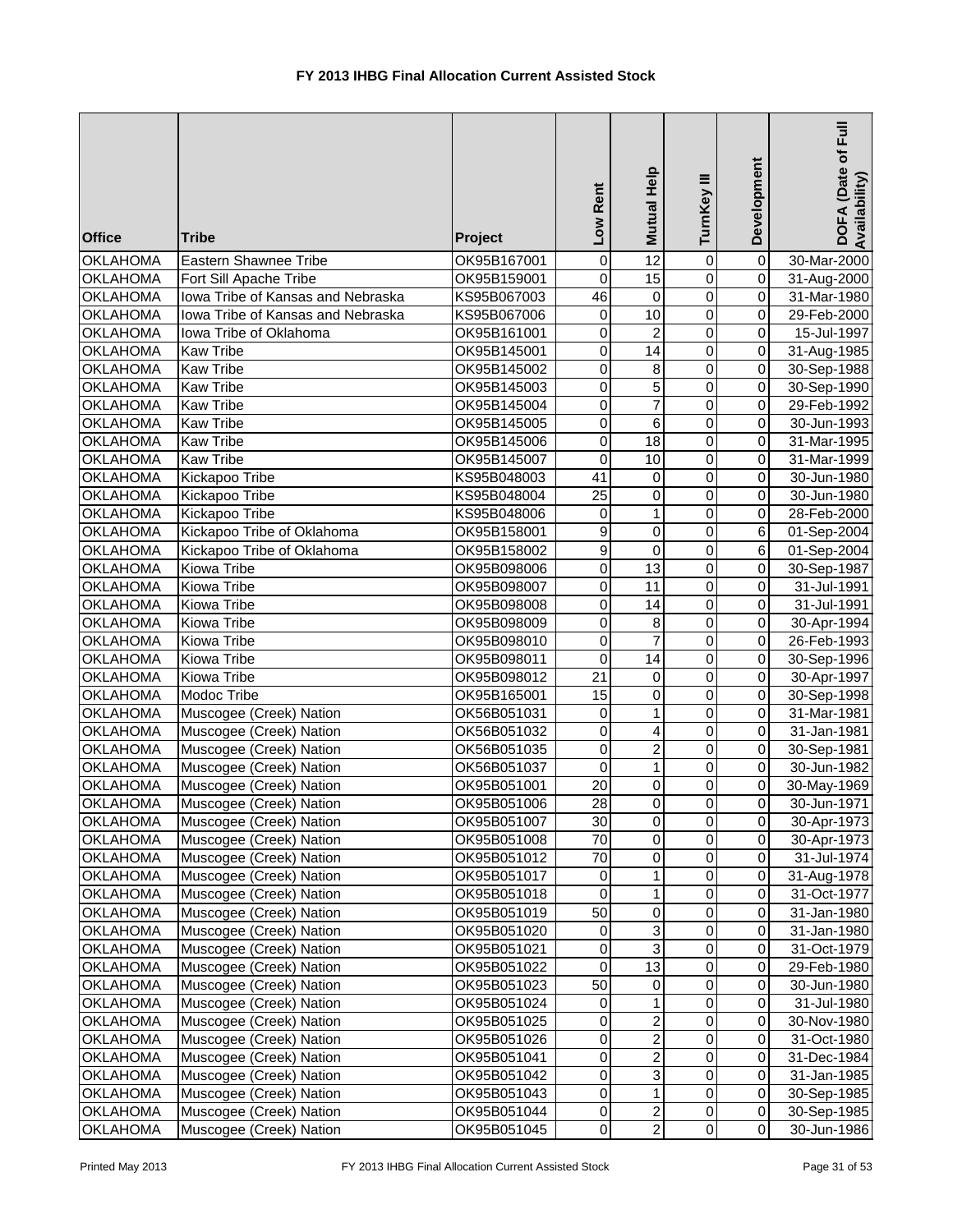# FY 2013 IHBG Final Allocation Current Assisted Stock

| Office | Tribe | Project | Low Rent | Mutual Help | TurnKey III | Development | DOFA (Date of Full Availability) |
|---|---|---|---|---|---|---|---|
| OKLAHOMA | Eastern Shawnee Tribe | OK95B167001 | 0 | 12 | 0 | 0 | 30-Mar-2000 |
| OKLAHOMA | Fort Sill Apache Tribe | OK95B159001 | 0 | 15 | 0 | 0 | 31-Aug-2000 |
| OKLAHOMA | Iowa Tribe of Kansas and Nebraska | KS95B067003 | 46 | 0 | 0 | 0 | 31-Mar-1980 |
| OKLAHOMA | Iowa Tribe of Kansas and Nebraska | KS95B067006 | 0 | 10 | 0 | 0 | 29-Feb-2000 |
| OKLAHOMA | Iowa Tribe of Oklahoma | OK95B161001 | 0 | 2 | 0 | 0 | 15-Jul-1997 |
| OKLAHOMA | Kaw Tribe | OK95B145001 | 0 | 14 | 0 | 0 | 31-Aug-1985 |
| OKLAHOMA | Kaw Tribe | OK95B145002 | 0 | 8 | 0 | 0 | 30-Sep-1988 |
| OKLAHOMA | Kaw Tribe | OK95B145003 | 0 | 5 | 0 | 0 | 30-Sep-1990 |
| OKLAHOMA | Kaw Tribe | OK95B145004 | 0 | 7 | 0 | 0 | 29-Feb-1992 |
| OKLAHOMA | Kaw Tribe | OK95B145005 | 0 | 6 | 0 | 0 | 30-Jun-1993 |
| OKLAHOMA | Kaw Tribe | OK95B145006 | 0 | 18 | 0 | 0 | 31-Mar-1995 |
| OKLAHOMA | Kaw Tribe | OK95B145007 | 0 | 10 | 0 | 0 | 31-Mar-1999 |
| OKLAHOMA | Kickapoo Tribe | KS95B048003 | 41 | 0 | 0 | 0 | 30-Jun-1980 |
| OKLAHOMA | Kickapoo Tribe | KS95B048004 | 25 | 0 | 0 | 0 | 30-Jun-1980 |
| OKLAHOMA | Kickapoo Tribe | KS95B048006 | 0 | 1 | 0 | 0 | 28-Feb-2000 |
| OKLAHOMA | Kickapoo Tribe of Oklahoma | OK95B158001 | 9 | 0 | 0 | 6 | 01-Sep-2004 |
| OKLAHOMA | Kickapoo Tribe of Oklahoma | OK95B158002 | 9 | 0 | 0 | 6 | 01-Sep-2004 |
| OKLAHOMA | Kiowa Tribe | OK95B098006 | 0 | 13 | 0 | 0 | 30-Sep-1987 |
| OKLAHOMA | Kiowa Tribe | OK95B098007 | 0 | 11 | 0 | 0 | 31-Jul-1991 |
| OKLAHOMA | Kiowa Tribe | OK95B098008 | 0 | 14 | 0 | 0 | 31-Jul-1991 |
| OKLAHOMA | Kiowa Tribe | OK95B098009 | 0 | 8 | 0 | 0 | 30-Apr-1994 |
| OKLAHOMA | Kiowa Tribe | OK95B098010 | 0 | 7 | 0 | 0 | 26-Feb-1993 |
| OKLAHOMA | Kiowa Tribe | OK95B098011 | 0 | 14 | 0 | 0 | 30-Sep-1996 |
| OKLAHOMA | Kiowa Tribe | OK95B098012 | 21 | 0 | 0 | 0 | 30-Apr-1997 |
| OKLAHOMA | Modoc Tribe | OK95B165001 | 15 | 0 | 0 | 0 | 30-Sep-1998 |
| OKLAHOMA | Muscogee (Creek) Nation | OK56B051031 | 0 | 1 | 0 | 0 | 31-Mar-1981 |
| OKLAHOMA | Muscogee (Creek) Nation | OK56B051032 | 0 | 4 | 0 | 0 | 31-Jan-1981 |
| OKLAHOMA | Muscogee (Creek) Nation | OK56B051035 | 0 | 2 | 0 | 0 | 30-Sep-1981 |
| OKLAHOMA | Muscogee (Creek) Nation | OK56B051037 | 0 | 1 | 0 | 0 | 30-Jun-1982 |
| OKLAHOMA | Muscogee (Creek) Nation | OK95B051001 | 20 | 0 | 0 | 0 | 30-May-1969 |
| OKLAHOMA | Muscogee (Creek) Nation | OK95B051006 | 28 | 0 | 0 | 0 | 30-Jun-1971 |
| OKLAHOMA | Muscogee (Creek) Nation | OK95B051007 | 30 | 0 | 0 | 0 | 30-Apr-1973 |
| OKLAHOMA | Muscogee (Creek) Nation | OK95B051008 | 70 | 0 | 0 | 0 | 30-Apr-1973 |
| OKLAHOMA | Muscogee (Creek) Nation | OK95B051012 | 70 | 0 | 0 | 0 | 31-Jul-1974 |
| OKLAHOMA | Muscogee (Creek) Nation | OK95B051017 | 0 | 1 | 0 | 0 | 31-Aug-1978 |
| OKLAHOMA | Muscogee (Creek) Nation | OK95B051018 | 0 | 1 | 0 | 0 | 31-Oct-1977 |
| OKLAHOMA | Muscogee (Creek) Nation | OK95B051019 | 50 | 0 | 0 | 0 | 31-Jan-1980 |
| OKLAHOMA | Muscogee (Creek) Nation | OK95B051020 | 0 | 3 | 0 | 0 | 31-Jan-1980 |
| OKLAHOMA | Muscogee (Creek) Nation | OK95B051021 | 0 | 3 | 0 | 0 | 31-Oct-1979 |
| OKLAHOMA | Muscogee (Creek) Nation | OK95B051022 | 0 | 13 | 0 | 0 | 29-Feb-1980 |
| OKLAHOMA | Muscogee (Creek) Nation | OK95B051023 | 50 | 0 | 0 | 0 | 30-Jun-1980 |
| OKLAHOMA | Muscogee (Creek) Nation | OK95B051024 | 0 | 1 | 0 | 0 | 31-Jul-1980 |
| OKLAHOMA | Muscogee (Creek) Nation | OK95B051025 | 0 | 2 | 0 | 0 | 30-Nov-1980 |
| OKLAHOMA | Muscogee (Creek) Nation | OK95B051026 | 0 | 2 | 0 | 0 | 31-Oct-1980 |
| OKLAHOMA | Muscogee (Creek) Nation | OK95B051041 | 0 | 2 | 0 | 0 | 31-Dec-1984 |
| OKLAHOMA | Muscogee (Creek) Nation | OK95B051042 | 0 | 3 | 0 | 0 | 31-Jan-1985 |
| OKLAHOMA | Muscogee (Creek) Nation | OK95B051043 | 0 | 1 | 0 | 0 | 30-Sep-1985 |
| OKLAHOMA | Muscogee (Creek) Nation | OK95B051044 | 0 | 2 | 0 | 0 | 30-Sep-1985 |
| OKLAHOMA | Muscogee (Creek) Nation | OK95B051045 | 0 | 2 | 0 | 0 | 30-Jun-1986 |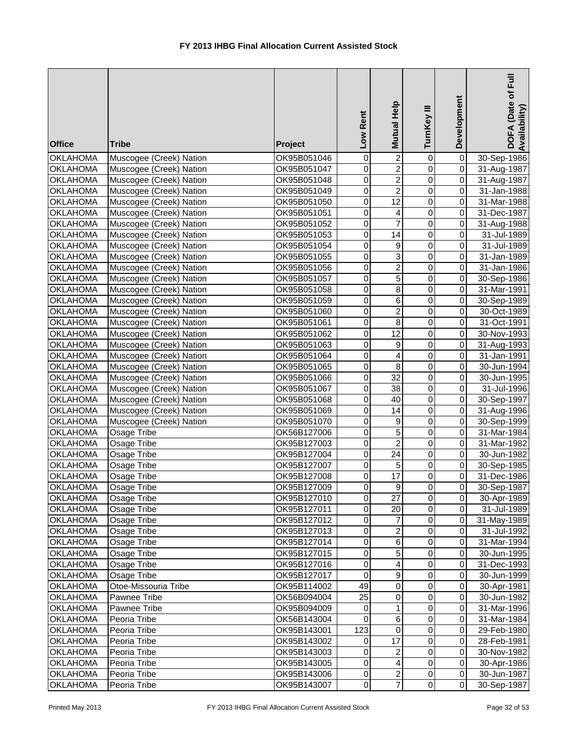# FY 2013 IHBG Final Allocation Current Assisted Stock

| Office | Tribe | Project | Low Rent | Mutual Help | TurnKey III | Development | DOFA (Date of Full Availability) |
|---|---|---|---|---|---|---|---|
| OKLAHOMA | Muscogee (Creek) Nation | OK95B051046 | 0 | 2 | 0 | 0 | 30-Sep-1986 |
| OKLAHOMA | Muscogee (Creek) Nation | OK95B051047 | 0 | 2 | 0 | 0 | 31-Aug-1987 |
| OKLAHOMA | Muscogee (Creek) Nation | OK95B051048 | 0 | 2 | 0 | 0 | 31-Aug-1987 |
| OKLAHOMA | Muscogee (Creek) Nation | OK95B051049 | 0 | 2 | 0 | 0 | 31-Jan-1988 |
| OKLAHOMA | Muscogee (Creek) Nation | OK95B051050 | 0 | 12 | 0 | 0 | 31-Mar-1988 |
| OKLAHOMA | Muscogee (Creek) Nation | OK95B051051 | 0 | 4 | 0 | 0 | 31-Dec-1987 |
| OKLAHOMA | Muscogee (Creek) Nation | OK95B051052 | 0 | 7 | 0 | 0 | 31-Aug-1988 |
| OKLAHOMA | Muscogee (Creek) Nation | OK95B051053 | 0 | 14 | 0 | 0 | 31-Jul-1989 |
| OKLAHOMA | Muscogee (Creek) Nation | OK95B051054 | 0 | 9 | 0 | 0 | 31-Jul-1989 |
| OKLAHOMA | Muscogee (Creek) Nation | OK95B051055 | 0 | 3 | 0 | 0 | 31-Jan-1989 |
| OKLAHOMA | Muscogee (Creek) Nation | OK95B051056 | 0 | 2 | 0 | 0 | 31-Jan-1986 |
| OKLAHOMA | Muscogee (Creek) Nation | OK95B051057 | 0 | 5 | 0 | 0 | 30-Sep-1986 |
| OKLAHOMA | Muscogee (Creek) Nation | OK95B051058 | 0 | 8 | 0 | 0 | 31-Mar-1991 |
| OKLAHOMA | Muscogee (Creek) Nation | OK95B051059 | 0 | 6 | 0 | 0 | 30-Sep-1989 |
| OKLAHOMA | Muscogee (Creek) Nation | OK95B051060 | 0 | 2 | 0 | 0 | 30-Oct-1989 |
| OKLAHOMA | Muscogee (Creek) Nation | OK95B051061 | 0 | 8 | 0 | 0 | 31-Oct-1991 |
| OKLAHOMA | Muscogee (Creek) Nation | OK95B051062 | 0 | 12 | 0 | 0 | 30-Nov-1993 |
| OKLAHOMA | Muscogee (Creek) Nation | OK95B051063 | 0 | 9 | 0 | 0 | 31-Aug-1993 |
| OKLAHOMA | Muscogee (Creek) Nation | OK95B051064 | 0 | 4 | 0 | 0 | 31-Jan-1991 |
| OKLAHOMA | Muscogee (Creek) Nation | OK95B051065 | 0 | 8 | 0 | 0 | 30-Jun-1994 |
| OKLAHOMA | Muscogee (Creek) Nation | OK95B051066 | 0 | 32 | 0 | 0 | 30-Jun-1995 |
| OKLAHOMA | Muscogee (Creek) Nation | OK95B051067 | 0 | 38 | 0 | 0 | 31-Jul-1996 |
| OKLAHOMA | Muscogee (Creek) Nation | OK95B051068 | 0 | 40 | 0 | 0 | 30-Sep-1997 |
| OKLAHOMA | Muscogee (Creek) Nation | OK95B051069 | 0 | 14 | 0 | 0 | 31-Aug-1996 |
| OKLAHOMA | Muscogee (Creek) Nation | OK95B051070 | 0 | 9 | 0 | 0 | 30-Sep-1999 |
| OKLAHOMA | Osage Tribe | OK56B127006 | 0 | 5 | 0 | 0 | 31-Mar-1984 |
| OKLAHOMA | Osage Tribe | OK95B127003 | 0 | 2 | 0 | 0 | 31-Mar-1982 |
| OKLAHOMA | Osage Tribe | OK95B127004 | 0 | 24 | 0 | 0 | 30-Jun-1982 |
| OKLAHOMA | Osage Tribe | OK95B127007 | 0 | 5 | 0 | 0 | 30-Sep-1985 |
| OKLAHOMA | Osage Tribe | OK95B127008 | 0 | 17 | 0 | 0 | 31-Dec-1986 |
| OKLAHOMA | Osage Tribe | OK95B127009 | 0 | 9 | 0 | 0 | 30-Sep-1987 |
| OKLAHOMA | Osage Tribe | OK95B127010 | 0 | 27 | 0 | 0 | 30-Apr-1989 |
| OKLAHOMA | Osage Tribe | OK95B127011 | 0 | 20 | 0 | 0 | 31-Jul-1989 |
| OKLAHOMA | Osage Tribe | OK95B127012 | 0 | 7 | 0 | 0 | 31-May-1989 |
| OKLAHOMA | Osage Tribe | OK95B127013 | 0 | 2 | 0 | 0 | 31-Jul-1992 |
| OKLAHOMA | Osage Tribe | OK95B127014 | 0 | 6 | 0 | 0 | 31-Mar-1994 |
| OKLAHOMA | Osage Tribe | OK95B127015 | 0 | 5 | 0 | 0 | 30-Jun-1995 |
| OKLAHOMA | Osage Tribe | OK95B127016 | 0 | 4 | 0 | 0 | 31-Dec-1993 |
| OKLAHOMA | Osage Tribe | OK95B127017 | 0 | 9 | 0 | 0 | 30-Jun-1999 |
| OKLAHOMA | Otoe-Missouria Tribe | OK95B114002 | 49 | 0 | 0 | 0 | 30-Apr-1981 |
| OKLAHOMA | Pawnee Tribe | OK56B094004 | 25 | 0 | 0 | 0 | 30-Jun-1982 |
| OKLAHOMA | Pawnee Tribe | OK95B094009 | 0 | 1 | 0 | 0 | 31-Mar-1996 |
| OKLAHOMA | Peoria Tribe | OK56B143004 | 0 | 6 | 0 | 0 | 31-Mar-1984 |
| OKLAHOMA | Peoria Tribe | OK95B143001 | 123 | 0 | 0 | 0 | 29-Feb-1980 |
| OKLAHOMA | Peoria Tribe | OK95B143002 | 0 | 17 | 0 | 0 | 28-Feb-1981 |
| OKLAHOMA | Peoria Tribe | OK95B143003 | 0 | 2 | 0 | 0 | 30-Nov-1982 |
| OKLAHOMA | Peoria Tribe | OK95B143005 | 0 | 4 | 0 | 0 | 30-Apr-1986 |
| OKLAHOMA | Peoria Tribe | OK95B143006 | 0 | 2 | 0 | 0 | 30-Jun-1987 |
| OKLAHOMA | Peoria Tribe | OK95B143007 | 0 | 7 | 0 | 0 | 30-Sep-1987 |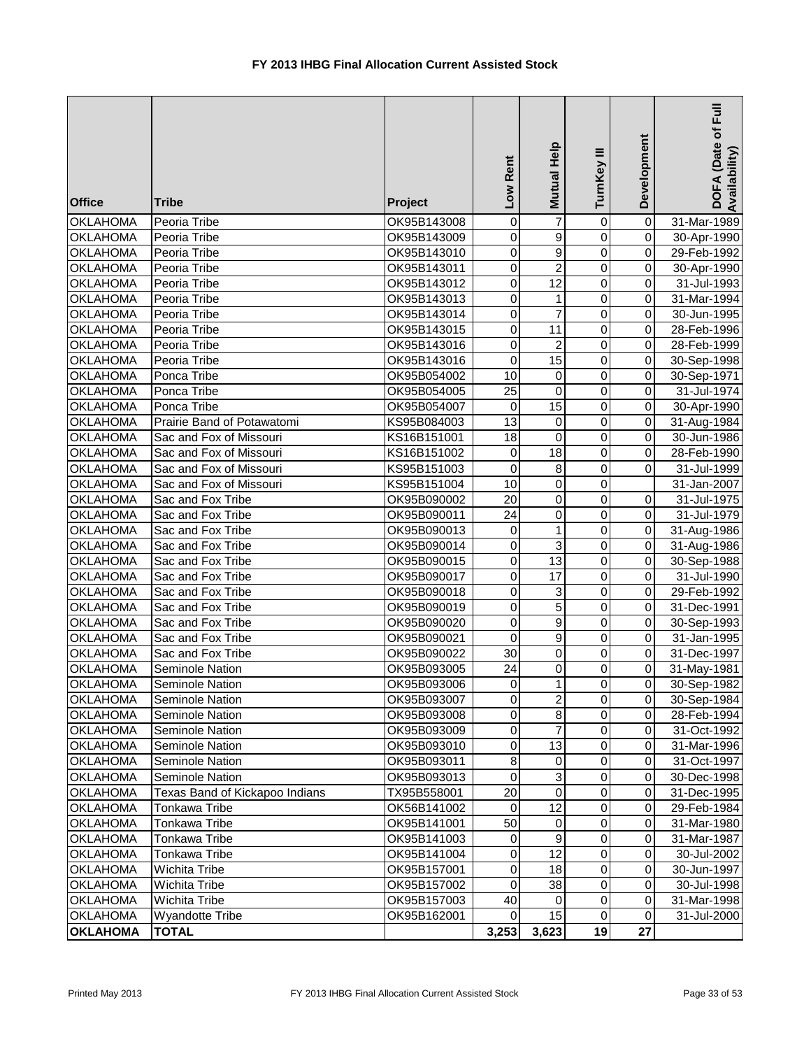# FY 2013 IHBG Final Allocation Current Assisted Stock

| Office | Tribe | Project | Low Rent | Mutual Help | TurnKey III | Development | DOFA (Date of Full Availability) |
|---|---|---|---|---|---|---|---|
| OKLAHOMA | Peoria Tribe | OK95B143008 | 0 | 7 | 0 | 0 | 31-Mar-1989 |
| OKLAHOMA | Peoria Tribe | OK95B143009 | 0 | 9 | 0 | 0 | 30-Apr-1990 |
| OKLAHOMA | Peoria Tribe | OK95B143010 | 0 | 9 | 0 | 0 | 29-Feb-1992 |
| OKLAHOMA | Peoria Tribe | OK95B143011 | 0 | 2 | 0 | 0 | 30-Apr-1990 |
| OKLAHOMA | Peoria Tribe | OK95B143012 | 0 | 12 | 0 | 0 | 31-Jul-1993 |
| OKLAHOMA | Peoria Tribe | OK95B143013 | 0 | 1 | 0 | 0 | 31-Mar-1994 |
| OKLAHOMA | Peoria Tribe | OK95B143014 | 0 | 7 | 0 | 0 | 30-Jun-1995 |
| OKLAHOMA | Peoria Tribe | OK95B143015 | 0 | 11 | 0 | 0 | 28-Feb-1996 |
| OKLAHOMA | Peoria Tribe | OK95B143016 | 0 | 2 | 0 | 0 | 28-Feb-1999 |
| OKLAHOMA | Peoria Tribe | OK95B143016 | 0 | 15 | 0 | 0 | 30-Sep-1998 |
| OKLAHOMA | Ponca Tribe | OK95B054002 | 10 | 0 | 0 | 0 | 30-Sep-1971 |
| OKLAHOMA | Ponca Tribe | OK95B054005 | 25 | 0 | 0 | 0 | 31-Jul-1974 |
| OKLAHOMA | Ponca Tribe | OK95B054007 | 0 | 15 | 0 | 0 | 30-Apr-1990 |
| OKLAHOMA | Prairie Band of Potawatomi | KS95B084003 | 13 | 0 | 0 | 0 | 31-Aug-1984 |
| OKLAHOMA | Sac and Fox of Missouri | KS16B151001 | 18 | 0 | 0 | 0 | 30-Jun-1986 |
| OKLAHOMA | Sac and Fox of Missouri | KS16B151002 | 0 | 18 | 0 | 0 | 28-Feb-1990 |
| OKLAHOMA | Sac and Fox of Missouri | KS95B151003 | 0 | 8 | 0 | 0 | 31-Jul-1999 |
| OKLAHOMA | Sac and Fox of Missouri | KS95B151004 | 10 | 0 | 0 | | 31-Jan-2007 |
| OKLAHOMA | Sac and Fox Tribe | OK95B090002 | 20 | 0 | 0 | 0 | 31-Jul-1975 |
| OKLAHOMA | Sac and Fox Tribe | OK95B090011 | 24 | 0 | 0 | 0 | 31-Jul-1979 |
| OKLAHOMA | Sac and Fox Tribe | OK95B090013 | 0 | 1 | 0 | 0 | 31-Aug-1986 |
| OKLAHOMA | Sac and Fox Tribe | OK95B090014 | 0 | 3 | 0 | 0 | 31-Aug-1986 |
| OKLAHOMA | Sac and Fox Tribe | OK95B090015 | 0 | 13 | 0 | 0 | 30-Sep-1988 |
| OKLAHOMA | Sac and Fox Tribe | OK95B090017 | 0 | 17 | 0 | 0 | 31-Jul-1990 |
| OKLAHOMA | Sac and Fox Tribe | OK95B090018 | 0 | 3 | 0 | 0 | 29-Feb-1992 |
| OKLAHOMA | Sac and Fox Tribe | OK95B090019 | 0 | 5 | 0 | 0 | 31-Dec-1991 |
| OKLAHOMA | Sac and Fox Tribe | OK95B090020 | 0 | 9 | 0 | 0 | 30-Sep-1993 |
| OKLAHOMA | Sac and Fox Tribe | OK95B090021 | 0 | 9 | 0 | 0 | 31-Jan-1995 |
| OKLAHOMA | Sac and Fox Tribe | OK95B090022 | 30 | 0 | 0 | 0 | 31-Dec-1997 |
| OKLAHOMA | Seminole Nation | OK95B093005 | 24 | 0 | 0 | 0 | 31-May-1981 |
| OKLAHOMA | Seminole Nation | OK95B093006 | 0 | 1 | 0 | 0 | 30-Sep-1982 |
| OKLAHOMA | Seminole Nation | OK95B093007 | 0 | 2 | 0 | 0 | 30-Sep-1984 |
| OKLAHOMA | Seminole Nation | OK95B093008 | 0 | 8 | 0 | 0 | 28-Feb-1994 |
| OKLAHOMA | Seminole Nation | OK95B093009 | 0 | 7 | 0 | 0 | 31-Oct-1992 |
| OKLAHOMA | Seminole Nation | OK95B093010 | 0 | 13 | 0 | 0 | 31-Mar-1996 |
| OKLAHOMA | Seminole Nation | OK95B093011 | 8 | 0 | 0 | 0 | 31-Oct-1997 |
| OKLAHOMA | Seminole Nation | OK95B093013 | 0 | 3 | 0 | 0 | 30-Dec-1998 |
| OKLAHOMA | Texas Band of Kickapoo Indians | TX95B558001 | 20 | 0 | 0 | 0 | 31-Dec-1995 |
| OKLAHOMA | Tonkawa Tribe | OK56B141002 | 0 | 12 | 0 | 0 | 29-Feb-1984 |
| OKLAHOMA | Tonkawa Tribe | OK95B141001 | 50 | 0 | 0 | 0 | 31-Mar-1980 |
| OKLAHOMA | Tonkawa Tribe | OK95B141003 | 0 | 9 | 0 | 0 | 31-Mar-1987 |
| OKLAHOMA | Tonkawa Tribe | OK95B141004 | 0 | 12 | 0 | 0 | 30-Jul-2002 |
| OKLAHOMA | Wichita Tribe | OK95B157001 | 0 | 18 | 0 | 0 | 30-Jun-1997 |
| OKLAHOMA | Wichita Tribe | OK95B157002 | 0 | 38 | 0 | 0 | 30-Jul-1998 |
| OKLAHOMA | Wichita Tribe | OK95B157003 | 40 | 0 | 0 | 0 | 31-Mar-1998 |
| OKLAHOMA | Wyandotte Tribe | OK95B162001 | 0 | 15 | 0 | 0 | 31-Jul-2000 |
| **OKLAHOMA** | **TOTAL** | | **3,253** | **3,623** | **19** | **27** | |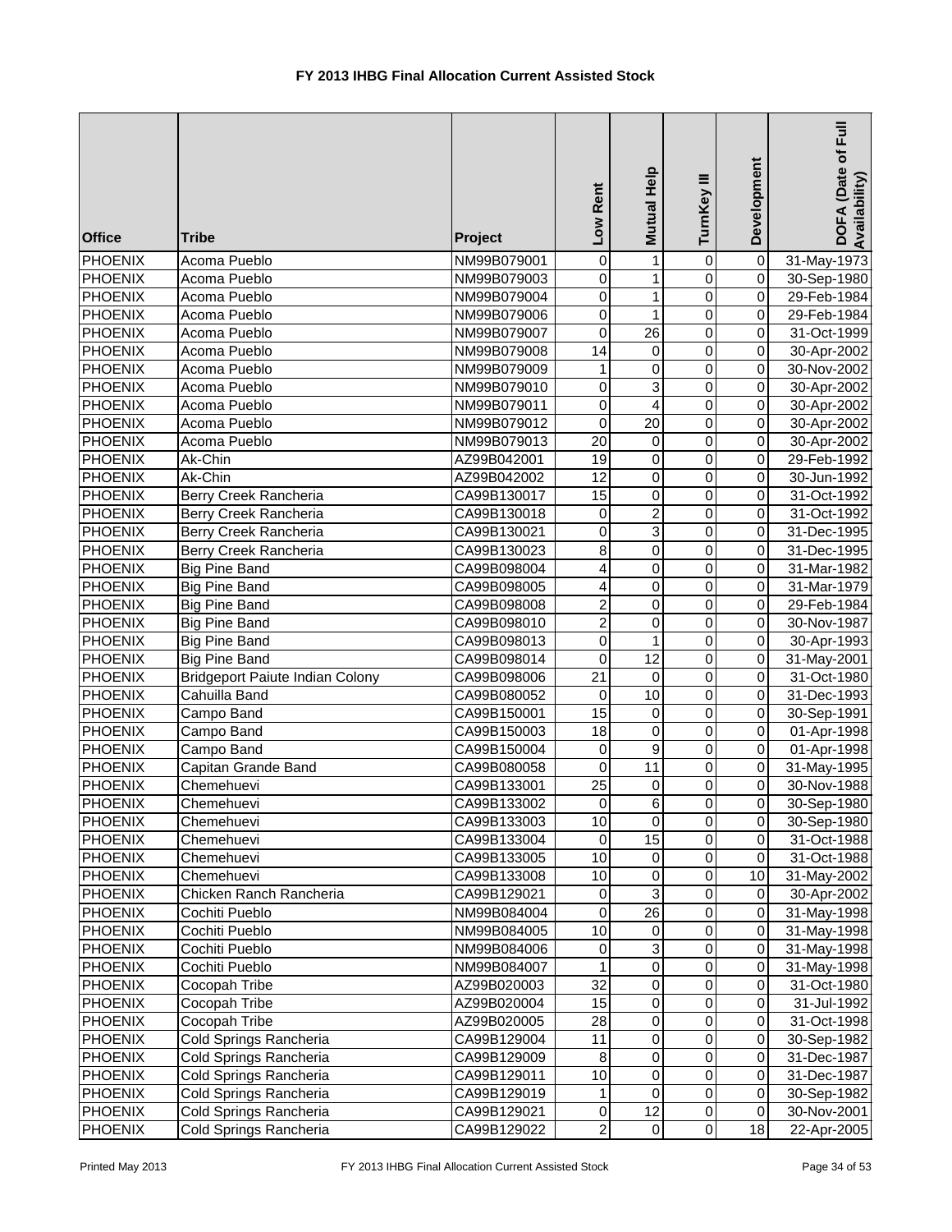# FY 2013 IHBG Final Allocation Current Assisted Stock

| Office | Tribe | Project | Low Rent | Mutual Help | TurnKey III | Development | DOFA (Date of Full Availability) |
|---|---|---|---|---|---|---|---|
| PHOENIX | Acoma Pueblo | NM99B079001 | 0 | 1 | 0 | 0 | 31-May-1973 |
| PHOENIX | Acoma Pueblo | NM99B079003 | 0 | 1 | 0 | 0 | 30-Sep-1980 |
| PHOENIX | Acoma Pueblo | NM99B079004 | 0 | 1 | 0 | 0 | 29-Feb-1984 |
| PHOENIX | Acoma Pueblo | NM99B079006 | 0 | 1 | 0 | 0 | 29-Feb-1984 |
| PHOENIX | Acoma Pueblo | NM99B079007 | 0 | 26 | 0 | 0 | 31-Oct-1999 |
| PHOENIX | Acoma Pueblo | NM99B079008 | 14 | 0 | 0 | 0 | 30-Apr-2002 |
| PHOENIX | Acoma Pueblo | NM99B079009 | 1 | 0 | 0 | 0 | 30-Nov-2002 |
| PHOENIX | Acoma Pueblo | NM99B079010 | 0 | 3 | 0 | 0 | 30-Apr-2002 |
| PHOENIX | Acoma Pueblo | NM99B079011 | 0 | 4 | 0 | 0 | 30-Apr-2002 |
| PHOENIX | Acoma Pueblo | NM99B079012 | 0 | 20 | 0 | 0 | 30-Apr-2002 |
| PHOENIX | Acoma Pueblo | NM99B079013 | 20 | 0 | 0 | 0 | 30-Apr-2002 |
| PHOENIX | Ak-Chin | AZ99B042001 | 19 | 0 | 0 | 0 | 29-Feb-1992 |
| PHOENIX | Ak-Chin | AZ99B042002 | 12 | 0 | 0 | 0 | 30-Jun-1992 |
| PHOENIX | Berry Creek Rancheria | CA99B130017 | 15 | 0 | 0 | 0 | 31-Oct-1992 |
| PHOENIX | Berry Creek Rancheria | CA99B130018 | 0 | 2 | 0 | 0 | 31-Oct-1992 |
| PHOENIX | Berry Creek Rancheria | CA99B130021 | 0 | 3 | 0 | 0 | 31-Dec-1995 |
| PHOENIX | Berry Creek Rancheria | CA99B130023 | 8 | 0 | 0 | 0 | 31-Dec-1995 |
| PHOENIX | Big Pine Band | CA99B098004 | 4 | 0 | 0 | 0 | 31-Mar-1982 |
| PHOENIX | Big Pine Band | CA99B098005 | 4 | 0 | 0 | 0 | 31-Mar-1979 |
| PHOENIX | Big Pine Band | CA99B098008 | 2 | 0 | 0 | 0 | 29-Feb-1984 |
| PHOENIX | Big Pine Band | CA99B098010 | 2 | 0 | 0 | 0 | 30-Nov-1987 |
| PHOENIX | Big Pine Band | CA99B098013 | 0 | 1 | 0 | 0 | 30-Apr-1993 |
| PHOENIX | Big Pine Band | CA99B098014 | 0 | 12 | 0 | 0 | 31-May-2001 |
| PHOENIX | Bridgeport Paiute Indian Colony | CA99B098006 | 21 | 0 | 0 | 0 | 31-Oct-1980 |
| PHOENIX | Cahuilla Band | CA99B080052 | 0 | 10 | 0 | 0 | 31-Dec-1993 |
| PHOENIX | Campo Band | CA99B150001 | 15 | 0 | 0 | 0 | 30-Sep-1991 |
| PHOENIX | Campo Band | CA99B150003 | 18 | 0 | 0 | 0 | 01-Apr-1998 |
| PHOENIX | Campo Band | CA99B150004 | 0 | 9 | 0 | 0 | 01-Apr-1998 |
| PHOENIX | Capitan Grande Band | CA99B080058 | 0 | 11 | 0 | 0 | 31-May-1995 |
| PHOENIX | Chemehuevi | CA99B133001 | 25 | 0 | 0 | 0 | 30-Nov-1988 |
| PHOENIX | Chemehuevi | CA99B133002 | 0 | 6 | 0 | 0 | 30-Sep-1980 |
| PHOENIX | Chemehuevi | CA99B133003 | 10 | 0 | 0 | 0 | 30-Sep-1980 |
| PHOENIX | Chemehuevi | CA99B133004 | 0 | 15 | 0 | 0 | 31-Oct-1988 |
| PHOENIX | Chemehuevi | CA99B133005 | 10 | 0 | 0 | 0 | 31-Oct-1988 |
| PHOENIX | Chemehuevi | CA99B133008 | 10 | 0 | 0 | 10 | 31-May-2002 |
| PHOENIX | Chicken Ranch Rancheria | CA99B129021 | 0 | 3 | 0 | 0 | 30-Apr-2002 |
| PHOENIX | Cochiti Pueblo | NM99B084004 | 0 | 26 | 0 | 0 | 31-May-1998 |
| PHOENIX | Cochiti Pueblo | NM99B084005 | 10 | 0 | 0 | 0 | 31-May-1998 |
| PHOENIX | Cochiti Pueblo | NM99B084006 | 0 | 3 | 0 | 0 | 31-May-1998 |
| PHOENIX | Cochiti Pueblo | NM99B084007 | 1 | 0 | 0 | 0 | 31-May-1998 |
| PHOENIX | Cocopah Tribe | AZ99B020003 | 32 | 0 | 0 | 0 | 31-Oct-1980 |
| PHOENIX | Cocopah Tribe | AZ99B020004 | 15 | 0 | 0 | 0 | 31-Jul-1992 |
| PHOENIX | Cocopah Tribe | AZ99B020005 | 28 | 0 | 0 | 0 | 31-Oct-1998 |
| PHOENIX | Cold Springs Rancheria | CA99B129004 | 11 | 0 | 0 | 0 | 30-Sep-1982 |
| PHOENIX | Cold Springs Rancheria | CA99B129009 | 8 | 0 | 0 | 0 | 31-Dec-1987 |
| PHOENIX | Cold Springs Rancheria | CA99B129011 | 10 | 0 | 0 | 0 | 31-Dec-1987 |
| PHOENIX | Cold Springs Rancheria | CA99B129019 | 1 | 0 | 0 | 0 | 30-Sep-1982 |
| PHOENIX | Cold Springs Rancheria | CA99B129021 | 0 | 12 | 0 | 0 | 30-Nov-2001 |
| PHOENIX | Cold Springs Rancheria | CA99B129022 | 2 | 0 | 0 | 18 | 22-Apr-2005 |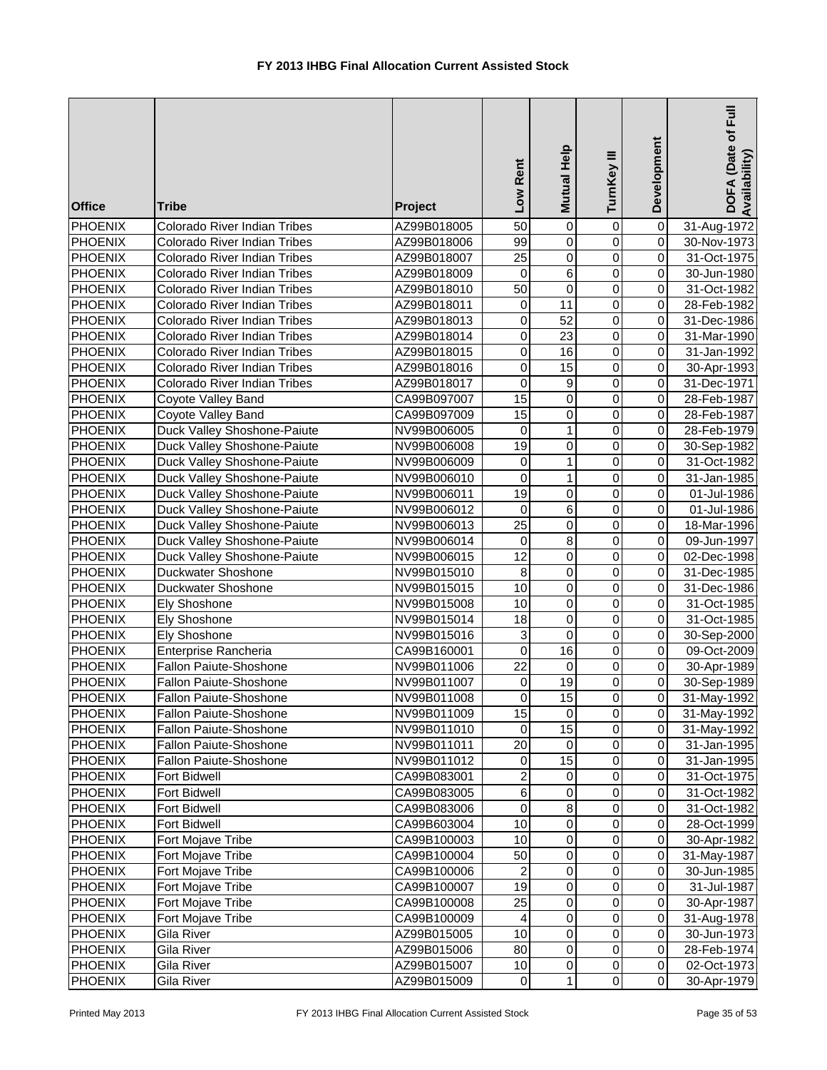# FY 2013 IHBG Final Allocation Current Assisted Stock

| Office | Tribe | Project | Low Rent | Mutual Help | TurnKey III | Development | DOFA (Date of Full Availability) |
|---|---|---|---|---|---|---|---|
| PHOENIX | Colorado River Indian Tribes | AZ99B018005 | 50 | 0 | 0 | 0 | 31-Aug-1972 |
| PHOENIX | Colorado River Indian Tribes | AZ99B018006 | 99 | 0 | 0 | 0 | 30-Nov-1973 |
| PHOENIX | Colorado River Indian Tribes | AZ99B018007 | 25 | 0 | 0 | 0 | 31-Oct-1975 |
| PHOENIX | Colorado River Indian Tribes | AZ99B018009 | 0 | 6 | 0 | 0 | 30-Jun-1980 |
| PHOENIX | Colorado River Indian Tribes | AZ99B018010 | 50 | 0 | 0 | 0 | 31-Oct-1982 |
| PHOENIX | Colorado River Indian Tribes | AZ99B018011 | 0 | 11 | 0 | 0 | 28-Feb-1982 |
| PHOENIX | Colorado River Indian Tribes | AZ99B018013 | 0 | 52 | 0 | 0 | 31-Dec-1986 |
| PHOENIX | Colorado River Indian Tribes | AZ99B018014 | 0 | 23 | 0 | 0 | 31-Mar-1990 |
| PHOENIX | Colorado River Indian Tribes | AZ99B018015 | 0 | 16 | 0 | 0 | 31-Jan-1992 |
| PHOENIX | Colorado River Indian Tribes | AZ99B018016 | 0 | 15 | 0 | 0 | 30-Apr-1993 |
| PHOENIX | Colorado River Indian Tribes | AZ99B018017 | 0 | 9 | 0 | 0 | 31-Dec-1971 |
| PHOENIX | Coyote Valley Band | CA99B097007 | 15 | 0 | 0 | 0 | 28-Feb-1987 |
| PHOENIX | Coyote Valley Band | CA99B097009 | 15 | 0 | 0 | 0 | 28-Feb-1987 |
| PHOENIX | Duck Valley Shoshone-Paiute | NV99B006005 | 0 | 1 | 0 | 0 | 28-Feb-1979 |
| PHOENIX | Duck Valley Shoshone-Paiute | NV99B006008 | 19 | 0 | 0 | 0 | 30-Sep-1982 |
| PHOENIX | Duck Valley Shoshone-Paiute | NV99B006009 | 0 | 1 | 0 | 0 | 31-Oct-1982 |
| PHOENIX | Duck Valley Shoshone-Paiute | NV99B006010 | 0 | 1 | 0 | 0 | 31-Jan-1985 |
| PHOENIX | Duck Valley Shoshone-Paiute | NV99B006011 | 19 | 0 | 0 | 0 | 01-Jul-1986 |
| PHOENIX | Duck Valley Shoshone-Paiute | NV99B006012 | 0 | 6 | 0 | 0 | 01-Jul-1986 |
| PHOENIX | Duck Valley Shoshone-Paiute | NV99B006013 | 25 | 0 | 0 | 0 | 18-Mar-1996 |
| PHOENIX | Duck Valley Shoshone-Paiute | NV99B006014 | 0 | 8 | 0 | 0 | 09-Jun-1997 |
| PHOENIX | Duck Valley Shoshone-Paiute | NV99B006015 | 12 | 0 | 0 | 0 | 02-Dec-1998 |
| PHOENIX | Duckwater Shoshone | NV99B015010 | 8 | 0 | 0 | 0 | 31-Dec-1985 |
| PHOENIX | Duckwater Shoshone | NV99B015015 | 10 | 0 | 0 | 0 | 31-Dec-1986 |
| PHOENIX | Ely Shoshone | NV99B015008 | 10 | 0 | 0 | 0 | 31-Oct-1985 |
| PHOENIX | Ely Shoshone | NV99B015014 | 18 | 0 | 0 | 0 | 31-Oct-1985 |
| PHOENIX | Ely Shoshone | NV99B015016 | 3 | 0 | 0 | 0 | 30-Sep-2000 |
| PHOENIX | Enterprise Rancheria | CA99B160001 | 0 | 16 | 0 | 0 | 09-Oct-2009 |
| PHOENIX | Fallon Paiute-Shoshone | NV99B011006 | 22 | 0 | 0 | 0 | 30-Apr-1989 |
| PHOENIX | Fallon Paiute-Shoshone | NV99B011007 | 0 | 19 | 0 | 0 | 30-Sep-1989 |
| PHOENIX | Fallon Paiute-Shoshone | NV99B011008 | 0 | 15 | 0 | 0 | 31-May-1992 |
| PHOENIX | Fallon Paiute-Shoshone | NV99B011009 | 15 | 0 | 0 | 0 | 31-May-1992 |
| PHOENIX | Fallon Paiute-Shoshone | NV99B011010 | 0 | 15 | 0 | 0 | 31-May-1992 |
| PHOENIX | Fallon Paiute-Shoshone | NV99B011011 | 20 | 0 | 0 | 0 | 31-Jan-1995 |
| PHOENIX | Fallon Paiute-Shoshone | NV99B011012 | 0 | 15 | 0 | 0 | 31-Jan-1995 |
| PHOENIX | Fort Bidwell | CA99B083001 | 2 | 0 | 0 | 0 | 31-Oct-1975 |
| PHOENIX | Fort Bidwell | CA99B083005 | 6 | 0 | 0 | 0 | 31-Oct-1982 |
| PHOENIX | Fort Bidwell | CA99B083006 | 0 | 8 | 0 | 0 | 31-Oct-1982 |
| PHOENIX | Fort Bidwell | CA99B603004 | 10 | 0 | 0 | 0 | 28-Oct-1999 |
| PHOENIX | Fort Mojave Tribe | CA99B100003 | 10 | 0 | 0 | 0 | 30-Apr-1982 |
| PHOENIX | Fort Mojave Tribe | CA99B100004 | 50 | 0 | 0 | 0 | 31-May-1987 |
| PHOENIX | Fort Mojave Tribe | CA99B100006 | 2 | 0 | 0 | 0 | 30-Jun-1985 |
| PHOENIX | Fort Mojave Tribe | CA99B100007 | 19 | 0 | 0 | 0 | 31-Jul-1987 |
| PHOENIX | Fort Mojave Tribe | CA99B100008 | 25 | 0 | 0 | 0 | 30-Apr-1987 |
| PHOENIX | Fort Mojave Tribe | CA99B100009 | 4 | 0 | 0 | 0 | 31-Aug-1978 |
| PHOENIX | Gila River | AZ99B015005 | 10 | 0 | 0 | 0 | 30-Jun-1973 |
| PHOENIX | Gila River | AZ99B015006 | 80 | 0 | 0 | 0 | 28-Feb-1974 |
| PHOENIX | Gila River | AZ99B015007 | 10 | 0 | 0 | 0 | 02-Oct-1973 |
| PHOENIX | Gila River | AZ99B015009 | 0 | 1 | 0 | 0 | 30-Apr-1979 |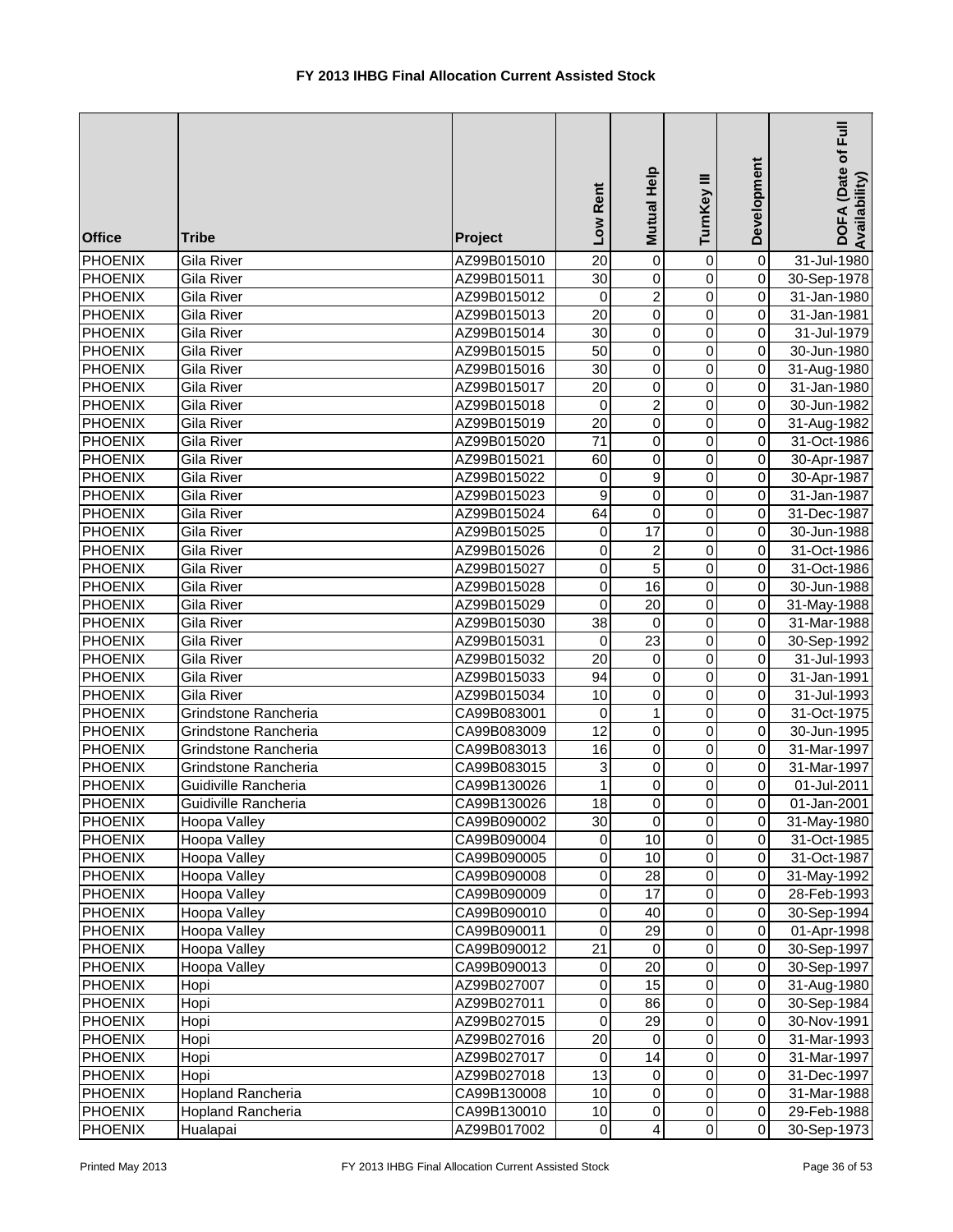# FY 2013 IHBG Final Allocation Current Assisted Stock

| Office | Tribe | Project | Low Rent | Mutual Help | TurnKey III | Development | DOFA (Date of Full Availability) |
|---|---|---|---|---|---|---|---|
| PHOENIX | Gila River | AZ99B015010 | 20 | 0 | 0 | 0 | 31-Jul-1980 |
| PHOENIX | Gila River | AZ99B015011 | 30 | 0 | 0 | 0 | 30-Sep-1978 |
| PHOENIX | Gila River | AZ99B015012 | 0 | 2 | 0 | 0 | 31-Jan-1980 |
| PHOENIX | Gila River | AZ99B015013 | 20 | 0 | 0 | 0 | 31-Jan-1981 |
| PHOENIX | Gila River | AZ99B015014 | 30 | 0 | 0 | 0 | 31-Jul-1979 |
| PHOENIX | Gila River | AZ99B015015 | 50 | 0 | 0 | 0 | 30-Jun-1980 |
| PHOENIX | Gila River | AZ99B015016 | 30 | 0 | 0 | 0 | 31-Aug-1980 |
| PHOENIX | Gila River | AZ99B015017 | 20 | 0 | 0 | 0 | 31-Jan-1980 |
| PHOENIX | Gila River | AZ99B015018 | 0 | 2 | 0 | 0 | 30-Jun-1982 |
| PHOENIX | Gila River | AZ99B015019 | 20 | 0 | 0 | 0 | 31-Aug-1982 |
| PHOENIX | Gila River | AZ99B015020 | 71 | 0 | 0 | 0 | 31-Oct-1986 |
| PHOENIX | Gila River | AZ99B015021 | 60 | 0 | 0 | 0 | 30-Apr-1987 |
| PHOENIX | Gila River | AZ99B015022 | 0 | 9 | 0 | 0 | 30-Apr-1987 |
| PHOENIX | Gila River | AZ99B015023 | 9 | 0 | 0 | 0 | 31-Jan-1987 |
| PHOENIX | Gila River | AZ99B015024 | 64 | 0 | 0 | 0 | 31-Dec-1987 |
| PHOENIX | Gila River | AZ99B015025 | 0 | 17 | 0 | 0 | 30-Jun-1988 |
| PHOENIX | Gila River | AZ99B015026 | 0 | 2 | 0 | 0 | 31-Oct-1986 |
| PHOENIX | Gila River | AZ99B015027 | 0 | 5 | 0 | 0 | 31-Oct-1986 |
| PHOENIX | Gila River | AZ99B015028 | 0 | 16 | 0 | 0 | 30-Jun-1988 |
| PHOENIX | Gila River | AZ99B015029 | 0 | 20 | 0 | 0 | 31-May-1988 |
| PHOENIX | Gila River | AZ99B015030 | 38 | 0 | 0 | 0 | 31-Mar-1988 |
| PHOENIX | Gila River | AZ99B015031 | 0 | 23 | 0 | 0 | 30-Sep-1992 |
| PHOENIX | Gila River | AZ99B015032 | 20 | 0 | 0 | 0 | 31-Jul-1993 |
| PHOENIX | Gila River | AZ99B015033 | 94 | 0 | 0 | 0 | 31-Jan-1991 |
| PHOENIX | Gila River | AZ99B015034 | 10 | 0 | 0 | 0 | 31-Jul-1993 |
| PHOENIX | Grindstone Rancheria | CA99B083001 | 0 | 1 | 0 | 0 | 31-Oct-1975 |
| PHOENIX | Grindstone Rancheria | CA99B083009 | 12 | 0 | 0 | 0 | 30-Jun-1995 |
| PHOENIX | Grindstone Rancheria | CA99B083013 | 16 | 0 | 0 | 0 | 31-Mar-1997 |
| PHOENIX | Grindstone Rancheria | CA99B083015 | 3 | 0 | 0 | 0 | 31-Mar-1997 |
| PHOENIX | Guidiville Rancheria | CA99B130026 | 1 | 0 | 0 | 0 | 01-Jul-2011 |
| PHOENIX | Guidiville Rancheria | CA99B130026 | 18 | 0 | 0 | 0 | 01-Jan-2001 |
| PHOENIX | Hoopa Valley | CA99B090002 | 30 | 0 | 0 | 0 | 31-May-1980 |
| PHOENIX | Hoopa Valley | CA99B090004 | 0 | 10 | 0 | 0 | 31-Oct-1985 |
| PHOENIX | Hoopa Valley | CA99B090005 | 0 | 10 | 0 | 0 | 31-Oct-1987 |
| PHOENIX | Hoopa Valley | CA99B090008 | 0 | 28 | 0 | 0 | 31-May-1992 |
| PHOENIX | Hoopa Valley | CA99B090009 | 0 | 17 | 0 | 0 | 28-Feb-1993 |
| PHOENIX | Hoopa Valley | CA99B090010 | 0 | 40 | 0 | 0 | 30-Sep-1994 |
| PHOENIX | Hoopa Valley | CA99B090011 | 0 | 29 | 0 | 0 | 01-Apr-1998 |
| PHOENIX | Hoopa Valley | CA99B090012 | 21 | 0 | 0 | 0 | 30-Sep-1997 |
| PHOENIX | Hoopa Valley | CA99B090013 | 0 | 20 | 0 | 0 | 30-Sep-1997 |
| PHOENIX | Hopi | AZ99B027007 | 0 | 15 | 0 | 0 | 31-Aug-1980 |
| PHOENIX | Hopi | AZ99B027011 | 0 | 86 | 0 | 0 | 30-Sep-1984 |
| PHOENIX | Hopi | AZ99B027015 | 0 | 29 | 0 | 0 | 30-Nov-1991 |
| PHOENIX | Hopi | AZ99B027016 | 20 | 0 | 0 | 0 | 31-Mar-1993 |
| PHOENIX | Hopi | AZ99B027017 | 0 | 14 | 0 | 0 | 31-Mar-1997 |
| PHOENIX | Hopi | AZ99B027018 | 13 | 0 | 0 | 0 | 31-Dec-1997 |
| PHOENIX | Hopland Rancheria | CA99B130008 | 10 | 0 | 0 | 0 | 31-Mar-1988 |
| PHOENIX | Hopland Rancheria | CA99B130010 | 10 | 0 | 0 | 0 | 29-Feb-1988 |
| PHOENIX | Hualapai | AZ99B017002 | 0 | 4 | 0 | 0 | 30-Sep-1973 |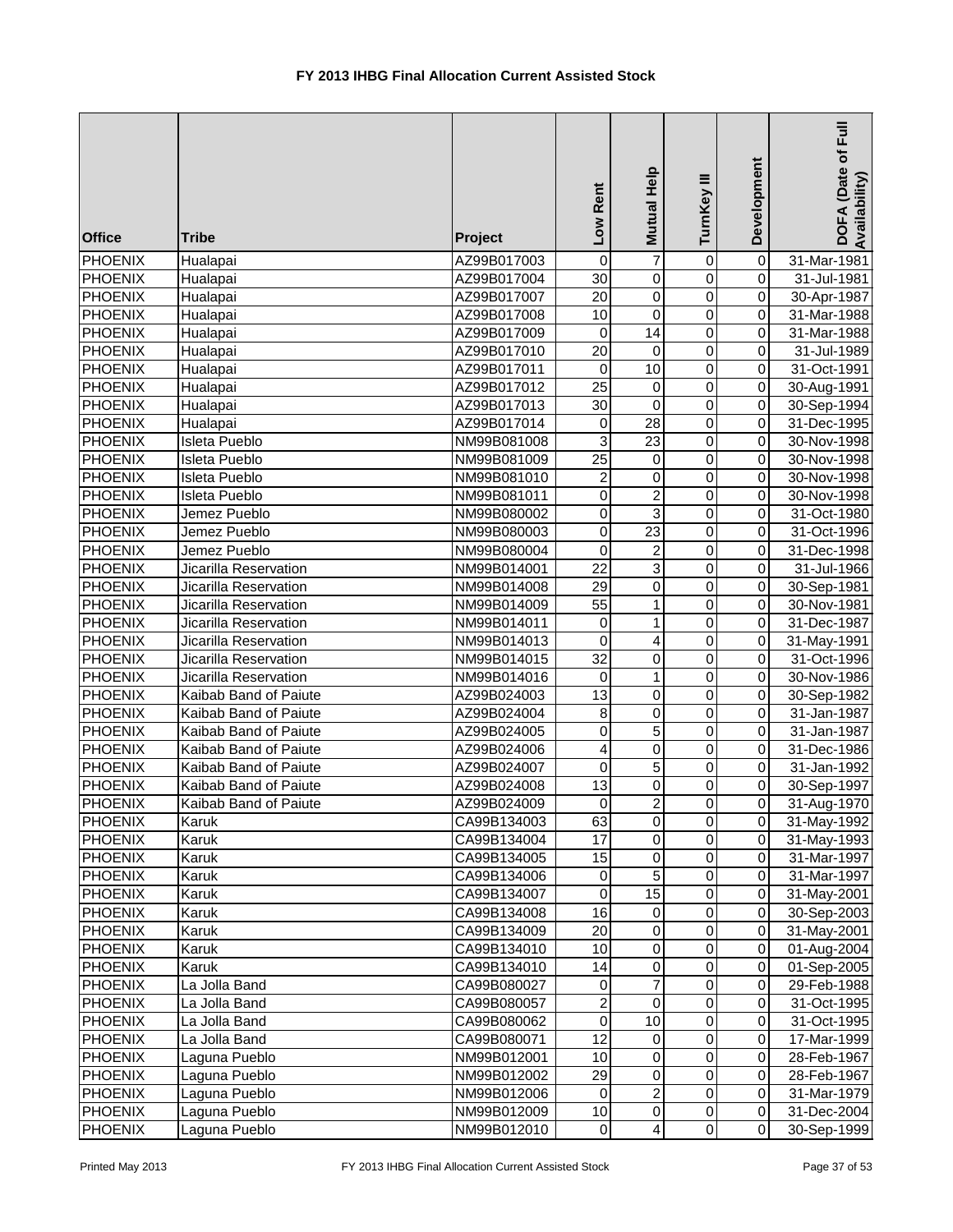# FY 2013 IHBG Final Allocation Current Assisted Stock

| Office | Tribe | Project | Low Rent | Mutual Help | TurnKey III | Development | DOFA (Date of Full Availability) |
|---|---|---|---|---|---|---|---|
| PHOENIX | Hualapai | AZ99B017003 | 0 | 7 | 0 | 0 | 31-Mar-1981 |
| PHOENIX | Hualapai | AZ99B017004 | 30 | 0 | 0 | 0 | 31-Jul-1981 |
| PHOENIX | Hualapai | AZ99B017007 | 20 | 0 | 0 | 0 | 30-Apr-1987 |
| PHOENIX | Hualapai | AZ99B017008 | 10 | 0 | 0 | 0 | 31-Mar-1988 |
| PHOENIX | Hualapai | AZ99B017009 | 0 | 14 | 0 | 0 | 31-Mar-1988 |
| PHOENIX | Hualapai | AZ99B017010 | 20 | 0 | 0 | 0 | 31-Jul-1989 |
| PHOENIX | Hualapai | AZ99B017011 | 0 | 10 | 0 | 0 | 31-Oct-1991 |
| PHOENIX | Hualapai | AZ99B017012 | 25 | 0 | 0 | 0 | 30-Aug-1991 |
| PHOENIX | Hualapai | AZ99B017013 | 30 | 0 | 0 | 0 | 30-Sep-1994 |
| PHOENIX | Hualapai | AZ99B017014 | 0 | 28 | 0 | 0 | 31-Dec-1995 |
| PHOENIX | Isleta Pueblo | NM99B081008 | 3 | 23 | 0 | 0 | 30-Nov-1998 |
| PHOENIX | Isleta Pueblo | NM99B081009 | 25 | 0 | 0 | 0 | 30-Nov-1998 |
| PHOENIX | Isleta Pueblo | NM99B081010 | 2 | 0 | 0 | 0 | 30-Nov-1998 |
| PHOENIX | Isleta Pueblo | NM99B081011 | 0 | 2 | 0 | 0 | 30-Nov-1998 |
| PHOENIX | Jemez Pueblo | NM99B080002 | 0 | 3 | 0 | 0 | 31-Oct-1980 |
| PHOENIX | Jemez Pueblo | NM99B080003 | 0 | 23 | 0 | 0 | 31-Oct-1996 |
| PHOENIX | Jemez Pueblo | NM99B080004 | 0 | 2 | 0 | 0 | 31-Dec-1998 |
| PHOENIX | Jicarilla Reservation | NM99B014001 | 22 | 3 | 0 | 0 | 31-Jul-1966 |
| PHOENIX | Jicarilla Reservation | NM99B014008 | 29 | 0 | 0 | 0 | 30-Sep-1981 |
| PHOENIX | Jicarilla Reservation | NM99B014009 | 55 | 1 | 0 | 0 | 30-Nov-1981 |
| PHOENIX | Jicarilla Reservation | NM99B014011 | 0 | 1 | 0 | 0 | 31-Dec-1987 |
| PHOENIX | Jicarilla Reservation | NM99B014013 | 0 | 4 | 0 | 0 | 31-May-1991 |
| PHOENIX | Jicarilla Reservation | NM99B014015 | 32 | 0 | 0 | 0 | 31-Oct-1996 |
| PHOENIX | Jicarilla Reservation | NM99B014016 | 0 | 1 | 0 | 0 | 30-Nov-1986 |
| PHOENIX | Kaibab Band of Paiute | AZ99B024003 | 13 | 0 | 0 | 0 | 30-Sep-1982 |
| PHOENIX | Kaibab Band of Paiute | AZ99B024004 | 8 | 0 | 0 | 0 | 31-Jan-1987 |
| PHOENIX | Kaibab Band of Paiute | AZ99B024005 | 0 | 5 | 0 | 0 | 31-Jan-1987 |
| PHOENIX | Kaibab Band of Paiute | AZ99B024006 | 4 | 0 | 0 | 0 | 31-Dec-1986 |
| PHOENIX | Kaibab Band of Paiute | AZ99B024007 | 0 | 5 | 0 | 0 | 31-Jan-1992 |
| PHOENIX | Kaibab Band of Paiute | AZ99B024008 | 13 | 0 | 0 | 0 | 30-Sep-1997 |
| PHOENIX | Kaibab Band of Paiute | AZ99B024009 | 0 | 2 | 0 | 0 | 31-Aug-1970 |
| PHOENIX | Karuk | CA99B134003 | 63 | 0 | 0 | 0 | 31-May-1992 |
| PHOENIX | Karuk | CA99B134004 | 17 | 0 | 0 | 0 | 31-May-1993 |
| PHOENIX | Karuk | CA99B134005 | 15 | 0 | 0 | 0 | 31-Mar-1997 |
| PHOENIX | Karuk | CA99B134006 | 0 | 5 | 0 | 0 | 31-Mar-1997 |
| PHOENIX | Karuk | CA99B134007 | 0 | 15 | 0 | 0 | 31-May-2001 |
| PHOENIX | Karuk | CA99B134008 | 16 | 0 | 0 | 0 | 30-Sep-2003 |
| PHOENIX | Karuk | CA99B134009 | 20 | 0 | 0 | 0 | 31-May-2001 |
| PHOENIX | Karuk | CA99B134010 | 10 | 0 | 0 | 0 | 01-Aug-2004 |
| PHOENIX | Karuk | CA99B134010 | 14 | 0 | 0 | 0 | 01-Sep-2005 |
| PHOENIX | La Jolla Band | CA99B080027 | 0 | 7 | 0 | 0 | 29-Feb-1988 |
| PHOENIX | La Jolla Band | CA99B080057 | 2 | 0 | 0 | 0 | 31-Oct-1995 |
| PHOENIX | La Jolla Band | CA99B080062 | 0 | 10 | 0 | 0 | 31-Oct-1995 |
| PHOENIX | La Jolla Band | CA99B080071 | 12 | 0 | 0 | 0 | 17-Mar-1999 |
| PHOENIX | Laguna Pueblo | NM99B012001 | 10 | 0 | 0 | 0 | 28-Feb-1967 |
| PHOENIX | Laguna Pueblo | NM99B012002 | 29 | 0 | 0 | 0 | 28-Feb-1967 |
| PHOENIX | Laguna Pueblo | NM99B012006 | 0 | 2 | 0 | 0 | 31-Mar-1979 |
| PHOENIX | Laguna Pueblo | NM99B012009 | 10 | 0 | 0 | 0 | 31-Dec-2004 |
| PHOENIX | Laguna Pueblo | NM99B012010 | 0 | 4 | 0 | 0 | 30-Sep-1999 |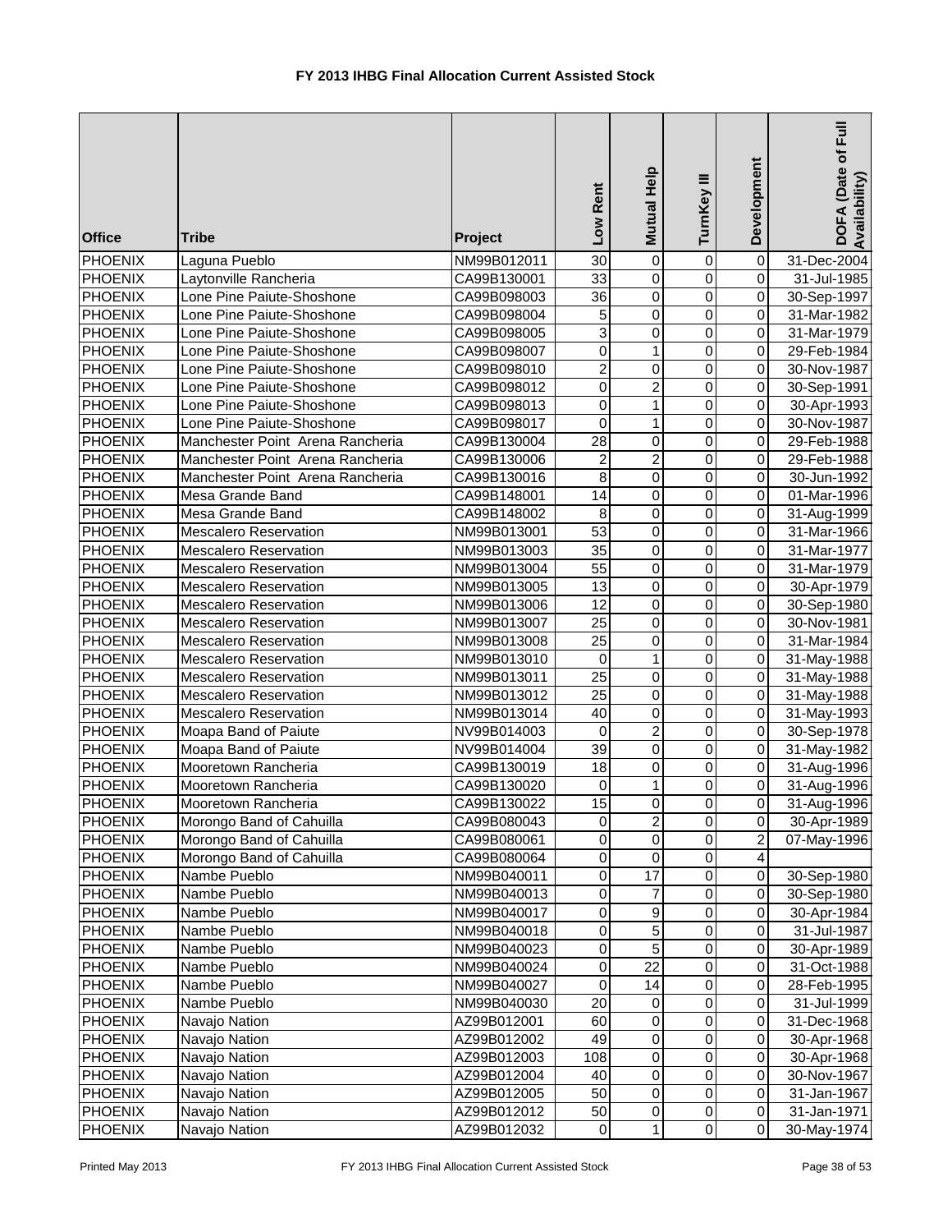# FY 2013 IHBG Final Allocation Current Assisted Stock

| Office | Tribe | Project | Low Rent | Mutual Help | TurnKey III | Development | DOFA (Date of Full Availability) |
|---|---|---|---|---|---|---|---|
| PHOENIX | Laguna Pueblo | NM99B012011 | 30 | 0 | 0 | 0 | 31-Dec-2004 |
| PHOENIX | Laytonville Rancheria | CA99B130001 | 33 | 0 | 0 | 0 | 31-Jul-1985 |
| PHOENIX | Lone Pine Paiute-Shoshone | CA99B098003 | 36 | 0 | 0 | 0 | 30-Sep-1997 |
| PHOENIX | Lone Pine Paiute-Shoshone | CA99B098004 | 5 | 0 | 0 | 0 | 31-Mar-1982 |
| PHOENIX | Lone Pine Paiute-Shoshone | CA99B098005 | 3 | 0 | 0 | 0 | 31-Mar-1979 |
| PHOENIX | Lone Pine Paiute-Shoshone | CA99B098007 | 0 | 1 | 0 | 0 | 29-Feb-1984 |
| PHOENIX | Lone Pine Paiute-Shoshone | CA99B098010 | 2 | 0 | 0 | 0 | 30-Nov-1987 |
| PHOENIX | Lone Pine Paiute-Shoshone | CA99B098012 | 0 | 2 | 0 | 0 | 30-Sep-1991 |
| PHOENIX | Lone Pine Paiute-Shoshone | CA99B098013 | 0 | 1 | 0 | 0 | 30-Apr-1993 |
| PHOENIX | Lone Pine Paiute-Shoshone | CA99B098017 | 0 | 1 | 0 | 0 | 30-Nov-1987 |
| PHOENIX | Manchester Point Arena Rancheria | CA99B130004 | 28 | 0 | 0 | 0 | 29-Feb-1988 |
| PHOENIX | Manchester Point Arena Rancheria | CA99B130006 | 2 | 2 | 0 | 0 | 29-Feb-1988 |
| PHOENIX | Manchester Point Arena Rancheria | CA99B130016 | 8 | 0 | 0 | 0 | 30-Jun-1992 |
| PHOENIX | Mesa Grande Band | CA99B148001 | 14 | 0 | 0 | 0 | 01-Mar-1996 |
| PHOENIX | Mesa Grande Band | CA99B148002 | 8 | 0 | 0 | 0 | 31-Aug-1999 |
| PHOENIX | Mescalero Reservation | NM99B013001 | 53 | 0 | 0 | 0 | 31-Mar-1966 |
| PHOENIX | Mescalero Reservation | NM99B013003 | 35 | 0 | 0 | 0 | 31-Mar-1977 |
| PHOENIX | Mescalero Reservation | NM99B013004 | 55 | 0 | 0 | 0 | 31-Mar-1979 |
| PHOENIX | Mescalero Reservation | NM99B013005 | 13 | 0 | 0 | 0 | 30-Apr-1979 |
| PHOENIX | Mescalero Reservation | NM99B013006 | 12 | 0 | 0 | 0 | 30-Sep-1980 |
| PHOENIX | Mescalero Reservation | NM99B013007 | 25 | 0 | 0 | 0 | 30-Nov-1981 |
| PHOENIX | Mescalero Reservation | NM99B013008 | 25 | 0 | 0 | 0 | 31-Mar-1984 |
| PHOENIX | Mescalero Reservation | NM99B013010 | 0 | 1 | 0 | 0 | 31-May-1988 |
| PHOENIX | Mescalero Reservation | NM99B013011 | 25 | 0 | 0 | 0 | 31-May-1988 |
| PHOENIX | Mescalero Reservation | NM99B013012 | 25 | 0 | 0 | 0 | 31-May-1988 |
| PHOENIX | Mescalero Reservation | NM99B013014 | 40 | 0 | 0 | 0 | 31-May-1993 |
| PHOENIX | Moapa Band of Paiute | NV99B014003 | 0 | 2 | 0 | 0 | 30-Sep-1978 |
| PHOENIX | Moapa Band of Paiute | NV99B014004 | 39 | 0 | 0 | 0 | 31-May-1982 |
| PHOENIX | Mooretown Rancheria | CA99B130019 | 18 | 0 | 0 | 0 | 31-Aug-1996 |
| PHOENIX | Mooretown Rancheria | CA99B130020 | 0 | 1 | 0 | 0 | 31-Aug-1996 |
| PHOENIX | Mooretown Rancheria | CA99B130022 | 15 | 0 | 0 | 0 | 31-Aug-1996 |
| PHOENIX | Morongo Band of Cahuilla | CA99B080043 | 0 | 2 | 0 | 0 | 30-Apr-1989 |
| PHOENIX | Morongo Band of Cahuilla | CA99B080061 | 0 | 0 | 0 | 2 | 07-May-1996 |
| PHOENIX | Morongo Band of Cahuilla | CA99B080064 | 0 | 0 | 0 | 4 | |
| PHOENIX | Nambe Pueblo | NM99B040011 | 0 | 17 | 0 | 0 | 30-Sep-1980 |
| PHOENIX | Nambe Pueblo | NM99B040013 | 0 | 7 | 0 | 0 | 30-Sep-1980 |
| PHOENIX | Nambe Pueblo | NM99B040017 | 0 | 9 | 0 | 0 | 30-Apr-1984 |
| PHOENIX | Nambe Pueblo | NM99B040018 | 0 | 5 | 0 | 0 | 31-Jul-1987 |
| PHOENIX | Nambe Pueblo | NM99B040023 | 0 | 5 | 0 | 0 | 30-Apr-1989 |
| PHOENIX | Nambe Pueblo | NM99B040024 | 0 | 22 | 0 | 0 | 31-Oct-1988 |
| PHOENIX | Nambe Pueblo | NM99B040027 | 0 | 14 | 0 | 0 | 28-Feb-1995 |
| PHOENIX | Nambe Pueblo | NM99B040030 | 20 | 0 | 0 | 0 | 31-Jul-1999 |
| PHOENIX | Navajo Nation | AZ99B012001 | 60 | 0 | 0 | 0 | 31-Dec-1968 |
| PHOENIX | Navajo Nation | AZ99B012002 | 49 | 0 | 0 | 0 | 30-Apr-1968 |
| PHOENIX | Navajo Nation | AZ99B012003 | 108 | 0 | 0 | 0 | 30-Apr-1968 |
| PHOENIX | Navajo Nation | AZ99B012004 | 40 | 0 | 0 | 0 | 30-Nov-1967 |
| PHOENIX | Navajo Nation | AZ99B012005 | 50 | 0 | 0 | 0 | 31-Jan-1967 |
| PHOENIX | Navajo Nation | AZ99B012012 | 50 | 0 | 0 | 0 | 31-Jan-1971 |
| PHOENIX | Navajo Nation | AZ99B012032 | 0 | 1 | 0 | 0 | 30-May-1974 |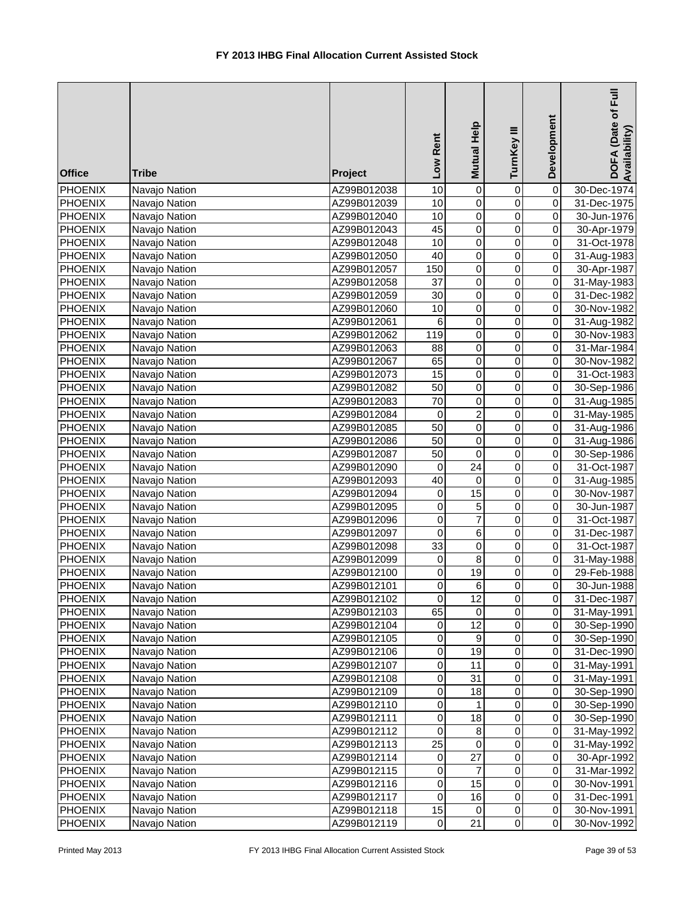# FY 2013 IHBG Final Allocation Current Assisted Stock

| Office | Tribe | Project | Low Rent | Mutual Help | TurnKey III | Development | DOFA (Date of Full Availability) |
|---|---|---|---|---|---|---|---|
| PHOENIX | Navajo Nation | AZ99B012038 | 10 | 0 | 0 | 0 | 30-Dec-1974 |
| PHOENIX | Navajo Nation | AZ99B012039 | 10 | 0 | 0 | 0 | 31-Dec-1975 |
| PHOENIX | Navajo Nation | AZ99B012040 | 10 | 0 | 0 | 0 | 30-Jun-1976 |
| PHOENIX | Navajo Nation | AZ99B012043 | 45 | 0 | 0 | 0 | 30-Apr-1979 |
| PHOENIX | Navajo Nation | AZ99B012048 | 10 | 0 | 0 | 0 | 31-Oct-1978 |
| PHOENIX | Navajo Nation | AZ99B012050 | 40 | 0 | 0 | 0 | 31-Aug-1983 |
| PHOENIX | Navajo Nation | AZ99B012057 | 150 | 0 | 0 | 0 | 30-Apr-1987 |
| PHOENIX | Navajo Nation | AZ99B012058 | 37 | 0 | 0 | 0 | 31-May-1983 |
| PHOENIX | Navajo Nation | AZ99B012059 | 30 | 0 | 0 | 0 | 31-Dec-1982 |
| PHOENIX | Navajo Nation | AZ99B012060 | 10 | 0 | 0 | 0 | 30-Nov-1982 |
| PHOENIX | Navajo Nation | AZ99B012061 | 6 | 0 | 0 | 0 | 31-Aug-1982 |
| PHOENIX | Navajo Nation | AZ99B012062 | 119 | 0 | 0 | 0 | 30-Nov-1983 |
| PHOENIX | Navajo Nation | AZ99B012063 | 88 | 0 | 0 | 0 | 31-Mar-1984 |
| PHOENIX | Navajo Nation | AZ99B012067 | 65 | 0 | 0 | 0 | 30-Nov-1982 |
| PHOENIX | Navajo Nation | AZ99B012073 | 15 | 0 | 0 | 0 | 31-Oct-1983 |
| PHOENIX | Navajo Nation | AZ99B012082 | 50 | 0 | 0 | 0 | 30-Sep-1986 |
| PHOENIX | Navajo Nation | AZ99B012083 | 70 | 0 | 0 | 0 | 31-Aug-1985 |
| PHOENIX | Navajo Nation | AZ99B012084 | 0 | 2 | 0 | 0 | 31-May-1985 |
| PHOENIX | Navajo Nation | AZ99B012085 | 50 | 0 | 0 | 0 | 31-Aug-1986 |
| PHOENIX | Navajo Nation | AZ99B012086 | 50 | 0 | 0 | 0 | 31-Aug-1986 |
| PHOENIX | Navajo Nation | AZ99B012087 | 50 | 0 | 0 | 0 | 30-Sep-1986 |
| PHOENIX | Navajo Nation | AZ99B012090 | 0 | 24 | 0 | 0 | 31-Oct-1987 |
| PHOENIX | Navajo Nation | AZ99B012093 | 40 | 0 | 0 | 0 | 31-Aug-1985 |
| PHOENIX | Navajo Nation | AZ99B012094 | 0 | 15 | 0 | 0 | 30-Nov-1987 |
| PHOENIX | Navajo Nation | AZ99B012095 | 0 | 5 | 0 | 0 | 30-Jun-1987 |
| PHOENIX | Navajo Nation | AZ99B012096 | 0 | 7 | 0 | 0 | 31-Oct-1987 |
| PHOENIX | Navajo Nation | AZ99B012097 | 0 | 6 | 0 | 0 | 31-Dec-1987 |
| PHOENIX | Navajo Nation | AZ99B012098 | 33 | 0 | 0 | 0 | 31-Oct-1987 |
| PHOENIX | Navajo Nation | AZ99B012099 | 0 | 8 | 0 | 0 | 31-May-1988 |
| PHOENIX | Navajo Nation | AZ99B012100 | 0 | 19 | 0 | 0 | 29-Feb-1988 |
| PHOENIX | Navajo Nation | AZ99B012101 | 0 | 6 | 0 | 0 | 30-Jun-1988 |
| PHOENIX | Navajo Nation | AZ99B012102 | 0 | 12 | 0 | 0 | 31-Dec-1987 |
| PHOENIX | Navajo Nation | AZ99B012103 | 65 | 0 | 0 | 0 | 31-May-1991 |
| PHOENIX | Navajo Nation | AZ99B012104 | 0 | 12 | 0 | 0 | 30-Sep-1990 |
| PHOENIX | Navajo Nation | AZ99B012105 | 0 | 9 | 0 | 0 | 30-Sep-1990 |
| PHOENIX | Navajo Nation | AZ99B012106 | 0 | 19 | 0 | 0 | 31-Dec-1990 |
| PHOENIX | Navajo Nation | AZ99B012107 | 0 | 11 | 0 | 0 | 31-May-1991 |
| PHOENIX | Navajo Nation | AZ99B012108 | 0 | 31 | 0 | 0 | 31-May-1991 |
| PHOENIX | Navajo Nation | AZ99B012109 | 0 | 18 | 0 | 0 | 30-Sep-1990 |
| PHOENIX | Navajo Nation | AZ99B012110 | 0 | 1 | 0 | 0 | 30-Sep-1990 |
| PHOENIX | Navajo Nation | AZ99B012111 | 0 | 18 | 0 | 0 | 30-Sep-1990 |
| PHOENIX | Navajo Nation | AZ99B012112 | 0 | 8 | 0 | 0 | 31-May-1992 |
| PHOENIX | Navajo Nation | AZ99B012113 | 25 | 0 | 0 | 0 | 31-May-1992 |
| PHOENIX | Navajo Nation | AZ99B012114 | 0 | 27 | 0 | 0 | 30-Apr-1992 |
| PHOENIX | Navajo Nation | AZ99B012115 | 0 | 7 | 0 | 0 | 31-Mar-1992 |
| PHOENIX | Navajo Nation | AZ99B012116 | 0 | 15 | 0 | 0 | 30-Nov-1991 |
| PHOENIX | Navajo Nation | AZ99B012117 | 0 | 16 | 0 | 0 | 31-Dec-1991 |
| PHOENIX | Navajo Nation | AZ99B012118 | 15 | 0 | 0 | 0 | 30-Nov-1991 |
| PHOENIX | Navajo Nation | AZ99B012119 | 0 | 21 | 0 | 0 | 30-Nov-1992 |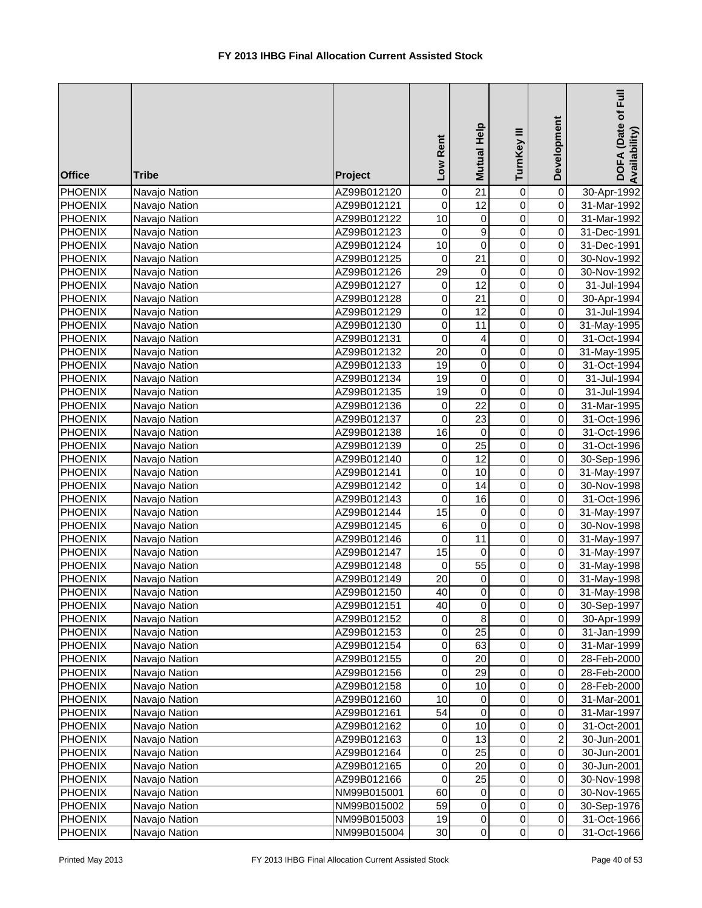# FY 2013 IHBG Final Allocation Current Assisted Stock

| Office | Tribe | Project | Low Rent | Mutual Help | TurnKey III | Development | DOFA (Date of Full Availability) |
|---|---|---|---|---|---|---|---|
| PHOENIX | Navajo Nation | AZ99B012120 | 0 | 21 | 0 | 0 | 30-Apr-1992 |
| PHOENIX | Navajo Nation | AZ99B012121 | 0 | 12 | 0 | 0 | 31-Mar-1992 |
| PHOENIX | Navajo Nation | AZ99B012122 | 10 | 0 | 0 | 0 | 31-Mar-1992 |
| PHOENIX | Navajo Nation | AZ99B012123 | 0 | 9 | 0 | 0 | 31-Dec-1991 |
| PHOENIX | Navajo Nation | AZ99B012124 | 10 | 0 | 0 | 0 | 31-Dec-1991 |
| PHOENIX | Navajo Nation | AZ99B012125 | 0 | 21 | 0 | 0 | 30-Nov-1992 |
| PHOENIX | Navajo Nation | AZ99B012126 | 29 | 0 | 0 | 0 | 30-Nov-1992 |
| PHOENIX | Navajo Nation | AZ99B012127 | 0 | 12 | 0 | 0 | 31-Jul-1994 |
| PHOENIX | Navajo Nation | AZ99B012128 | 0 | 21 | 0 | 0 | 30-Apr-1994 |
| PHOENIX | Navajo Nation | AZ99B012129 | 0 | 12 | 0 | 0 | 31-Jul-1994 |
| PHOENIX | Navajo Nation | AZ99B012130 | 0 | 11 | 0 | 0 | 31-May-1995 |
| PHOENIX | Navajo Nation | AZ99B012131 | 0 | 4 | 0 | 0 | 31-Oct-1994 |
| PHOENIX | Navajo Nation | AZ99B012132 | 20 | 0 | 0 | 0 | 31-May-1995 |
| PHOENIX | Navajo Nation | AZ99B012133 | 19 | 0 | 0 | 0 | 31-Oct-1994 |
| PHOENIX | Navajo Nation | AZ99B012134 | 19 | 0 | 0 | 0 | 31-Jul-1994 |
| PHOENIX | Navajo Nation | AZ99B012135 | 19 | 0 | 0 | 0 | 31-Jul-1994 |
| PHOENIX | Navajo Nation | AZ99B012136 | 0 | 22 | 0 | 0 | 31-Mar-1995 |
| PHOENIX | Navajo Nation | AZ99B012137 | 0 | 23 | 0 | 0 | 31-Oct-1996 |
| PHOENIX | Navajo Nation | AZ99B012138 | 16 | 0 | 0 | 0 | 31-Oct-1996 |
| PHOENIX | Navajo Nation | AZ99B012139 | 0 | 25 | 0 | 0 | 31-Oct-1996 |
| PHOENIX | Navajo Nation | AZ99B012140 | 0 | 12 | 0 | 0 | 30-Sep-1996 |
| PHOENIX | Navajo Nation | AZ99B012141 | 0 | 10 | 0 | 0 | 31-May-1997 |
| PHOENIX | Navajo Nation | AZ99B012142 | 0 | 14 | 0 | 0 | 30-Nov-1998 |
| PHOENIX | Navajo Nation | AZ99B012143 | 0 | 16 | 0 | 0 | 31-Oct-1996 |
| PHOENIX | Navajo Nation | AZ99B012144 | 15 | 0 | 0 | 0 | 31-May-1997 |
| PHOENIX | Navajo Nation | AZ99B012145 | 6 | 0 | 0 | 0 | 30-Nov-1998 |
| PHOENIX | Navajo Nation | AZ99B012146 | 0 | 11 | 0 | 0 | 31-May-1997 |
| PHOENIX | Navajo Nation | AZ99B012147 | 15 | 0 | 0 | 0 | 31-May-1997 |
| PHOENIX | Navajo Nation | AZ99B012148 | 0 | 55 | 0 | 0 | 31-May-1998 |
| PHOENIX | Navajo Nation | AZ99B012149 | 20 | 0 | 0 | 0 | 31-May-1998 |
| PHOENIX | Navajo Nation | AZ99B012150 | 40 | 0 | 0 | 0 | 31-May-1998 |
| PHOENIX | Navajo Nation | AZ99B012151 | 40 | 0 | 0 | 0 | 30-Sep-1997 |
| PHOENIX | Navajo Nation | AZ99B012152 | 0 | 8 | 0 | 0 | 30-Apr-1999 |
| PHOENIX | Navajo Nation | AZ99B012153 | 0 | 25 | 0 | 0 | 31-Jan-1999 |
| PHOENIX | Navajo Nation | AZ99B012154 | 0 | 63 | 0 | 0 | 31-Mar-1999 |
| PHOENIX | Navajo Nation | AZ99B012155 | 0 | 20 | 0 | 0 | 28-Feb-2000 |
| PHOENIX | Navajo Nation | AZ99B012156 | 0 | 29 | 0 | 0 | 28-Feb-2000 |
| PHOENIX | Navajo Nation | AZ99B012158 | 0 | 10 | 0 | 0 | 28-Feb-2000 |
| PHOENIX | Navajo Nation | AZ99B012160 | 10 | 0 | 0 | 0 | 31-Mar-2001 |
| PHOENIX | Navajo Nation | AZ99B012161 | 54 | 0 | 0 | 0 | 31-Mar-1997 |
| PHOENIX | Navajo Nation | AZ99B012162 | 0 | 10 | 0 | 0 | 31-Oct-2001 |
| PHOENIX | Navajo Nation | AZ99B012163 | 0 | 13 | 0 | 2 | 30-Jun-2001 |
| PHOENIX | Navajo Nation | AZ99B012164 | 0 | 25 | 0 | 0 | 30-Jun-2001 |
| PHOENIX | Navajo Nation | AZ99B012165 | 0 | 20 | 0 | 0 | 30-Jun-2001 |
| PHOENIX | Navajo Nation | AZ99B012166 | 0 | 25 | 0 | 0 | 30-Nov-1998 |
| PHOENIX | Navajo Nation | NM99B015001 | 60 | 0 | 0 | 0 | 30-Nov-1965 |
| PHOENIX | Navajo Nation | NM99B015002 | 59 | 0 | 0 | 0 | 30-Sep-1976 |
| PHOENIX | Navajo Nation | NM99B015003 | 19 | 0 | 0 | 0 | 31-Oct-1966 |
| PHOENIX | Navajo Nation | NM99B015004 | 30 | 0 | 0 | 0 | 31-Oct-1966 |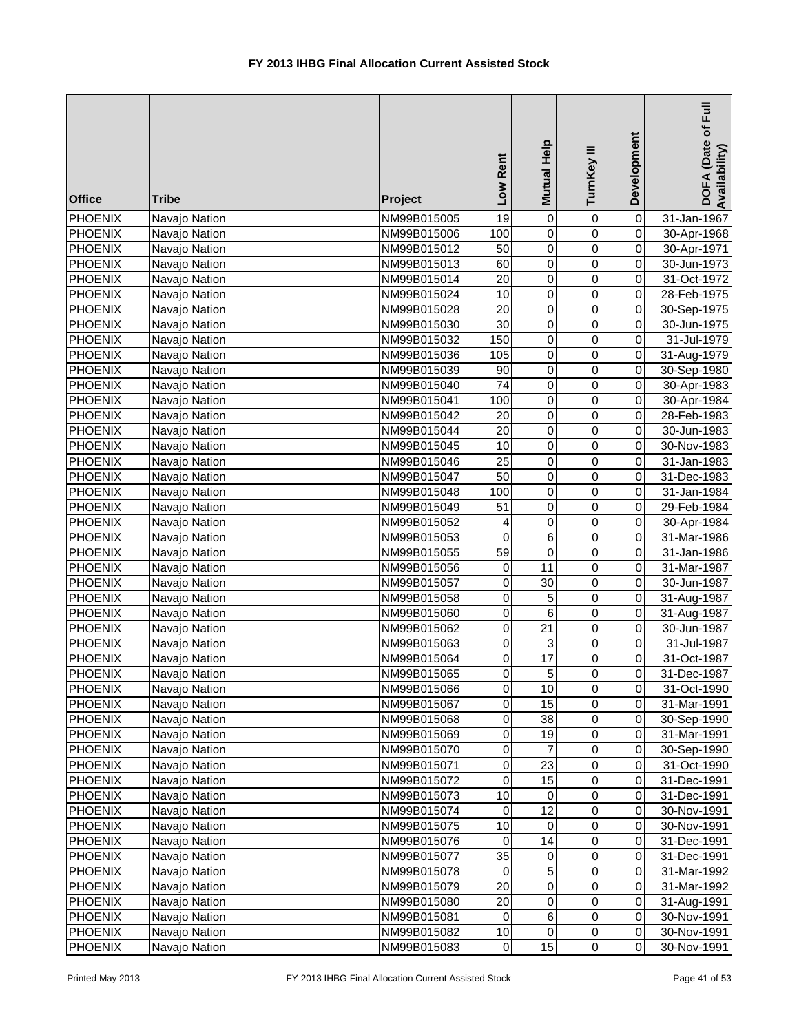# FY 2013 IHBG Final Allocation Current Assisted Stock

| Office | Tribe | Project | Low Rent | Mutual Help | TurnKey III | Development | DOFA (Date of Full Availability) |
|---|---|---|---|---|---|---|---|
| PHOENIX | Navajo Nation | NM99B015005 | 19 | 0 | 0 | 0 | 31-Jan-1967 |
| PHOENIX | Navajo Nation | NM99B015006 | 100 | 0 | 0 | 0 | 30-Apr-1968 |
| PHOENIX | Navajo Nation | NM99B015012 | 50 | 0 | 0 | 0 | 30-Apr-1971 |
| PHOENIX | Navajo Nation | NM99B015013 | 60 | 0 | 0 | 0 | 30-Jun-1973 |
| PHOENIX | Navajo Nation | NM99B015014 | 20 | 0 | 0 | 0 | 31-Oct-1972 |
| PHOENIX | Navajo Nation | NM99B015024 | 10 | 0 | 0 | 0 | 28-Feb-1975 |
| PHOENIX | Navajo Nation | NM99B015028 | 20 | 0 | 0 | 0 | 30-Sep-1975 |
| PHOENIX | Navajo Nation | NM99B015030 | 30 | 0 | 0 | 0 | 30-Jun-1975 |
| PHOENIX | Navajo Nation | NM99B015032 | 150 | 0 | 0 | 0 | 31-Jul-1979 |
| PHOENIX | Navajo Nation | NM99B015036 | 105 | 0 | 0 | 0 | 31-Aug-1979 |
| PHOENIX | Navajo Nation | NM99B015039 | 90 | 0 | 0 | 0 | 30-Sep-1980 |
| PHOENIX | Navajo Nation | NM99B015040 | 74 | 0 | 0 | 0 | 30-Apr-1983 |
| PHOENIX | Navajo Nation | NM99B015041 | 100 | 0 | 0 | 0 | 30-Apr-1984 |
| PHOENIX | Navajo Nation | NM99B015042 | 20 | 0 | 0 | 0 | 28-Feb-1983 |
| PHOENIX | Navajo Nation | NM99B015044 | 20 | 0 | 0 | 0 | 30-Jun-1983 |
| PHOENIX | Navajo Nation | NM99B015045 | 10 | 0 | 0 | 0 | 30-Nov-1983 |
| PHOENIX | Navajo Nation | NM99B015046 | 25 | 0 | 0 | 0 | 31-Jan-1983 |
| PHOENIX | Navajo Nation | NM99B015047 | 50 | 0 | 0 | 0 | 31-Dec-1983 |
| PHOENIX | Navajo Nation | NM99B015048 | 100 | 0 | 0 | 0 | 31-Jan-1984 |
| PHOENIX | Navajo Nation | NM99B015049 | 51 | 0 | 0 | 0 | 29-Feb-1984 |
| PHOENIX | Navajo Nation | NM99B015052 | 4 | 0 | 0 | 0 | 30-Apr-1984 |
| PHOENIX | Navajo Nation | NM99B015053 | 0 | 6 | 0 | 0 | 31-Mar-1986 |
| PHOENIX | Navajo Nation | NM99B015055 | 59 | 0 | 0 | 0 | 31-Jan-1986 |
| PHOENIX | Navajo Nation | NM99B015056 | 0 | 11 | 0 | 0 | 31-Mar-1987 |
| PHOENIX | Navajo Nation | NM99B015057 | 0 | 30 | 0 | 0 | 30-Jun-1987 |
| PHOENIX | Navajo Nation | NM99B015058 | 0 | 5 | 0 | 0 | 31-Aug-1987 |
| PHOENIX | Navajo Nation | NM99B015060 | 0 | 6 | 0 | 0 | 31-Aug-1987 |
| PHOENIX | Navajo Nation | NM99B015062 | 0 | 21 | 0 | 0 | 30-Jun-1987 |
| PHOENIX | Navajo Nation | NM99B015063 | 0 | 3 | 0 | 0 | 31-Jul-1987 |
| PHOENIX | Navajo Nation | NM99B015064 | 0 | 17 | 0 | 0 | 31-Oct-1987 |
| PHOENIX | Navajo Nation | NM99B015065 | 0 | 5 | 0 | 0 | 31-Dec-1987 |
| PHOENIX | Navajo Nation | NM99B015066 | 0 | 10 | 0 | 0 | 31-Oct-1990 |
| PHOENIX | Navajo Nation | NM99B015067 | 0 | 15 | 0 | 0 | 31-Mar-1991 |
| PHOENIX | Navajo Nation | NM99B015068 | 0 | 38 | 0 | 0 | 30-Sep-1990 |
| PHOENIX | Navajo Nation | NM99B015069 | 0 | 19 | 0 | 0 | 31-Mar-1991 |
| PHOENIX | Navajo Nation | NM99B015070 | 0 | 7 | 0 | 0 | 30-Sep-1990 |
| PHOENIX | Navajo Nation | NM99B015071 | 0 | 23 | 0 | 0 | 31-Oct-1990 |
| PHOENIX | Navajo Nation | NM99B015072 | 0 | 15 | 0 | 0 | 31-Dec-1991 |
| PHOENIX | Navajo Nation | NM99B015073 | 10 | 0 | 0 | 0 | 31-Dec-1991 |
| PHOENIX | Navajo Nation | NM99B015074 | 0 | 12 | 0 | 0 | 30-Nov-1991 |
| PHOENIX | Navajo Nation | NM99B015075 | 10 | 0 | 0 | 0 | 30-Nov-1991 |
| PHOENIX | Navajo Nation | NM99B015076 | 0 | 14 | 0 | 0 | 31-Dec-1991 |
| PHOENIX | Navajo Nation | NM99B015077 | 35 | 0 | 0 | 0 | 31-Dec-1991 |
| PHOENIX | Navajo Nation | NM99B015078 | 0 | 5 | 0 | 0 | 31-Mar-1992 |
| PHOENIX | Navajo Nation | NM99B015079 | 20 | 0 | 0 | 0 | 31-Mar-1992 |
| PHOENIX | Navajo Nation | NM99B015080 | 20 | 0 | 0 | 0 | 31-Aug-1991 |
| PHOENIX | Navajo Nation | NM99B015081 | 0 | 6 | 0 | 0 | 30-Nov-1991 |
| PHOENIX | Navajo Nation | NM99B015082 | 10 | 0 | 0 | 0 | 30-Nov-1991 |
| PHOENIX | Navajo Nation | NM99B015083 | 0 | 15 | 0 | 0 | 30-Nov-1991 |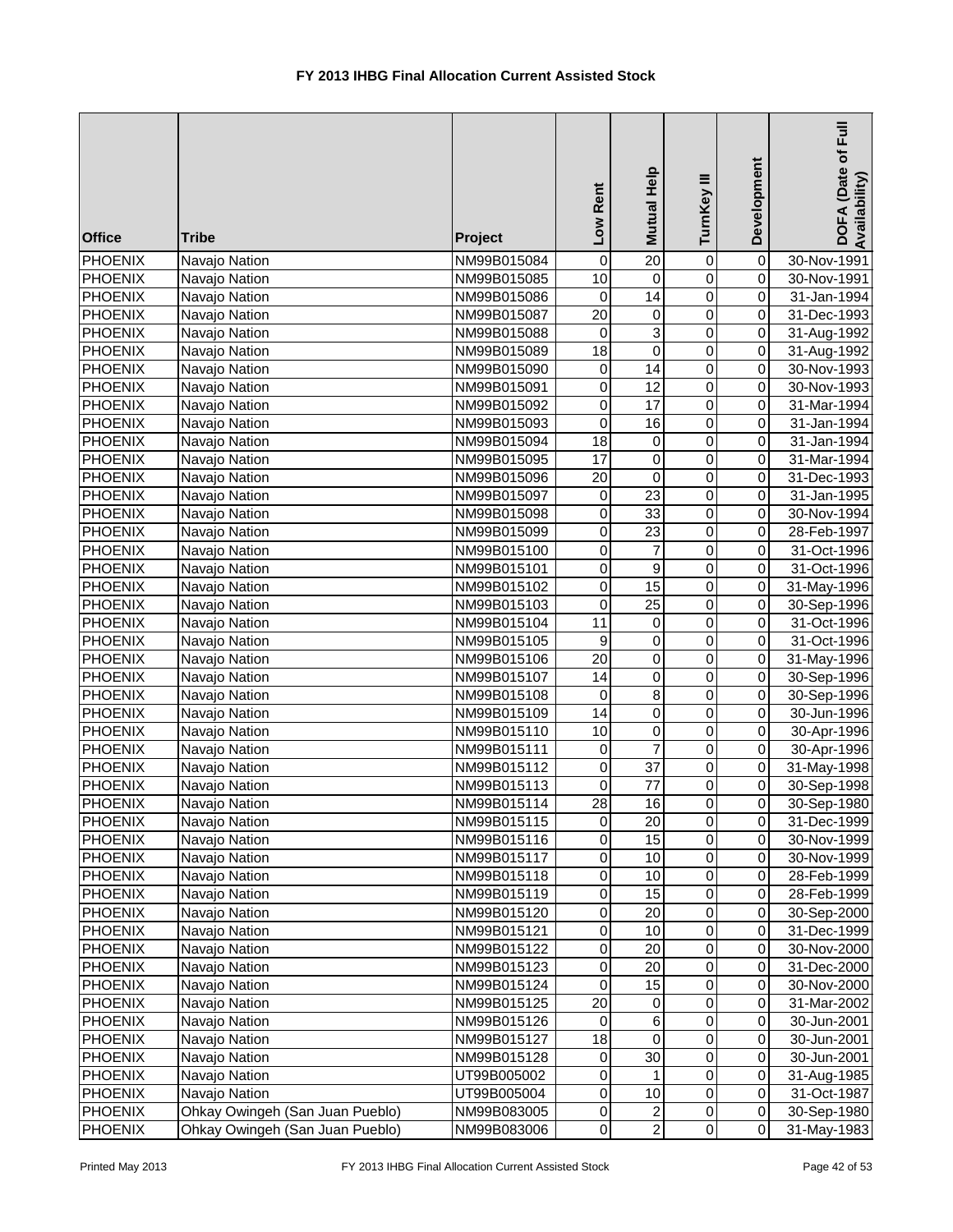# FY 2013 IHBG Final Allocation Current Assisted Stock

| Office | Tribe | Project | Low Rent | Mutual Help | TurnKey III | Development | DOFA (Date of Full Availability) |
|---|---|---|---|---|---|---|---|
| PHOENIX | Navajo Nation | NM99B015084 | 0 | 20 | 0 | 0 | 30-Nov-1991 |
| PHOENIX | Navajo Nation | NM99B015085 | 10 | 0 | 0 | 0 | 30-Nov-1991 |
| PHOENIX | Navajo Nation | NM99B015086 | 0 | 14 | 0 | 0 | 31-Jan-1994 |
| PHOENIX | Navajo Nation | NM99B015087 | 20 | 0 | 0 | 0 | 31-Dec-1993 |
| PHOENIX | Navajo Nation | NM99B015088 | 0 | 3 | 0 | 0 | 31-Aug-1992 |
| PHOENIX | Navajo Nation | NM99B015089 | 18 | 0 | 0 | 0 | 31-Aug-1992 |
| PHOENIX | Navajo Nation | NM99B015090 | 0 | 14 | 0 | 0 | 30-Nov-1993 |
| PHOENIX | Navajo Nation | NM99B015091 | 0 | 12 | 0 | 0 | 30-Nov-1993 |
| PHOENIX | Navajo Nation | NM99B015092 | 0 | 17 | 0 | 0 | 31-Mar-1994 |
| PHOENIX | Navajo Nation | NM99B015093 | 0 | 16 | 0 | 0 | 31-Jan-1994 |
| PHOENIX | Navajo Nation | NM99B015094 | 18 | 0 | 0 | 0 | 31-Jan-1994 |
| PHOENIX | Navajo Nation | NM99B015095 | 17 | 0 | 0 | 0 | 31-Mar-1994 |
| PHOENIX | Navajo Nation | NM99B015096 | 20 | 0 | 0 | 0 | 31-Dec-1993 |
| PHOENIX | Navajo Nation | NM99B015097 | 0 | 23 | 0 | 0 | 31-Jan-1995 |
| PHOENIX | Navajo Nation | NM99B015098 | 0 | 33 | 0 | 0 | 30-Nov-1994 |
| PHOENIX | Navajo Nation | NM99B015099 | 0 | 23 | 0 | 0 | 28-Feb-1997 |
| PHOENIX | Navajo Nation | NM99B015100 | 0 | 7 | 0 | 0 | 31-Oct-1996 |
| PHOENIX | Navajo Nation | NM99B015101 | 0 | 9 | 0 | 0 | 31-Oct-1996 |
| PHOENIX | Navajo Nation | NM99B015102 | 0 | 15 | 0 | 0 | 31-May-1996 |
| PHOENIX | Navajo Nation | NM99B015103 | 0 | 25 | 0 | 0 | 30-Sep-1996 |
| PHOENIX | Navajo Nation | NM99B015104 | 11 | 0 | 0 | 0 | 31-Oct-1996 |
| PHOENIX | Navajo Nation | NM99B015105 | 9 | 0 | 0 | 0 | 31-Oct-1996 |
| PHOENIX | Navajo Nation | NM99B015106 | 20 | 0 | 0 | 0 | 31-May-1996 |
| PHOENIX | Navajo Nation | NM99B015107 | 14 | 0 | 0 | 0 | 30-Sep-1996 |
| PHOENIX | Navajo Nation | NM99B015108 | 0 | 8 | 0 | 0 | 30-Sep-1996 |
| PHOENIX | Navajo Nation | NM99B015109 | 14 | 0 | 0 | 0 | 30-Jun-1996 |
| PHOENIX | Navajo Nation | NM99B015110 | 10 | 0 | 0 | 0 | 30-Apr-1996 |
| PHOENIX | Navajo Nation | NM99B015111 | 0 | 7 | 0 | 0 | 30-Apr-1996 |
| PHOENIX | Navajo Nation | NM99B015112 | 0 | 37 | 0 | 0 | 31-May-1998 |
| PHOENIX | Navajo Nation | NM99B015113 | 0 | 77 | 0 | 0 | 30-Sep-1998 |
| PHOENIX | Navajo Nation | NM99B015114 | 28 | 16 | 0 | 0 | 30-Sep-1980 |
| PHOENIX | Navajo Nation | NM99B015115 | 0 | 20 | 0 | 0 | 31-Dec-1999 |
| PHOENIX | Navajo Nation | NM99B015116 | 0 | 15 | 0 | 0 | 30-Nov-1999 |
| PHOENIX | Navajo Nation | NM99B015117 | 0 | 10 | 0 | 0 | 30-Nov-1999 |
| PHOENIX | Navajo Nation | NM99B015118 | 0 | 10 | 0 | 0 | 28-Feb-1999 |
| PHOENIX | Navajo Nation | NM99B015119 | 0 | 15 | 0 | 0 | 28-Feb-1999 |
| PHOENIX | Navajo Nation | NM99B015120 | 0 | 20 | 0 | 0 | 30-Sep-2000 |
| PHOENIX | Navajo Nation | NM99B015121 | 0 | 10 | 0 | 0 | 31-Dec-1999 |
| PHOENIX | Navajo Nation | NM99B015122 | 0 | 20 | 0 | 0 | 30-Nov-2000 |
| PHOENIX | Navajo Nation | NM99B015123 | 0 | 20 | 0 | 0 | 31-Dec-2000 |
| PHOENIX | Navajo Nation | NM99B015124 | 0 | 15 | 0 | 0 | 30-Nov-2000 |
| PHOENIX | Navajo Nation | NM99B015125 | 20 | 0 | 0 | 0 | 31-Mar-2002 |
| PHOENIX | Navajo Nation | NM99B015126 | 0 | 6 | 0 | 0 | 30-Jun-2001 |
| PHOENIX | Navajo Nation | NM99B015127 | 18 | 0 | 0 | 0 | 30-Jun-2001 |
| PHOENIX | Navajo Nation | NM99B015128 | 0 | 30 | 0 | 0 | 30-Jun-2001 |
| PHOENIX | Navajo Nation | UT99B005002 | 0 | 1 | 0 | 0 | 31-Aug-1985 |
| PHOENIX | Navajo Nation | UT99B005004 | 0 | 10 | 0 | 0 | 31-Oct-1987 |
| PHOENIX | Ohkay Owingeh (San Juan Pueblo) | NM99B083005 | 0 | 2 | 0 | 0 | 30-Sep-1980 |
| PHOENIX | Ohkay Owingeh (San Juan Pueblo) | NM99B083006 | 0 | 2 | 0 | 0 | 31-May-1983 |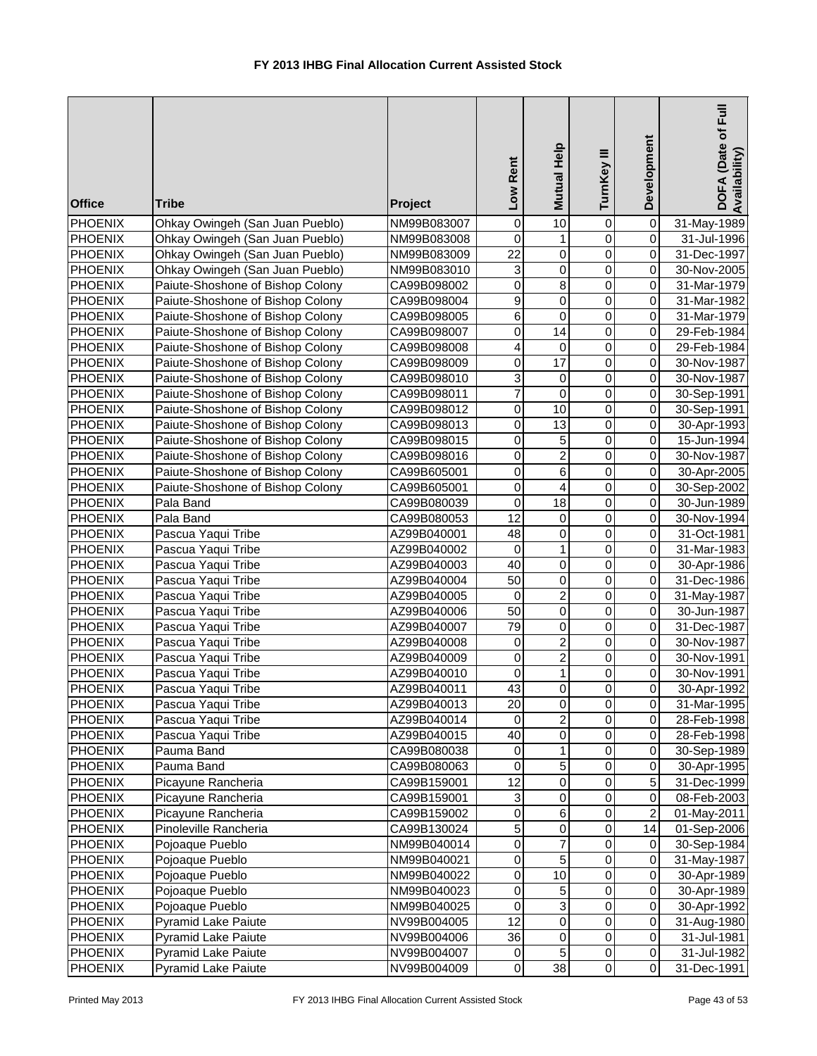# FY 2013 IHBG Final Allocation Current Assisted Stock

| Office | Tribe | Project | Low Rent | Mutual Help | TurnKey III | Development | DOFA (Date of Full Availability) |
|---|---|---|---|---|---|---|---|
| PHOENIX | Ohkay Owingeh (San Juan Pueblo) | NM99B083007 | 0 | 10 | 0 | 0 | 31-May-1989 |
| PHOENIX | Ohkay Owingeh (San Juan Pueblo) | NM99B083008 | 0 | 1 | 0 | 0 | 31-Jul-1996 |
| PHOENIX | Ohkay Owingeh (San Juan Pueblo) | NM99B083009 | 22 | 0 | 0 | 0 | 31-Dec-1997 |
| PHOENIX | Ohkay Owingeh (San Juan Pueblo) | NM99B083010 | 3 | 0 | 0 | 0 | 30-Nov-2005 |
| PHOENIX | Paiute-Shoshone of Bishop Colony | CA99B098002 | 0 | 8 | 0 | 0 | 31-Mar-1979 |
| PHOENIX | Paiute-Shoshone of Bishop Colony | CA99B098004 | 9 | 0 | 0 | 0 | 31-Mar-1982 |
| PHOENIX | Paiute-Shoshone of Bishop Colony | CA99B098005 | 6 | 0 | 0 | 0 | 31-Mar-1979 |
| PHOENIX | Paiute-Shoshone of Bishop Colony | CA99B098007 | 0 | 14 | 0 | 0 | 29-Feb-1984 |
| PHOENIX | Paiute-Shoshone of Bishop Colony | CA99B098008 | 4 | 0 | 0 | 0 | 29-Feb-1984 |
| PHOENIX | Paiute-Shoshone of Bishop Colony | CA99B098009 | 0 | 17 | 0 | 0 | 30-Nov-1987 |
| PHOENIX | Paiute-Shoshone of Bishop Colony | CA99B098010 | 3 | 0 | 0 | 0 | 30-Nov-1987 |
| PHOENIX | Paiute-Shoshone of Bishop Colony | CA99B098011 | 7 | 0 | 0 | 0 | 30-Sep-1991 |
| PHOENIX | Paiute-Shoshone of Bishop Colony | CA99B098012 | 0 | 10 | 0 | 0 | 30-Sep-1991 |
| PHOENIX | Paiute-Shoshone of Bishop Colony | CA99B098013 | 0 | 13 | 0 | 0 | 30-Apr-1993 |
| PHOENIX | Paiute-Shoshone of Bishop Colony | CA99B098015 | 0 | 5 | 0 | 0 | 15-Jun-1994 |
| PHOENIX | Paiute-Shoshone of Bishop Colony | CA99B098016 | 0 | 2 | 0 | 0 | 30-Nov-1987 |
| PHOENIX | Paiute-Shoshone of Bishop Colony | CA99B605001 | 0 | 6 | 0 | 0 | 30-Apr-2005 |
| PHOENIX | Paiute-Shoshone of Bishop Colony | CA99B605001 | 0 | 4 | 0 | 0 | 30-Sep-2002 |
| PHOENIX | Pala Band | CA99B080039 | 0 | 18 | 0 | 0 | 30-Jun-1989 |
| PHOENIX | Pala Band | CA99B080053 | 12 | 0 | 0 | 0 | 30-Nov-1994 |
| PHOENIX | Pascua Yaqui Tribe | AZ99B040001 | 48 | 0 | 0 | 0 | 31-Oct-1981 |
| PHOENIX | Pascua Yaqui Tribe | AZ99B040002 | 0 | 1 | 0 | 0 | 31-Mar-1983 |
| PHOENIX | Pascua Yaqui Tribe | AZ99B040003 | 40 | 0 | 0 | 0 | 30-Apr-1986 |
| PHOENIX | Pascua Yaqui Tribe | AZ99B040004 | 50 | 0 | 0 | 0 | 31-Dec-1986 |
| PHOENIX | Pascua Yaqui Tribe | AZ99B040005 | 0 | 2 | 0 | 0 | 31-May-1987 |
| PHOENIX | Pascua Yaqui Tribe | AZ99B040006 | 50 | 0 | 0 | 0 | 30-Jun-1987 |
| PHOENIX | Pascua Yaqui Tribe | AZ99B040007 | 79 | 0 | 0 | 0 | 31-Dec-1987 |
| PHOENIX | Pascua Yaqui Tribe | AZ99B040008 | 0 | 2 | 0 | 0 | 30-Nov-1987 |
| PHOENIX | Pascua Yaqui Tribe | AZ99B040009 | 0 | 2 | 0 | 0 | 30-Nov-1991 |
| PHOENIX | Pascua Yaqui Tribe | AZ99B040010 | 0 | 1 | 0 | 0 | 30-Nov-1991 |
| PHOENIX | Pascua Yaqui Tribe | AZ99B040011 | 43 | 0 | 0 | 0 | 30-Apr-1992 |
| PHOENIX | Pascua Yaqui Tribe | AZ99B040013 | 20 | 0 | 0 | 0 | 31-Mar-1995 |
| PHOENIX | Pascua Yaqui Tribe | AZ99B040014 | 0 | 2 | 0 | 0 | 28-Feb-1998 |
| PHOENIX | Pascua Yaqui Tribe | AZ99B040015 | 40 | 0 | 0 | 0 | 28-Feb-1998 |
| PHOENIX | Pauma Band | CA99B080038 | 0 | 1 | 0 | 0 | 30-Sep-1989 |
| PHOENIX | Pauma Band | CA99B080063 | 0 | 5 | 0 | 0 | 30-Apr-1995 |
| PHOENIX | Picayune Rancheria | CA99B159001 | 12 | 0 | 0 | 5 | 31-Dec-1999 |
| PHOENIX | Picayune Rancheria | CA99B159001 | 3 | 0 | 0 | 0 | 08-Feb-2003 |
| PHOENIX | Picayune Rancheria | CA99B159002 | 0 | 6 | 0 | 2 | 01-May-2011 |
| PHOENIX | Pinoleville Rancheria | CA99B130024 | 5 | 0 | 0 | 14 | 01-Sep-2006 |
| PHOENIX | Pojoaque Pueblo | NM99B040014 | 0 | 7 | 0 | 0 | 30-Sep-1984 |
| PHOENIX | Pojoaque Pueblo | NM99B040021 | 0 | 5 | 0 | 0 | 31-May-1987 |
| PHOENIX | Pojoaque Pueblo | NM99B040022 | 0 | 10 | 0 | 0 | 30-Apr-1989 |
| PHOENIX | Pojoaque Pueblo | NM99B040023 | 0 | 5 | 0 | 0 | 30-Apr-1989 |
| PHOENIX | Pojoaque Pueblo | NM99B040025 | 0 | 3 | 0 | 0 | 30-Apr-1992 |
| PHOENIX | Pyramid Lake Paiute | NV99B004005 | 12 | 0 | 0 | 0 | 31-Aug-1980 |
| PHOENIX | Pyramid Lake Paiute | NV99B004006 | 36 | 0 | 0 | 0 | 31-Jul-1981 |
| PHOENIX | Pyramid Lake Paiute | NV99B004007 | 0 | 5 | 0 | 0 | 31-Jul-1982 |
| PHOENIX | Pyramid Lake Paiute | NV99B004009 | 0 | 38 | 0 | 0 | 31-Dec-1991 |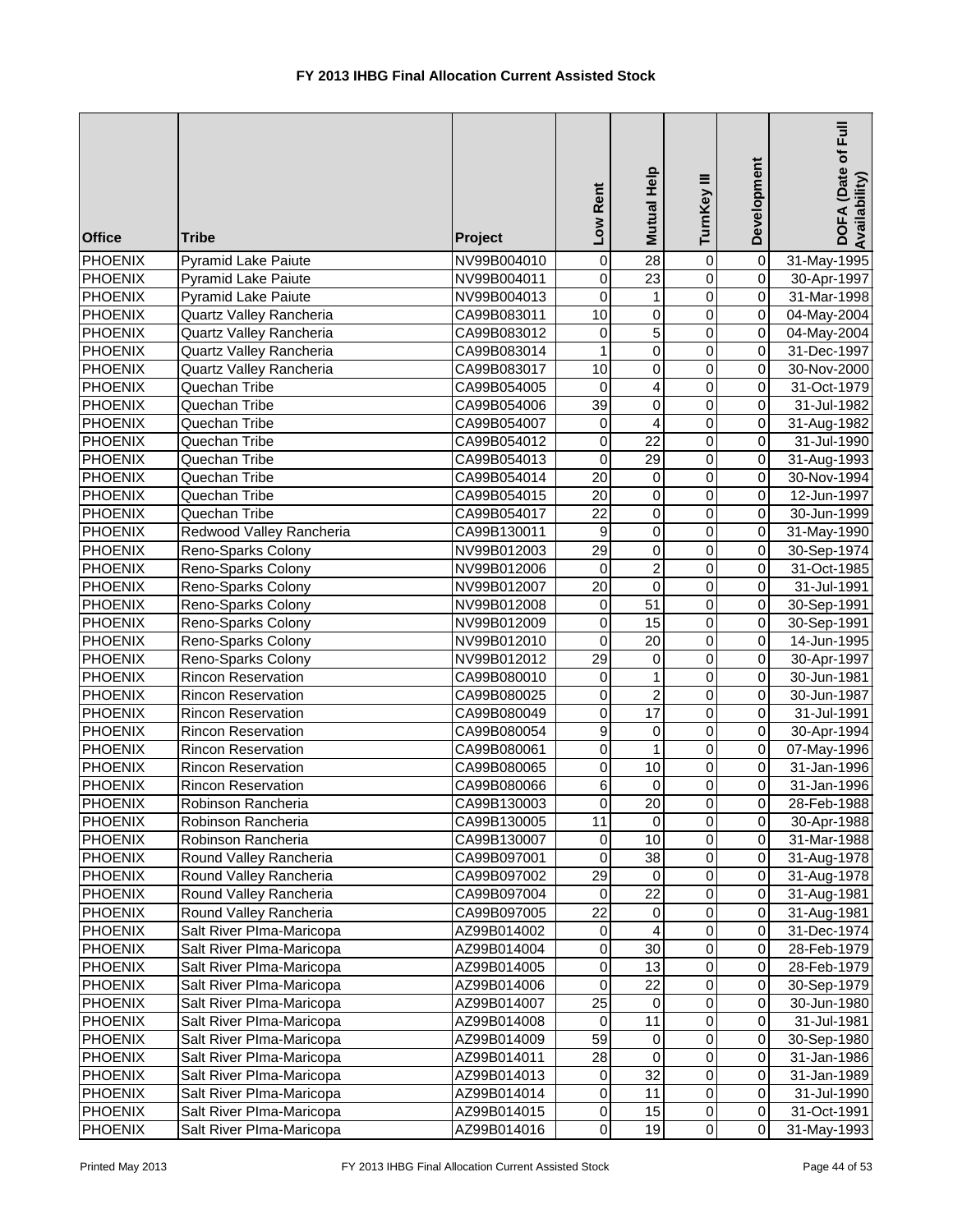# FY 2013 IHBG Final Allocation Current Assisted Stock

| Office | Tribe | Project | Low Rent | Mutual Help | TurnKey III | Development | DOFA (Date of Full Availability) |
|---|---|---|---|---|---|---|---|
| PHOENIX | Pyramid Lake Paiute | NV99B004010 | 0 | 28 | 0 | 0 | 31-May-1995 |
| PHOENIX | Pyramid Lake Paiute | NV99B004011 | 0 | 23 | 0 | 0 | 30-Apr-1997 |
| PHOENIX | Pyramid Lake Paiute | NV99B004013 | 0 | 1 | 0 | 0 | 31-Mar-1998 |
| PHOENIX | Quartz Valley Rancheria | CA99B083011 | 10 | 0 | 0 | 0 | 04-May-2004 |
| PHOENIX | Quartz Valley Rancheria | CA99B083012 | 0 | 5 | 0 | 0 | 04-May-2004 |
| PHOENIX | Quartz Valley Rancheria | CA99B083014 | 1 | 0 | 0 | 0 | 31-Dec-1997 |
| PHOENIX | Quartz Valley Rancheria | CA99B083017 | 10 | 0 | 0 | 0 | 30-Nov-2000 |
| PHOENIX | Quechan Tribe | CA99B054005 | 0 | 4 | 0 | 0 | 31-Oct-1979 |
| PHOENIX | Quechan Tribe | CA99B054006 | 39 | 0 | 0 | 0 | 31-Jul-1982 |
| PHOENIX | Quechan Tribe | CA99B054007 | 0 | 4 | 0 | 0 | 31-Aug-1982 |
| PHOENIX | Quechan Tribe | CA99B054012 | 0 | 22 | 0 | 0 | 31-Jul-1990 |
| PHOENIX | Quechan Tribe | CA99B054013 | 0 | 29 | 0 | 0 | 31-Aug-1993 |
| PHOENIX | Quechan Tribe | CA99B054014 | 20 | 0 | 0 | 0 | 30-Nov-1994 |
| PHOENIX | Quechan Tribe | CA99B054015 | 20 | 0 | 0 | 0 | 12-Jun-1997 |
| PHOENIX | Quechan Tribe | CA99B054017 | 22 | 0 | 0 | 0 | 30-Jun-1999 |
| PHOENIX | Redwood Valley Rancheria | CA99B130011 | 9 | 0 | 0 | 0 | 31-May-1990 |
| PHOENIX | Reno-Sparks Colony | NV99B012003 | 29 | 0 | 0 | 0 | 30-Sep-1974 |
| PHOENIX | Reno-Sparks Colony | NV99B012006 | 0 | 2 | 0 | 0 | 31-Oct-1985 |
| PHOENIX | Reno-Sparks Colony | NV99B012007 | 20 | 0 | 0 | 0 | 31-Jul-1991 |
| PHOENIX | Reno-Sparks Colony | NV99B012008 | 0 | 51 | 0 | 0 | 30-Sep-1991 |
| PHOENIX | Reno-Sparks Colony | NV99B012009 | 0 | 15 | 0 | 0 | 30-Sep-1991 |
| PHOENIX | Reno-Sparks Colony | NV99B012010 | 0 | 20 | 0 | 0 | 14-Jun-1995 |
| PHOENIX | Reno-Sparks Colony | NV99B012012 | 29 | 0 | 0 | 0 | 30-Apr-1997 |
| PHOENIX | Rincon Reservation | CA99B080010 | 0 | 1 | 0 | 0 | 30-Jun-1981 |
| PHOENIX | Rincon Reservation | CA99B080025 | 0 | 2 | 0 | 0 | 30-Jun-1987 |
| PHOENIX | Rincon Reservation | CA99B080049 | 0 | 17 | 0 | 0 | 31-Jul-1991 |
| PHOENIX | Rincon Reservation | CA99B080054 | 9 | 0 | 0 | 0 | 30-Apr-1994 |
| PHOENIX | Rincon Reservation | CA99B080061 | 0 | 1 | 0 | 0 | 07-May-1996 |
| PHOENIX | Rincon Reservation | CA99B080065 | 0 | 10 | 0 | 0 | 31-Jan-1996 |
| PHOENIX | Rincon Reservation | CA99B080066 | 6 | 0 | 0 | 0 | 31-Jan-1996 |
| PHOENIX | Robinson Rancheria | CA99B130003 | 0 | 20 | 0 | 0 | 28-Feb-1988 |
| PHOENIX | Robinson Rancheria | CA99B130005 | 11 | 0 | 0 | 0 | 30-Apr-1988 |
| PHOENIX | Robinson Rancheria | CA99B130007 | 0 | 10 | 0 | 0 | 31-Mar-1988 |
| PHOENIX | Round Valley Rancheria | CA99B097001 | 0 | 38 | 0 | 0 | 31-Aug-1978 |
| PHOENIX | Round Valley Rancheria | CA99B097002 | 29 | 0 | 0 | 0 | 31-Aug-1978 |
| PHOENIX | Round Valley Rancheria | CA99B097004 | 0 | 22 | 0 | 0 | 31-Aug-1981 |
| PHOENIX | Round Valley Rancheria | CA99B097005 | 22 | 0 | 0 | 0 | 31-Aug-1981 |
| PHOENIX | Salt River PIma-Maricopa | AZ99B014002 | 0 | 4 | 0 | 0 | 31-Dec-1974 |
| PHOENIX | Salt River PIma-Maricopa | AZ99B014004 | 0 | 30 | 0 | 0 | 28-Feb-1979 |
| PHOENIX | Salt River PIma-Maricopa | AZ99B014005 | 0 | 13 | 0 | 0 | 28-Feb-1979 |
| PHOENIX | Salt River PIma-Maricopa | AZ99B014006 | 0 | 22 | 0 | 0 | 30-Sep-1979 |
| PHOENIX | Salt River PIma-Maricopa | AZ99B014007 | 25 | 0 | 0 | 0 | 30-Jun-1980 |
| PHOENIX | Salt River PIma-Maricopa | AZ99B014008 | 0 | 11 | 0 | 0 | 31-Jul-1981 |
| PHOENIX | Salt River PIma-Maricopa | AZ99B014009 | 59 | 0 | 0 | 0 | 30-Sep-1980 |
| PHOENIX | Salt River PIma-Maricopa | AZ99B014011 | 28 | 0 | 0 | 0 | 31-Jan-1986 |
| PHOENIX | Salt River PIma-Maricopa | AZ99B014013 | 0 | 32 | 0 | 0 | 31-Jan-1989 |
| PHOENIX | Salt River PIma-Maricopa | AZ99B014014 | 0 | 11 | 0 | 0 | 31-Jul-1990 |
| PHOENIX | Salt River PIma-Maricopa | AZ99B014015 | 0 | 15 | 0 | 0 | 31-Oct-1991 |
| PHOENIX | Salt River PIma-Maricopa | AZ99B014016 | 0 | 19 | 0 | 0 | 31-May-1993 |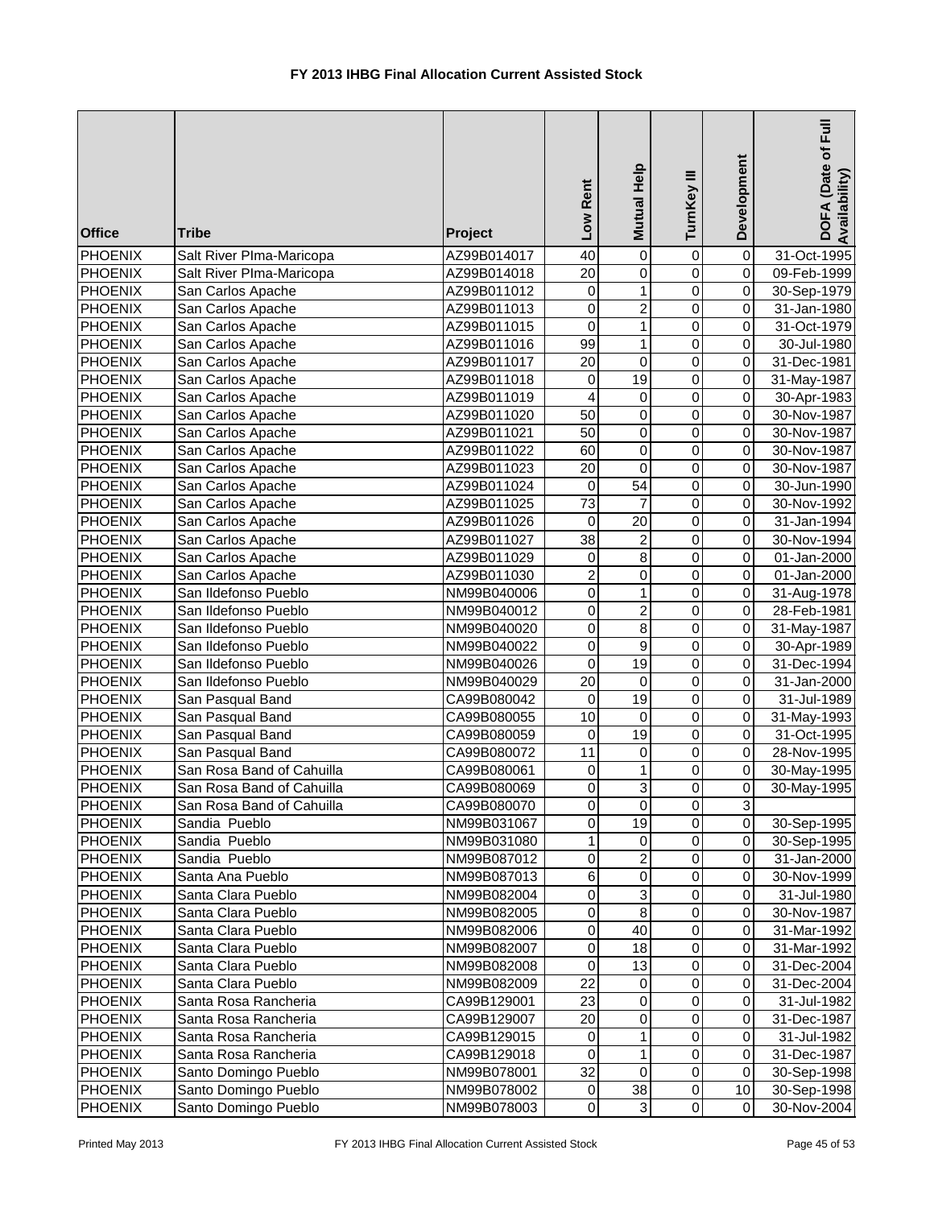# FY 2013 IHBG Final Allocation Current Assisted Stock

| Office | Tribe | Project | Low Rent | Mutual Help | TurnKey III | Development | DOFA (Date of Full Availability) |
|---|---|---|---|---|---|---|---|
| PHOENIX | Salt River PIma-Maricopa | AZ99B014017 | 40 | 0 | 0 | 0 | 31-Oct-1995 |
| PHOENIX | Salt River PIma-Maricopa | AZ99B014018 | 20 | 0 | 0 | 0 | 09-Feb-1999 |
| PHOENIX | San Carlos Apache | AZ99B011012 | 0 | 1 | 0 | 0 | 30-Sep-1979 |
| PHOENIX | San Carlos Apache | AZ99B011013 | 0 | 2 | 0 | 0 | 31-Jan-1980 |
| PHOENIX | San Carlos Apache | AZ99B011015 | 0 | 1 | 0 | 0 | 31-Oct-1979 |
| PHOENIX | San Carlos Apache | AZ99B011016 | 99 | 1 | 0 | 0 | 30-Jul-1980 |
| PHOENIX | San Carlos Apache | AZ99B011017 | 20 | 0 | 0 | 0 | 31-Dec-1981 |
| PHOENIX | San Carlos Apache | AZ99B011018 | 0 | 19 | 0 | 0 | 31-May-1987 |
| PHOENIX | San Carlos Apache | AZ99B011019 | 4 | 0 | 0 | 0 | 30-Apr-1983 |
| PHOENIX | San Carlos Apache | AZ99B011020 | 50 | 0 | 0 | 0 | 30-Nov-1987 |
| PHOENIX | San Carlos Apache | AZ99B011021 | 50 | 0 | 0 | 0 | 30-Nov-1987 |
| PHOENIX | San Carlos Apache | AZ99B011022 | 60 | 0 | 0 | 0 | 30-Nov-1987 |
| PHOENIX | San Carlos Apache | AZ99B011023 | 20 | 0 | 0 | 0 | 30-Nov-1987 |
| PHOENIX | San Carlos Apache | AZ99B011024 | 0 | 54 | 0 | 0 | 30-Jun-1990 |
| PHOENIX | San Carlos Apache | AZ99B011025 | 73 | 7 | 0 | 0 | 30-Nov-1992 |
| PHOENIX | San Carlos Apache | AZ99B011026 | 0 | 20 | 0 | 0 | 31-Jan-1994 |
| PHOENIX | San Carlos Apache | AZ99B011027 | 38 | 2 | 0 | 0 | 30-Nov-1994 |
| PHOENIX | San Carlos Apache | AZ99B011029 | 0 | 8 | 0 | 0 | 01-Jan-2000 |
| PHOENIX | San Carlos Apache | AZ99B011030 | 2 | 0 | 0 | 0 | 01-Jan-2000 |
| PHOENIX | San Ildefonso Pueblo | NM99B040006 | 0 | 1 | 0 | 0 | 31-Aug-1978 |
| PHOENIX | San Ildefonso Pueblo | NM99B040012 | 0 | 2 | 0 | 0 | 28-Feb-1981 |
| PHOENIX | San Ildefonso Pueblo | NM99B040020 | 0 | 8 | 0 | 0 | 31-May-1987 |
| PHOENIX | San Ildefonso Pueblo | NM99B040022 | 0 | 9 | 0 | 0 | 30-Apr-1989 |
| PHOENIX | San Ildefonso Pueblo | NM99B040026 | 0 | 19 | 0 | 0 | 31-Dec-1994 |
| PHOENIX | San Ildefonso Pueblo | NM99B040029 | 20 | 0 | 0 | 0 | 31-Jan-2000 |
| PHOENIX | San Pasqual Band | CA99B080042 | 0 | 19 | 0 | 0 | 31-Jul-1989 |
| PHOENIX | San Pasqual Band | CA99B080055 | 10 | 0 | 0 | 0 | 31-May-1993 |
| PHOENIX | San Pasqual Band | CA99B080059 | 0 | 19 | 0 | 0 | 31-Oct-1995 |
| PHOENIX | San Pasqual Band | CA99B080072 | 11 | 0 | 0 | 0 | 28-Nov-1995 |
| PHOENIX | San Rosa Band of Cahuilla | CA99B080061 | 0 | 1 | 0 | 0 | 30-May-1995 |
| PHOENIX | San Rosa Band of Cahuilla | CA99B080069 | 0 | 3 | 0 | 0 | 30-May-1995 |
| PHOENIX | San Rosa Band of Cahuilla | CA99B080070 | 0 | 0 | 0 | 3 | |
| PHOENIX | Sandia Pueblo | NM99B031067 | 0 | 19 | 0 | 0 | 30-Sep-1995 |
| PHOENIX | Sandia Pueblo | NM99B031080 | 1 | 0 | 0 | 0 | 30-Sep-1995 |
| PHOENIX | Sandia Pueblo | NM99B087012 | 0 | 2 | 0 | 0 | 31-Jan-2000 |
| PHOENIX | Santa Ana Pueblo | NM99B087013 | 6 | 0 | 0 | 0 | 30-Nov-1999 |
| PHOENIX | Santa Clara Pueblo | NM99B082004 | 0 | 3 | 0 | 0 | 31-Jul-1980 |
| PHOENIX | Santa Clara Pueblo | NM99B082005 | 0 | 8 | 0 | 0 | 30-Nov-1987 |
| PHOENIX | Santa Clara Pueblo | NM99B082006 | 0 | 40 | 0 | 0 | 31-Mar-1992 |
| PHOENIX | Santa Clara Pueblo | NM99B082007 | 0 | 18 | 0 | 0 | 31-Mar-1992 |
| PHOENIX | Santa Clara Pueblo | NM99B082008 | 0 | 13 | 0 | 0 | 31-Dec-2004 |
| PHOENIX | Santa Clara Pueblo | NM99B082009 | 22 | 0 | 0 | 0 | 31-Dec-2004 |
| PHOENIX | Santa Rosa Rancheria | CA99B129001 | 23 | 0 | 0 | 0 | 31-Jul-1982 |
| PHOENIX | Santa Rosa Rancheria | CA99B129007 | 20 | 0 | 0 | 0 | 31-Dec-1987 |
| PHOENIX | Santa Rosa Rancheria | CA99B129015 | 0 | 1 | 0 | 0 | 31-Jul-1982 |
| PHOENIX | Santa Rosa Rancheria | CA99B129018 | 0 | 1 | 0 | 0 | 31-Dec-1987 |
| PHOENIX | Santo Domingo Pueblo | NM99B078001 | 32 | 0 | 0 | 0 | 30-Sep-1998 |
| PHOENIX | Santo Domingo Pueblo | NM99B078002 | 0 | 38 | 0 | 10 | 30-Sep-1998 |
| PHOENIX | Santo Domingo Pueblo | NM99B078003 | 0 | 3 | 0 | 0 | 30-Nov-2004 |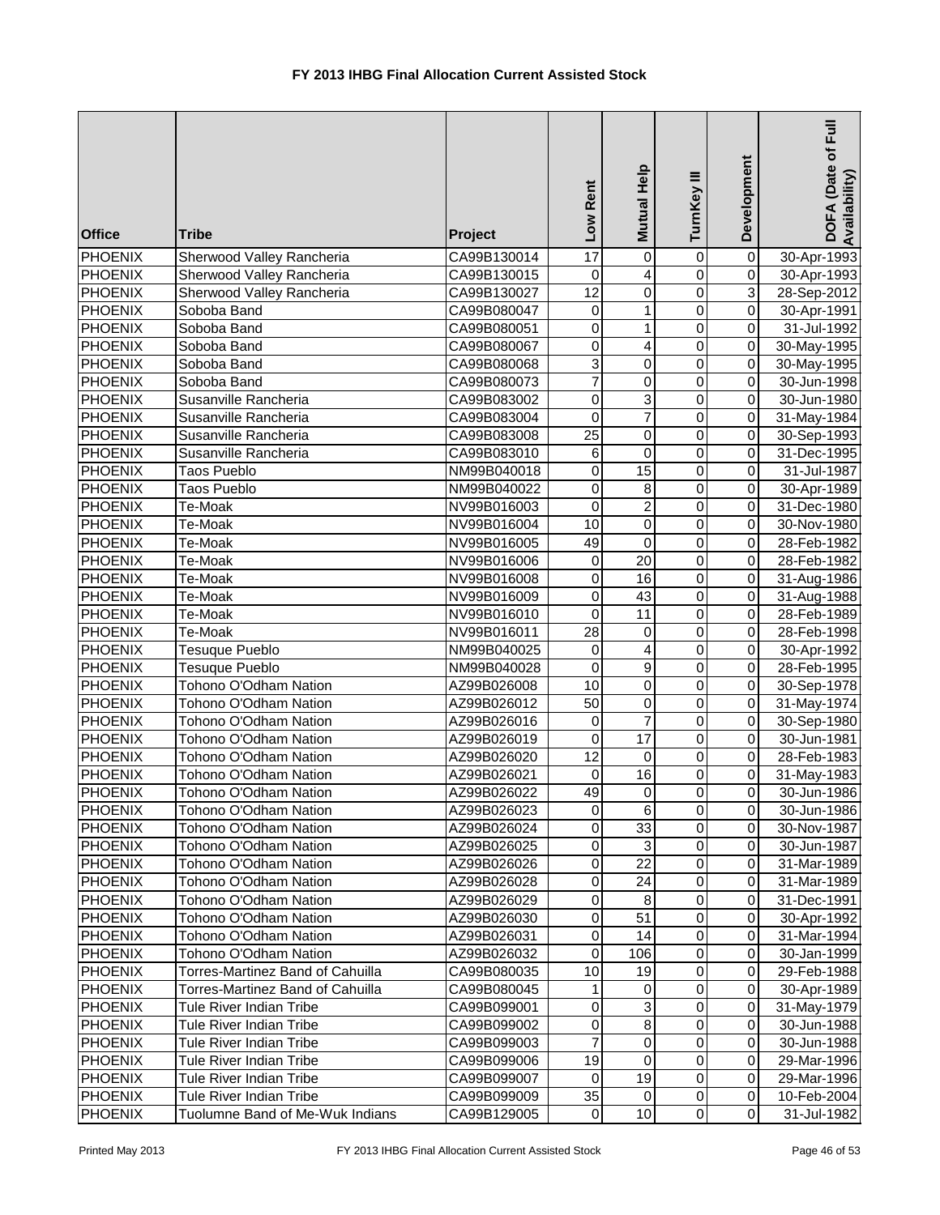# FY 2013 IHBG Final Allocation Current Assisted Stock

| Office | Tribe | Project | Low Rent | Mutual Help | TurnKey III | Development | DOFA (Date of Full Availability) |
|---|---|---|---|---|---|---|---|
| PHOENIX | Sherwood Valley Rancheria | CA99B130014 | 17 | 0 | 0 | 0 | 30-Apr-1993 |
| PHOENIX | Sherwood Valley Rancheria | CA99B130015 | 0 | 4 | 0 | 0 | 30-Apr-1993 |
| PHOENIX | Sherwood Valley Rancheria | CA99B130027 | 12 | 0 | 0 | 3 | 28-Sep-2012 |
| PHOENIX | Soboba Band | CA99B080047 | 0 | 1 | 0 | 0 | 30-Apr-1991 |
| PHOENIX | Soboba Band | CA99B080051 | 0 | 1 | 0 | 0 | 31-Jul-1992 |
| PHOENIX | Soboba Band | CA99B080067 | 0 | 4 | 0 | 0 | 30-May-1995 |
| PHOENIX | Soboba Band | CA99B080068 | 3 | 0 | 0 | 0 | 30-May-1995 |
| PHOENIX | Soboba Band | CA99B080073 | 7 | 0 | 0 | 0 | 30-Jun-1998 |
| PHOENIX | Susanville Rancheria | CA99B083002 | 0 | 3 | 0 | 0 | 30-Jun-1980 |
| PHOENIX | Susanville Rancheria | CA99B083004 | 0 | 7 | 0 | 0 | 31-May-1984 |
| PHOENIX | Susanville Rancheria | CA99B083008 | 25 | 0 | 0 | 0 | 30-Sep-1993 |
| PHOENIX | Susanville Rancheria | CA99B083010 | 6 | 0 | 0 | 0 | 31-Dec-1995 |
| PHOENIX | Taos Pueblo | NM99B040018 | 0 | 15 | 0 | 0 | 31-Jul-1987 |
| PHOENIX | Taos Pueblo | NM99B040022 | 0 | 8 | 0 | 0 | 30-Apr-1989 |
| PHOENIX | Te-Moak | NV99B016003 | 0 | 2 | 0 | 0 | 31-Dec-1980 |
| PHOENIX | Te-Moak | NV99B016004 | 10 | 0 | 0 | 0 | 30-Nov-1980 |
| PHOENIX | Te-Moak | NV99B016005 | 49 | 0 | 0 | 0 | 28-Feb-1982 |
| PHOENIX | Te-Moak | NV99B016006 | 0 | 20 | 0 | 0 | 28-Feb-1982 |
| PHOENIX | Te-Moak | NV99B016008 | 0 | 16 | 0 | 0 | 31-Aug-1986 |
| PHOENIX | Te-Moak | NV99B016009 | 0 | 43 | 0 | 0 | 31-Aug-1988 |
| PHOENIX | Te-Moak | NV99B016010 | 0 | 11 | 0 | 0 | 28-Feb-1989 |
| PHOENIX | Te-Moak | NV99B016011 | 28 | 0 | 0 | 0 | 28-Feb-1998 |
| PHOENIX | Tesuque Pueblo | NM99B040025 | 0 | 4 | 0 | 0 | 30-Apr-1992 |
| PHOENIX | Tesuque Pueblo | NM99B040028 | 0 | 9 | 0 | 0 | 28-Feb-1995 |
| PHOENIX | Tohono O'Odham Nation | AZ99B026008 | 10 | 0 | 0 | 0 | 30-Sep-1978 |
| PHOENIX | Tohono O'Odham Nation | AZ99B026012 | 50 | 0 | 0 | 0 | 31-May-1974 |
| PHOENIX | Tohono O'Odham Nation | AZ99B026016 | 0 | 7 | 0 | 0 | 30-Sep-1980 |
| PHOENIX | Tohono O'Odham Nation | AZ99B026019 | 0 | 17 | 0 | 0 | 30-Jun-1981 |
| PHOENIX | Tohono O'Odham Nation | AZ99B026020 | 12 | 0 | 0 | 0 | 28-Feb-1983 |
| PHOENIX | Tohono O'Odham Nation | AZ99B026021 | 0 | 16 | 0 | 0 | 31-May-1983 |
| PHOENIX | Tohono O'Odham Nation | AZ99B026022 | 49 | 0 | 0 | 0 | 30-Jun-1986 |
| PHOENIX | Tohono O'Odham Nation | AZ99B026023 | 0 | 6 | 0 | 0 | 30-Jun-1986 |
| PHOENIX | Tohono O'Odham Nation | AZ99B026024 | 0 | 33 | 0 | 0 | 30-Nov-1987 |
| PHOENIX | Tohono O'Odham Nation | AZ99B026025 | 0 | 3 | 0 | 0 | 30-Jun-1987 |
| PHOENIX | Tohono O'Odham Nation | AZ99B026026 | 0 | 22 | 0 | 0 | 31-Mar-1989 |
| PHOENIX | Tohono O'Odham Nation | AZ99B026028 | 0 | 24 | 0 | 0 | 31-Mar-1989 |
| PHOENIX | Tohono O'Odham Nation | AZ99B026029 | 0 | 8 | 0 | 0 | 31-Dec-1991 |
| PHOENIX | Tohono O'Odham Nation | AZ99B026030 | 0 | 51 | 0 | 0 | 30-Apr-1992 |
| PHOENIX | Tohono O'Odham Nation | AZ99B026031 | 0 | 14 | 0 | 0 | 31-Mar-1994 |
| PHOENIX | Tohono O'Odham Nation | AZ99B026032 | 0 | 106 | 0 | 0 | 30-Jan-1999 |
| PHOENIX | Torres-Martinez Band of Cahuilla | CA99B080035 | 10 | 19 | 0 | 0 | 29-Feb-1988 |
| PHOENIX | Torres-Martinez Band of Cahuilla | CA99B080045 | 1 | 0 | 0 | 0 | 30-Apr-1989 |
| PHOENIX | Tule River Indian Tribe | CA99B099001 | 0 | 3 | 0 | 0 | 31-May-1979 |
| PHOENIX | Tule River Indian Tribe | CA99B099002 | 0 | 8 | 0 | 0 | 30-Jun-1988 |
| PHOENIX | Tule River Indian Tribe | CA99B099003 | 7 | 0 | 0 | 0 | 30-Jun-1988 |
| PHOENIX | Tule River Indian Tribe | CA99B099006 | 19 | 0 | 0 | 0 | 29-Mar-1996 |
| PHOENIX | Tule River Indian Tribe | CA99B099007 | 0 | 19 | 0 | 0 | 29-Mar-1996 |
| PHOENIX | Tule River Indian Tribe | CA99B099009 | 35 | 0 | 0 | 0 | 10-Feb-2004 |
| PHOENIX | Tuolumne Band of Me-Wuk Indians | CA99B129005 | 0 | 10 | 0 | 0 | 31-Jul-1982 |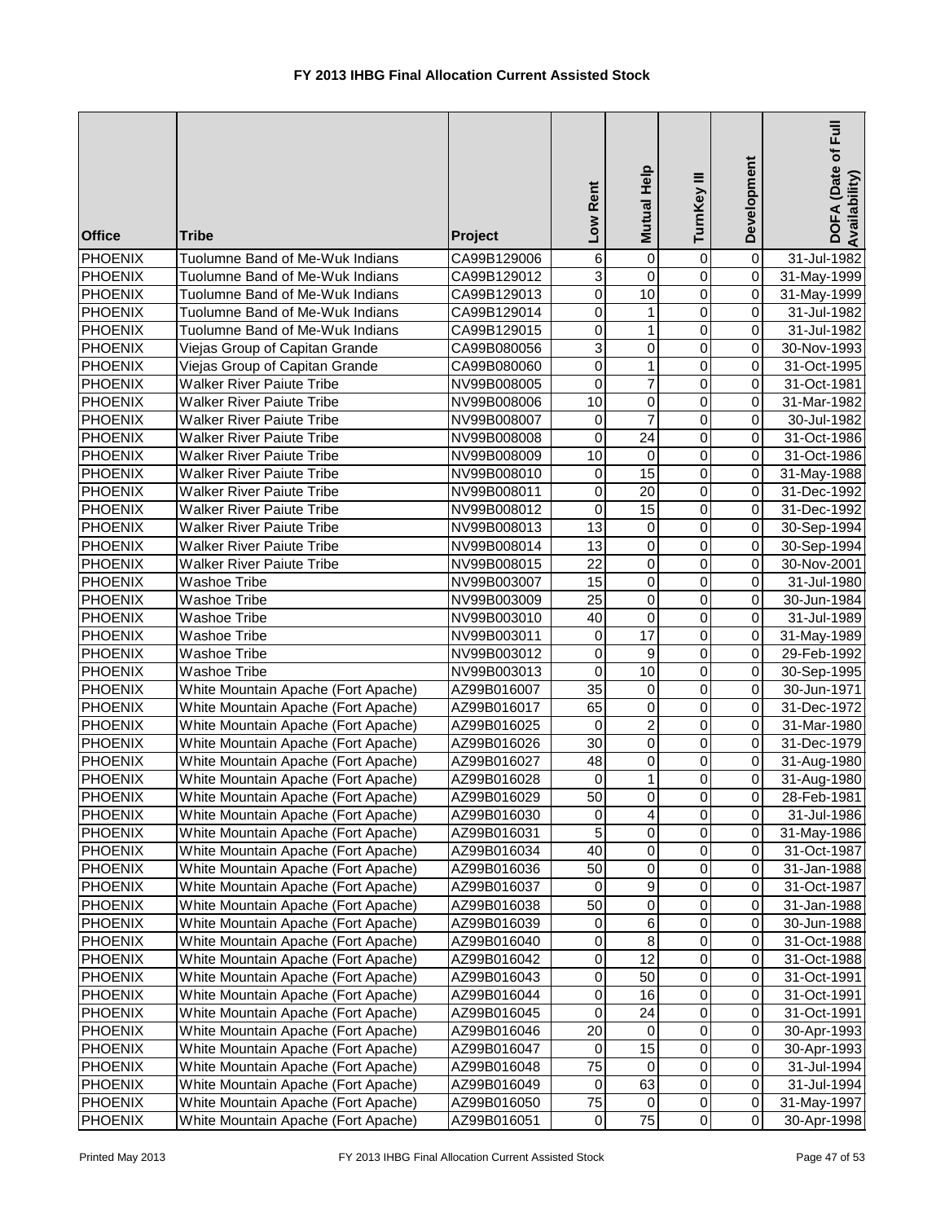# FY 2013 IHBG Final Allocation Current Assisted Stock

| Office | Tribe | Project | Low Rent | Mutual Help | TurnKey III | Development | DOFA (Date of Full Availability) |
|---|---|---|---|---|---|---|---|
| PHOENIX | Tuolumne Band of Me-Wuk Indians | CA99B129006 | 6 | 0 | 0 | 0 | 31-Jul-1982 |
| PHOENIX | Tuolumne Band of Me-Wuk Indians | CA99B129012 | 3 | 0 | 0 | 0 | 31-May-1999 |
| PHOENIX | Tuolumne Band of Me-Wuk Indians | CA99B129013 | 0 | 10 | 0 | 0 | 31-May-1999 |
| PHOENIX | Tuolumne Band of Me-Wuk Indians | CA99B129014 | 0 | 1 | 0 | 0 | 31-Jul-1982 |
| PHOENIX | Tuolumne Band of Me-Wuk Indians | CA99B129015 | 0 | 1 | 0 | 0 | 31-Jul-1982 |
| PHOENIX | Viejas Group of Capitan Grande | CA99B080056 | 3 | 0 | 0 | 0 | 30-Nov-1993 |
| PHOENIX | Viejas Group of Capitan Grande | CA99B080060 | 0 | 1 | 0 | 0 | 31-Oct-1995 |
| PHOENIX | Walker River Paiute Tribe | NV99B008005 | 0 | 7 | 0 | 0 | 31-Oct-1981 |
| PHOENIX | Walker River Paiute Tribe | NV99B008006 | 10 | 0 | 0 | 0 | 31-Mar-1982 |
| PHOENIX | Walker River Paiute Tribe | NV99B008007 | 0 | 7 | 0 | 0 | 30-Jul-1982 |
| PHOENIX | Walker River Paiute Tribe | NV99B008008 | 0 | 24 | 0 | 0 | 31-Oct-1986 |
| PHOENIX | Walker River Paiute Tribe | NV99B008009 | 10 | 0 | 0 | 0 | 31-Oct-1986 |
| PHOENIX | Walker River Paiute Tribe | NV99B008010 | 0 | 15 | 0 | 0 | 31-May-1988 |
| PHOENIX | Walker River Paiute Tribe | NV99B008011 | 0 | 20 | 0 | 0 | 31-Dec-1992 |
| PHOENIX | Walker River Paiute Tribe | NV99B008012 | 0 | 15 | 0 | 0 | 31-Dec-1992 |
| PHOENIX | Walker River Paiute Tribe | NV99B008013 | 13 | 0 | 0 | 0 | 30-Sep-1994 |
| PHOENIX | Walker River Paiute Tribe | NV99B008014 | 13 | 0 | 0 | 0 | 30-Sep-1994 |
| PHOENIX | Walker River Paiute Tribe | NV99B008015 | 22 | 0 | 0 | 0 | 30-Nov-2001 |
| PHOENIX | Washoe Tribe | NV99B003007 | 15 | 0 | 0 | 0 | 31-Jul-1980 |
| PHOENIX | Washoe Tribe | NV99B003009 | 25 | 0 | 0 | 0 | 30-Jun-1984 |
| PHOENIX | Washoe Tribe | NV99B003010 | 40 | 0 | 0 | 0 | 31-Jul-1989 |
| PHOENIX | Washoe Tribe | NV99B003011 | 0 | 17 | 0 | 0 | 31-May-1989 |
| PHOENIX | Washoe Tribe | NV99B003012 | 0 | 9 | 0 | 0 | 29-Feb-1992 |
| PHOENIX | Washoe Tribe | NV99B003013 | 0 | 10 | 0 | 0 | 30-Sep-1995 |
| PHOENIX | White Mountain Apache (Fort Apache) | AZ99B016007 | 35 | 0 | 0 | 0 | 30-Jun-1971 |
| PHOENIX | White Mountain Apache (Fort Apache) | AZ99B016017 | 65 | 0 | 0 | 0 | 31-Dec-1972 |
| PHOENIX | White Mountain Apache (Fort Apache) | AZ99B016025 | 0 | 2 | 0 | 0 | 31-Mar-1980 |
| PHOENIX | White Mountain Apache (Fort Apache) | AZ99B016026 | 30 | 0 | 0 | 0 | 31-Dec-1979 |
| PHOENIX | White Mountain Apache (Fort Apache) | AZ99B016027 | 48 | 0 | 0 | 0 | 31-Aug-1980 |
| PHOENIX | White Mountain Apache (Fort Apache) | AZ99B016028 | 0 | 1 | 0 | 0 | 31-Aug-1980 |
| PHOENIX | White Mountain Apache (Fort Apache) | AZ99B016029 | 50 | 0 | 0 | 0 | 28-Feb-1981 |
| PHOENIX | White Mountain Apache (Fort Apache) | AZ99B016030 | 0 | 4 | 0 | 0 | 31-Jul-1986 |
| PHOENIX | White Mountain Apache (Fort Apache) | AZ99B016031 | 5 | 0 | 0 | 0 | 31-May-1986 |
| PHOENIX | White Mountain Apache (Fort Apache) | AZ99B016034 | 40 | 0 | 0 | 0 | 31-Oct-1987 |
| PHOENIX | White Mountain Apache (Fort Apache) | AZ99B016036 | 50 | 0 | 0 | 0 | 31-Jan-1988 |
| PHOENIX | White Mountain Apache (Fort Apache) | AZ99B016037 | 0 | 9 | 0 | 0 | 31-Oct-1987 |
| PHOENIX | White Mountain Apache (Fort Apache) | AZ99B016038 | 50 | 0 | 0 | 0 | 31-Jan-1988 |
| PHOENIX | White Mountain Apache (Fort Apache) | AZ99B016039 | 0 | 6 | 0 | 0 | 30-Jun-1988 |
| PHOENIX | White Mountain Apache (Fort Apache) | AZ99B016040 | 0 | 8 | 0 | 0 | 31-Oct-1988 |
| PHOENIX | White Mountain Apache (Fort Apache) | AZ99B016042 | 0 | 12 | 0 | 0 | 31-Oct-1988 |
| PHOENIX | White Mountain Apache (Fort Apache) | AZ99B016043 | 0 | 50 | 0 | 0 | 31-Oct-1991 |
| PHOENIX | White Mountain Apache (Fort Apache) | AZ99B016044 | 0 | 16 | 0 | 0 | 31-Oct-1991 |
| PHOENIX | White Mountain Apache (Fort Apache) | AZ99B016045 | 0 | 24 | 0 | 0 | 31-Oct-1991 |
| PHOENIX | White Mountain Apache (Fort Apache) | AZ99B016046 | 20 | 0 | 0 | 0 | 30-Apr-1993 |
| PHOENIX | White Mountain Apache (Fort Apache) | AZ99B016047 | 0 | 15 | 0 | 0 | 30-Apr-1993 |
| PHOENIX | White Mountain Apache (Fort Apache) | AZ99B016048 | 75 | 0 | 0 | 0 | 31-Jul-1994 |
| PHOENIX | White Mountain Apache (Fort Apache) | AZ99B016049 | 0 | 63 | 0 | 0 | 31-Jul-1994 |
| PHOENIX | White Mountain Apache (Fort Apache) | AZ99B016050 | 75 | 0 | 0 | 0 | 31-May-1997 |
| PHOENIX | White Mountain Apache (Fort Apache) | AZ99B016051 | 0 | 75 | 0 | 0 | 30-Apr-1998 |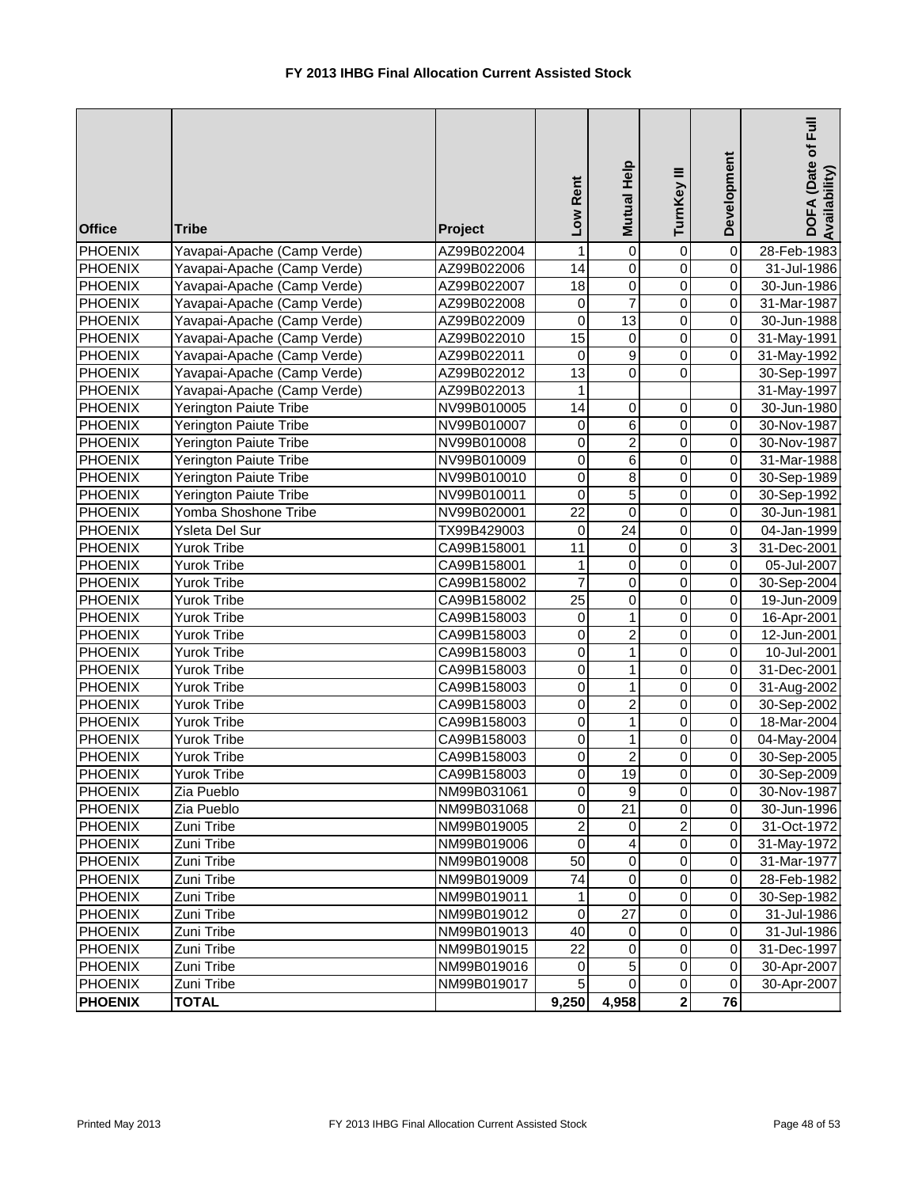# FY 2013 IHBG Final Allocation Current Assisted Stock

| Office | Tribe | Project | Low Rent | Mutual Help | TurnKey III | Development | DOFA (Date of Full Availability) |
|---|---|---|---|---|---|---|---|
| PHOENIX | Yavapai-Apache (Camp Verde) | AZ99B022004 | 1 | 0 | 0 | 0 | 28-Feb-1983 |
| PHOENIX | Yavapai-Apache (Camp Verde) | AZ99B022006 | 14 | 0 | 0 | 0 | 31-Jul-1986 |
| PHOENIX | Yavapai-Apache (Camp Verde) | AZ99B022007 | 18 | 0 | 0 | 0 | 30-Jun-1986 |
| PHOENIX | Yavapai-Apache (Camp Verde) | AZ99B022008 | 0 | 7 | 0 | 0 | 31-Mar-1987 |
| PHOENIX | Yavapai-Apache (Camp Verde) | AZ99B022009 | 0 | 13 | 0 | 0 | 30-Jun-1988 |
| PHOENIX | Yavapai-Apache (Camp Verde) | AZ99B022010 | 15 | 0 | 0 | 0 | 31-May-1991 |
| PHOENIX | Yavapai-Apache (Camp Verde) | AZ99B022011 | 0 | 9 | 0 | 0 | 31-May-1992 |
| PHOENIX | Yavapai-Apache (Camp Verde) | AZ99B022012 | 13 | 0 | 0 | | 30-Sep-1997 |
| PHOENIX | Yavapai-Apache (Camp Verde) | AZ99B022013 | 1 | | | | 31-May-1997 |
| PHOENIX | Yerington Paiute Tribe | NV99B010005 | 14 | 0 | 0 | 0 | 30-Jun-1980 |
| PHOENIX | Yerington Paiute Tribe | NV99B010007 | 0 | 6 | 0 | 0 | 30-Nov-1987 |
| PHOENIX | Yerington Paiute Tribe | NV99B010008 | 0 | 2 | 0 | 0 | 30-Nov-1987 |
| PHOENIX | Yerington Paiute Tribe | NV99B010009 | 0 | 6 | 0 | 0 | 31-Mar-1988 |
| PHOENIX | Yerington Paiute Tribe | NV99B010010 | 0 | 8 | 0 | 0 | 30-Sep-1989 |
| PHOENIX | Yerington Paiute Tribe | NV99B010011 | 0 | 5 | 0 | 0 | 30-Sep-1992 |
| PHOENIX | Yomba Shoshone Tribe | NV99B020001 | 22 | 0 | 0 | 0 | 30-Jun-1981 |
| PHOENIX | Ysleta Del Sur | TX99B429003 | 0 | 24 | 0 | 0 | 04-Jan-1999 |
| PHOENIX | Yurok Tribe | CA99B158001 | 11 | 0 | 0 | 3 | 31-Dec-2001 |
| PHOENIX | Yurok Tribe | CA99B158001 | 1 | 0 | 0 | 0 | 05-Jul-2007 |
| PHOENIX | Yurok Tribe | CA99B158002 | 7 | 0 | 0 | 0 | 30-Sep-2004 |
| PHOENIX | Yurok Tribe | CA99B158002 | 25 | 0 | 0 | 0 | 19-Jun-2009 |
| PHOENIX | Yurok Tribe | CA99B158003 | 0 | 1 | 0 | 0 | 16-Apr-2001 |
| PHOENIX | Yurok Tribe | CA99B158003 | 0 | 2 | 0 | 0 | 12-Jun-2001 |
| PHOENIX | Yurok Tribe | CA99B158003 | 0 | 1 | 0 | 0 | 10-Jul-2001 |
| PHOENIX | Yurok Tribe | CA99B158003 | 0 | 1 | 0 | 0 | 31-Dec-2001 |
| PHOENIX | Yurok Tribe | CA99B158003 | 0 | 1 | 0 | 0 | 31-Aug-2002 |
| PHOENIX | Yurok Tribe | CA99B158003 | 0 | 2 | 0 | 0 | 30-Sep-2002 |
| PHOENIX | Yurok Tribe | CA99B158003 | 0 | 1 | 0 | 0 | 18-Mar-2004 |
| PHOENIX | Yurok Tribe | CA99B158003 | 0 | 1 | 0 | 0 | 04-May-2004 |
| PHOENIX | Yurok Tribe | CA99B158003 | 0 | 2 | 0 | 0 | 30-Sep-2005 |
| PHOENIX | Yurok Tribe | CA99B158003 | 0 | 19 | 0 | 0 | 30-Sep-2009 |
| PHOENIX | Zia Pueblo | NM99B031061 | 0 | 9 | 0 | 0 | 30-Nov-1987 |
| PHOENIX | Zia Pueblo | NM99B031068 | 0 | 21 | 0 | 0 | 30-Jun-1996 |
| PHOENIX | Zuni Tribe | NM99B019005 | 2 | 0 | 2 | 0 | 31-Oct-1972 |
| PHOENIX | Zuni Tribe | NM99B019006 | 0 | 4 | 0 | 0 | 31-May-1972 |
| PHOENIX | Zuni Tribe | NM99B019008 | 50 | 0 | 0 | 0 | 31-Mar-1977 |
| PHOENIX | Zuni Tribe | NM99B019009 | 74 | 0 | 0 | 0 | 28-Feb-1982 |
| PHOENIX | Zuni Tribe | NM99B019011 | 1 | 0 | 0 | 0 | 30-Sep-1982 |
| PHOENIX | Zuni Tribe | NM99B019012 | 0 | 27 | 0 | 0 | 31-Jul-1986 |
| PHOENIX | Zuni Tribe | NM99B019013 | 40 | 0 | 0 | 0 | 31-Jul-1986 |
| PHOENIX | Zuni Tribe | NM99B019015 | 22 | 0 | 0 | 0 | 31-Dec-1997 |
| PHOENIX | Zuni Tribe | NM99B019016 | 0 | 5 | 0 | 0 | 30-Apr-2007 |
| PHOENIX | Zuni Tribe | NM99B019017 | 5 | 0 | 0 | 0 | 30-Apr-2007 |
| **PHOENIX** | **TOTAL** | | **9,250** | **4,958** | **2** | **76** | |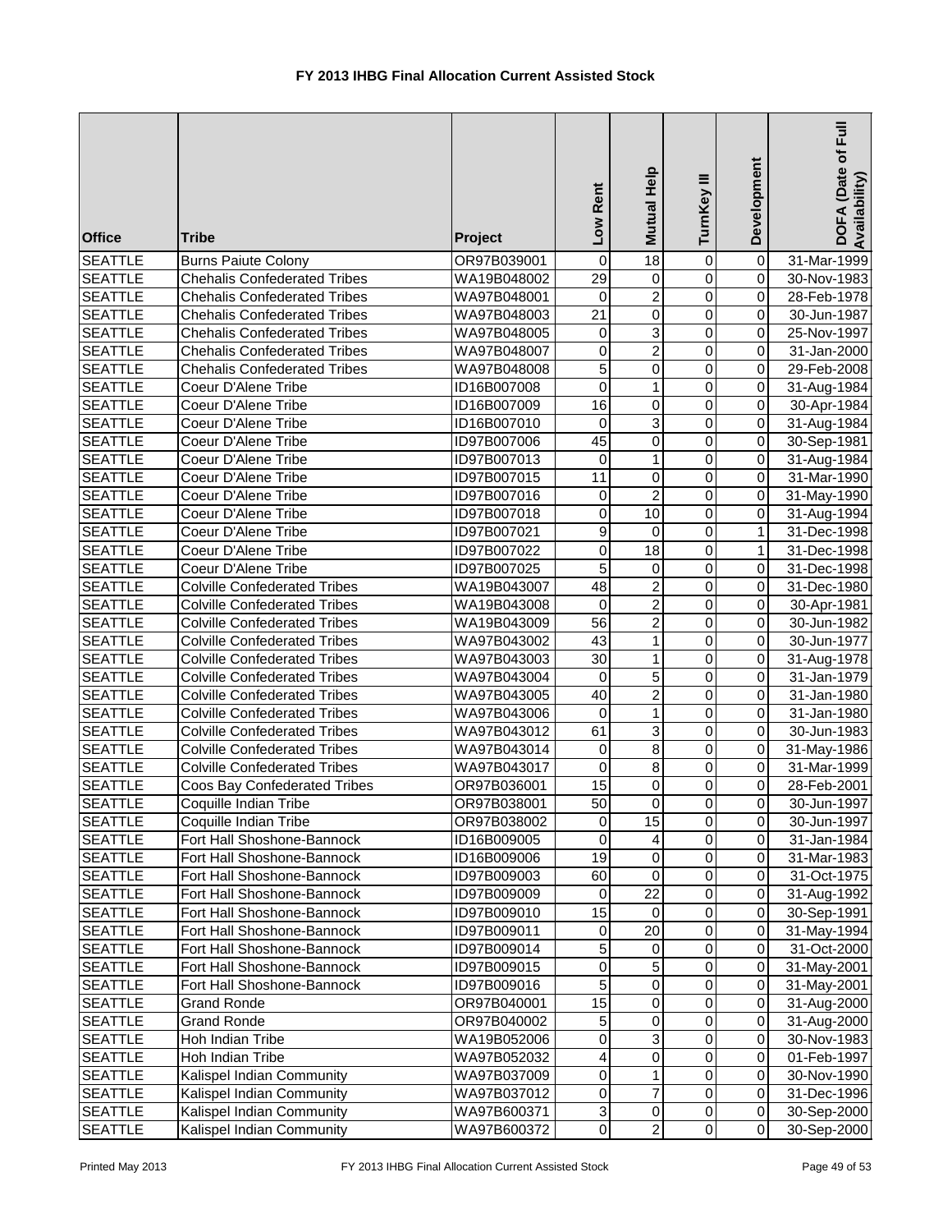# FY 2013 IHBG Final Allocation Current Assisted Stock

| Office | Tribe | Project | Low Rent | Mutual Help | TurnKey III | Development | DOFA (Date of Full Availability) |
|---|---|---|---|---|---|---|---|
| SEATTLE | Burns Paiute Colony | OR97B039001 | 0 | 18 | 0 | 0 | 31-Mar-1999 |
| SEATTLE | Chehalis Confederated Tribes | WA19B048002 | 29 | 0 | 0 | 0 | 30-Nov-1983 |
| SEATTLE | Chehalis Confederated Tribes | WA97B048001 | 0 | 2 | 0 | 0 | 28-Feb-1978 |
| SEATTLE | Chehalis Confederated Tribes | WA97B048003 | 21 | 0 | 0 | 0 | 30-Jun-1987 |
| SEATTLE | Chehalis Confederated Tribes | WA97B048005 | 0 | 3 | 0 | 0 | 25-Nov-1997 |
| SEATTLE | Chehalis Confederated Tribes | WA97B048007 | 0 | 2 | 0 | 0 | 31-Jan-2000 |
| SEATTLE | Chehalis Confederated Tribes | WA97B048008 | 5 | 0 | 0 | 0 | 29-Feb-2008 |
| SEATTLE | Coeur D'Alene Tribe | ID16B007008 | 0 | 1 | 0 | 0 | 31-Aug-1984 |
| SEATTLE | Coeur D'Alene Tribe | ID16B007009 | 16 | 0 | 0 | 0 | 30-Apr-1984 |
| SEATTLE | Coeur D'Alene Tribe | ID16B007010 | 0 | 3 | 0 | 0 | 31-Aug-1984 |
| SEATTLE | Coeur D'Alene Tribe | ID97B007006 | 45 | 0 | 0 | 0 | 30-Sep-1981 |
| SEATTLE | Coeur D'Alene Tribe | ID97B007013 | 0 | 1 | 0 | 0 | 31-Aug-1984 |
| SEATTLE | Coeur D'Alene Tribe | ID97B007015 | 11 | 0 | 0 | 0 | 31-Mar-1990 |
| SEATTLE | Coeur D'Alene Tribe | ID97B007016 | 0 | 2 | 0 | 0 | 31-May-1990 |
| SEATTLE | Coeur D'Alene Tribe | ID97B007018 | 0 | 10 | 0 | 0 | 31-Aug-1994 |
| SEATTLE | Coeur D'Alene Tribe | ID97B007021 | 9 | 0 | 0 | 1 | 31-Dec-1998 |
| SEATTLE | Coeur D'Alene Tribe | ID97B007022 | 0 | 18 | 0 | 1 | 31-Dec-1998 |
| SEATTLE | Coeur D'Alene Tribe | ID97B007025 | 5 | 0 | 0 | 0 | 31-Dec-1998 |
| SEATTLE | Colville Confederated Tribes | WA19B043007 | 48 | 2 | 0 | 0 | 31-Dec-1980 |
| SEATTLE | Colville Confederated Tribes | WA19B043008 | 0 | 2 | 0 | 0 | 30-Apr-1981 |
| SEATTLE | Colville Confederated Tribes | WA19B043009 | 56 | 2 | 0 | 0 | 30-Jun-1982 |
| SEATTLE | Colville Confederated Tribes | WA97B043002 | 43 | 1 | 0 | 0 | 30-Jun-1977 |
| SEATTLE | Colville Confederated Tribes | WA97B043003 | 30 | 1 | 0 | 0 | 31-Aug-1978 |
| SEATTLE | Colville Confederated Tribes | WA97B043004 | 0 | 5 | 0 | 0 | 31-Jan-1979 |
| SEATTLE | Colville Confederated Tribes | WA97B043005 | 40 | 2 | 0 | 0 | 31-Jan-1980 |
| SEATTLE | Colville Confederated Tribes | WA97B043006 | 0 | 1 | 0 | 0 | 31-Jan-1980 |
| SEATTLE | Colville Confederated Tribes | WA97B043012 | 61 | 3 | 0 | 0 | 30-Jun-1983 |
| SEATTLE | Colville Confederated Tribes | WA97B043014 | 0 | 8 | 0 | 0 | 31-May-1986 |
| SEATTLE | Colville Confederated Tribes | WA97B043017 | 0 | 8 | 0 | 0 | 31-Mar-1999 |
| SEATTLE | Coos Bay Confederated Tribes | OR97B036001 | 15 | 0 | 0 | 0 | 28-Feb-2001 |
| SEATTLE | Coquille Indian Tribe | OR97B038001 | 50 | 0 | 0 | 0 | 30-Jun-1997 |
| SEATTLE | Coquille Indian Tribe | OR97B038002 | 0 | 15 | 0 | 0 | 30-Jun-1997 |
| SEATTLE | Fort Hall Shoshone-Bannock | ID16B009005 | 0 | 4 | 0 | 0 | 31-Jan-1984 |
| SEATTLE | Fort Hall Shoshone-Bannock | ID16B009006 | 19 | 0 | 0 | 0 | 31-Mar-1983 |
| SEATTLE | Fort Hall Shoshone-Bannock | ID97B009003 | 60 | 0 | 0 | 0 | 31-Oct-1975 |
| SEATTLE | Fort Hall Shoshone-Bannock | ID97B009009 | 0 | 22 | 0 | 0 | 31-Aug-1992 |
| SEATTLE | Fort Hall Shoshone-Bannock | ID97B009010 | 15 | 0 | 0 | 0 | 30-Sep-1991 |
| SEATTLE | Fort Hall Shoshone-Bannock | ID97B009011 | 0 | 20 | 0 | 0 | 31-May-1994 |
| SEATTLE | Fort Hall Shoshone-Bannock | ID97B009014 | 5 | 0 | 0 | 0 | 31-Oct-2000 |
| SEATTLE | Fort Hall Shoshone-Bannock | ID97B009015 | 0 | 5 | 0 | 0 | 31-May-2001 |
| SEATTLE | Fort Hall Shoshone-Bannock | ID97B009016 | 5 | 0 | 0 | 0 | 31-May-2001 |
| SEATTLE | Grand Ronde | OR97B040001 | 15 | 0 | 0 | 0 | 31-Aug-2000 |
| SEATTLE | Grand Ronde | OR97B040002 | 5 | 0 | 0 | 0 | 31-Aug-2000 |
| SEATTLE | Hoh Indian Tribe | WA19B052006 | 0 | 3 | 0 | 0 | 30-Nov-1983 |
| SEATTLE | Hoh Indian Tribe | WA97B052032 | 4 | 0 | 0 | 0 | 01-Feb-1997 |
| SEATTLE | Kalispel Indian Community | WA97B037009 | 0 | 1 | 0 | 0 | 30-Nov-1990 |
| SEATTLE | Kalispel Indian Community | WA97B037012 | 0 | 7 | 0 | 0 | 31-Dec-1996 |
| SEATTLE | Kalispel Indian Community | WA97B600371 | 3 | 0 | 0 | 0 | 30-Sep-2000 |
| SEATTLE | Kalispel Indian Community | WA97B600372 | 0 | 2 | 0 | 0 | 30-Sep-2000 |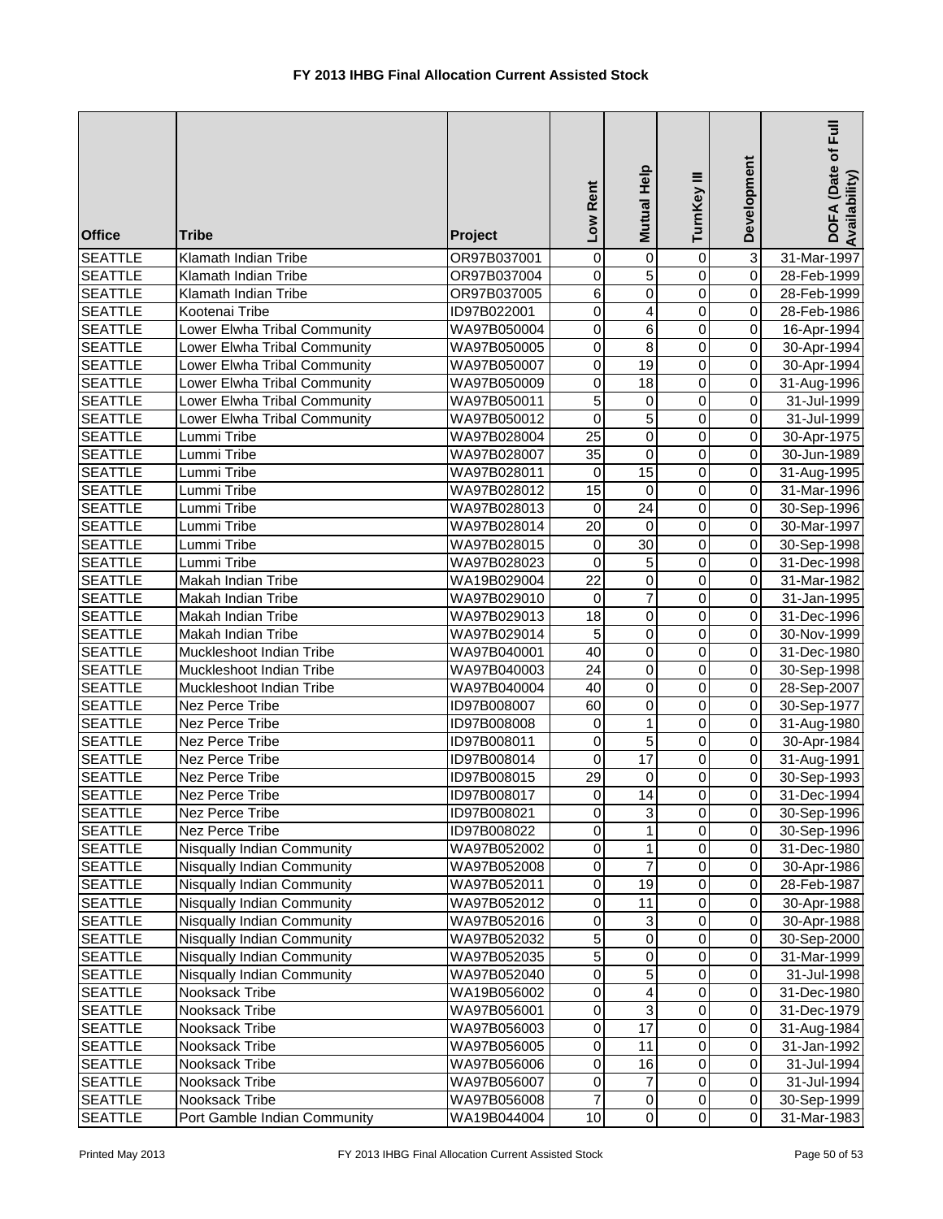# FY 2013 IHBG Final Allocation Current Assisted Stock

| Office | Tribe | Project | Low Rent | Mutual Help | TurnKey III | Development | DOFA (Date of Full Availability) |
|---|---|---|---|---|---|---|---|
| SEATTLE | Klamath Indian Tribe | OR97B037001 | 0 | 0 | 0 | 3 | 31-Mar-1997 |
| SEATTLE | Klamath Indian Tribe | OR97B037004 | 0 | 5 | 0 | 0 | 28-Feb-1999 |
| SEATTLE | Klamath Indian Tribe | OR97B037005 | 6 | 0 | 0 | 0 | 28-Feb-1999 |
| SEATTLE | Kootenai Tribe | ID97B022001 | 0 | 4 | 0 | 0 | 28-Feb-1986 |
| SEATTLE | Lower Elwha Tribal Community | WA97B050004 | 0 | 6 | 0 | 0 | 16-Apr-1994 |
| SEATTLE | Lower Elwha Tribal Community | WA97B050005 | 0 | 8 | 0 | 0 | 30-Apr-1994 |
| SEATTLE | Lower Elwha Tribal Community | WA97B050007 | 0 | 19 | 0 | 0 | 30-Apr-1994 |
| SEATTLE | Lower Elwha Tribal Community | WA97B050009 | 0 | 18 | 0 | 0 | 31-Aug-1996 |
| SEATTLE | Lower Elwha Tribal Community | WA97B050011 | 5 | 0 | 0 | 0 | 31-Jul-1999 |
| SEATTLE | Lower Elwha Tribal Community | WA97B050012 | 0 | 5 | 0 | 0 | 31-Jul-1999 |
| SEATTLE | Lummi Tribe | WA97B028004 | 25 | 0 | 0 | 0 | 30-Apr-1975 |
| SEATTLE | Lummi Tribe | WA97B028007 | 35 | 0 | 0 | 0 | 30-Jun-1989 |
| SEATTLE | Lummi Tribe | WA97B028011 | 0 | 15 | 0 | 0 | 31-Aug-1995 |
| SEATTLE | Lummi Tribe | WA97B028012 | 15 | 0 | 0 | 0 | 31-Mar-1996 |
| SEATTLE | Lummi Tribe | WA97B028013 | 0 | 24 | 0 | 0 | 30-Sep-1996 |
| SEATTLE | Lummi Tribe | WA97B028014 | 20 | 0 | 0 | 0 | 30-Mar-1997 |
| SEATTLE | Lummi Tribe | WA97B028015 | 0 | 30 | 0 | 0 | 30-Sep-1998 |
| SEATTLE | Lummi Tribe | WA97B028023 | 0 | 5 | 0 | 0 | 31-Dec-1998 |
| SEATTLE | Makah Indian Tribe | WA19B029004 | 22 | 0 | 0 | 0 | 31-Mar-1982 |
| SEATTLE | Makah Indian Tribe | WA97B029010 | 0 | 7 | 0 | 0 | 31-Jan-1995 |
| SEATTLE | Makah Indian Tribe | WA97B029013 | 18 | 0 | 0 | 0 | 31-Dec-1996 |
| SEATTLE | Makah Indian Tribe | WA97B029014 | 5 | 0 | 0 | 0 | 30-Nov-1999 |
| SEATTLE | Muckleshoot Indian Tribe | WA97B040001 | 40 | 0 | 0 | 0 | 31-Dec-1980 |
| SEATTLE | Muckleshoot Indian Tribe | WA97B040003 | 24 | 0 | 0 | 0 | 30-Sep-1998 |
| SEATTLE | Muckleshoot Indian Tribe | WA97B040004 | 40 | 0 | 0 | 0 | 28-Sep-2007 |
| SEATTLE | Nez Perce Tribe | ID97B008007 | 60 | 0 | 0 | 0 | 30-Sep-1977 |
| SEATTLE | Nez Perce Tribe | ID97B008008 | 0 | 1 | 0 | 0 | 31-Aug-1980 |
| SEATTLE | Nez Perce Tribe | ID97B008011 | 0 | 5 | 0 | 0 | 30-Apr-1984 |
| SEATTLE | Nez Perce Tribe | ID97B008014 | 0 | 17 | 0 | 0 | 31-Aug-1991 |
| SEATTLE | Nez Perce Tribe | ID97B008015 | 29 | 0 | 0 | 0 | 30-Sep-1993 |
| SEATTLE | Nez Perce Tribe | ID97B008017 | 0 | 14 | 0 | 0 | 31-Dec-1994 |
| SEATTLE | Nez Perce Tribe | ID97B008021 | 0 | 3 | 0 | 0 | 30-Sep-1996 |
| SEATTLE | Nez Perce Tribe | ID97B008022 | 0 | 1 | 0 | 0 | 30-Sep-1996 |
| SEATTLE | Nisqually Indian Community | WA97B052002 | 0 | 1 | 0 | 0 | 31-Dec-1980 |
| SEATTLE | Nisqually Indian Community | WA97B052008 | 0 | 7 | 0 | 0 | 30-Apr-1986 |
| SEATTLE | Nisqually Indian Community | WA97B052011 | 0 | 19 | 0 | 0 | 28-Feb-1987 |
| SEATTLE | Nisqually Indian Community | WA97B052012 | 0 | 11 | 0 | 0 | 30-Apr-1988 |
| SEATTLE | Nisqually Indian Community | WA97B052016 | 0 | 3 | 0 | 0 | 30-Apr-1988 |
| SEATTLE | Nisqually Indian Community | WA97B052032 | 5 | 0 | 0 | 0 | 30-Sep-2000 |
| SEATTLE | Nisqually Indian Community | WA97B052035 | 5 | 0 | 0 | 0 | 31-Mar-1999 |
| SEATTLE | Nisqually Indian Community | WA97B052040 | 0 | 5 | 0 | 0 | 31-Jul-1998 |
| SEATTLE | Nooksack Tribe | WA19B056002 | 0 | 4 | 0 | 0 | 31-Dec-1980 |
| SEATTLE | Nooksack Tribe | WA97B056001 | 0 | 3 | 0 | 0 | 31-Dec-1979 |
| SEATTLE | Nooksack Tribe | WA97B056003 | 0 | 17 | 0 | 0 | 31-Aug-1984 |
| SEATTLE | Nooksack Tribe | WA97B056005 | 0 | 11 | 0 | 0 | 31-Jan-1992 |
| SEATTLE | Nooksack Tribe | WA97B056006 | 0 | 16 | 0 | 0 | 31-Jul-1994 |
| SEATTLE | Nooksack Tribe | WA97B056007 | 0 | 7 | 0 | 0 | 31-Jul-1994 |
| SEATTLE | Nooksack Tribe | WA97B056008 | 7 | 0 | 0 | 0 | 30-Sep-1999 |
| SEATTLE | Port Gamble Indian Community | WA19B044004 | 10 | 0 | 0 | 0 | 31-Mar-1983 |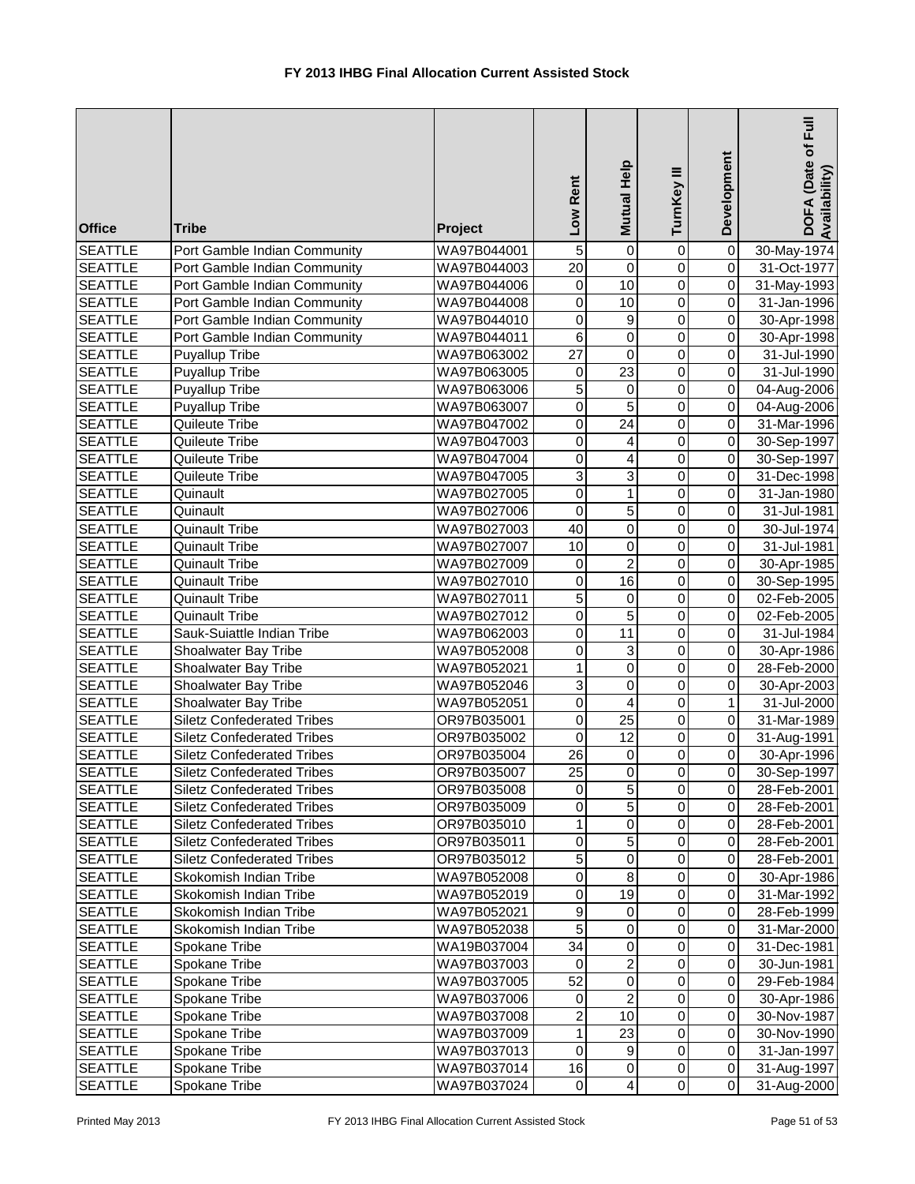# FY 2013 IHBG Final Allocation Current Assisted Stock

| Office | Tribe | Project | Low Rent | Mutual Help | TurnKey III | Development | DOFA (Date of Full Availability) |
|---|---|---|---|---|---|---|---|
| SEATTLE | Port Gamble Indian Community | WA97B044001 | 5 | 0 | 0 | 0 | 30-May-1974 |
| SEATTLE | Port Gamble Indian Community | WA97B044003 | 20 | 0 | 0 | 0 | 31-Oct-1977 |
| SEATTLE | Port Gamble Indian Community | WA97B044006 | 0 | 10 | 0 | 0 | 31-May-1993 |
| SEATTLE | Port Gamble Indian Community | WA97B044008 | 0 | 10 | 0 | 0 | 31-Jan-1996 |
| SEATTLE | Port Gamble Indian Community | WA97B044010 | 0 | 9 | 0 | 0 | 30-Apr-1998 |
| SEATTLE | Port Gamble Indian Community | WA97B044011 | 6 | 0 | 0 | 0 | 30-Apr-1998 |
| SEATTLE | Puyallup Tribe | WA97B063002 | 27 | 0 | 0 | 0 | 31-Jul-1990 |
| SEATTLE | Puyallup Tribe | WA97B063005 | 0 | 23 | 0 | 0 | 31-Jul-1990 |
| SEATTLE | Puyallup Tribe | WA97B063006 | 5 | 0 | 0 | 0 | 04-Aug-2006 |
| SEATTLE | Puyallup Tribe | WA97B063007 | 0 | 5 | 0 | 0 | 04-Aug-2006 |
| SEATTLE | Quileute Tribe | WA97B047002 | 0 | 24 | 0 | 0 | 31-Mar-1996 |
| SEATTLE | Quileute Tribe | WA97B047003 | 0 | 4 | 0 | 0 | 30-Sep-1997 |
| SEATTLE | Quileute Tribe | WA97B047004 | 0 | 4 | 0 | 0 | 30-Sep-1997 |
| SEATTLE | Quileute Tribe | WA97B047005 | 3 | 3 | 0 | 0 | 31-Dec-1998 |
| SEATTLE | Quinault | WA97B027005 | 0 | 1 | 0 | 0 | 31-Jan-1980 |
| SEATTLE | Quinault | WA97B027006 | 0 | 5 | 0 | 0 | 31-Jul-1981 |
| SEATTLE | Quinault Tribe | WA97B027003 | 40 | 0 | 0 | 0 | 30-Jul-1974 |
| SEATTLE | Quinault Tribe | WA97B027007 | 10 | 0 | 0 | 0 | 31-Jul-1981 |
| SEATTLE | Quinault Tribe | WA97B027009 | 0 | 2 | 0 | 0 | 30-Apr-1985 |
| SEATTLE | Quinault Tribe | WA97B027010 | 0 | 16 | 0 | 0 | 30-Sep-1995 |
| SEATTLE | Quinault Tribe | WA97B027011 | 5 | 0 | 0 | 0 | 02-Feb-2005 |
| SEATTLE | Quinault Tribe | WA97B027012 | 0 | 5 | 0 | 0 | 02-Feb-2005 |
| SEATTLE | Sauk-Suiattle Indian Tribe | WA97B062003 | 0 | 11 | 0 | 0 | 31-Jul-1984 |
| SEATTLE | Shoalwater Bay Tribe | WA97B052008 | 0 | 3 | 0 | 0 | 30-Apr-1986 |
| SEATTLE | Shoalwater Bay Tribe | WA97B052021 | 1 | 0 | 0 | 0 | 28-Feb-2000 |
| SEATTLE | Shoalwater Bay Tribe | WA97B052046 | 3 | 0 | 0 | 0 | 30-Apr-2003 |
| SEATTLE | Shoalwater Bay Tribe | WA97B052051 | 0 | 4 | 0 | 1 | 31-Jul-2000 |
| SEATTLE | Siletz Confederated Tribes | OR97B035001 | 0 | 25 | 0 | 0 | 31-Mar-1989 |
| SEATTLE | Siletz Confederated Tribes | OR97B035002 | 0 | 12 | 0 | 0 | 31-Aug-1991 |
| SEATTLE | Siletz Confederated Tribes | OR97B035004 | 26 | 0 | 0 | 0 | 30-Apr-1996 |
| SEATTLE | Siletz Confederated Tribes | OR97B035007 | 25 | 0 | 0 | 0 | 30-Sep-1997 |
| SEATTLE | Siletz Confederated Tribes | OR97B035008 | 0 | 5 | 0 | 0 | 28-Feb-2001 |
| SEATTLE | Siletz Confederated Tribes | OR97B035009 | 0 | 5 | 0 | 0 | 28-Feb-2001 |
| SEATTLE | Siletz Confederated Tribes | OR97B035010 | 1 | 0 | 0 | 0 | 28-Feb-2001 |
| SEATTLE | Siletz Confederated Tribes | OR97B035011 | 0 | 5 | 0 | 0 | 28-Feb-2001 |
| SEATTLE | Siletz Confederated Tribes | OR97B035012 | 5 | 0 | 0 | 0 | 28-Feb-2001 |
| SEATTLE | Skokomish Indian Tribe | WA97B052008 | 0 | 8 | 0 | 0 | 30-Apr-1986 |
| SEATTLE | Skokomish Indian Tribe | WA97B052019 | 0 | 19 | 0 | 0 | 31-Mar-1992 |
| SEATTLE | Skokomish Indian Tribe | WA97B052021 | 9 | 0 | 0 | 0 | 28-Feb-1999 |
| SEATTLE | Skokomish Indian Tribe | WA97B052038 | 5 | 0 | 0 | 0 | 31-Mar-2000 |
| SEATTLE | Spokane Tribe | WA19B037004 | 34 | 0 | 0 | 0 | 31-Dec-1981 |
| SEATTLE | Spokane Tribe | WA97B037003 | 0 | 2 | 0 | 0 | 30-Jun-1981 |
| SEATTLE | Spokane Tribe | WA97B037005 | 52 | 0 | 0 | 0 | 29-Feb-1984 |
| SEATTLE | Spokane Tribe | WA97B037006 | 0 | 2 | 0 | 0 | 30-Apr-1986 |
| SEATTLE | Spokane Tribe | WA97B037008 | 2 | 10 | 0 | 0 | 30-Nov-1987 |
| SEATTLE | Spokane Tribe | WA97B037009 | 1 | 23 | 0 | 0 | 30-Nov-1990 |
| SEATTLE | Spokane Tribe | WA97B037013 | 0 | 9 | 0 | 0 | 31-Jan-1997 |
| SEATTLE | Spokane Tribe | WA97B037014 | 16 | 0 | 0 | 0 | 31-Aug-1997 |
| SEATTLE | Spokane Tribe | WA97B037024 | 0 | 4 | 0 | 0 | 31-Aug-2000 |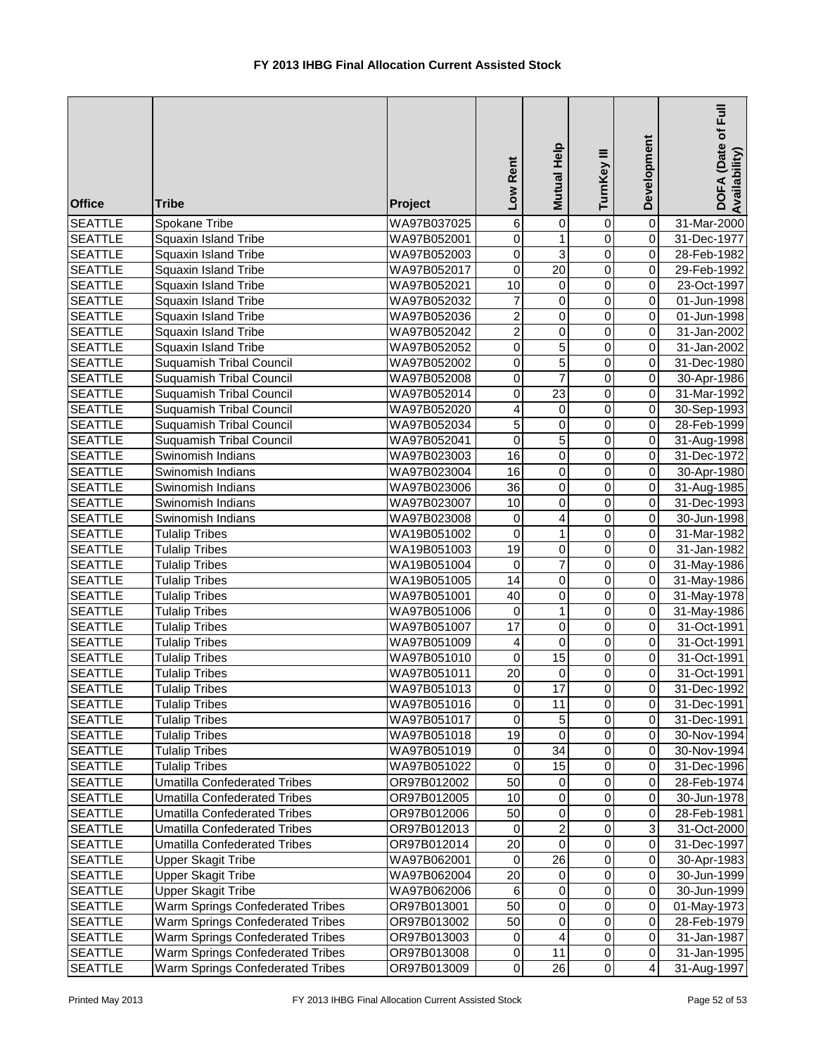# FY 2013 IHBG Final Allocation Current Assisted Stock

| Office | Tribe | Project | Low Rent | Mutual Help | TurnKey III | Development | DOFA (Date of Full Availability) |
|---|---|---|---|---|---|---|---|
| SEATTLE | Spokane Tribe | WA97B037025 | 6 | 0 | 0 | 0 | 31-Mar-2000 |
| SEATTLE | Squaxin Island Tribe | WA97B052001 | 0 | 1 | 0 | 0 | 31-Dec-1977 |
| SEATTLE | Squaxin Island Tribe | WA97B052003 | 0 | 3 | 0 | 0 | 28-Feb-1982 |
| SEATTLE | Squaxin Island Tribe | WA97B052017 | 0 | 20 | 0 | 0 | 29-Feb-1992 |
| SEATTLE | Squaxin Island Tribe | WA97B052021 | 10 | 0 | 0 | 0 | 23-Oct-1997 |
| SEATTLE | Squaxin Island Tribe | WA97B052032 | 7 | 0 | 0 | 0 | 01-Jun-1998 |
| SEATTLE | Squaxin Island Tribe | WA97B052036 | 2 | 0 | 0 | 0 | 01-Jun-1998 |
| SEATTLE | Squaxin Island Tribe | WA97B052042 | 2 | 0 | 0 | 0 | 31-Jan-2002 |
| SEATTLE | Squaxin Island Tribe | WA97B052052 | 0 | 5 | 0 | 0 | 31-Jan-2002 |
| SEATTLE | Suquamish Tribal Council | WA97B052002 | 0 | 5 | 0 | 0 | 31-Dec-1980 |
| SEATTLE | Suquamish Tribal Council | WA97B052008 | 0 | 7 | 0 | 0 | 30-Apr-1986 |
| SEATTLE | Suquamish Tribal Council | WA97B052014 | 0 | 23 | 0 | 0 | 31-Mar-1992 |
| SEATTLE | Suquamish Tribal Council | WA97B052020 | 4 | 0 | 0 | 0 | 30-Sep-1993 |
| SEATTLE | Suquamish Tribal Council | WA97B052034 | 5 | 0 | 0 | 0 | 28-Feb-1999 |
| SEATTLE | Suquamish Tribal Council | WA97B052041 | 0 | 5 | 0 | 0 | 31-Aug-1998 |
| SEATTLE | Swinomish Indians | WA97B023003 | 16 | 0 | 0 | 0 | 31-Dec-1972 |
| SEATTLE | Swinomish Indians | WA97B023004 | 16 | 0 | 0 | 0 | 30-Apr-1980 |
| SEATTLE | Swinomish Indians | WA97B023006 | 36 | 0 | 0 | 0 | 31-Aug-1985 |
| SEATTLE | Swinomish Indians | WA97B023007 | 10 | 0 | 0 | 0 | 31-Dec-1993 |
| SEATTLE | Swinomish Indians | WA97B023008 | 0 | 4 | 0 | 0 | 30-Jun-1998 |
| SEATTLE | Tulalip Tribes | WA19B051002 | 0 | 1 | 0 | 0 | 31-Mar-1982 |
| SEATTLE | Tulalip Tribes | WA19B051003 | 19 | 0 | 0 | 0 | 31-Jan-1982 |
| SEATTLE | Tulalip Tribes | WA19B051004 | 0 | 7 | 0 | 0 | 31-May-1986 |
| SEATTLE | Tulalip Tribes | WA19B051005 | 14 | 0 | 0 | 0 | 31-May-1986 |
| SEATTLE | Tulalip Tribes | WA97B051001 | 40 | 0 | 0 | 0 | 31-May-1978 |
| SEATTLE | Tulalip Tribes | WA97B051006 | 0 | 1 | 0 | 0 | 31-May-1986 |
| SEATTLE | Tulalip Tribes | WA97B051007 | 17 | 0 | 0 | 0 | 31-Oct-1991 |
| SEATTLE | Tulalip Tribes | WA97B051009 | 4 | 0 | 0 | 0 | 31-Oct-1991 |
| SEATTLE | Tulalip Tribes | WA97B051010 | 0 | 15 | 0 | 0 | 31-Oct-1991 |
| SEATTLE | Tulalip Tribes | WA97B051011 | 20 | 0 | 0 | 0 | 31-Oct-1991 |
| SEATTLE | Tulalip Tribes | WA97B051013 | 0 | 17 | 0 | 0 | 31-Dec-1992 |
| SEATTLE | Tulalip Tribes | WA97B051016 | 0 | 11 | 0 | 0 | 31-Dec-1991 |
| SEATTLE | Tulalip Tribes | WA97B051017 | 0 | 5 | 0 | 0 | 31-Dec-1991 |
| SEATTLE | Tulalip Tribes | WA97B051018 | 19 | 0 | 0 | 0 | 30-Nov-1994 |
| SEATTLE | Tulalip Tribes | WA97B051019 | 0 | 34 | 0 | 0 | 30-Nov-1994 |
| SEATTLE | Tulalip Tribes | WA97B051022 | 0 | 15 | 0 | 0 | 31-Dec-1996 |
| SEATTLE | Umatilla Confederated Tribes | OR97B012002 | 50 | 0 | 0 | 0 | 28-Feb-1974 |
| SEATTLE | Umatilla Confederated Tribes | OR97B012005 | 10 | 0 | 0 | 0 | 30-Jun-1978 |
| SEATTLE | Umatilla Confederated Tribes | OR97B012006 | 50 | 0 | 0 | 0 | 28-Feb-1981 |
| SEATTLE | Umatilla Confederated Tribes | OR97B012013 | 0 | 2 | 0 | 3 | 31-Oct-2000 |
| SEATTLE | Umatilla Confederated Tribes | OR97B012014 | 20 | 0 | 0 | 0 | 31-Dec-1997 |
| SEATTLE | Upper Skagit Tribe | WA97B062001 | 0 | 26 | 0 | 0 | 30-Apr-1983 |
| SEATTLE | Upper Skagit Tribe | WA97B062004 | 20 | 0 | 0 | 0 | 30-Jun-1999 |
| SEATTLE | Upper Skagit Tribe | WA97B062006 | 6 | 0 | 0 | 0 | 30-Jun-1999 |
| SEATTLE | Warm Springs Confederated Tribes | OR97B013001 | 50 | 0 | 0 | 0 | 01-May-1973 |
| SEATTLE | Warm Springs Confederated Tribes | OR97B013002 | 50 | 0 | 0 | 0 | 28-Feb-1979 |
| SEATTLE | Warm Springs Confederated Tribes | OR97B013003 | 0 | 4 | 0 | 0 | 31-Jan-1987 |
| SEATTLE | Warm Springs Confederated Tribes | OR97B013008 | 0 | 11 | 0 | 0 | 31-Jan-1995 |
| SEATTLE | Warm Springs Confederated Tribes | OR97B013009 | 0 | 26 | 0 | 4 | 31-Aug-1997 |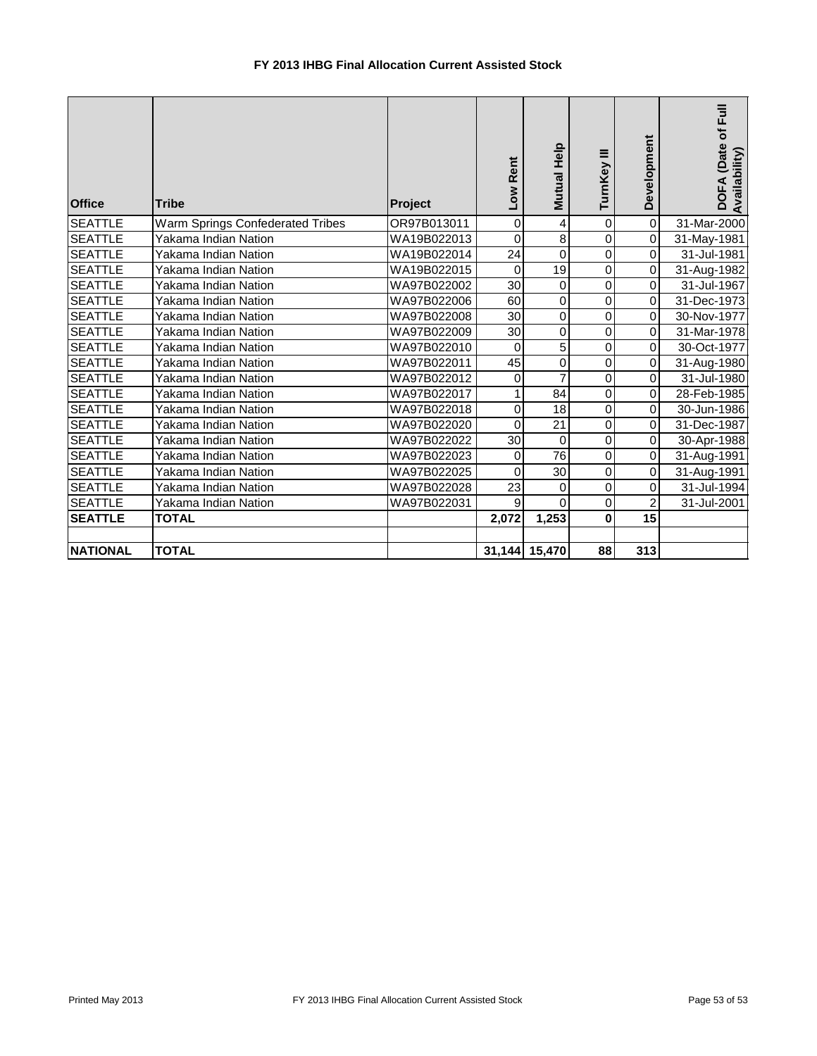# FY 2013 IHBG Final Allocation Current Assisted Stock

| Office | Tribe | Project | Low Rent | Mutual Help | TurnKey III | Development | DOFA (Date of Full Availability) |
|---|---|---|---|---|---|---|---|
| SEATTLE | Warm Springs Confederated Tribes | OR97B013011 | 0 | 4 | 0 | 0 | 31-Mar-2000 |
| SEATTLE | Yakama Indian Nation | WA19B022013 | 0 | 8 | 0 | 0 | 31-May-1981 |
| SEATTLE | Yakama Indian Nation | WA19B022014 | 24 | 0 | 0 | 0 | 31-Jul-1981 |
| SEATTLE | Yakama Indian Nation | WA19B022015 | 0 | 19 | 0 | 0 | 31-Aug-1982 |
| SEATTLE | Yakama Indian Nation | WA97B022002 | 30 | 0 | 0 | 0 | 31-Jul-1967 |
| SEATTLE | Yakama Indian Nation | WA97B022006 | 60 | 0 | 0 | 0 | 31-Dec-1973 |
| SEATTLE | Yakama Indian Nation | WA97B022008 | 30 | 0 | 0 | 0 | 30-Nov-1977 |
| SEATTLE | Yakama Indian Nation | WA97B022009 | 30 | 0 | 0 | 0 | 31-Mar-1978 |
| SEATTLE | Yakama Indian Nation | WA97B022010 | 0 | 5 | 0 | 0 | 30-Oct-1977 |
| SEATTLE | Yakama Indian Nation | WA97B022011 | 45 | 0 | 0 | 0 | 31-Aug-1980 |
| SEATTLE | Yakama Indian Nation | WA97B022012 | 0 | 7 | 0 | 0 | 31-Jul-1980 |
| SEATTLE | Yakama Indian Nation | WA97B022017 | 1 | 84 | 0 | 0 | 28-Feb-1985 |
| SEATTLE | Yakama Indian Nation | WA97B022018 | 0 | 18 | 0 | 0 | 30-Jun-1986 |
| SEATTLE | Yakama Indian Nation | WA97B022020 | 0 | 21 | 0 | 0 | 31-Dec-1987 |
| SEATTLE | Yakama Indian Nation | WA97B022022 | 30 | 0 | 0 | 0 | 30-Apr-1988 |
| SEATTLE | Yakama Indian Nation | WA97B022023 | 0 | 76 | 0 | 0 | 31-Aug-1991 |
| SEATTLE | Yakama Indian Nation | WA97B022025 | 0 | 30 | 0 | 0 | 31-Aug-1991 |
| SEATTLE | Yakama Indian Nation | WA97B022028 | 23 | 0 | 0 | 0 | 31-Jul-1994 |
| SEATTLE | Yakama Indian Nation | WA97B022031 | 9 | 0 | 0 | 2 | 31-Jul-2001 |
| **SEATTLE** | **TOTAL** | | **2,072** | **1,253** | **0** | **15** | |
| | | | | | | | |
| **NATIONAL** | **TOTAL** | | **31,144** | **15,470** | **88** | **313** | |